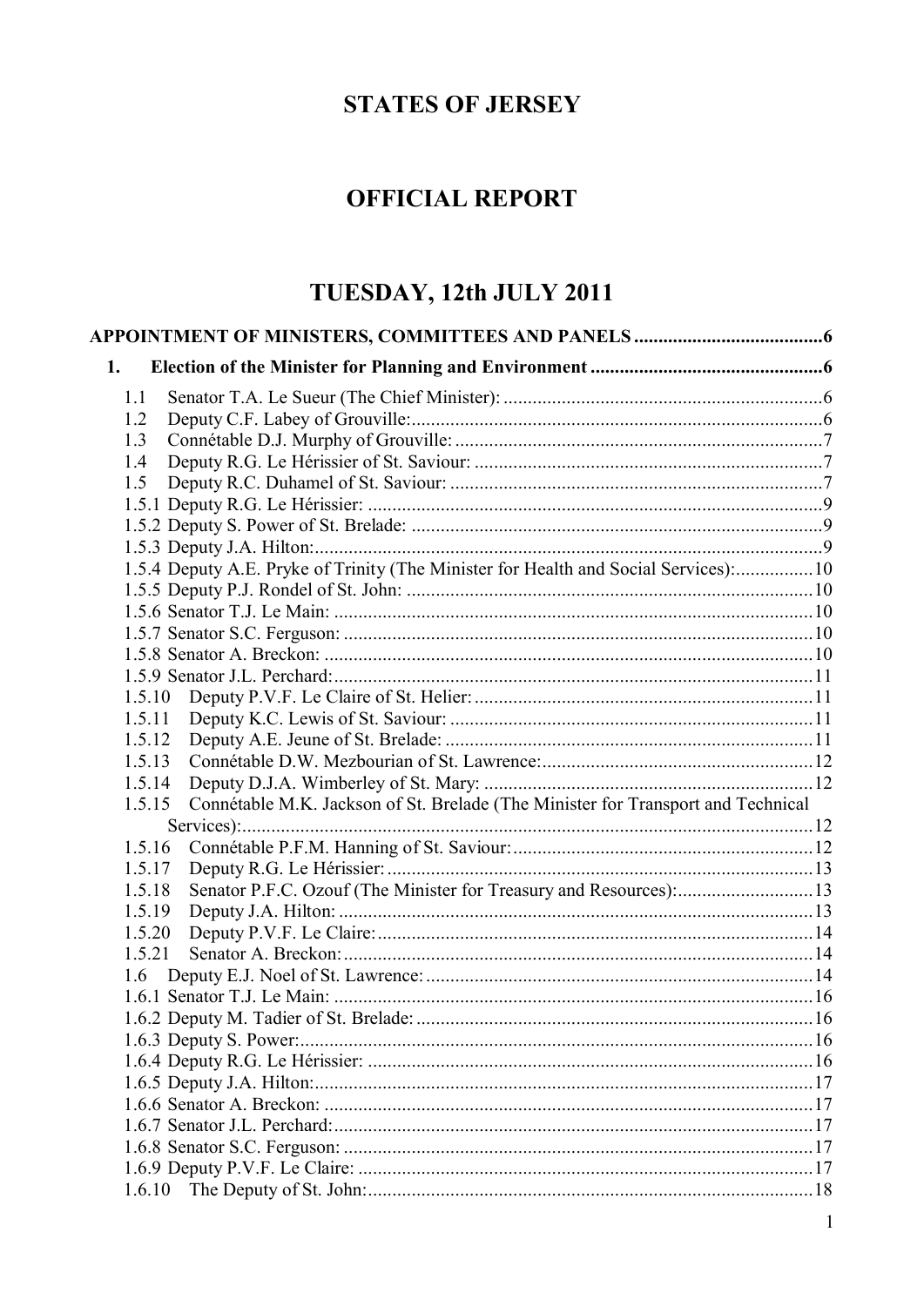# STATES OF JERSEY

# OFFICIAL REPORT

# TUESDAY, 12th JULY 2011

**APPOINTMENT OF MINISTERS, COMMITTEES AND PANELS** ....................................... 6

**1. Election of the Minister for Planning and Environment** ............................................... 6

1.1 Senator T.A. Le Sueur (The Chief Minister): ................................................................ 6
1.2 Deputy C.F. Labey of Grouville: .................................................................................... 6
1.3 Connétable D.J. Murphy of Grouville: ........................................................................... 7
1.4 Deputy R.G. Le Hérissier of St. Saviour: ....................................................................... 7
1.5 Deputy R.C. Duhamel of St. Saviour: ............................................................................ 7
1.5.1 Deputy R.G. Le Hérissier: ............................................................................................ 9
1.5.2 Deputy S. Power of St. Brelade: ................................................................................... 9
1.5.3 Deputy J.A. Hilton: ...................................................................................................... 9
1.5.4 Deputy A.E. Pryke of Trinity (The Minister for Health and Social Services): ................ 10
1.5.5 Deputy P.J. Rondel of St. John: .................................................................................. 10
1.5.6 Senator T.J. Le Main: ................................................................................................. 10
1.5.7 Senator S.C. Ferguson: ............................................................................................... 10
1.5.8 Senator A. Breckon: ................................................................................................... 10
1.5.9 Senator J.L. Perchard: ................................................................................................. 11
1.5.10 Deputy P.V.F. Le Claire of St. Helier: ..................................................................... 11
1.5.11 Deputy K.C. Lewis of St. Saviour: ........................................................................... 11
1.5.12 Deputy A.E. Jeune of St. Brelade: ............................................................................ 11
1.5.13 Connétable D.W. Mezbourian of St. Lawrence: ........................................................ 12
1.5.14 Deputy D.J.A. Wimberley of St. Mary: .................................................................... 12
1.5.15 Connétable M.K. Jackson of St. Brelade (The Minister for Transport and Technical Services): ...................................................................................................................... 12
1.5.16 Connétable P.F.M. Hanning of St. Saviour: .............................................................. 12
1.5.17 Deputy R.G. Le Hérissier: ........................................................................................ 13
1.5.18 Senator P.F.C. Ozouf (The Minister for Treasury and Resources): ............................ 13
1.5.19 Deputy J.A. Hilton: .................................................................................................. 13
1.5.20 Deputy P.V.F. Le Claire: .......................................................................................... 14
1.5.21 Senator A. Breckon: ................................................................................................. 14
1.6 Deputy E.J. Noel of St. Lawrence: ................................................................................ 14
1.6.1 Senator T.J. Le Main: ................................................................................................. 16
1.6.2 Deputy M. Tadier of St. Brelade: ................................................................................ 16
1.6.3 Deputy S. Power: ........................................................................................................ 16
1.6.4 Deputy R.G. Le Hérissier: ........................................................................................... 16
1.6.5 Deputy J.A. Hilton: ..................................................................................................... 17
1.6.6 Senator A. Breckon: ................................................................................................... 17
1.6.7 Senator J.L. Perchard: ................................................................................................. 17
1.6.8 Senator S.C. Ferguson: ............................................................................................... 17
1.6.9 Deputy P.V.F. Le Claire: ............................................................................................. 17
1.6.10 The Deputy of St. John: ............................................................................................ 18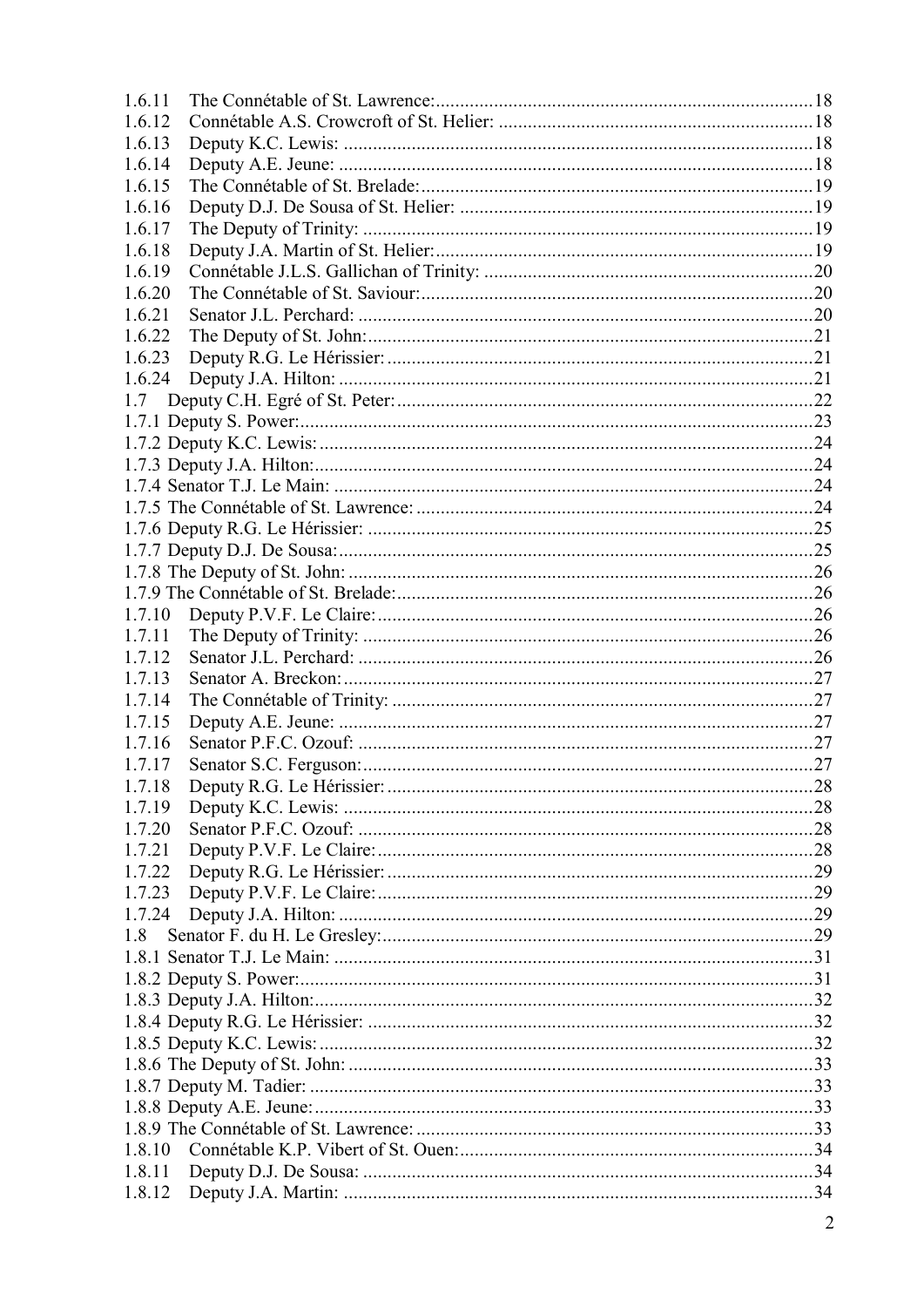1.6.11 The Connétable of St. Lawrence: 18
1.6.12 Connétable A.S. Crowcroft of St. Helier: 18
1.6.13 Deputy K.C. Lewis: 18
1.6.14 Deputy A.E. Jeune: 18
1.6.15 The Connétable of St. Brelade: 19
1.6.16 Deputy D.J. De Sousa of St. Helier: 19
1.6.17 The Deputy of Trinity: 19
1.6.18 Deputy J.A. Martin of St. Helier: 19
1.6.19 Connétable J.L.S. Gallichan of Trinity: 20
1.6.20 The Connétable of St. Saviour: 20
1.6.21 Senator J.L. Perchard: 20
1.6.22 The Deputy of St. John: 21
1.6.23 Deputy R.G. Le Hérissier: 21
1.6.24 Deputy J.A. Hilton: 21
1.7 Deputy C.H. Egré of St. Peter: 22
1.7.1 Deputy S. Power: 23
1.7.2 Deputy K.C. Lewis: 24
1.7.3 Deputy J.A. Hilton: 24
1.7.4 Senator T.J. Le Main: 24
1.7.5 The Connétable of St. Lawrence: 24
1.7.6 Deputy R.G. Le Hérissier: 25
1.7.7 Deputy D.J. De Sousa: 25
1.7.8 The Deputy of St. John: 26
1.7.9 The Connétable of St. Brelade: 26
1.7.10 Deputy P.V.F. Le Claire: 26
1.7.11 The Deputy of Trinity: 26
1.7.12 Senator J.L. Perchard: 26
1.7.13 Senator A. Breckon: 27
1.7.14 The Connétable of Trinity: 27
1.7.15 Deputy A.E. Jeune: 27
1.7.16 Senator P.F.C. Ozouf: 27
1.7.17 Senator S.C. Ferguson: 27
1.7.18 Deputy R.G. Le Hérissier: 28
1.7.19 Deputy K.C. Lewis: 28
1.7.20 Senator P.F.C. Ozouf: 28
1.7.21 Deputy P.V.F. Le Claire: 28
1.7.22 Deputy R.G. Le Hérissier: 29
1.7.23 Deputy P.V.F. Le Claire: 29
1.7.24 Deputy J.A. Hilton: 29
1.8 Senator F. du H. Le Gresley: 29
1.8.1 Senator T.J. Le Main: 31
1.8.2 Deputy S. Power: 31
1.8.3 Deputy J.A. Hilton: 32
1.8.4 Deputy R.G. Le Hérissier: 32
1.8.5 Deputy K.C. Lewis: 32
1.8.6 The Deputy of St. John: 33
1.8.7 Deputy M. Tadier: 33
1.8.8 Deputy A.E. Jeune: 33
1.8.9 The Connétable of St. Lawrence: 33
1.8.10 Connétable K.P. Vibert of St. Ouen: 34
1.8.11 Deputy D.J. De Sousa: 34
1.8.12 Deputy J.A. Martin: 34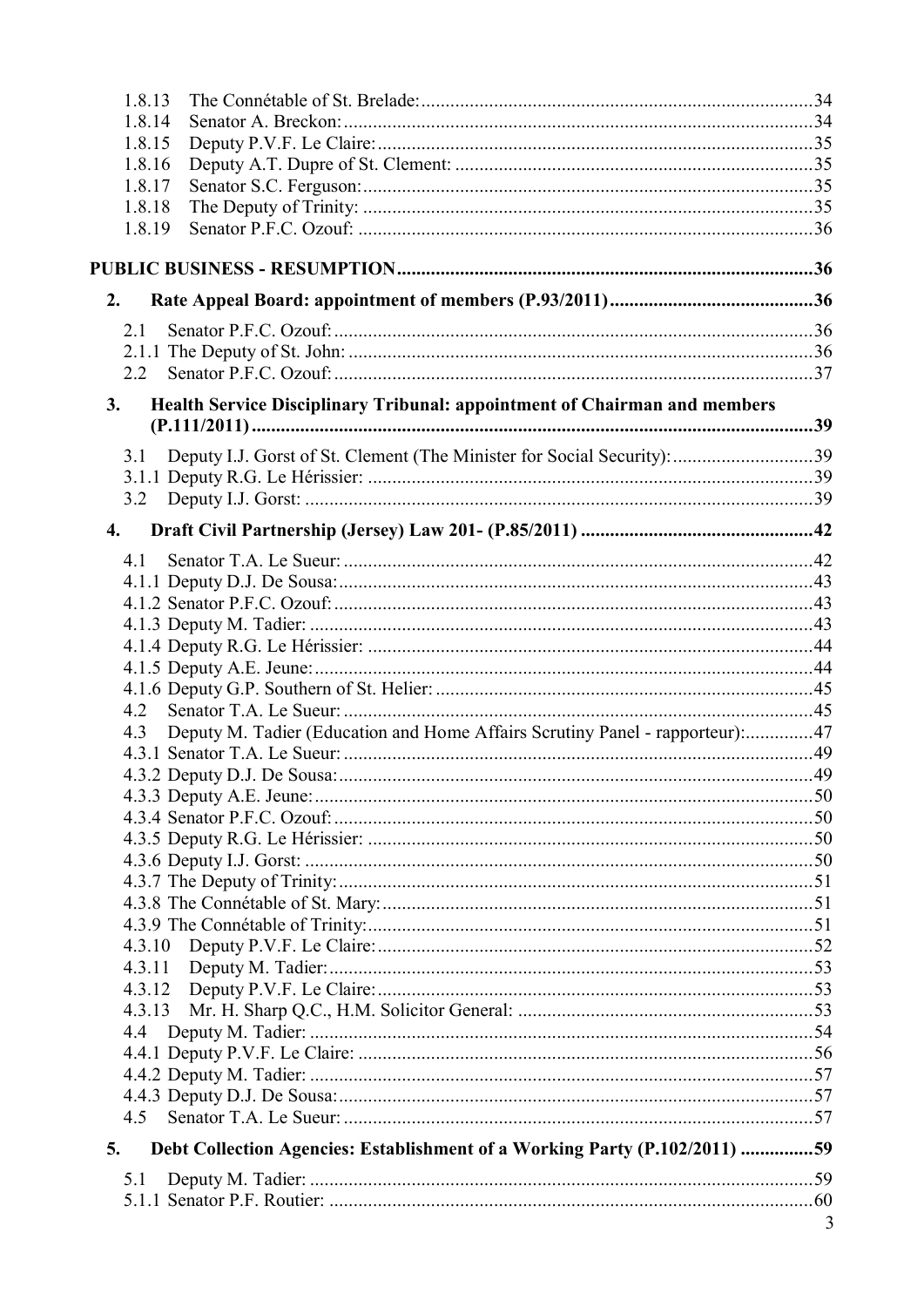1.8.13 The Connétable of St. Brelade: 34
1.8.14 Senator A. Breckon: 34
1.8.15 Deputy P.V.F. Le Claire: 35
1.8.16 Deputy A.T. Dupre of St. Clement: 35
1.8.17 Senator S.C. Ferguson: 35
1.8.18 The Deputy of Trinity: 35
1.8.19 Senator P.F.C. Ozouf: 36

**PUBLIC BUSINESS - RESUMPTION** 36

**2. Rate Appeal Board: appointment of members (P.93/2011)** 36

2.1 Senator P.F.C. Ozouf: 36
2.1.1 The Deputy of St. John: 36
2.2 Senator P.F.C. Ozouf: 37

**3. Health Service Disciplinary Tribunal: appointment of Chairman and members (P.111/2011)** 39

3.1 Deputy I.J. Gorst of St. Clement (The Minister for Social Security): 39
3.1.1 Deputy R.G. Le Hérissier: 39
3.2 Deputy I.J. Gorst: 39

**4. Draft Civil Partnership (Jersey) Law 201- (P.85/2011)** 42

4.1 Senator T.A. Le Sueur: 42
4.1.1 Deputy D.J. De Sousa: 43
4.1.2 Senator P.F.C. Ozouf: 43
4.1.3 Deputy M. Tadier: 43
4.1.4 Deputy R.G. Le Hérissier: 44
4.1.5 Deputy A.E. Jeune: 44
4.1.6 Deputy G.P. Southern of St. Helier: 45
4.2 Senator T.A. Le Sueur: 45
4.3 Deputy M. Tadier (Education and Home Affairs Scrutiny Panel - rapporteur): 47
4.3.1 Senator T.A. Le Sueur: 49
4.3.2 Deputy D.J. De Sousa: 49
4.3.3 Deputy A.E. Jeune: 50
4.3.4 Senator P.F.C. Ozouf: 50
4.3.5 Deputy R.G. Le Hérissier: 50
4.3.6 Deputy I.J. Gorst: 50
4.3.7 The Deputy of Trinity: 51
4.3.8 The Connétable of St. Mary: 51
4.3.9 The Connétable of Trinity: 51
4.3.10 Deputy P.V.F. Le Claire: 52
4.3.11 Deputy M. Tadier: 53
4.3.12 Deputy P.V.F. Le Claire: 53
4.3.13 Mr. H. Sharp Q.C., H.M. Solicitor General: 53
4.4 Deputy M. Tadier: 54
4.4.1 Deputy P.V.F. Le Claire: 56
4.4.2 Deputy M. Tadier: 57
4.4.3 Deputy D.J. De Sousa: 57
4.5 Senator T.A. Le Sueur: 57

**5. Debt Collection Agencies: Establishment of a Working Party (P.102/2011)** 59

5.1 Deputy M. Tadier: 59
5.1.1 Senator P.F. Routier: 60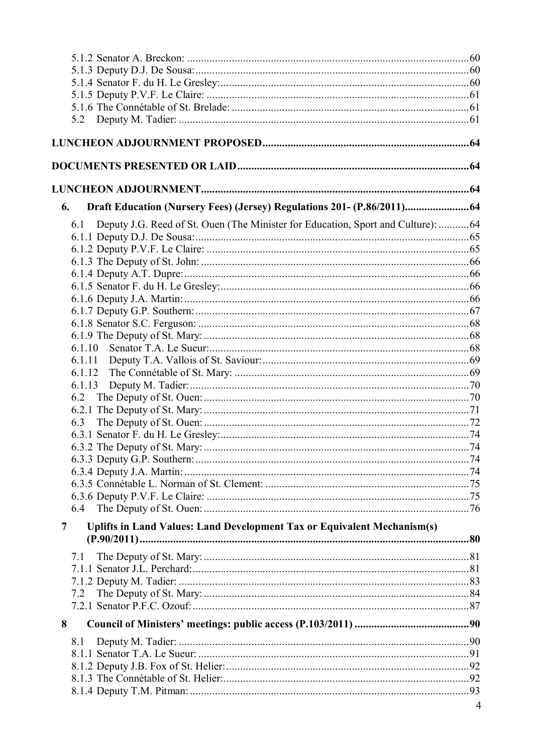5.1.2 Senator A. Breckon: ....................................................................................................60
5.1.3 Deputy D.J. De Sousa:..................................................................................................60
5.1.4 Senator F. du H. Le Gresley:.........................................................................................60
5.1.5 Deputy P.V.F. Le Claire: ..............................................................................................61
5.1.6 The Connétable of St. Brelade: .....................................................................................61
5.2 Deputy M. Tadier: ........................................................................................................61

**LUNCHEON ADJOURNMENT PROPOSED.........................................................................64**

**DOCUMENTS PRESENTED OR LAID..................................................................................64**

**LUNCHEON ADJOURNMENT...............................................................................................64**

**6. Draft Education (Nursery Fees) (Jersey) Regulations 201- (P.86/2011).......................64**

6.1 Deputy J.G. Reed of St. Ouen (The Minister for Education, Sport and Culture): ...........64
6.1.1 Deputy D.J. De Sousa:..................................................................................................65
6.1.2 Deputy P.V.F. Le Claire: ..............................................................................................65
6.1.3 The Deputy of St. John: ................................................................................................66
6.1.4 Deputy A.T. Dupre:......................................................................................................66
6.1.5 Senator F. du H. Le Gresley:.........................................................................................66
6.1.6 Deputy J.A. Martin:......................................................................................................66
6.1.7 Deputy G.P. Southern:..................................................................................................67
6.1.8 Senator S.C. Ferguson: .................................................................................................68
6.1.9 The Deputy of St. Mary: ...............................................................................................68
6.1.10 Senator T.A. Le Sueur:.............................................................................................68
6.1.11 Deputy T.A. Vallois of St. Saviour:..........................................................................69
6.1.12 The Connétable of St. Mary: ....................................................................................69
6.1.13 Deputy M. Tadier:....................................................................................................70
6.2 The Deputy of St. Ouen: ...............................................................................................70
6.2.1 The Deputy of St. Mary: ...............................................................................................71
6.3 The Deputy of St. Ouen: ...............................................................................................72
6.3.1 Senator F. du H. Le Gresley:.........................................................................................74
6.3.2 The Deputy of St. Mary: ...............................................................................................74
6.3.3 Deputy G.P. Southern:..................................................................................................74
6.3.4 Deputy J.A. Martin:......................................................................................................74
6.3.5 Connétable L. Norman of St. Clement: .........................................................................75
6.3.6 Deputy P.V.F. Le Claire: ..............................................................................................75
6.4 The Deputy of St. Ouen: ...............................................................................................76

**7 Uplifts in Land Values: Land Development Tax or Equivalent Mechanism(s) (P.90/2011).......................................................................................................................80**

7.1 The Deputy of St. Mary: ...............................................................................................81
7.1.1 Senator J.L. Perchard:...................................................................................................81
7.1.2 Deputy M. Tadier: ........................................................................................................83
7.2 The Deputy of St. Mary: ...............................................................................................84
7.2.1 Senator P.F.C. Ozouf:...................................................................................................87

**8 Council of Ministers' meetings: public access (P.103/2011) .........................................90**

8.1 Deputy M. Tadier: ........................................................................................................90
8.1.1 Senator T.A. Le Sueur: .................................................................................................91
8.1.2 Deputy J.B. Fox of St. Helier:.......................................................................................92
8.1.3 The Connétable of St. Helier:........................................................................................92
8.1.4 Deputy T.M. Pitman: ....................................................................................................93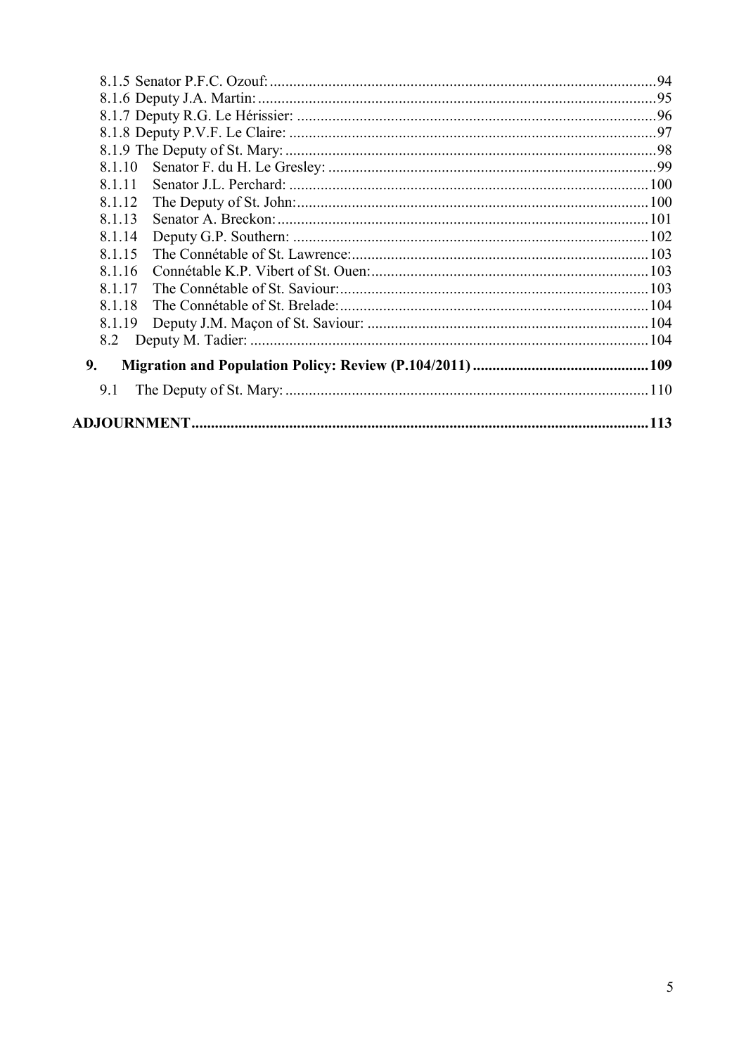8.1.5 Senator P.F.C. Ozouf: 94
8.1.6 Deputy J.A. Martin: 95
8.1.7 Deputy R.G. Le Hérissier: 96
8.1.8 Deputy P.V.F. Le Claire: 97
8.1.9 The Deputy of St. Mary: 98
8.1.10 Senator F. du H. Le Gresley: 99
8.1.11 Senator J.L. Perchard: 100
8.1.12 The Deputy of St. John: 100
8.1.13 Senator A. Breckon: 101
8.1.14 Deputy G.P. Southern: 102
8.1.15 The Connétable of St. Lawrence: 103
8.1.16 Connétable K.P. Vibert of St. Ouen: 103
8.1.17 The Connétable of St. Saviour: 103
8.1.18 The Connétable of St. Brelade: 104
8.1.19 Deputy J.M. Maçon of St. Saviour: 104
8.2 Deputy M. Tadier: 104

**9. Migration and Population Policy: Review (P.104/2011) 109**

9.1 The Deputy of St. Mary: 110

**ADJOURNMENT 113**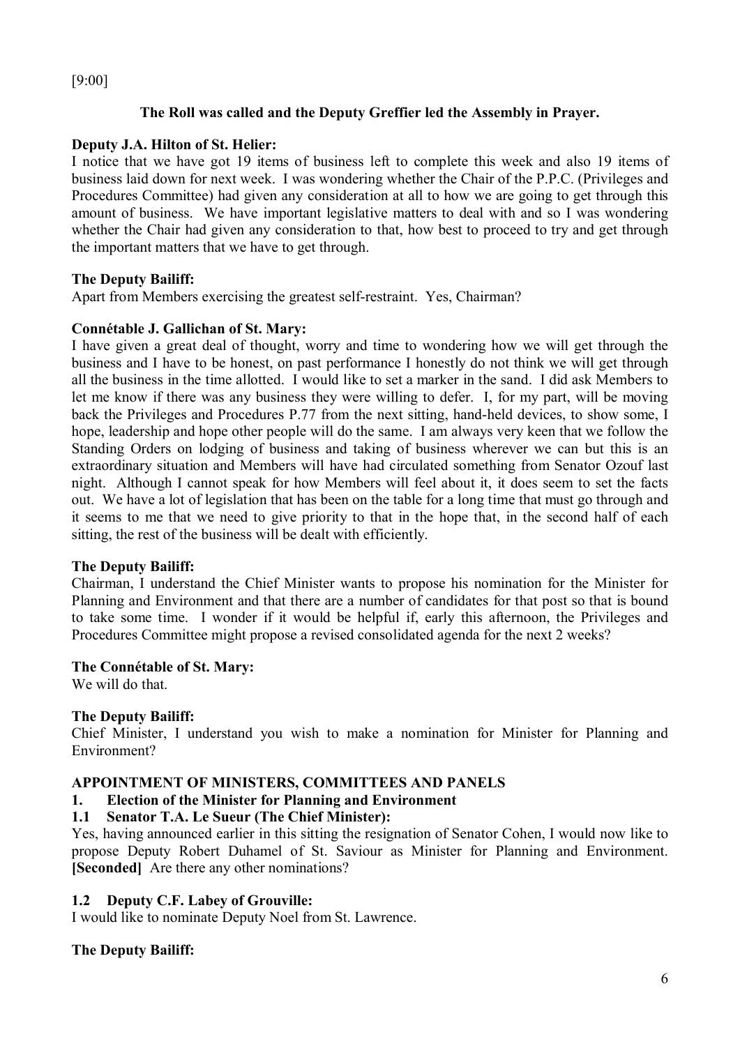[9:00]

**The Roll was called and the Deputy Greffier led the Assembly in Prayer.**

**Deputy J.A. Hilton of St. Helier:**

I notice that we have got 19 items of business left to complete this week and also 19 items of business laid down for next week. I was wondering whether the Chair of the P.P.C. (Privileges and Procedures Committee) had given any consideration at all to how we are going to get through this amount of business. We have important legislative matters to deal with and so I was wondering whether the Chair had given any consideration to that, how best to proceed to try and get through the important matters that we have to get through.

**The Deputy Bailiff:**

Apart from Members exercising the greatest self-restraint. Yes, Chairman?

**Connétable J. Gallichan of St. Mary:**

I have given a great deal of thought, worry and time to wondering how we will get through the business and I have to be honest, on past performance I honestly do not think we will get through all the business in the time allotted. I would like to set a marker in the sand. I did ask Members to let me know if there was any business they were willing to defer. I, for my part, will be moving back the Privileges and Procedures P.77 from the next sitting, hand-held devices, to show some, I hope, leadership and hope other people will do the same. I am always very keen that we follow the Standing Orders on lodging of business and taking of business wherever we can but this is an extraordinary situation and Members will have had circulated something from Senator Ozouf last night. Although I cannot speak for how Members will feel about it, it does seem to set the facts out. We have a lot of legislation that has been on the table for a long time that must go through and it seems to me that we need to give priority to that in the hope that, in the second half of each sitting, the rest of the business will be dealt with efficiently.

**The Deputy Bailiff:**

Chairman, I understand the Chief Minister wants to propose his nomination for the Minister for Planning and Environment and that there are a number of candidates for that post so that is bound to take some time. I wonder if it would be helpful if, early this afternoon, the Privileges and Procedures Committee might propose a revised consolidated agenda for the next 2 weeks?

**The Connétable of St. Mary:**

We will do that.

**The Deputy Bailiff:**

Chief Minister, I understand you wish to make a nomination for Minister for Planning and Environment?

## APPOINTMENT OF MINISTERS, COMMITTEES AND PANELS

### 1. Election of the Minister for Planning and Environment

#### 1.1 Senator T.A. Le Sueur (The Chief Minister):

Yes, having announced earlier in this sitting the resignation of Senator Cohen, I would now like to propose Deputy Robert Duhamel of St. Saviour as Minister for Planning and Environment. **[Seconded]** Are there any other nominations?

#### 1.2 Deputy C.F. Labey of Grouville:

I would like to nominate Deputy Noel from St. Lawrence.

**The Deputy Bailiff:**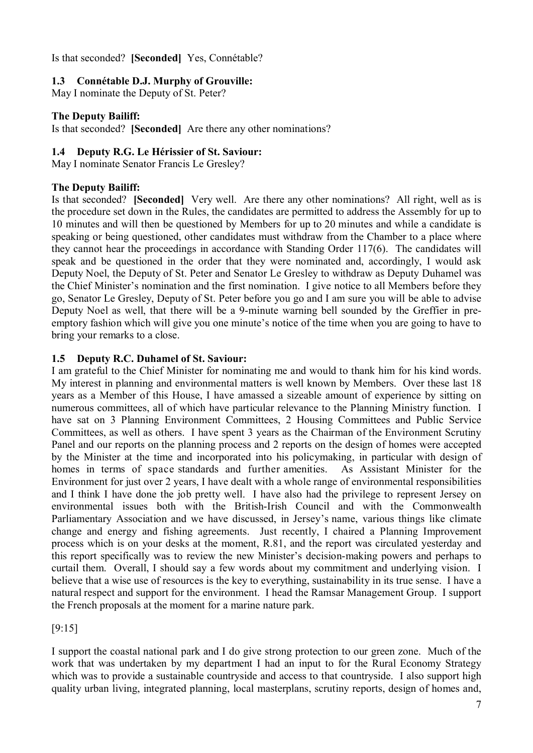Is that seconded? **[Seconded]** Yes, Connétable?

### 1.3 Connétable D.J. Murphy of Grouville:

May I nominate the Deputy of St. Peter?

### The Deputy Bailiff:

Is that seconded? **[Seconded]** Are there any other nominations?

### 1.4 Deputy R.G. Le Hérissier of St. Saviour:

May I nominate Senator Francis Le Gresley?

### The Deputy Bailiff:

Is that seconded? **[Seconded]** Very well. Are there any other nominations? All right, well as is the procedure set down in the Rules, the candidates are permitted to address the Assembly for up to 10 minutes and will then be questioned by Members for up to 20 minutes and while a candidate is speaking or being questioned, other candidates must withdraw from the Chamber to a place where they cannot hear the proceedings in accordance with Standing Order 117(6). The candidates will speak and be questioned in the order that they were nominated and, accordingly, I would ask Deputy Noel, the Deputy of St. Peter and Senator Le Gresley to withdraw as Deputy Duhamel was the Chief Minister's nomination and the first nomination. I give notice to all Members before they go, Senator Le Gresley, Deputy of St. Peter before you go and I am sure you will be able to advise Deputy Noel as well, that there will be a 9-minute warning bell sounded by the Greffier in pre-emptory fashion which will give you one minute's notice of the time when you are going to have to bring your remarks to a close.

### 1.5 Deputy R.C. Duhamel of St. Saviour:

I am grateful to the Chief Minister for nominating me and would to thank him for his kind words. My interest in planning and environmental matters is well known by Members. Over these last 18 years as a Member of this House, I have amassed a sizeable amount of experience by sitting on numerous committees, all of which have particular relevance to the Planning Ministry function. I have sat on 3 Planning Environment Committees, 2 Housing Committees and Public Service Committees, as well as others. I have spent 3 years as the Chairman of the Environment Scrutiny Panel and our reports on the planning process and 2 reports on the design of homes were accepted by the Minister at the time and incorporated into his policymaking, in particular with design of homes in terms of space standards and further amenities. As Assistant Minister for the Environment for just over 2 years, I have dealt with a whole range of environmental responsibilities and I think I have done the job pretty well. I have also had the privilege to represent Jersey on environmental issues both with the British-Irish Council and with the Commonwealth Parliamentary Association and we have discussed, in Jersey's name, various things like climate change and energy and fishing agreements. Just recently, I chaired a Planning Improvement process which is on your desks at the moment, R.81, and the report was circulated yesterday and this report specifically was to review the new Minister's decision-making powers and perhaps to curtail them. Overall, I should say a few words about my commitment and underlying vision. I believe that a wise use of resources is the key to everything, sustainability in its true sense. I have a natural respect and support for the environment. I head the Ramsar Management Group. I support the French proposals at the moment for a marine nature park.

[9:15]

I support the coastal national park and I do give strong protection to our green zone. Much of the work that was undertaken by my department I had an input to for the Rural Economy Strategy which was to provide a sustainable countryside and access to that countryside. I also support high quality urban living, integrated planning, local masterplans, scrutiny reports, design of homes and,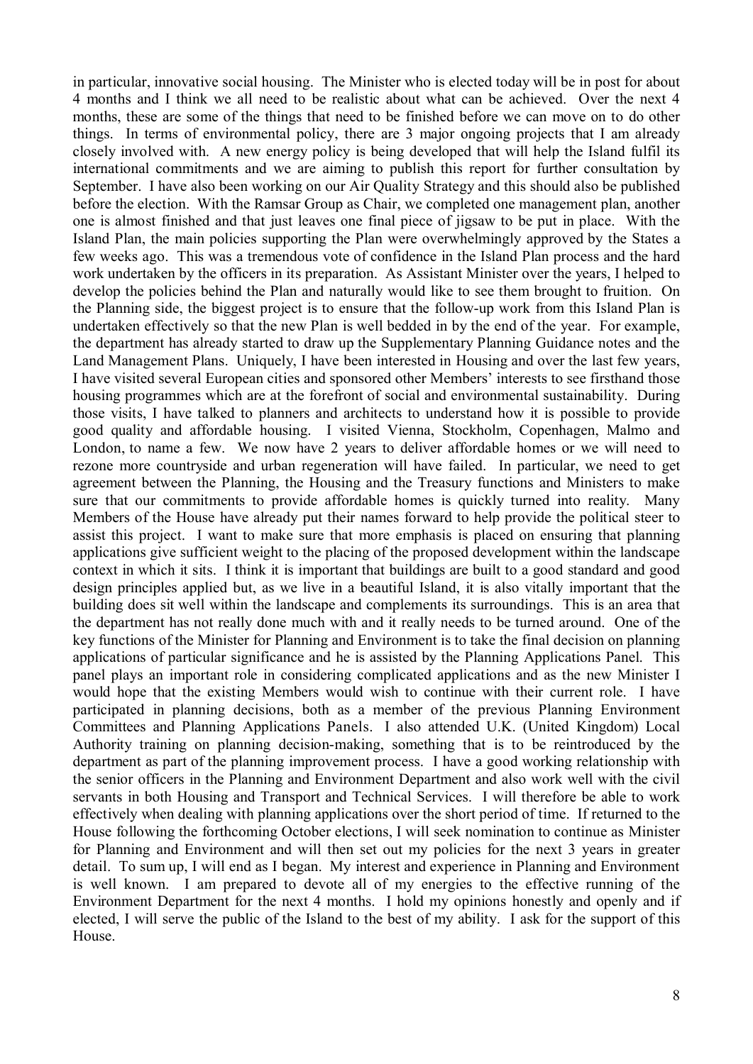in particular, innovative social housing. The Minister who is elected today will be in post for about 4 months and I think we all need to be realistic about what can be achieved. Over the next 4 months, these are some of the things that need to be finished before we can move on to do other things. In terms of environmental policy, there are 3 major ongoing projects that I am already closely involved with. A new energy policy is being developed that will help the Island fulfil its international commitments and we are aiming to publish this report for further consultation by September. I have also been working on our Air Quality Strategy and this should also be published before the election. With the Ramsar Group as Chair, we completed one management plan, another one is almost finished and that just leaves one final piece of jigsaw to be put in place. With the Island Plan, the main policies supporting the Plan were overwhelmingly approved by the States a few weeks ago. This was a tremendous vote of confidence in the Island Plan process and the hard work undertaken by the officers in its preparation. As Assistant Minister over the years, I helped to develop the policies behind the Plan and naturally would like to see them brought to fruition. On the Planning side, the biggest project is to ensure that the follow-up work from this Island Plan is undertaken effectively so that the new Plan is well bedded in by the end of the year. For example, the department has already started to draw up the Supplementary Planning Guidance notes and the Land Management Plans. Uniquely, I have been interested in Housing and over the last few years, I have visited several European cities and sponsored other Members' interests to see firsthand those housing programmes which are at the forefront of social and environmental sustainability. During those visits, I have talked to planners and architects to understand how it is possible to provide good quality and affordable housing. I visited Vienna, Stockholm, Copenhagen, Malmo and London, to name a few. We now have 2 years to deliver affordable homes or we will need to rezone more countryside and urban regeneration will have failed. In particular, we need to get agreement between the Planning, the Housing and the Treasury functions and Ministers to make sure that our commitments to provide affordable homes is quickly turned into reality. Many Members of the House have already put their names forward to help provide the political steer to assist this project. I want to make sure that more emphasis is placed on ensuring that planning applications give sufficient weight to the placing of the proposed development within the landscape context in which it sits. I think it is important that buildings are built to a good standard and good design principles applied but, as we live in a beautiful Island, it is also vitally important that the building does sit well within the landscape and complements its surroundings. This is an area that the department has not really done much with and it really needs to be turned around. One of the key functions of the Minister for Planning and Environment is to take the final decision on planning applications of particular significance and he is assisted by the Planning Applications Panel. This panel plays an important role in considering complicated applications and as the new Minister I would hope that the existing Members would wish to continue with their current role. I have participated in planning decisions, both as a member of the previous Planning Environment Committees and Planning Applications Panels. I also attended U.K. (United Kingdom) Local Authority training on planning decision-making, something that is to be reintroduced by the department as part of the planning improvement process. I have a good working relationship with the senior officers in the Planning and Environment Department and also work well with the civil servants in both Housing and Transport and Technical Services. I will therefore be able to work effectively when dealing with planning applications over the short period of time. If returned to the House following the forthcoming October elections, I will seek nomination to continue as Minister for Planning and Environment and will then set out my policies for the next 3 years in greater detail. To sum up, I will end as I began. My interest and experience in Planning and Environment is well known. I am prepared to devote all of my energies to the effective running of the Environment Department for the next 4 months. I hold my opinions honestly and openly and if elected, I will serve the public of the Island to the best of my ability. I ask for the support of this House.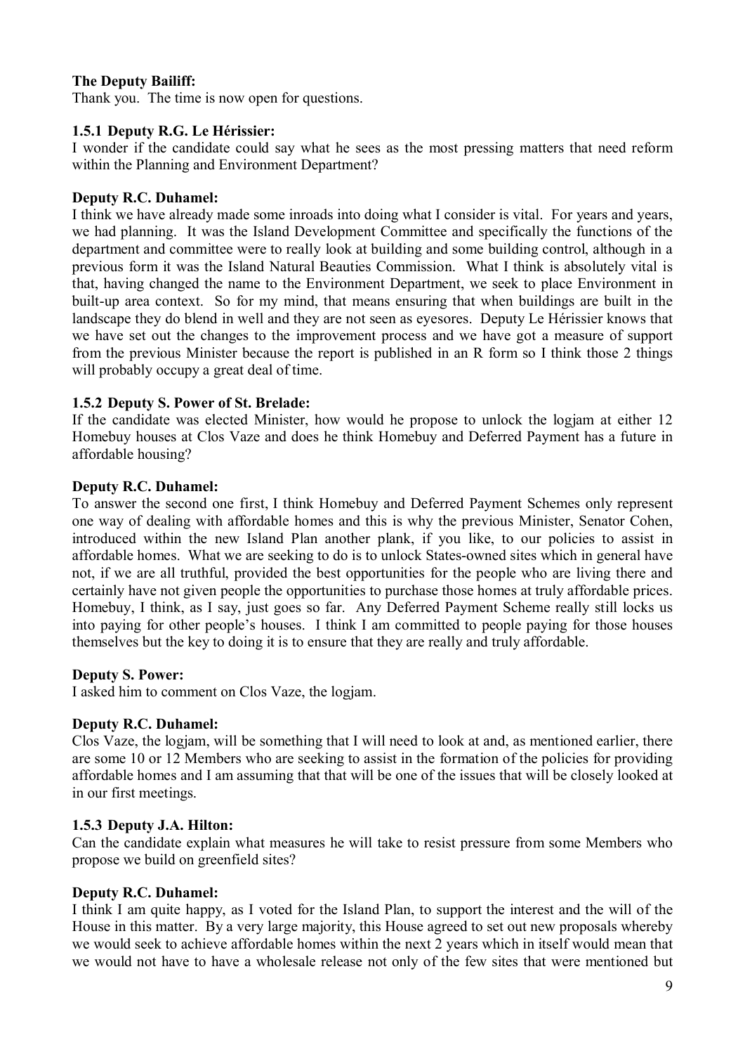**The Deputy Bailiff:**

Thank you. The time is now open for questions.

**1.5.1 Deputy R.G. Le Hérissier:**

I wonder if the candidate could say what he sees as the most pressing matters that need reform within the Planning and Environment Department?

**Deputy R.C. Duhamel:**

I think we have already made some inroads into doing what I consider is vital. For years and years, we had planning. It was the Island Development Committee and specifically the functions of the department and committee were to really look at building and some building control, although in a previous form it was the Island Natural Beauties Commission. What I think is absolutely vital is that, having changed the name to the Environment Department, we seek to place Environment in built-up area context. So for my mind, that means ensuring that when buildings are built in the landscape they do blend in well and they are not seen as eyesores. Deputy Le Hérissier knows that we have set out the changes to the improvement process and we have got a measure of support from the previous Minister because the report is published in an R form so I think those 2 things will probably occupy a great deal of time.

**1.5.2 Deputy S. Power of St. Brelade:**

If the candidate was elected Minister, how would he propose to unlock the logjam at either 12 Homebuy houses at Clos Vaze and does he think Homebuy and Deferred Payment has a future in affordable housing?

**Deputy R.C. Duhamel:**

To answer the second one first, I think Homebuy and Deferred Payment Schemes only represent one way of dealing with affordable homes and this is why the previous Minister, Senator Cohen, introduced within the new Island Plan another plank, if you like, to our policies to assist in affordable homes. What we are seeking to do is to unlock States-owned sites which in general have not, if we are all truthful, provided the best opportunities for the people who are living there and certainly have not given people the opportunities to purchase those homes at truly affordable prices. Homebuy, I think, as I say, just goes so far. Any Deferred Payment Scheme really still locks us into paying for other people's houses. I think I am committed to people paying for those houses themselves but the key to doing it is to ensure that they are really and truly affordable.

**Deputy S. Power:**

I asked him to comment on Clos Vaze, the logjam.

**Deputy R.C. Duhamel:**

Clos Vaze, the logjam, will be something that I will need to look at and, as mentioned earlier, there are some 10 or 12 Members who are seeking to assist in the formation of the policies for providing affordable homes and I am assuming that that will be one of the issues that will be closely looked at in our first meetings.

**1.5.3 Deputy J.A. Hilton:**

Can the candidate explain what measures he will take to resist pressure from some Members who propose we build on greenfield sites?

**Deputy R.C. Duhamel:**

I think I am quite happy, as I voted for the Island Plan, to support the interest and the will of the House in this matter. By a very large majority, this House agreed to set out new proposals whereby we would seek to achieve affordable homes within the next 2 years which in itself would mean that we would not have to have a wholesale release not only of the few sites that were mentioned but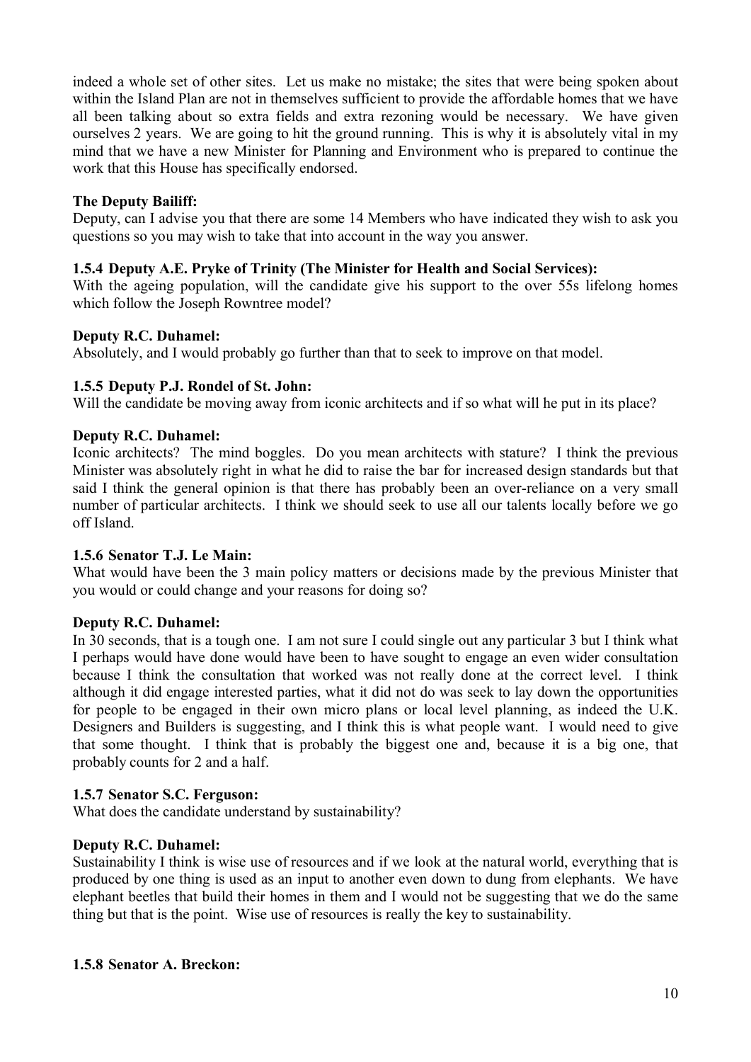indeed a whole set of other sites. Let us make no mistake; the sites that were being spoken about within the Island Plan are not in themselves sufficient to provide the affordable homes that we have all been talking about so extra fields and extra rezoning would be necessary. We have given ourselves 2 years. We are going to hit the ground running. This is why it is absolutely vital in my mind that we have a new Minister for Planning and Environment who is prepared to continue the work that this House has specifically endorsed.

**The Deputy Bailiff:**

Deputy, can I advise you that there are some 14 Members who have indicated they wish to ask you questions so you may wish to take that into account in the way you answer.

### 1.5.4 Deputy A.E. Pryke of Trinity (The Minister for Health and Social Services):

With the ageing population, will the candidate give his support to the over 55s lifelong homes which follow the Joseph Rowntree model?

**Deputy R.C. Duhamel:**

Absolutely, and I would probably go further than that to seek to improve on that model.

### 1.5.5 Deputy P.J. Rondel of St. John:

Will the candidate be moving away from iconic architects and if so what will he put in its place?

**Deputy R.C. Duhamel:**

Iconic architects? The mind boggles. Do you mean architects with stature? I think the previous Minister was absolutely right in what he did to raise the bar for increased design standards but that said I think the general opinion is that there has probably been an over-reliance on a very small number of particular architects. I think we should seek to use all our talents locally before we go off Island.

### 1.5.6 Senator T.J. Le Main:

What would have been the 3 main policy matters or decisions made by the previous Minister that you would or could change and your reasons for doing so?

**Deputy R.C. Duhamel:**

In 30 seconds, that is a tough one. I am not sure I could single out any particular 3 but I think what I perhaps would have done would have been to have sought to engage an even wider consultation because I think the consultation that worked was not really done at the correct level. I think although it did engage interested parties, what it did not do was seek to lay down the opportunities for people to be engaged in their own micro plans or local level planning, as indeed the U.K. Designers and Builders is suggesting, and I think this is what people want. I would need to give that some thought. I think that is probably the biggest one and, because it is a big one, that probably counts for 2 and a half.

### 1.5.7 Senator S.C. Ferguson:

What does the candidate understand by sustainability?

**Deputy R.C. Duhamel:**

Sustainability I think is wise use of resources and if we look at the natural world, everything that is produced by one thing is used as an input to another even down to dung from elephants. We have elephant beetles that build their homes in them and I would not be suggesting that we do the same thing but that is the point. Wise use of resources is really the key to sustainability.

### 1.5.8 Senator A. Breckon: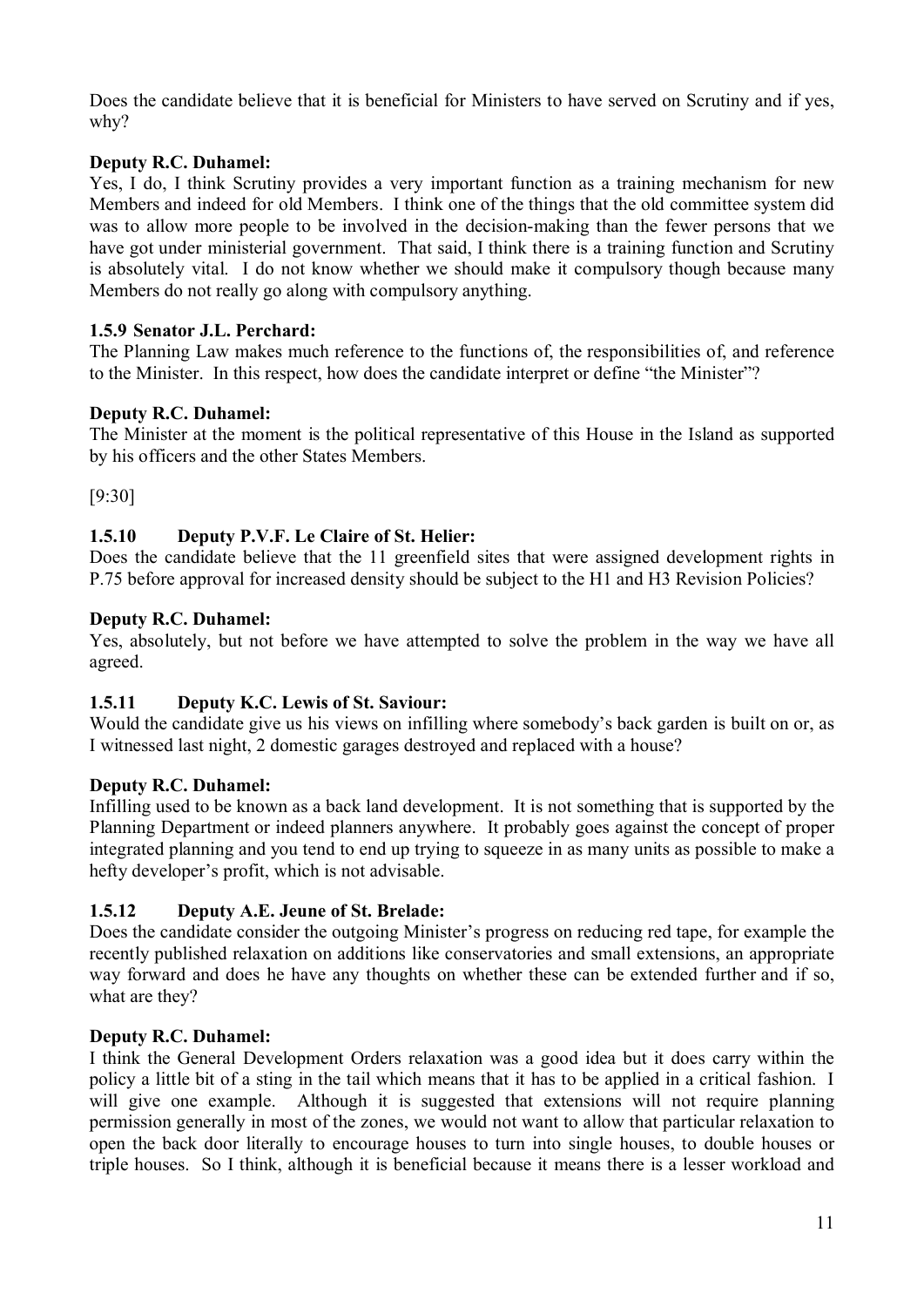Does the candidate believe that it is beneficial for Ministers to have served on Scrutiny and if yes, why?

**Deputy R.C. Duhamel:**

Yes, I do, I think Scrutiny provides a very important function as a training mechanism for new Members and indeed for old Members. I think one of the things that the old committee system did was to allow more people to be involved in the decision-making than the fewer persons that we have got under ministerial government. That said, I think there is a training function and Scrutiny is absolutely vital. I do not know whether we should make it compulsory though because many Members do not really go along with compulsory anything.

### 1.5.9 Senator J.L. Perchard:

The Planning Law makes much reference to the functions of, the responsibilities of, and reference to the Minister. In this respect, how does the candidate interpret or define "the Minister"?

**Deputy R.C. Duhamel:**

The Minister at the moment is the political representative of this House in the Island as supported by his officers and the other States Members.

[9:30]

### 1.5.10 Deputy P.V.F. Le Claire of St. Helier:

Does the candidate believe that the 11 greenfield sites that were assigned development rights in P.75 before approval for increased density should be subject to the H1 and H3 Revision Policies?

**Deputy R.C. Duhamel:**

Yes, absolutely, but not before we have attempted to solve the problem in the way we have all agreed.

### 1.5.11 Deputy K.C. Lewis of St. Saviour:

Would the candidate give us his views on infilling where somebody's back garden is built on or, as I witnessed last night, 2 domestic garages destroyed and replaced with a house?

**Deputy R.C. Duhamel:**

Infilling used to be known as a back land development. It is not something that is supported by the Planning Department or indeed planners anywhere. It probably goes against the concept of proper integrated planning and you tend to end up trying to squeeze in as many units as possible to make a hefty developer's profit, which is not advisable.

### 1.5.12 Deputy A.E. Jeune of St. Brelade:

Does the candidate consider the outgoing Minister's progress on reducing red tape, for example the recently published relaxation on additions like conservatories and small extensions, an appropriate way forward and does he have any thoughts on whether these can be extended further and if so, what are they?

**Deputy R.C. Duhamel:**

I think the General Development Orders relaxation was a good idea but it does carry within the policy a little bit of a sting in the tail which means that it has to be applied in a critical fashion. I will give one example. Although it is suggested that extensions will not require planning permission generally in most of the zones, we would not want to allow that particular relaxation to open the back door literally to encourage houses to turn into single houses, to double houses or triple houses. So I think, although it is beneficial because it means there is a lesser workload and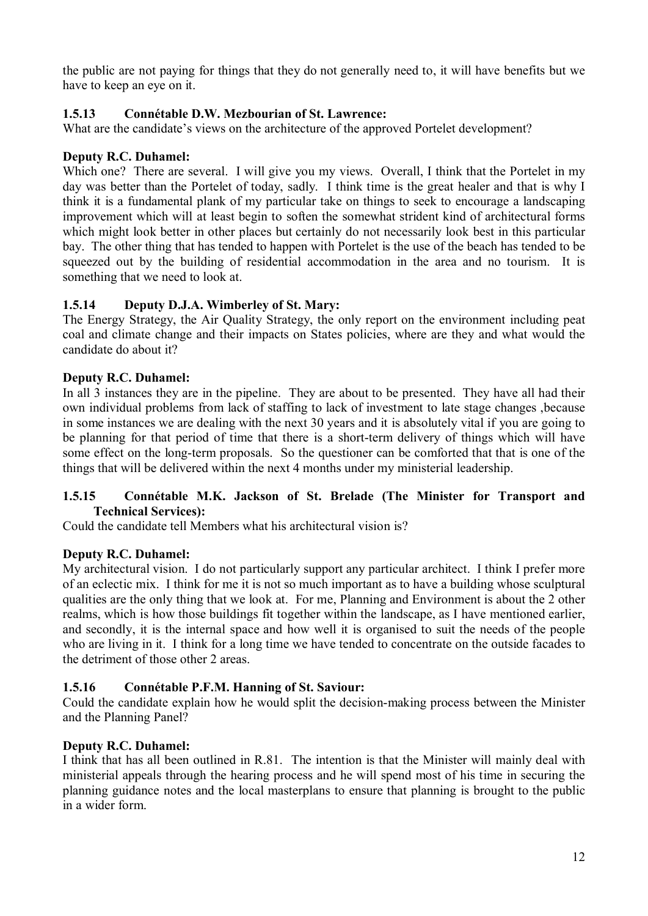the public are not paying for things that they do not generally need to, it will have benefits but we have to keep an eye on it.

### 1.5.13 Connétable D.W. Mezbourian of St. Lawrence:

What are the candidate's views on the architecture of the approved Portelet development?

**Deputy R.C. Duhamel:**

Which one? There are several. I will give you my views. Overall, I think that the Portelet in my day was better than the Portelet of today, sadly. I think time is the great healer and that is why I think it is a fundamental plank of my particular take on things to seek to encourage a landscaping improvement which will at least begin to soften the somewhat strident kind of architectural forms which might look better in other places but certainly do not necessarily look best in this particular bay. The other thing that has tended to happen with Portelet is the use of the beach has tended to be squeezed out by the building of residential accommodation in the area and no tourism. It is something that we need to look at.

### 1.5.14 Deputy D.J.A. Wimberley of St. Mary:

The Energy Strategy, the Air Quality Strategy, the only report on the environment including peat coal and climate change and their impacts on States policies, where are they and what would the candidate do about it?

**Deputy R.C. Duhamel:**

In all 3 instances they are in the pipeline. They are about to be presented. They have all had their own individual problems from lack of staffing to lack of investment to late stage changes ,because in some instances we are dealing with the next 30 years and it is absolutely vital if you are going to be planning for that period of time that there is a short-term delivery of things which will have some effect on the long-term proposals. So the questioner can be comforted that that is one of the things that will be delivered within the next 4 months under my ministerial leadership.

### 1.5.15 Connétable M.K. Jackson of St. Brelade (The Minister for Transport and Technical Services):

Could the candidate tell Members what his architectural vision is?

**Deputy R.C. Duhamel:**

My architectural vision. I do not particularly support any particular architect. I think I prefer more of an eclectic mix. I think for me it is not so much important as to have a building whose sculptural qualities are the only thing that we look at. For me, Planning and Environment is about the 2 other realms, which is how those buildings fit together within the landscape, as I have mentioned earlier, and secondly, it is the internal space and how well it is organised to suit the needs of the people who are living in it. I think for a long time we have tended to concentrate on the outside facades to the detriment of those other 2 areas.

### 1.5.16 Connétable P.F.M. Hanning of St. Saviour:

Could the candidate explain how he would split the decision-making process between the Minister and the Planning Panel?

**Deputy R.C. Duhamel:**

I think that has all been outlined in R.81. The intention is that the Minister will mainly deal with ministerial appeals through the hearing process and he will spend most of his time in securing the planning guidance notes and the local masterplans to ensure that planning is brought to the public in a wider form.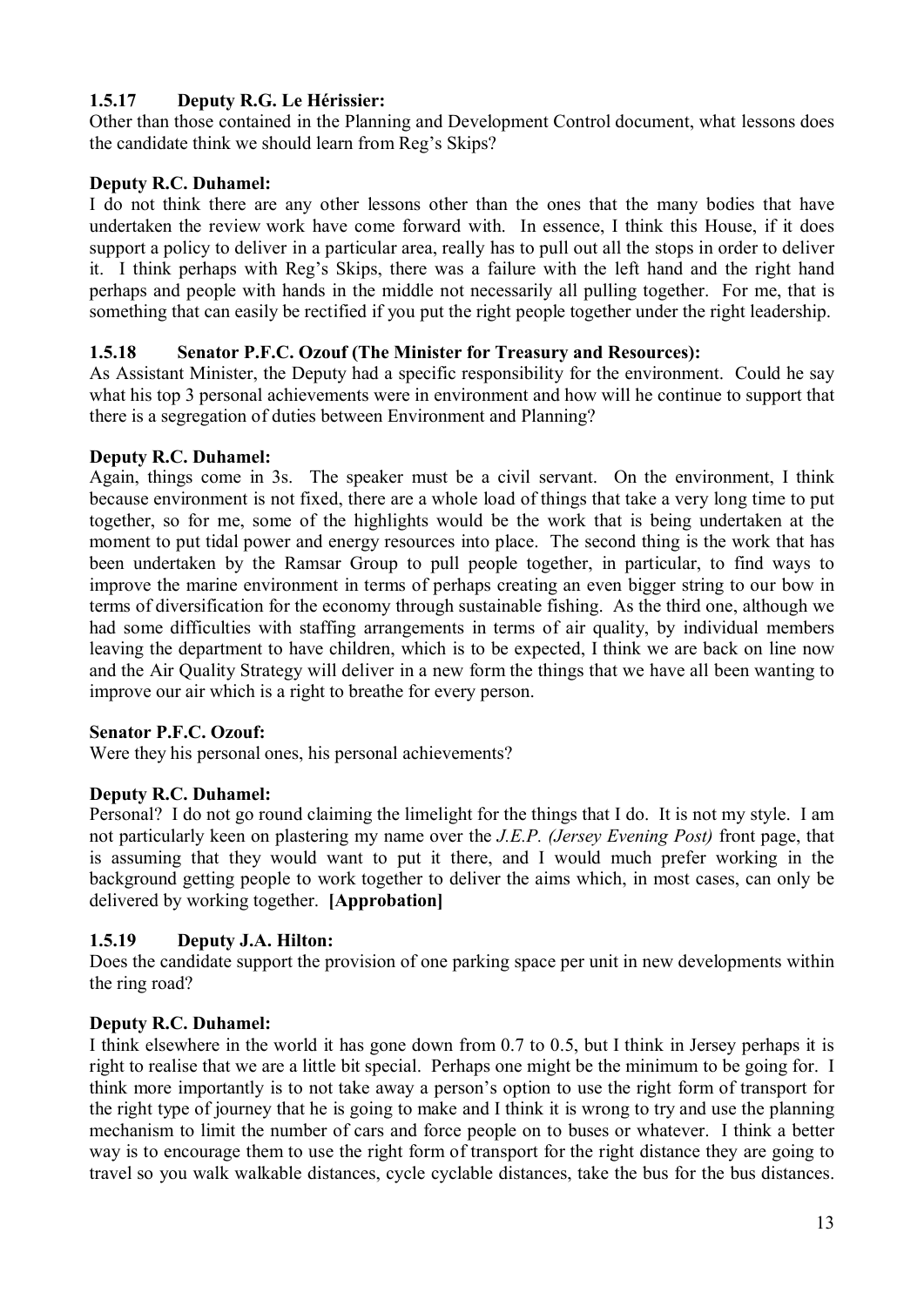### 1.5.17 Deputy R.G. Le Hérissier:

Other than those contained in the Planning and Development Control document, what lessons does the candidate think we should learn from Reg's Skips?

**Deputy R.C. Duhamel:**

I do not think there are any other lessons other than the ones that the many bodies that have undertaken the review work have come forward with. In essence, I think this House, if it does support a policy to deliver in a particular area, really has to pull out all the stops in order to deliver it. I think perhaps with Reg's Skips, there was a failure with the left hand and the right hand perhaps and people with hands in the middle not necessarily all pulling together. For me, that is something that can easily be rectified if you put the right people together under the right leadership.

### 1.5.18 Senator P.F.C. Ozouf (The Minister for Treasury and Resources):

As Assistant Minister, the Deputy had a specific responsibility for the environment. Could he say what his top 3 personal achievements were in environment and how will he continue to support that there is a segregation of duties between Environment and Planning?

**Deputy R.C. Duhamel:**

Again, things come in 3s. The speaker must be a civil servant. On the environment, I think because environment is not fixed, there are a whole load of things that take a very long time to put together, so for me, some of the highlights would be the work that is being undertaken at the moment to put tidal power and energy resources into place. The second thing is the work that has been undertaken by the Ramsar Group to pull people together, in particular, to find ways to improve the marine environment in terms of perhaps creating an even bigger string to our bow in terms of diversification for the economy through sustainable fishing. As the third one, although we had some difficulties with staffing arrangements in terms of air quality, by individual members leaving the department to have children, which is to be expected, I think we are back on line now and the Air Quality Strategy will deliver in a new form the things that we have all been wanting to improve our air which is a right to breathe for every person.

**Senator P.F.C. Ozouf:**

Were they his personal ones, his personal achievements?

**Deputy R.C. Duhamel:**

Personal? I do not go round claiming the limelight for the things that I do. It is not my style. I am not particularly keen on plastering my name over the *J.E.P. (Jersey Evening Post)* front page, that is assuming that they would want to put it there, and I would much prefer working in the background getting people to work together to deliver the aims which, in most cases, can only be delivered by working together. **[Approbation]**

### 1.5.19 Deputy J.A. Hilton:

Does the candidate support the provision of one parking space per unit in new developments within the ring road?

**Deputy R.C. Duhamel:**

I think elsewhere in the world it has gone down from 0.7 to 0.5, but I think in Jersey perhaps it is right to realise that we are a little bit special. Perhaps one might be the minimum to be going for. I think more importantly is to not take away a person's option to use the right form of transport for the right type of journey that he is going to make and I think it is wrong to try and use the planning mechanism to limit the number of cars and force people on to buses or whatever. I think a better way is to encourage them to use the right form of transport for the right distance they are going to travel so you walk walkable distances, cycle cyclable distances, take the bus for the bus distances.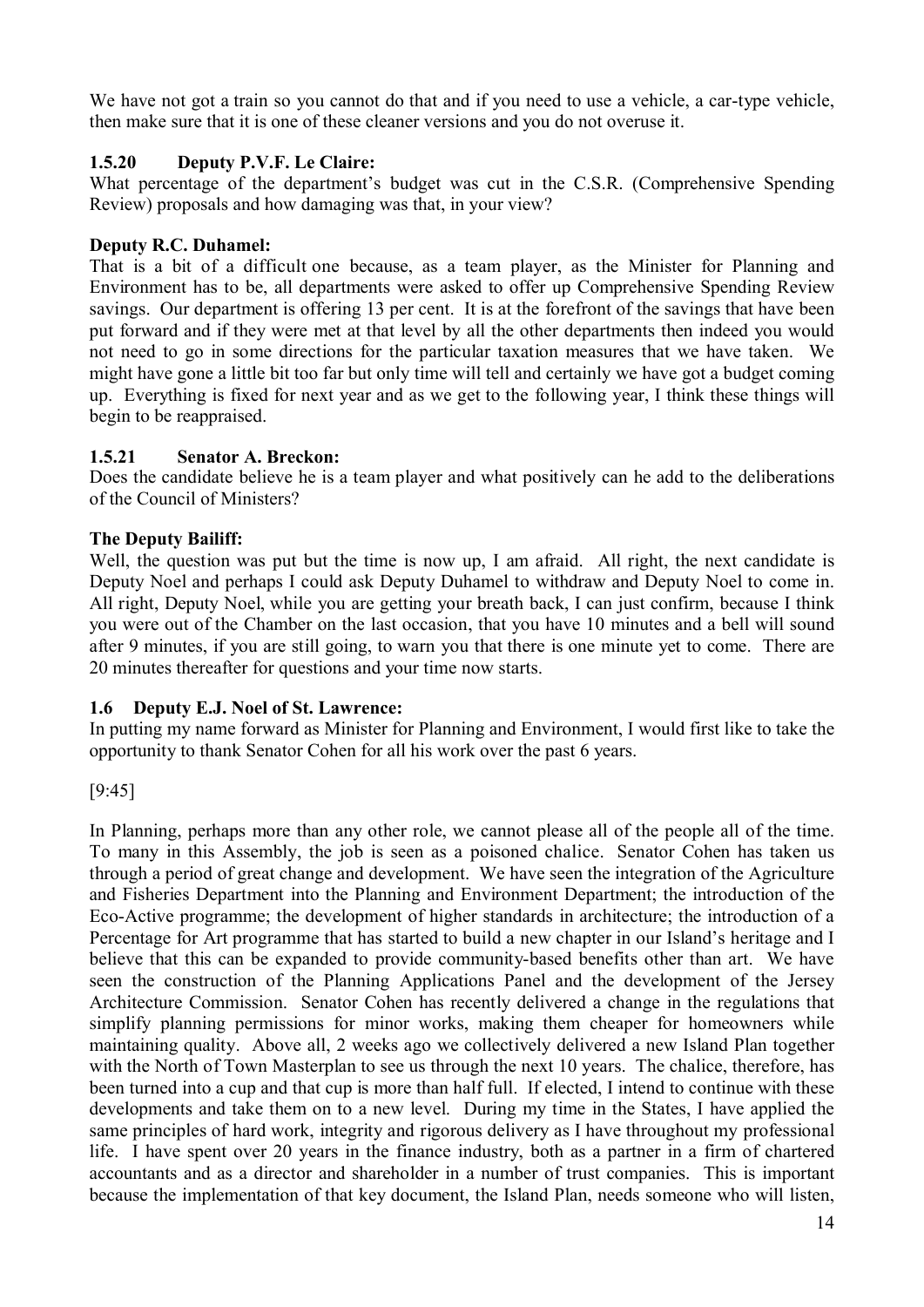We have not got a train so you cannot do that and if you need to use a vehicle, a car-type vehicle, then make sure that it is one of these cleaner versions and you do not overuse it.

### 1.5.20 Deputy P.V.F. Le Claire:

What percentage of the department's budget was cut in the C.S.R. (Comprehensive Spending Review) proposals and how damaging was that, in your view?

**Deputy R.C. Duhamel:**

That is a bit of a difficult one because, as a team player, as the Minister for Planning and Environment has to be, all departments were asked to offer up Comprehensive Spending Review savings. Our department is offering 13 per cent. It is at the forefront of the savings that have been put forward and if they were met at that level by all the other departments then indeed you would not need to go in some directions for the particular taxation measures that we have taken. We might have gone a little bit too far but only time will tell and certainly we have got a budget coming up. Everything is fixed for next year and as we get to the following year, I think these things will begin to be reappraised.

### 1.5.21 Senator A. Breckon:

Does the candidate believe he is a team player and what positively can he add to the deliberations of the Council of Ministers?

**The Deputy Bailiff:**

Well, the question was put but the time is now up, I am afraid. All right, the next candidate is Deputy Noel and perhaps I could ask Deputy Duhamel to withdraw and Deputy Noel to come in. All right, Deputy Noel, while you are getting your breath back, I can just confirm, because I think you were out of the Chamber on the last occasion, that you have 10 minutes and a bell will sound after 9 minutes, if you are still going, to warn you that there is one minute yet to come. There are 20 minutes thereafter for questions and your time now starts.

### 1.6 Deputy E.J. Noel of St. Lawrence:

In putting my name forward as Minister for Planning and Environment, I would first like to take the opportunity to thank Senator Cohen for all his work over the past 6 years.

[9:45]

In Planning, perhaps more than any other role, we cannot please all of the people all of the time. To many in this Assembly, the job is seen as a poisoned chalice. Senator Cohen has taken us through a period of great change and development. We have seen the integration of the Agriculture and Fisheries Department into the Planning and Environment Department; the introduction of the Eco-Active programme; the development of higher standards in architecture; the introduction of a Percentage for Art programme that has started to build a new chapter in our Island's heritage and I believe that this can be expanded to provide community-based benefits other than art. We have seen the construction of the Planning Applications Panel and the development of the Jersey Architecture Commission. Senator Cohen has recently delivered a change in the regulations that simplify planning permissions for minor works, making them cheaper for homeowners while maintaining quality. Above all, 2 weeks ago we collectively delivered a new Island Plan together with the North of Town Masterplan to see us through the next 10 years. The chalice, therefore, has been turned into a cup and that cup is more than half full. If elected, I intend to continue with these developments and take them on to a new level. During my time in the States, I have applied the same principles of hard work, integrity and rigorous delivery as I have throughout my professional life. I have spent over 20 years in the finance industry, both as a partner in a firm of chartered accountants and as a director and shareholder in a number of trust companies. This is important because the implementation of that key document, the Island Plan, needs someone who will listen,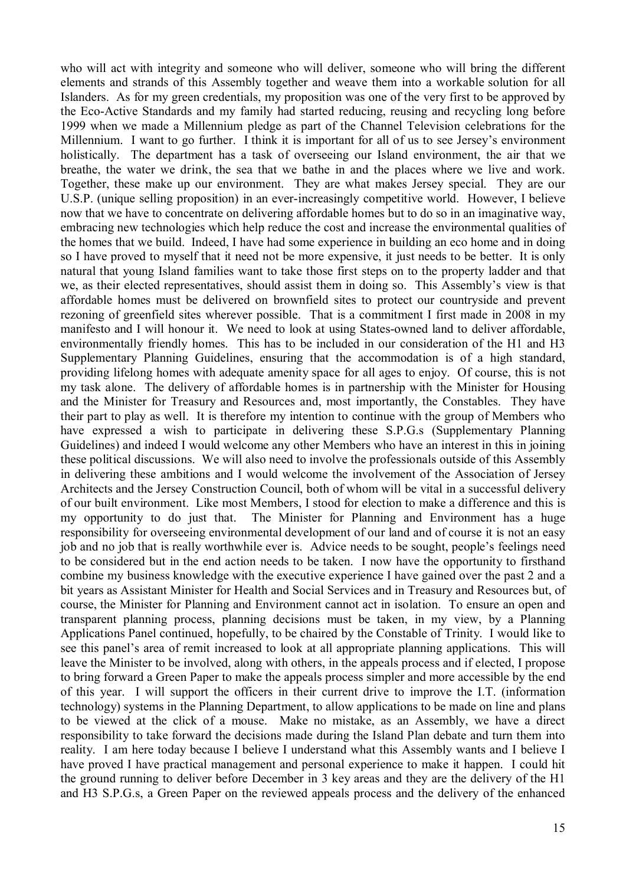who will act with integrity and someone who will deliver, someone who will bring the different elements and strands of this Assembly together and weave them into a workable solution for all Islanders. As for my green credentials, my proposition was one of the very first to be approved by the Eco-Active Standards and my family had started reducing, reusing and recycling long before 1999 when we made a Millennium pledge as part of the Channel Television celebrations for the Millennium. I want to go further. I think it is important for all of us to see Jersey's environment holistically. The department has a task of overseeing our Island environment, the air that we breathe, the water we drink, the sea that we bathe in and the places where we live and work. Together, these make up our environment. They are what makes Jersey special. They are our U.S.P. (unique selling proposition) in an ever-increasingly competitive world. However, I believe now that we have to concentrate on delivering affordable homes but to do so in an imaginative way, embracing new technologies which help reduce the cost and increase the environmental qualities of the homes that we build. Indeed, I have had some experience in building an eco home and in doing so I have proved to myself that it need not be more expensive, it just needs to be better. It is only natural that young Island families want to take those first steps on to the property ladder and that we, as their elected representatives, should assist them in doing so. This Assembly's view is that affordable homes must be delivered on brownfield sites to protect our countryside and prevent rezoning of greenfield sites wherever possible. That is a commitment I first made in 2008 in my manifesto and I will honour it. We need to look at using States-owned land to deliver affordable, environmentally friendly homes. This has to be included in our consideration of the H1 and H3 Supplementary Planning Guidelines, ensuring that the accommodation is of a high standard, providing lifelong homes with adequate amenity space for all ages to enjoy. Of course, this is not my task alone. The delivery of affordable homes is in partnership with the Minister for Housing and the Minister for Treasury and Resources and, most importantly, the Constables. They have their part to play as well. It is therefore my intention to continue with the group of Members who have expressed a wish to participate in delivering these S.P.G.s (Supplementary Planning Guidelines) and indeed I would welcome any other Members who have an interest in this in joining these political discussions. We will also need to involve the professionals outside of this Assembly in delivering these ambitions and I would welcome the involvement of the Association of Jersey Architects and the Jersey Construction Council, both of whom will be vital in a successful delivery of our built environment. Like most Members, I stood for election to make a difference and this is my opportunity to do just that. The Minister for Planning and Environment has a huge responsibility for overseeing environmental development of our land and of course it is not an easy job and no job that is really worthwhile ever is. Advice needs to be sought, people's feelings need to be considered but in the end action needs to be taken. I now have the opportunity to firsthand combine my business knowledge with the executive experience I have gained over the past 2 and a bit years as Assistant Minister for Health and Social Services and in Treasury and Resources but, of course, the Minister for Planning and Environment cannot act in isolation. To ensure an open and transparent planning process, planning decisions must be taken, in my view, by a Planning Applications Panel continued, hopefully, to be chaired by the Constable of Trinity. I would like to see this panel's area of remit increased to look at all appropriate planning applications. This will leave the Minister to be involved, along with others, in the appeals process and if elected, I propose to bring forward a Green Paper to make the appeals process simpler and more accessible by the end of this year. I will support the officers in their current drive to improve the I.T. (information technology) systems in the Planning Department, to allow applications to be made on line and plans to be viewed at the click of a mouse. Make no mistake, as an Assembly, we have a direct responsibility to take forward the decisions made during the Island Plan debate and turn them into reality. I am here today because I believe I understand what this Assembly wants and I believe I have proved I have practical management and personal experience to make it happen. I could hit the ground running to deliver before December in 3 key areas and they are the delivery of the H1 and H3 S.P.G.s, a Green Paper on the reviewed appeals process and the delivery of the enhanced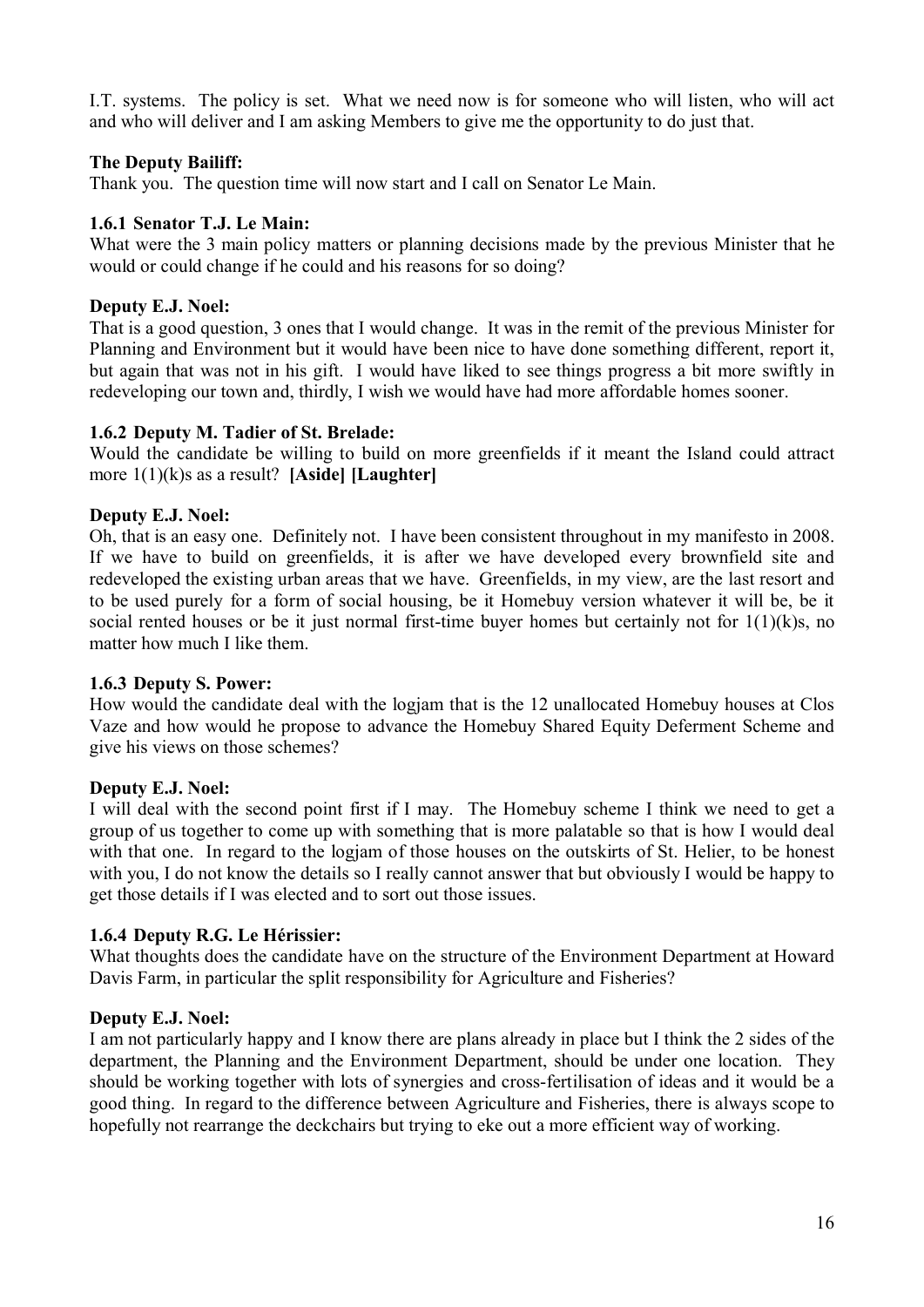I.T. systems. The policy is set. What we need now is for someone who will listen, who will act and who will deliver and I am asking Members to give me the opportunity to do just that.

**The Deputy Bailiff:**

Thank you. The question time will now start and I call on Senator Le Main.

**1.6.1 Senator T.J. Le Main:**

What were the 3 main policy matters or planning decisions made by the previous Minister that he would or could change if he could and his reasons for so doing?

**Deputy E.J. Noel:**

That is a good question, 3 ones that I would change. It was in the remit of the previous Minister for Planning and Environment but it would have been nice to have done something different, report it, but again that was not in his gift. I would have liked to see things progress a bit more swiftly in redeveloping our town and, thirdly, I wish we would have had more affordable homes sooner.

**1.6.2 Deputy M. Tadier of St. Brelade:**

Would the candidate be willing to build on more greenfields if it meant the Island could attract more 1(1)(k)s as a result? **[Aside] [Laughter]**

**Deputy E.J. Noel:**

Oh, that is an easy one. Definitely not. I have been consistent throughout in my manifesto in 2008. If we have to build on greenfields, it is after we have developed every brownfield site and redeveloped the existing urban areas that we have. Greenfields, in my view, are the last resort and to be used purely for a form of social housing, be it Homebuy version whatever it will be, be it social rented houses or be it just normal first-time buyer homes but certainly not for 1(1)(k)s, no matter how much I like them.

**1.6.3 Deputy S. Power:**

How would the candidate deal with the logjam that is the 12 unallocated Homebuy houses at Clos Vaze and how would he propose to advance the Homebuy Shared Equity Deferment Scheme and give his views on those schemes?

**Deputy E.J. Noel:**

I will deal with the second point first if I may. The Homebuy scheme I think we need to get a group of us together to come up with something that is more palatable so that is how I would deal with that one. In regard to the logjam of those houses on the outskirts of St. Helier, to be honest with you, I do not know the details so I really cannot answer that but obviously I would be happy to get those details if I was elected and to sort out those issues.

**1.6.4 Deputy R.G. Le Hérissier:**

What thoughts does the candidate have on the structure of the Environment Department at Howard Davis Farm, in particular the split responsibility for Agriculture and Fisheries?

**Deputy E.J. Noel:**

I am not particularly happy and I know there are plans already in place but I think the 2 sides of the department, the Planning and the Environment Department, should be under one location. They should be working together with lots of synergies and cross-fertilisation of ideas and it would be a good thing. In regard to the difference between Agriculture and Fisheries, there is always scope to hopefully not rearrange the deckchairs but trying to eke out a more efficient way of working.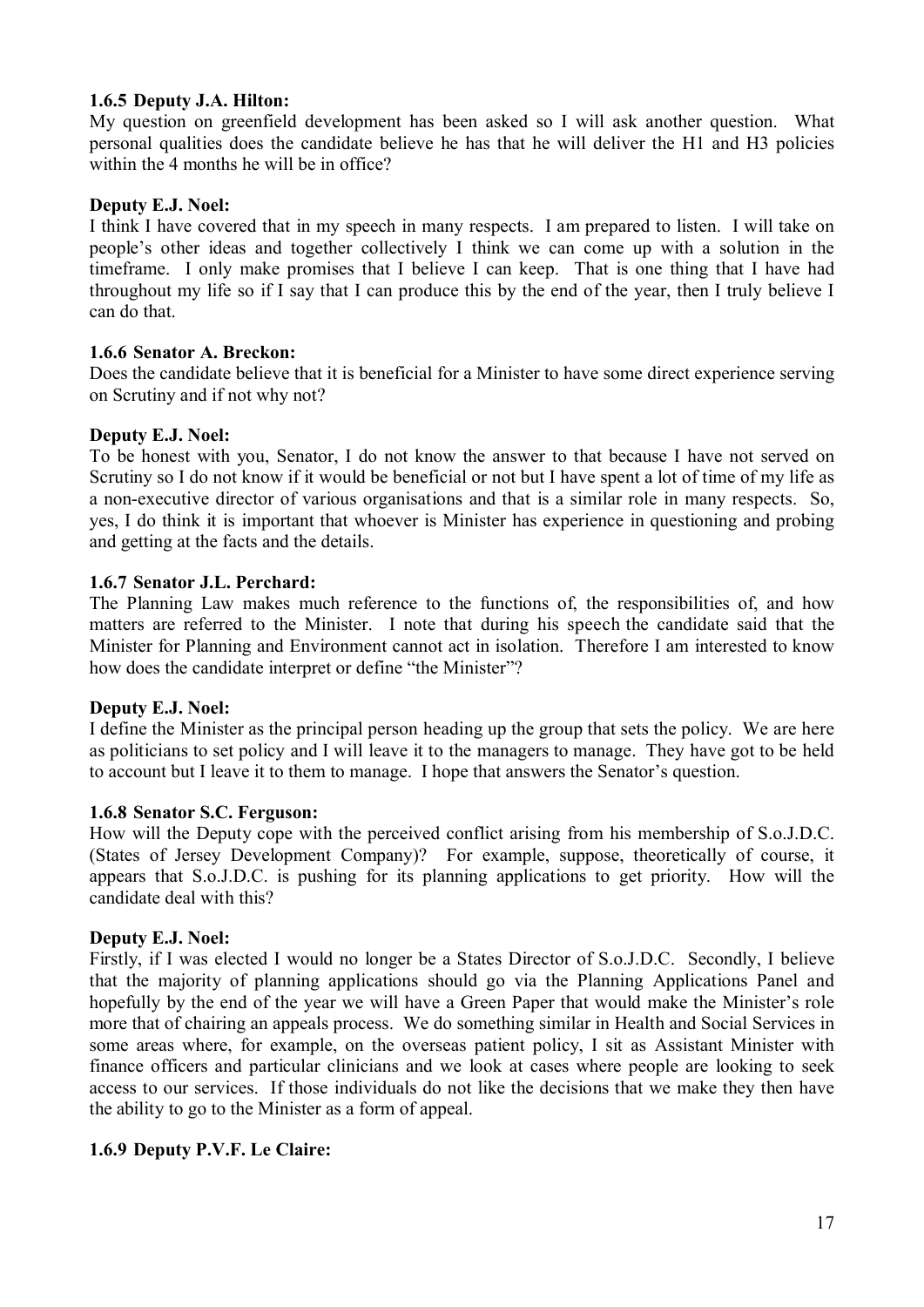**1.6.5 Deputy J.A. Hilton:**

My question on greenfield development has been asked so I will ask another question. What personal qualities does the candidate believe he has that he will deliver the H1 and H3 policies within the 4 months he will be in office?

**Deputy E.J. Noel:**

I think I have covered that in my speech in many respects. I am prepared to listen. I will take on people's other ideas and together collectively I think we can come up with a solution in the timeframe. I only make promises that I believe I can keep. That is one thing that I have had throughout my life so if I say that I can produce this by the end of the year, then I truly believe I can do that.

**1.6.6 Senator A. Breckon:**

Does the candidate believe that it is beneficial for a Minister to have some direct experience serving on Scrutiny and if not why not?

**Deputy E.J. Noel:**

To be honest with you, Senator, I do not know the answer to that because I have not served on Scrutiny so I do not know if it would be beneficial or not but I have spent a lot of time of my life as a non-executive director of various organisations and that is a similar role in many respects. So, yes, I do think it is important that whoever is Minister has experience in questioning and probing and getting at the facts and the details.

**1.6.7 Senator J.L. Perchard:**

The Planning Law makes much reference to the functions of, the responsibilities of, and how matters are referred to the Minister. I note that during his speech the candidate said that the Minister for Planning and Environment cannot act in isolation. Therefore I am interested to know how does the candidate interpret or define "the Minister"?

**Deputy E.J. Noel:**

I define the Minister as the principal person heading up the group that sets the policy. We are here as politicians to set policy and I will leave it to the managers to manage. They have got to be held to account but I leave it to them to manage. I hope that answers the Senator's question.

**1.6.8 Senator S.C. Ferguson:**

How will the Deputy cope with the perceived conflict arising from his membership of S.o.J.D.C. (States of Jersey Development Company)? For example, suppose, theoretically of course, it appears that S.o.J.D.C. is pushing for its planning applications to get priority. How will the candidate deal with this?

**Deputy E.J. Noel:**

Firstly, if I was elected I would no longer be a States Director of S.o.J.D.C. Secondly, I believe that the majority of planning applications should go via the Planning Applications Panel and hopefully by the end of the year we will have a Green Paper that would make the Minister's role more that of chairing an appeals process. We do something similar in Health and Social Services in some areas where, for example, on the overseas patient policy, I sit as Assistant Minister with finance officers and particular clinicians and we look at cases where people are looking to seek access to our services. If those individuals do not like the decisions that we make they then have the ability to go to the Minister as a form of appeal.

**1.6.9 Deputy P.V.F. Le Claire:**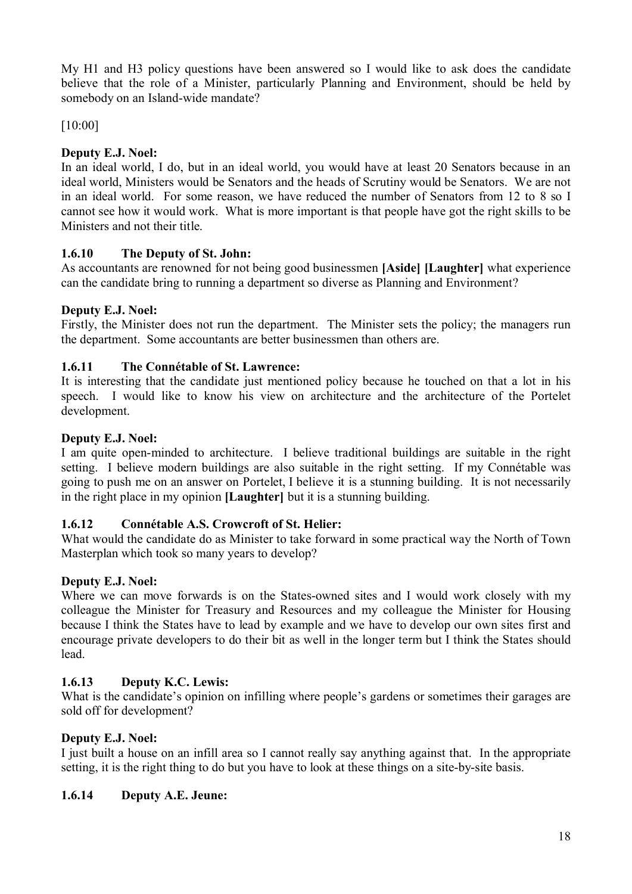My H1 and H3 policy questions have been answered so I would like to ask does the candidate believe that the role of a Minister, particularly Planning and Environment, should be held by somebody on an Island-wide mandate?

[10:00]

**Deputy E.J. Noel:**

In an ideal world, I do, but in an ideal world, you would have at least 20 Senators because in an ideal world, Ministers would be Senators and the heads of Scrutiny would be Senators. We are not in an ideal world. For some reason, we have reduced the number of Senators from 12 to 8 so I cannot see how it would work. What is more important is that people have got the right skills to be Ministers and not their title.

### 1.6.10 The Deputy of St. John:

As accountants are renowned for not being good businessmen **[Aside] [Laughter]** what experience can the candidate bring to running a department so diverse as Planning and Environment?

**Deputy E.J. Noel:**

Firstly, the Minister does not run the department. The Minister sets the policy; the managers run the department. Some accountants are better businessmen than others are.

### 1.6.11 The Connétable of St. Lawrence:

It is interesting that the candidate just mentioned policy because he touched on that a lot in his speech. I would like to know his view on architecture and the architecture of the Portelet development.

**Deputy E.J. Noel:**

I am quite open-minded to architecture. I believe traditional buildings are suitable in the right setting. I believe modern buildings are also suitable in the right setting. If my Connétable was going to push me on an answer on Portelet, I believe it is a stunning building. It is not necessarily in the right place in my opinion **[Laughter]** but it is a stunning building.

### 1.6.12 Connétable A.S. Crowcroft of St. Helier:

What would the candidate do as Minister to take forward in some practical way the North of Town Masterplan which took so many years to develop?

**Deputy E.J. Noel:**

Where we can move forwards is on the States-owned sites and I would work closely with my colleague the Minister for Treasury and Resources and my colleague the Minister for Housing because I think the States have to lead by example and we have to develop our own sites first and encourage private developers to do their bit as well in the longer term but I think the States should lead.

### 1.6.13 Deputy K.C. Lewis:

What is the candidate's opinion on infilling where people's gardens or sometimes their garages are sold off for development?

**Deputy E.J. Noel:**

I just built a house on an infill area so I cannot really say anything against that. In the appropriate setting, it is the right thing to do but you have to look at these things on a site-by-site basis.

### 1.6.14 Deputy A.E. Jeune: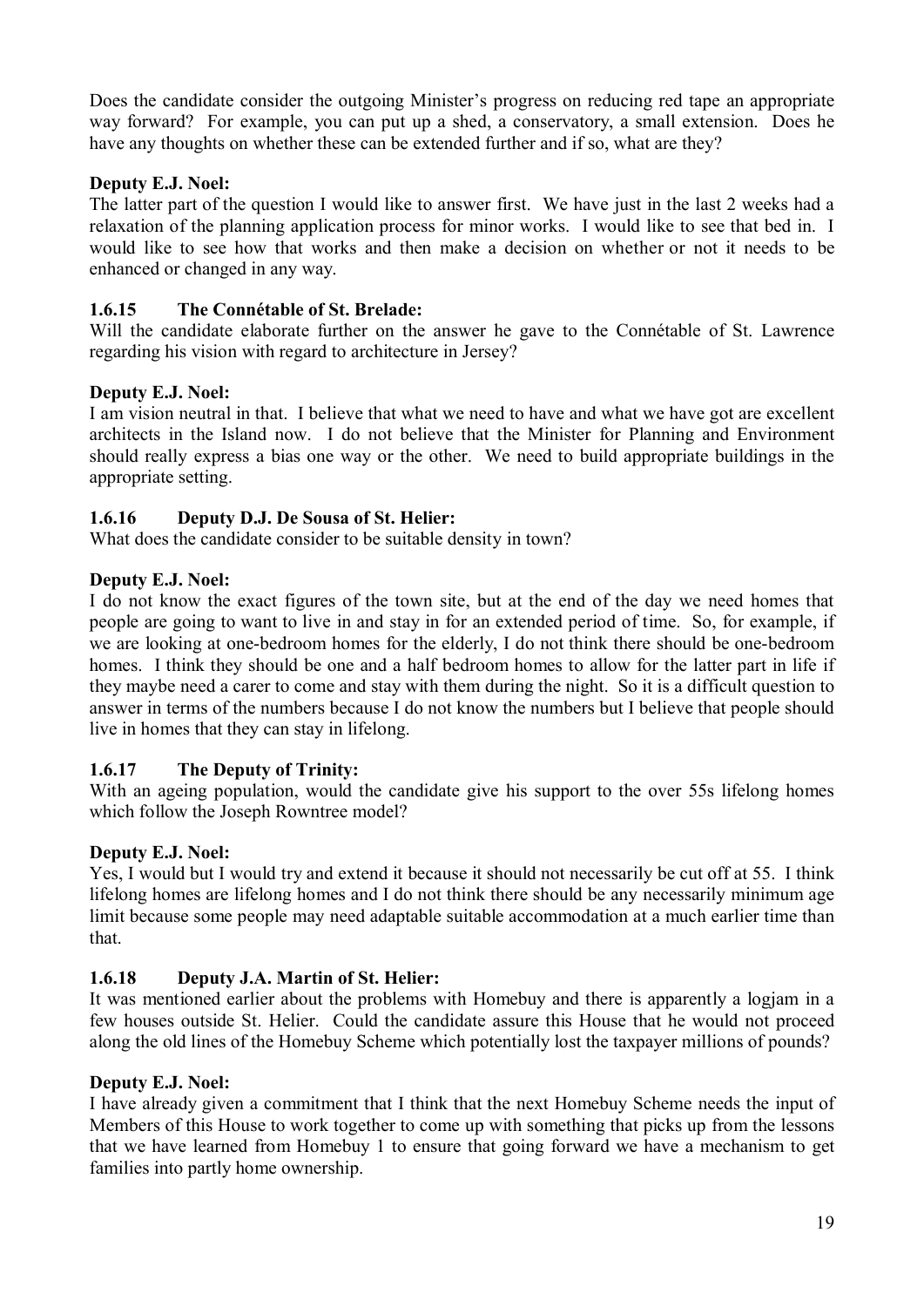Does the candidate consider the outgoing Minister's progress on reducing red tape an appropriate way forward? For example, you can put up a shed, a conservatory, a small extension. Does he have any thoughts on whether these can be extended further and if so, what are they?

**Deputy E.J. Noel:**

The latter part of the question I would like to answer first. We have just in the last 2 weeks had a relaxation of the planning application process for minor works. I would like to see that bed in. I would like to see how that works and then make a decision on whether or not it needs to be enhanced or changed in any way.

### 1.6.15 The Connétable of St. Brelade:

Will the candidate elaborate further on the answer he gave to the Connétable of St. Lawrence regarding his vision with regard to architecture in Jersey?

**Deputy E.J. Noel:**

I am vision neutral in that. I believe that what we need to have and what we have got are excellent architects in the Island now. I do not believe that the Minister for Planning and Environment should really express a bias one way or the other. We need to build appropriate buildings in the appropriate setting.

### 1.6.16 Deputy D.J. De Sousa of St. Helier:

What does the candidate consider to be suitable density in town?

**Deputy E.J. Noel:**

I do not know the exact figures of the town site, but at the end of the day we need homes that people are going to want to live in and stay in for an extended period of time. So, for example, if we are looking at one-bedroom homes for the elderly, I do not think there should be one-bedroom homes. I think they should be one and a half bedroom homes to allow for the latter part in life if they maybe need a carer to come and stay with them during the night. So it is a difficult question to answer in terms of the numbers because I do not know the numbers but I believe that people should live in homes that they can stay in lifelong.

### 1.6.17 The Deputy of Trinity:

With an ageing population, would the candidate give his support to the over 55s lifelong homes which follow the Joseph Rowntree model?

**Deputy E.J. Noel:**

Yes, I would but I would try and extend it because it should not necessarily be cut off at 55. I think lifelong homes are lifelong homes and I do not think there should be any necessarily minimum age limit because some people may need adaptable suitable accommodation at a much earlier time than that.

### 1.6.18 Deputy J.A. Martin of St. Helier:

It was mentioned earlier about the problems with Homebuy and there is apparently a logjam in a few houses outside St. Helier. Could the candidate assure this House that he would not proceed along the old lines of the Homebuy Scheme which potentially lost the taxpayer millions of pounds?

**Deputy E.J. Noel:**

I have already given a commitment that I think that the next Homebuy Scheme needs the input of Members of this House to work together to come up with something that picks up from the lessons that we have learned from Homebuy 1 to ensure that going forward we have a mechanism to get families into partly home ownership.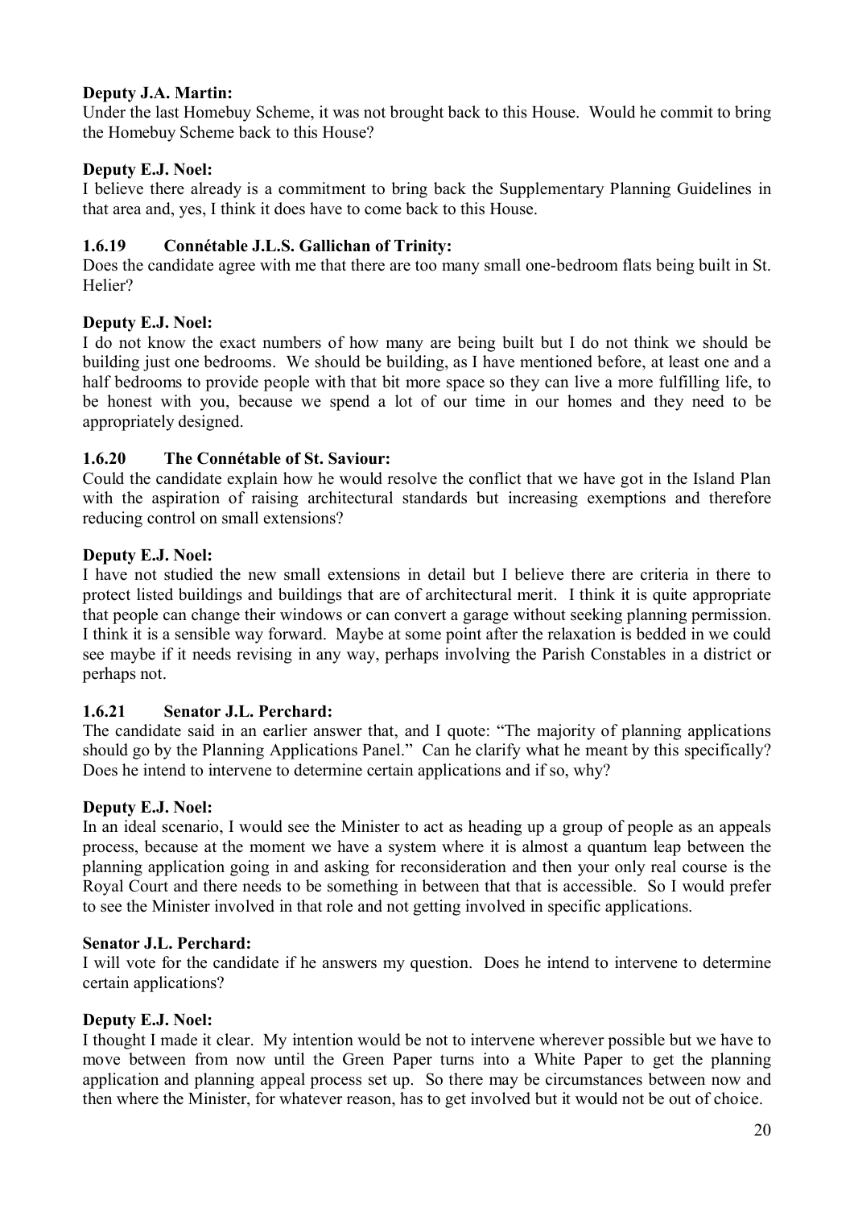**Deputy J.A. Martin:**

Under the last Homebuy Scheme, it was not brought back to this House. Would he commit to bring the Homebuy Scheme back to this House?

**Deputy E.J. Noel:**

I believe there already is a commitment to bring back the Supplementary Planning Guidelines in that area and, yes, I think it does have to come back to this House.

### 1.6.19 Connétable J.L.S. Gallichan of Trinity:

Does the candidate agree with me that there are too many small one-bedroom flats being built in St. Helier?

**Deputy E.J. Noel:**

I do not know the exact numbers of how many are being built but I do not think we should be building just one bedrooms. We should be building, as I have mentioned before, at least one and a half bedrooms to provide people with that bit more space so they can live a more fulfilling life, to be honest with you, because we spend a lot of our time in our homes and they need to be appropriately designed.

### 1.6.20 The Connétable of St. Saviour:

Could the candidate explain how he would resolve the conflict that we have got in the Island Plan with the aspiration of raising architectural standards but increasing exemptions and therefore reducing control on small extensions?

**Deputy E.J. Noel:**

I have not studied the new small extensions in detail but I believe there are criteria in there to protect listed buildings and buildings that are of architectural merit. I think it is quite appropriate that people can change their windows or can convert a garage without seeking planning permission. I think it is a sensible way forward. Maybe at some point after the relaxation is bedded in we could see maybe if it needs revising in any way, perhaps involving the Parish Constables in a district or perhaps not.

### 1.6.21 Senator J.L. Perchard:

The candidate said in an earlier answer that, and I quote: "The majority of planning applications should go by the Planning Applications Panel." Can he clarify what he meant by this specifically? Does he intend to intervene to determine certain applications and if so, why?

**Deputy E.J. Noel:**

In an ideal scenario, I would see the Minister to act as heading up a group of people as an appeals process, because at the moment we have a system where it is almost a quantum leap between the planning application going in and asking for reconsideration and then your only real course is the Royal Court and there needs to be something in between that that is accessible. So I would prefer to see the Minister involved in that role and not getting involved in specific applications.

**Senator J.L. Perchard:**

I will vote for the candidate if he answers my question. Does he intend to intervene to determine certain applications?

**Deputy E.J. Noel:**

I thought I made it clear. My intention would be not to intervene wherever possible but we have to move between from now until the Green Paper turns into a White Paper to get the planning application and planning appeal process set up. So there may be circumstances between now and then where the Minister, for whatever reason, has to get involved but it would not be out of choice.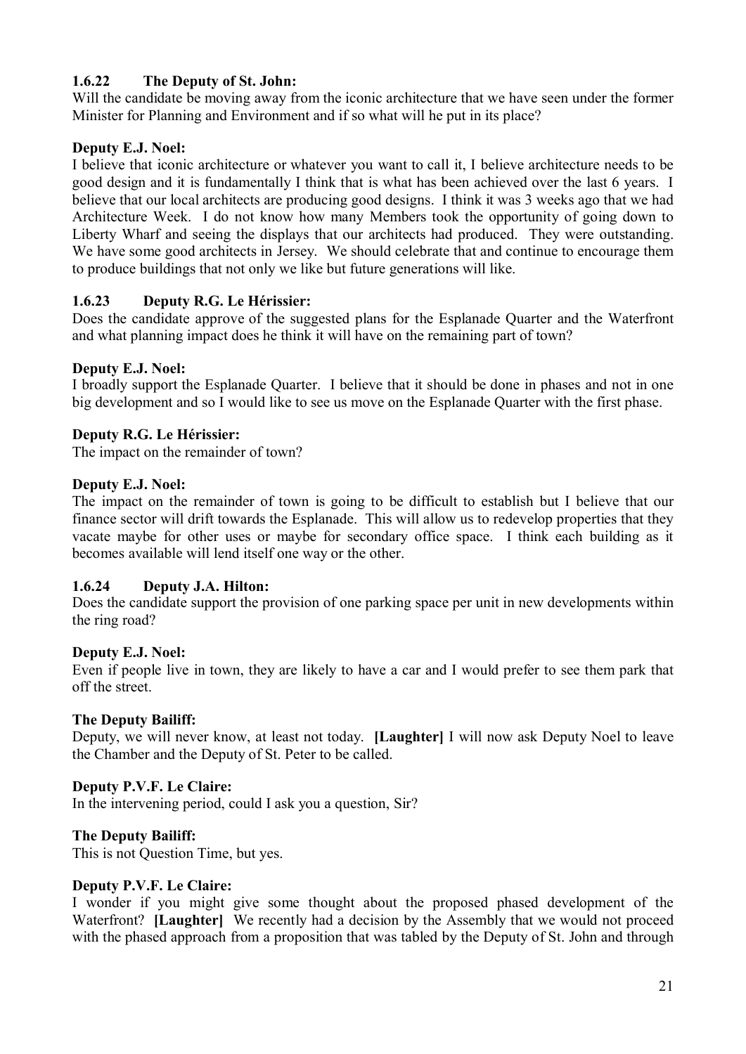### 1.6.22 The Deputy of St. John:

Will the candidate be moving away from the iconic architecture that we have seen under the former Minister for Planning and Environment and if so what will he put in its place?

**Deputy E.J. Noel:**

I believe that iconic architecture or whatever you want to call it, I believe architecture needs to be good design and it is fundamentally I think that is what has been achieved over the last 6 years. I believe that our local architects are producing good designs. I think it was 3 weeks ago that we had Architecture Week. I do not know how many Members took the opportunity of going down to Liberty Wharf and seeing the displays that our architects had produced. They were outstanding. We have some good architects in Jersey. We should celebrate that and continue to encourage them to produce buildings that not only we like but future generations will like.

### 1.6.23 Deputy R.G. Le Hérissier:

Does the candidate approve of the suggested plans for the Esplanade Quarter and the Waterfront and what planning impact does he think it will have on the remaining part of town?

**Deputy E.J. Noel:**

I broadly support the Esplanade Quarter. I believe that it should be done in phases and not in one big development and so I would like to see us move on the Esplanade Quarter with the first phase.

**Deputy R.G. Le Hérissier:**

The impact on the remainder of town?

**Deputy E.J. Noel:**

The impact on the remainder of town is going to be difficult to establish but I believe that our finance sector will drift towards the Esplanade. This will allow us to redevelop properties that they vacate maybe for other uses or maybe for secondary office space. I think each building as it becomes available will lend itself one way or the other.

### 1.6.24 Deputy J.A. Hilton:

Does the candidate support the provision of one parking space per unit in new developments within the ring road?

**Deputy E.J. Noel:**

Even if people live in town, they are likely to have a car and I would prefer to see them park that off the street.

**The Deputy Bailiff:**

Deputy, we will never know, at least not today. **[Laughter]** I will now ask Deputy Noel to leave the Chamber and the Deputy of St. Peter to be called.

**Deputy P.V.F. Le Claire:**

In the intervening period, could I ask you a question, Sir?

**The Deputy Bailiff:**

This is not Question Time, but yes.

**Deputy P.V.F. Le Claire:**

I wonder if you might give some thought about the proposed phased development of the Waterfront? **[Laughter]** We recently had a decision by the Assembly that we would not proceed with the phased approach from a proposition that was tabled by the Deputy of St. John and through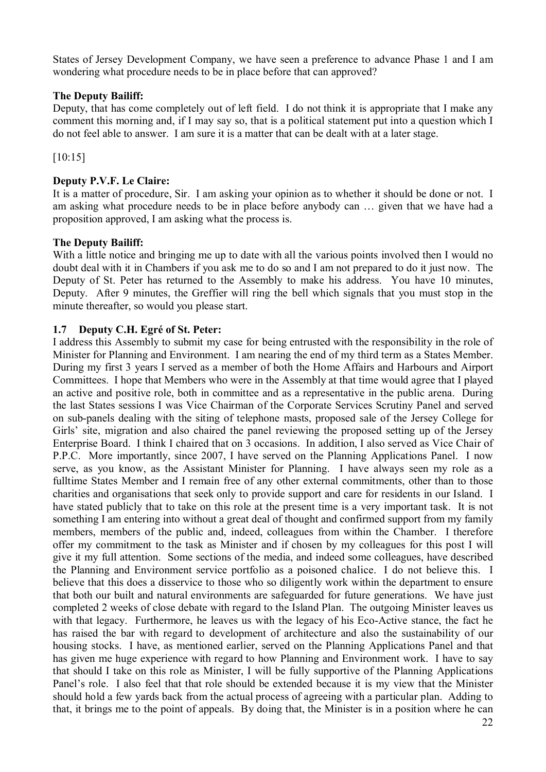States of Jersey Development Company, we have seen a preference to advance Phase 1 and I am wondering what procedure needs to be in place before that can approved?

**The Deputy Bailiff:**

Deputy, that has come completely out of left field. I do not think it is appropriate that I make any comment this morning and, if I may say so, that is a political statement put into a question which I do not feel able to answer. I am sure it is a matter that can be dealt with at a later stage.

[10:15]

**Deputy P.V.F. Le Claire:**

It is a matter of procedure, Sir. I am asking your opinion as to whether it should be done or not. I am asking what procedure needs to be in place before anybody can … given that we have had a proposition approved, I am asking what the process is.

**The Deputy Bailiff:**

With a little notice and bringing me up to date with all the various points involved then I would no doubt deal with it in Chambers if you ask me to do so and I am not prepared to do it just now. The Deputy of St. Peter has returned to the Assembly to make his address. You have 10 minutes, Deputy. After 9 minutes, the Greffier will ring the bell which signals that you must stop in the minute thereafter, so would you please start.

### 1.7 Deputy C.H. Egré of St. Peter:

I address this Assembly to submit my case for being entrusted with the responsibility in the role of Minister for Planning and Environment. I am nearing the end of my third term as a States Member. During my first 3 years I served as a member of both the Home Affairs and Harbours and Airport Committees. I hope that Members who were in the Assembly at that time would agree that I played an active and positive role, both in committee and as a representative in the public arena. During the last States sessions I was Vice Chairman of the Corporate Services Scrutiny Panel and served on sub-panels dealing with the siting of telephone masts, proposed sale of the Jersey College for Girls' site, migration and also chaired the panel reviewing the proposed setting up of the Jersey Enterprise Board. I think I chaired that on 3 occasions. In addition, I also served as Vice Chair of P.P.C. More importantly, since 2007, I have served on the Planning Applications Panel. I now serve, as you know, as the Assistant Minister for Planning. I have always seen my role as a fulltime States Member and I remain free of any other external commitments, other than to those charities and organisations that seek only to provide support and care for residents in our Island. I have stated publicly that to take on this role at the present time is a very important task. It is not something I am entering into without a great deal of thought and confirmed support from my family members, members of the public and, indeed, colleagues from within the Chamber. I therefore offer my commitment to the task as Minister and if chosen by my colleagues for this post I will give it my full attention. Some sections of the media, and indeed some colleagues, have described the Planning and Environment service portfolio as a poisoned chalice. I do not believe this. I believe that this does a disservice to those who so diligently work within the department to ensure that both our built and natural environments are safeguarded for future generations. We have just completed 2 weeks of close debate with regard to the Island Plan. The outgoing Minister leaves us with that legacy. Furthermore, he leaves us with the legacy of his Eco-Active stance, the fact he has raised the bar with regard to development of architecture and also the sustainability of our housing stocks. I have, as mentioned earlier, served on the Planning Applications Panel and that has given me huge experience with regard to how Planning and Environment work. I have to say that should I take on this role as Minister, I will be fully supportive of the Planning Applications Panel's role. I also feel that that role should be extended because it is my view that the Minister should hold a few yards back from the actual process of agreeing with a particular plan. Adding to that, it brings me to the point of appeals. By doing that, the Minister is in a position where he can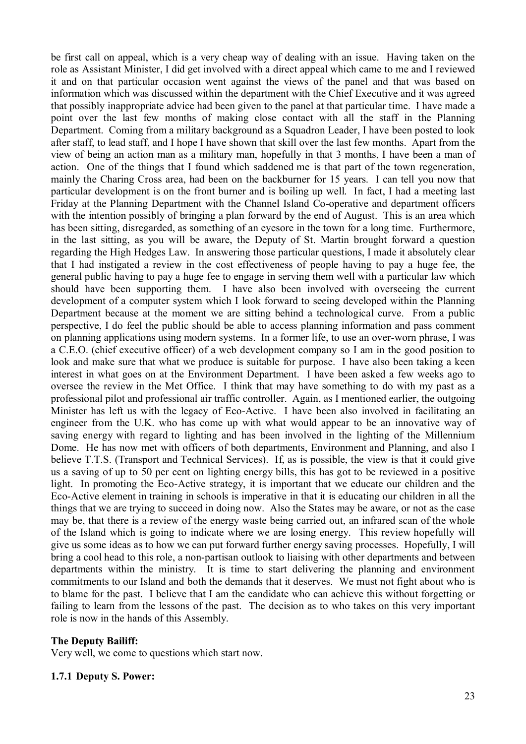be first call on appeal, which is a very cheap way of dealing with an issue. Having taken on the role as Assistant Minister, I did get involved with a direct appeal which came to me and I reviewed it and on that particular occasion went against the views of the panel and that was based on information which was discussed within the department with the Chief Executive and it was agreed that possibly inappropriate advice had been given to the panel at that particular time. I have made a point over the last few months of making close contact with all the staff in the Planning Department. Coming from a military background as a Squadron Leader, I have been posted to look after staff, to lead staff, and I hope I have shown that skill over the last few months. Apart from the view of being an action man as a military man, hopefully in that 3 months, I have been a man of action. One of the things that I found which saddened me is that part of the town regeneration, mainly the Charing Cross area, had been on the backburner for 15 years. I can tell you now that particular development is on the front burner and is boiling up well. In fact, I had a meeting last Friday at the Planning Department with the Channel Island Co-operative and department officers with the intention possibly of bringing a plan forward by the end of August. This is an area which has been sitting, disregarded, as something of an eyesore in the town for a long time. Furthermore, in the last sitting, as you will be aware, the Deputy of St. Martin brought forward a question regarding the High Hedges Law. In answering those particular questions, I made it absolutely clear that I had instigated a review in the cost effectiveness of people having to pay a huge fee, the general public having to pay a huge fee to engage in serving them well with a particular law which should have been supporting them. I have also been involved with overseeing the current development of a computer system which I look forward to seeing developed within the Planning Department because at the moment we are sitting behind a technological curve. From a public perspective, I do feel the public should be able to access planning information and pass comment on planning applications using modern systems. In a former life, to use an over-worn phrase, I was a C.E.O. (chief executive officer) of a web development company so I am in the good position to look and make sure that what we produce is suitable for purpose. I have also been taking a keen interest in what goes on at the Environment Department. I have been asked a few weeks ago to oversee the review in the Met Office. I think that may have something to do with my past as a professional pilot and professional air traffic controller. Again, as I mentioned earlier, the outgoing Minister has left us with the legacy of Eco-Active. I have been also involved in facilitating an engineer from the U.K. who has come up with what would appear to be an innovative way of saving energy with regard to lighting and has been involved in the lighting of the Millennium Dome. He has now met with officers of both departments, Environment and Planning, and also I believe T.T.S. (Transport and Technical Services). If, as is possible, the view is that it could give us a saving of up to 50 per cent on lighting energy bills, this has got to be reviewed in a positive light. In promoting the Eco-Active strategy, it is important that we educate our children and the Eco-Active element in training in schools is imperative in that it is educating our children in all the things that we are trying to succeed in doing now. Also the States may be aware, or not as the case may be, that there is a review of the energy waste being carried out, an infrared scan of the whole of the Island which is going to indicate where we are losing energy. This review hopefully will give us some ideas as to how we can put forward further energy saving processes. Hopefully, I will bring a cool head to this role, a non-partisan outlook to liaising with other departments and between departments within the ministry. It is time to start delivering the planning and environment commitments to our Island and both the demands that it deserves. We must not fight about who is to blame for the past. I believe that I am the candidate who can achieve this without forgetting or failing to learn from the lessons of the past. The decision as to who takes on this very important role is now in the hands of this Assembly.

**The Deputy Bailiff:**

Very well, we come to questions which start now.

**1.7.1 Deputy S. Power:**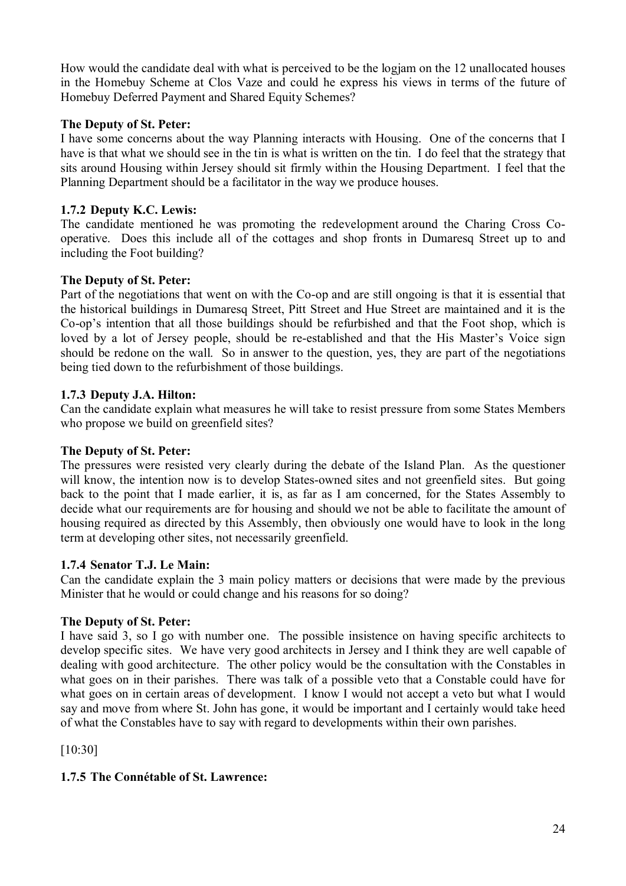How would the candidate deal with what is perceived to be the logjam on the 12 unallocated houses in the Homebuy Scheme at Clos Vaze and could he express his views in terms of the future of Homebuy Deferred Payment and Shared Equity Schemes?

**The Deputy of St. Peter:**

I have some concerns about the way Planning interacts with Housing. One of the concerns that I have is that what we should see in the tin is what is written on the tin. I do feel that the strategy that sits around Housing within Jersey should sit firmly within the Housing Department. I feel that the Planning Department should be a facilitator in the way we produce houses.

### 1.7.2 Deputy K.C. Lewis:

The candidate mentioned he was promoting the redevelopment around the Charing Cross Co-operative. Does this include all of the cottages and shop fronts in Dumaresq Street up to and including the Foot building?

**The Deputy of St. Peter:**

Part of the negotiations that went on with the Co-op and are still ongoing is that it is essential that the historical buildings in Dumaresq Street, Pitt Street and Hue Street are maintained and it is the Co-op's intention that all those buildings should be refurbished and that the Foot shop, which is loved by a lot of Jersey people, should be re-established and that the His Master's Voice sign should be redone on the wall. So in answer to the question, yes, they are part of the negotiations being tied down to the refurbishment of those buildings.

### 1.7.3 Deputy J.A. Hilton:

Can the candidate explain what measures he will take to resist pressure from some States Members who propose we build on greenfield sites?

**The Deputy of St. Peter:**

The pressures were resisted very clearly during the debate of the Island Plan. As the questioner will know, the intention now is to develop States-owned sites and not greenfield sites. But going back to the point that I made earlier, it is, as far as I am concerned, for the States Assembly to decide what our requirements are for housing and should we not be able to facilitate the amount of housing required as directed by this Assembly, then obviously one would have to look in the long term at developing other sites, not necessarily greenfield.

### 1.7.4 Senator T.J. Le Main:

Can the candidate explain the 3 main policy matters or decisions that were made by the previous Minister that he would or could change and his reasons for so doing?

**The Deputy of St. Peter:**

I have said 3, so I go with number one. The possible insistence on having specific architects to develop specific sites. We have very good architects in Jersey and I think they are well capable of dealing with good architecture. The other policy would be the consultation with the Constables in what goes on in their parishes. There was talk of a possible veto that a Constable could have for what goes on in certain areas of development. I know I would not accept a veto but what I would say and move from where St. John has gone, it would be important and I certainly would take heed of what the Constables have to say with regard to developments within their own parishes.

[10:30]

### 1.7.5 The Connétable of St. Lawrence: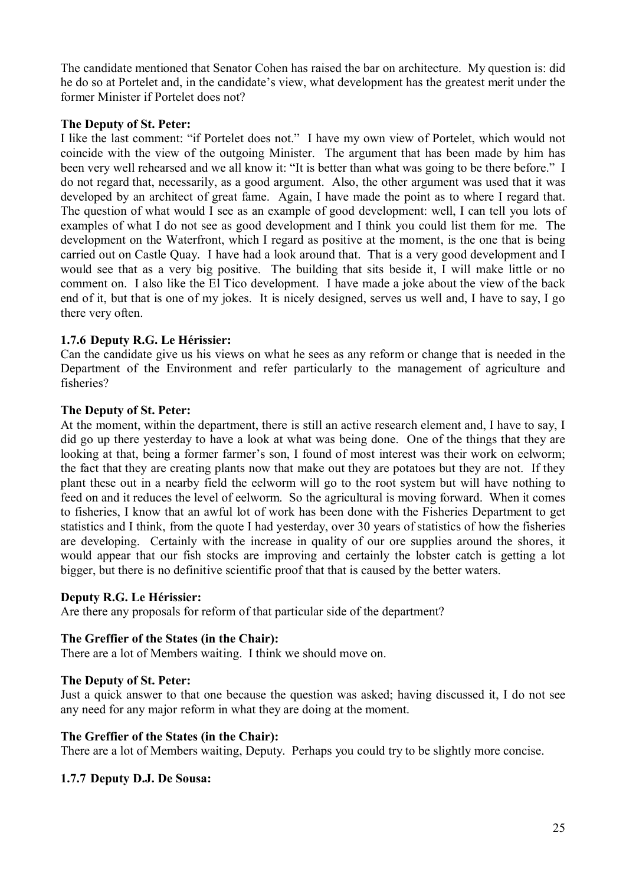The candidate mentioned that Senator Cohen has raised the bar on architecture. My question is: did he do so at Portelet and, in the candidate's view, what development has the greatest merit under the former Minister if Portelet does not?

**The Deputy of St. Peter:**

I like the last comment: "if Portelet does not." I have my own view of Portelet, which would not coincide with the view of the outgoing Minister. The argument that has been made by him has been very well rehearsed and we all know it: "It is better than what was going to be there before." I do not regard that, necessarily, as a good argument. Also, the other argument was used that it was developed by an architect of great fame. Again, I have made the point as to where I regard that. The question of what would I see as an example of good development: well, I can tell you lots of examples of what I do not see as good development and I think you could list them for me. The development on the Waterfront, which I regard as positive at the moment, is the one that is being carried out on Castle Quay. I have had a look around that. That is a very good development and I would see that as a very big positive. The building that sits beside it, I will make little or no comment on. I also like the El Tico development. I have made a joke about the view of the back end of it, but that is one of my jokes. It is nicely designed, serves us well and, I have to say, I go there very often.

### 1.7.6 Deputy R.G. Le Hérissier:

Can the candidate give us his views on what he sees as any reform or change that is needed in the Department of the Environment and refer particularly to the management of agriculture and fisheries?

**The Deputy of St. Peter:**

At the moment, within the department, there is still an active research element and, I have to say, I did go up there yesterday to have a look at what was being done. One of the things that they are looking at that, being a former farmer's son, I found of most interest was their work on eelworm; the fact that they are creating plants now that make out they are potatoes but they are not. If they plant these out in a nearby field the eelworm will go to the root system but will have nothing to feed on and it reduces the level of eelworm. So the agricultural is moving forward. When it comes to fisheries, I know that an awful lot of work has been done with the Fisheries Department to get statistics and I think, from the quote I had yesterday, over 30 years of statistics of how the fisheries are developing. Certainly with the increase in quality of our ore supplies around the shores, it would appear that our fish stocks are improving and certainly the lobster catch is getting a lot bigger, but there is no definitive scientific proof that that is caused by the better waters.

**Deputy R.G. Le Hérissier:**

Are there any proposals for reform of that particular side of the department?

**The Greffier of the States (in the Chair):**

There are a lot of Members waiting. I think we should move on.

**The Deputy of St. Peter:**

Just a quick answer to that one because the question was asked; having discussed it, I do not see any need for any major reform in what they are doing at the moment.

**The Greffier of the States (in the Chair):**

There are a lot of Members waiting, Deputy. Perhaps you could try to be slightly more concise.

### 1.7.7 Deputy D.J. De Sousa: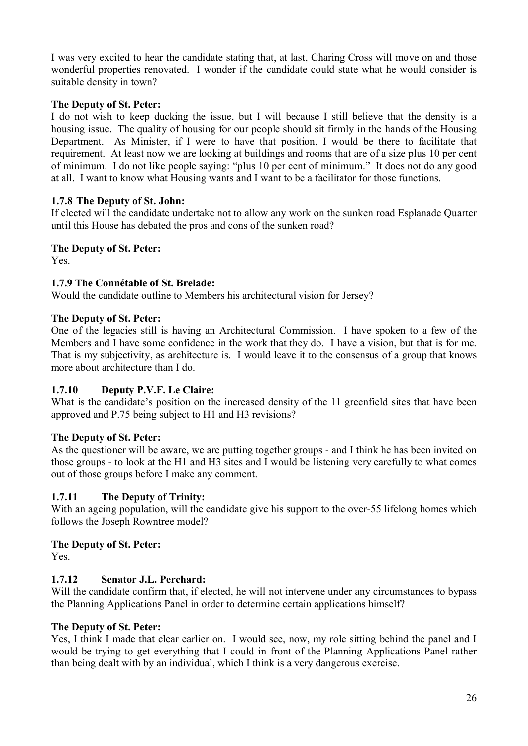I was very excited to hear the candidate stating that, at last, Charing Cross will move on and those wonderful properties renovated. I wonder if the candidate could state what he would consider is suitable density in town?

**The Deputy of St. Peter:**

I do not wish to keep ducking the issue, but I will because I still believe that the density is a housing issue. The quality of housing for our people should sit firmly in the hands of the Housing Department. As Minister, if I were to have that position, I would be there to facilitate that requirement. At least now we are looking at buildings and rooms that are of a size plus 10 per cent of minimum. I do not like people saying: "plus 10 per cent of minimum." It does not do any good at all. I want to know what Housing wants and I want to be a facilitator for those functions.

### 1.7.8 The Deputy of St. John:

If elected will the candidate undertake not to allow any work on the sunken road Esplanade Quarter until this House has debated the pros and cons of the sunken road?

**The Deputy of St. Peter:**

Yes.

### 1.7.9 The Connétable of St. Brelade:

Would the candidate outline to Members his architectural vision for Jersey?

**The Deputy of St. Peter:**

One of the legacies still is having an Architectural Commission. I have spoken to a few of the Members and I have some confidence in the work that they do. I have a vision, but that is for me. That is my subjectivity, as architecture is. I would leave it to the consensus of a group that knows more about architecture than I do.

### 1.7.10 Deputy P.V.F. Le Claire:

What is the candidate's position on the increased density of the 11 greenfield sites that have been approved and P.75 being subject to H1 and H3 revisions?

**The Deputy of St. Peter:**

As the questioner will be aware, we are putting together groups - and I think he has been invited on those groups - to look at the H1 and H3 sites and I would be listening very carefully to what comes out of those groups before I make any comment.

### 1.7.11 The Deputy of Trinity:

With an ageing population, will the candidate give his support to the over-55 lifelong homes which follows the Joseph Rowntree model?

**The Deputy of St. Peter:**

Yes.

### 1.7.12 Senator J.L. Perchard:

Will the candidate confirm that, if elected, he will not intervene under any circumstances to bypass the Planning Applications Panel in order to determine certain applications himself?

**The Deputy of St. Peter:**

Yes, I think I made that clear earlier on. I would see, now, my role sitting behind the panel and I would be trying to get everything that I could in front of the Planning Applications Panel rather than being dealt with by an individual, which I think is a very dangerous exercise.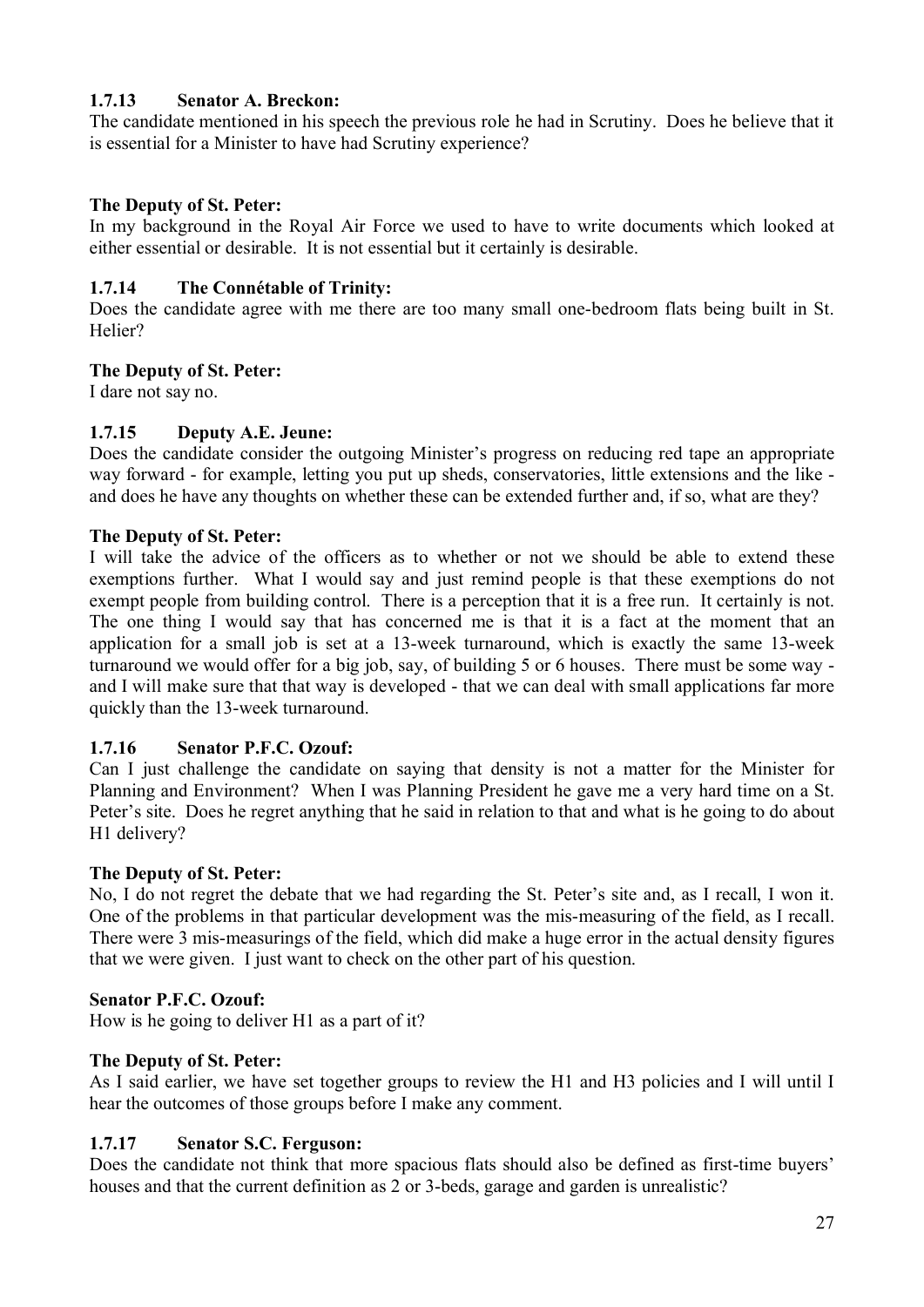**1.7.13 Senator A. Breckon:**

The candidate mentioned in his speech the previous role he had in Scrutiny. Does he believe that it is essential for a Minister to have had Scrutiny experience?

**The Deputy of St. Peter:**

In my background in the Royal Air Force we used to have to write documents which looked at either essential or desirable. It is not essential but it certainly is desirable.

**1.7.14 The Connétable of Trinity:**

Does the candidate agree with me there are too many small one-bedroom flats being built in St. Helier?

**The Deputy of St. Peter:**

I dare not say no.

**1.7.15 Deputy A.E. Jeune:**

Does the candidate consider the outgoing Minister's progress on reducing red tape an appropriate way forward - for example, letting you put up sheds, conservatories, little extensions and the like - and does he have any thoughts on whether these can be extended further and, if so, what are they?

**The Deputy of St. Peter:**

I will take the advice of the officers as to whether or not we should be able to extend these exemptions further. What I would say and just remind people is that these exemptions do not exempt people from building control. There is a perception that it is a free run. It certainly is not. The one thing I would say that has concerned me is that it is a fact at the moment that an application for a small job is set at a 13-week turnaround, which is exactly the same 13-week turnaround we would offer for a big job, say, of building 5 or 6 houses. There must be some way - and I will make sure that that way is developed - that we can deal with small applications far more quickly than the 13-week turnaround.

**1.7.16 Senator P.F.C. Ozouf:**

Can I just challenge the candidate on saying that density is not a matter for the Minister for Planning and Environment? When I was Planning President he gave me a very hard time on a St. Peter's site. Does he regret anything that he said in relation to that and what is he going to do about H1 delivery?

**The Deputy of St. Peter:**

No, I do not regret the debate that we had regarding the St. Peter's site and, as I recall, I won it. One of the problems in that particular development was the mis-measuring of the field, as I recall. There were 3 mis-measurings of the field, which did make a huge error in the actual density figures that we were given. I just want to check on the other part of his question.

**Senator P.F.C. Ozouf:**

How is he going to deliver H1 as a part of it?

**The Deputy of St. Peter:**

As I said earlier, we have set together groups to review the H1 and H3 policies and I will until I hear the outcomes of those groups before I make any comment.

**1.7.17 Senator S.C. Ferguson:**

Does the candidate not think that more spacious flats should also be defined as first-time buyers' houses and that the current definition as 2 or 3-beds, garage and garden is unrealistic?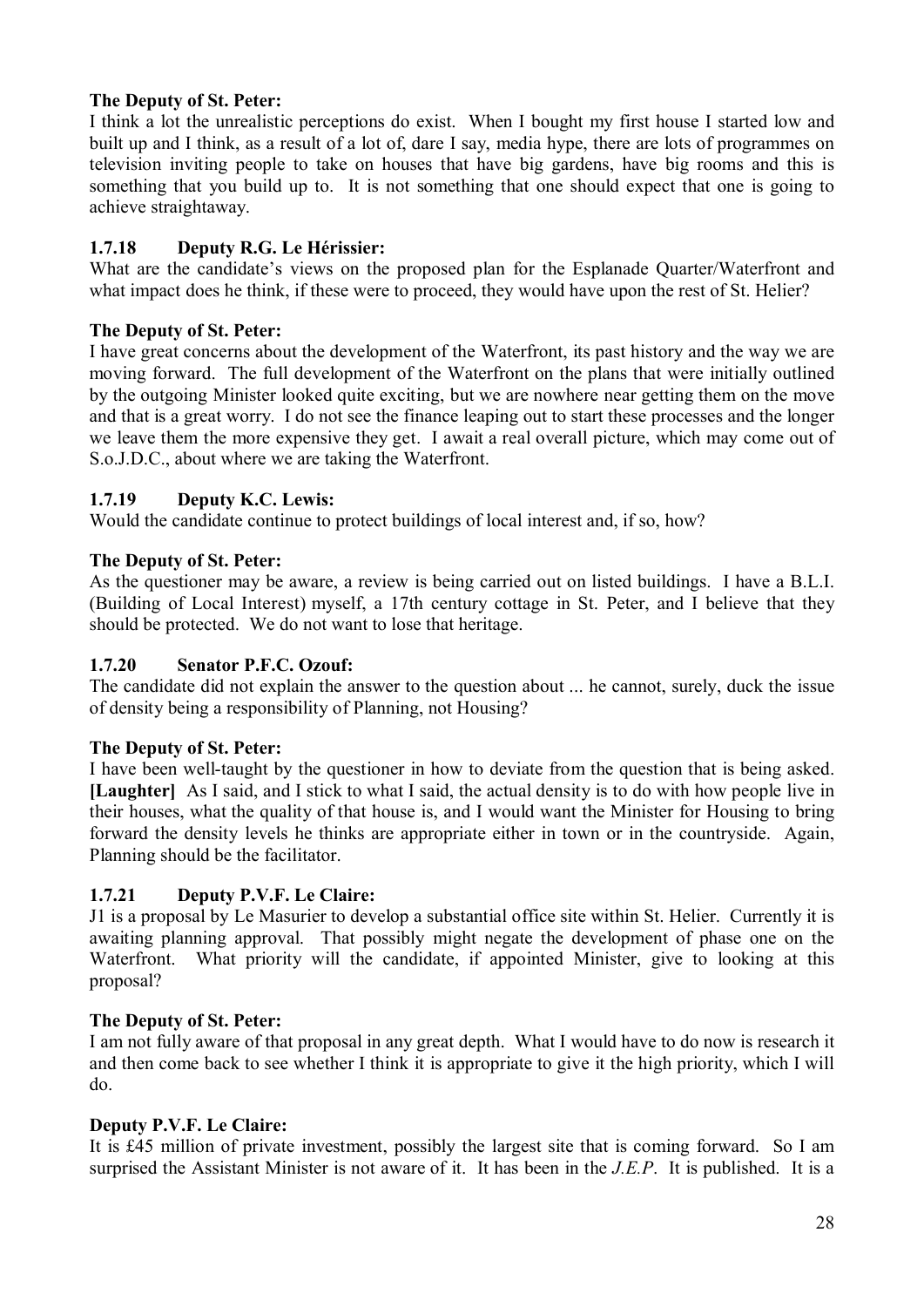**The Deputy of St. Peter:**

I think a lot the unrealistic perceptions do exist. When I bought my first house I started low and built up and I think, as a result of a lot of, dare I say, media hype, there are lots of programmes on television inviting people to take on houses that have big gardens, have big rooms and this is something that you build up to. It is not something that one should expect that one is going to achieve straightaway.

### 1.7.18 Deputy R.G. Le Hérissier:

What are the candidate's views on the proposed plan for the Esplanade Quarter/Waterfront and what impact does he think, if these were to proceed, they would have upon the rest of St. Helier?

**The Deputy of St. Peter:**

I have great concerns about the development of the Waterfront, its past history and the way we are moving forward. The full development of the Waterfront on the plans that were initially outlined by the outgoing Minister looked quite exciting, but we are nowhere near getting them on the move and that is a great worry. I do not see the finance leaping out to start these processes and the longer we leave them the more expensive they get. I await a real overall picture, which may come out of S.o.J.D.C., about where we are taking the Waterfront.

### 1.7.19 Deputy K.C. Lewis:

Would the candidate continue to protect buildings of local interest and, if so, how?

**The Deputy of St. Peter:**

As the questioner may be aware, a review is being carried out on listed buildings. I have a B.L.I. (Building of Local Interest) myself, a 17th century cottage in St. Peter, and I believe that they should be protected. We do not want to lose that heritage.

### 1.7.20 Senator P.F.C. Ozouf:

The candidate did not explain the answer to the question about ... he cannot, surely, duck the issue of density being a responsibility of Planning, not Housing?

**The Deputy of St. Peter:**

I have been well-taught by the questioner in how to deviate from the question that is being asked. **[Laughter]** As I said, and I stick to what I said, the actual density is to do with how people live in their houses, what the quality of that house is, and I would want the Minister for Housing to bring forward the density levels he thinks are appropriate either in town or in the countryside. Again, Planning should be the facilitator.

### 1.7.21 Deputy P.V.F. Le Claire:

J1 is a proposal by Le Masurier to develop a substantial office site within St. Helier. Currently it is awaiting planning approval. That possibly might negate the development of phase one on the Waterfront. What priority will the candidate, if appointed Minister, give to looking at this proposal?

**The Deputy of St. Peter:**

I am not fully aware of that proposal in any great depth. What I would have to do now is research it and then come back to see whether I think it is appropriate to give it the high priority, which I will do.

**Deputy P.V.F. Le Claire:**

It is £45 million of private investment, possibly the largest site that is coming forward. So I am surprised the Assistant Minister is not aware of it. It has been in the *J.E.P*. It is published. It is a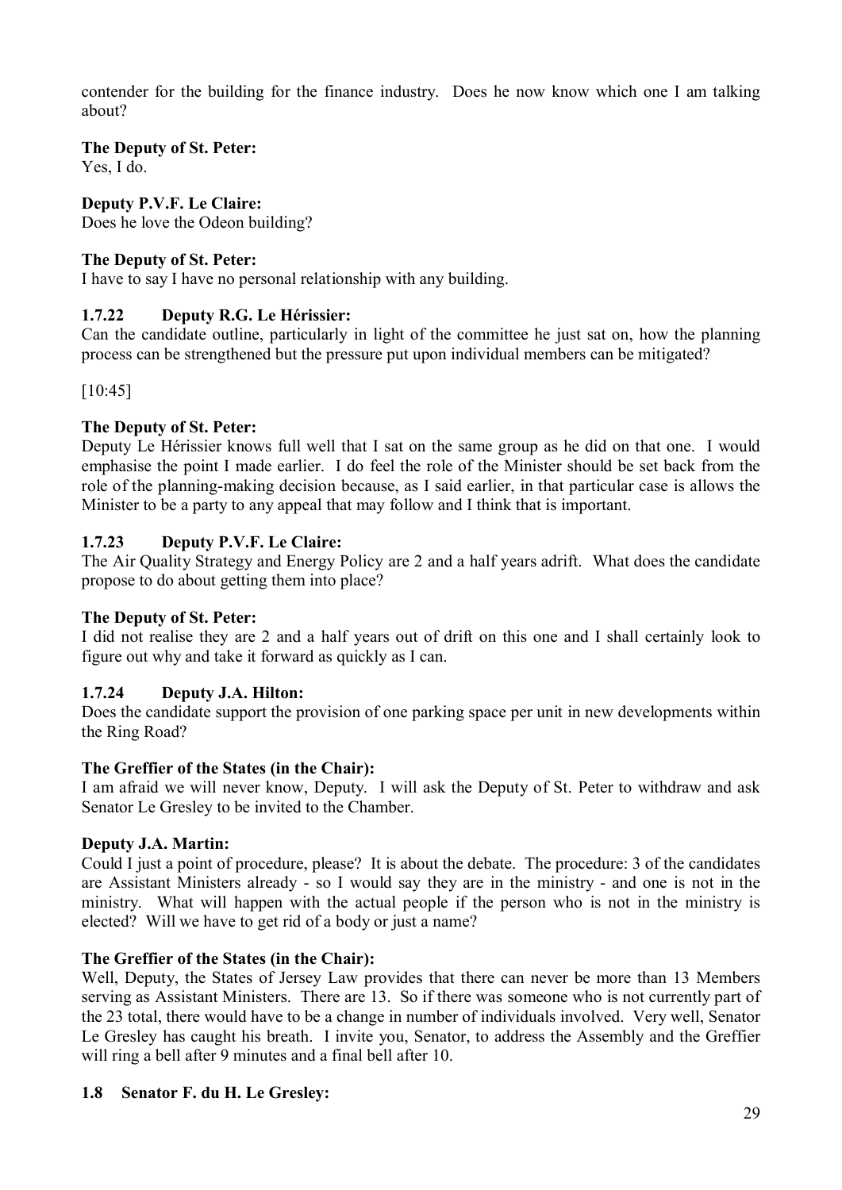contender for the building for the finance industry. Does he now know which one I am talking about?

**The Deputy of St. Peter:**
Yes, I do.

**Deputy P.V.F. Le Claire:**
Does he love the Odeon building?

**The Deputy of St. Peter:**
I have to say I have no personal relationship with any building.

### 1.7.22 Deputy R.G. Le Hérissier:

Can the candidate outline, particularly in light of the committee he just sat on, how the planning process can be strengthened but the pressure put upon individual members can be mitigated?

[10:45]

**The Deputy of St. Peter:**
Deputy Le Hérissier knows full well that I sat on the same group as he did on that one. I would emphasise the point I made earlier. I do feel the role of the Minister should be set back from the role of the planning-making decision because, as I said earlier, in that particular case is allows the Minister to be a party to any appeal that may follow and I think that is important.

### 1.7.23 Deputy P.V.F. Le Claire:

The Air Quality Strategy and Energy Policy are 2 and a half years adrift. What does the candidate propose to do about getting them into place?

**The Deputy of St. Peter:**
I did not realise they are 2 and a half years out of drift on this one and I shall certainly look to figure out why and take it forward as quickly as I can.

### 1.7.24 Deputy J.A. Hilton:

Does the candidate support the provision of one parking space per unit in new developments within the Ring Road?

**The Greffier of the States (in the Chair):**
I am afraid we will never know, Deputy. I will ask the Deputy of St. Peter to withdraw and ask Senator Le Gresley to be invited to the Chamber.

**Deputy J.A. Martin:**
Could I just a point of procedure, please? It is about the debate. The procedure: 3 of the candidates are Assistant Ministers already - so I would say they are in the ministry - and one is not in the ministry. What will happen with the actual people if the person who is not in the ministry is elected? Will we have to get rid of a body or just a name?

**The Greffier of the States (in the Chair):**
Well, Deputy, the States of Jersey Law provides that there can never be more than 13 Members serving as Assistant Ministers. There are 13. So if there was someone who is not currently part of the 23 total, there would have to be a change in number of individuals involved. Very well, Senator Le Gresley has caught his breath. I invite you, Senator, to address the Assembly and the Greffier will ring a bell after 9 minutes and a final bell after 10.

## 1.8 Senator F. du H. Le Gresley: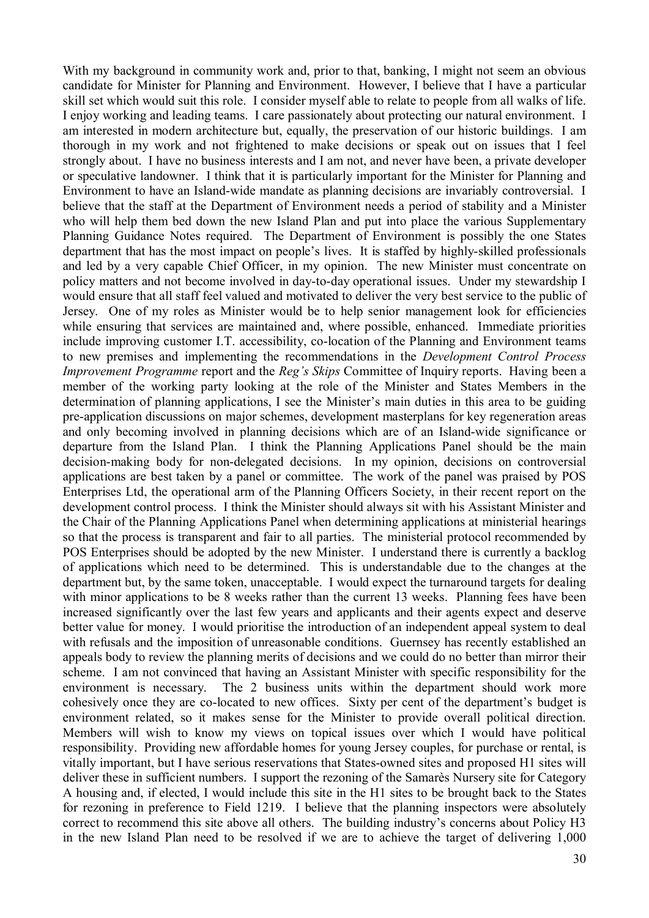With my background in community work and, prior to that, banking, I might not seem an obvious candidate for Minister for Planning and Environment. However, I believe that I have a particular skill set which would suit this role. I consider myself able to relate to people from all walks of life. I enjoy working and leading teams. I care passionately about protecting our natural environment. I am interested in modern architecture but, equally, the preservation of our historic buildings. I am thorough in my work and not frightened to make decisions or speak out on issues that I feel strongly about. I have no business interests and I am not, and never have been, a private developer or speculative landowner. I think that it is particularly important for the Minister for Planning and Environment to have an Island-wide mandate as planning decisions are invariably controversial. I believe that the staff at the Department of Environment needs a period of stability and a Minister who will help them bed down the new Island Plan and put into place the various Supplementary Planning Guidance Notes required. The Department of Environment is possibly the one States department that has the most impact on people's lives. It is staffed by highly-skilled professionals and led by a very capable Chief Officer, in my opinion. The new Minister must concentrate on policy matters and not become involved in day-to-day operational issues. Under my stewardship I would ensure that all staff feel valued and motivated to deliver the very best service to the public of Jersey. One of my roles as Minister would be to help senior management look for efficiencies while ensuring that services are maintained and, where possible, enhanced. Immediate priorities include improving customer I.T. accessibility, co-location of the Planning and Environment teams to new premises and implementing the recommendations in the *Development Control Process Improvement Programme* report and the *Reg's Skips* Committee of Inquiry reports. Having been a member of the working party looking at the role of the Minister and States Members in the determination of planning applications, I see the Minister's main duties in this area to be guiding pre-application discussions on major schemes, development masterplans for key regeneration areas and only becoming involved in planning decisions which are of an Island-wide significance or departure from the Island Plan. I think the Planning Applications Panel should be the main decision-making body for non-delegated decisions. In my opinion, decisions on controversial applications are best taken by a panel or committee. The work of the panel was praised by POS Enterprises Ltd, the operational arm of the Planning Officers Society, in their recent report on the development control process. I think the Minister should always sit with his Assistant Minister and the Chair of the Planning Applications Panel when determining applications at ministerial hearings so that the process is transparent and fair to all parties. The ministerial protocol recommended by POS Enterprises should be adopted by the new Minister. I understand there is currently a backlog of applications which need to be determined. This is understandable due to the changes at the department but, by the same token, unacceptable. I would expect the turnaround targets for dealing with minor applications to be 8 weeks rather than the current 13 weeks. Planning fees have been increased significantly over the last few years and applicants and their agents expect and deserve better value for money. I would prioritise the introduction of an independent appeal system to deal with refusals and the imposition of unreasonable conditions. Guernsey has recently established an appeals body to review the planning merits of decisions and we could do no better than mirror their scheme. I am not convinced that having an Assistant Minister with specific responsibility for the environment is necessary. The 2 business units within the department should work more cohesively once they are co-located to new offices. Sixty per cent of the department's budget is environment related, so it makes sense for the Minister to provide overall political direction. Members will wish to know my views on topical issues over which I would have political responsibility. Providing new affordable homes for young Jersey couples, for purchase or rental, is vitally important, but I have serious reservations that States-owned sites and proposed H1 sites will deliver these in sufficient numbers. I support the rezoning of the Samarès Nursery site for Category A housing and, if elected, I would include this site in the H1 sites to be brought back to the States for rezoning in preference to Field 1219. I believe that the planning inspectors were absolutely correct to recommend this site above all others. The building industry's concerns about Policy H3 in the new Island Plan need to be resolved if we are to achieve the target of delivering 1,000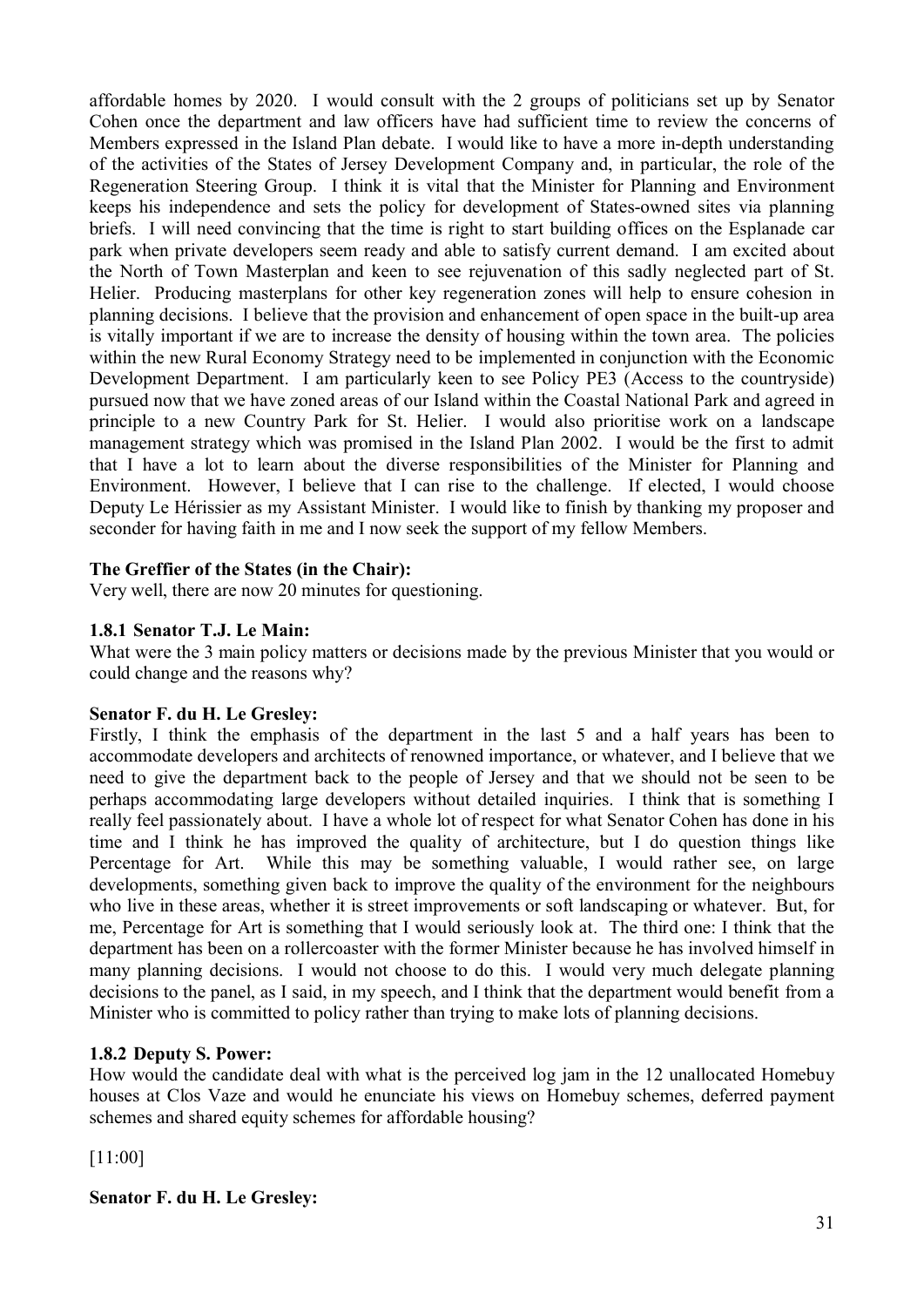affordable homes by 2020. I would consult with the 2 groups of politicians set up by Senator Cohen once the department and law officers have had sufficient time to review the concerns of Members expressed in the Island Plan debate. I would like to have a more in-depth understanding of the activities of the States of Jersey Development Company and, in particular, the role of the Regeneration Steering Group. I think it is vital that the Minister for Planning and Environment keeps his independence and sets the policy for development of States-owned sites via planning briefs. I will need convincing that the time is right to start building offices on the Esplanade car park when private developers seem ready and able to satisfy current demand. I am excited about the North of Town Masterplan and keen to see rejuvenation of this sadly neglected part of St. Helier. Producing masterplans for other key regeneration zones will help to ensure cohesion in planning decisions. I believe that the provision and enhancement of open space in the built-up area is vitally important if we are to increase the density of housing within the town area. The policies within the new Rural Economy Strategy need to be implemented in conjunction with the Economic Development Department. I am particularly keen to see Policy PE3 (Access to the countryside) pursued now that we have zoned areas of our Island within the Coastal National Park and agreed in principle to a new Country Park for St. Helier. I would also prioritise work on a landscape management strategy which was promised in the Island Plan 2002. I would be the first to admit that I have a lot to learn about the diverse responsibilities of the Minister for Planning and Environment. However, I believe that I can rise to the challenge. If elected, I would choose Deputy Le Hérissier as my Assistant Minister. I would like to finish by thanking my proposer and seconder for having faith in me and I now seek the support of my fellow Members.

**The Greffier of the States (in the Chair):**
Very well, there are now 20 minutes for questioning.

**1.8.1 Senator T.J. Le Main:**
What were the 3 main policy matters or decisions made by the previous Minister that you would or could change and the reasons why?

**Senator F. du H. Le Gresley:**
Firstly, I think the emphasis of the department in the last 5 and a half years has been to accommodate developers and architects of renowned importance, or whatever, and I believe that we need to give the department back to the people of Jersey and that we should not be seen to be perhaps accommodating large developers without detailed inquiries. I think that is something I really feel passionately about. I have a whole lot of respect for what Senator Cohen has done in his time and I think he has improved the quality of architecture, but I do question things like Percentage for Art. While this may be something valuable, I would rather see, on large developments, something given back to improve the quality of the environment for the neighbours who live in these areas, whether it is street improvements or soft landscaping or whatever. But, for me, Percentage for Art is something that I would seriously look at. The third one: I think that the department has been on a rollercoaster with the former Minister because he has involved himself in many planning decisions. I would not choose to do this. I would very much delegate planning decisions to the panel, as I said, in my speech, and I think that the department would benefit from a Minister who is committed to policy rather than trying to make lots of planning decisions.

**1.8.2 Deputy S. Power:**
How would the candidate deal with what is the perceived log jam in the 12 unallocated Homebuy houses at Clos Vaze and would he enunciate his views on Homebuy schemes, deferred payment schemes and shared equity schemes for affordable housing?

[11:00]

**Senator F. du H. Le Gresley:**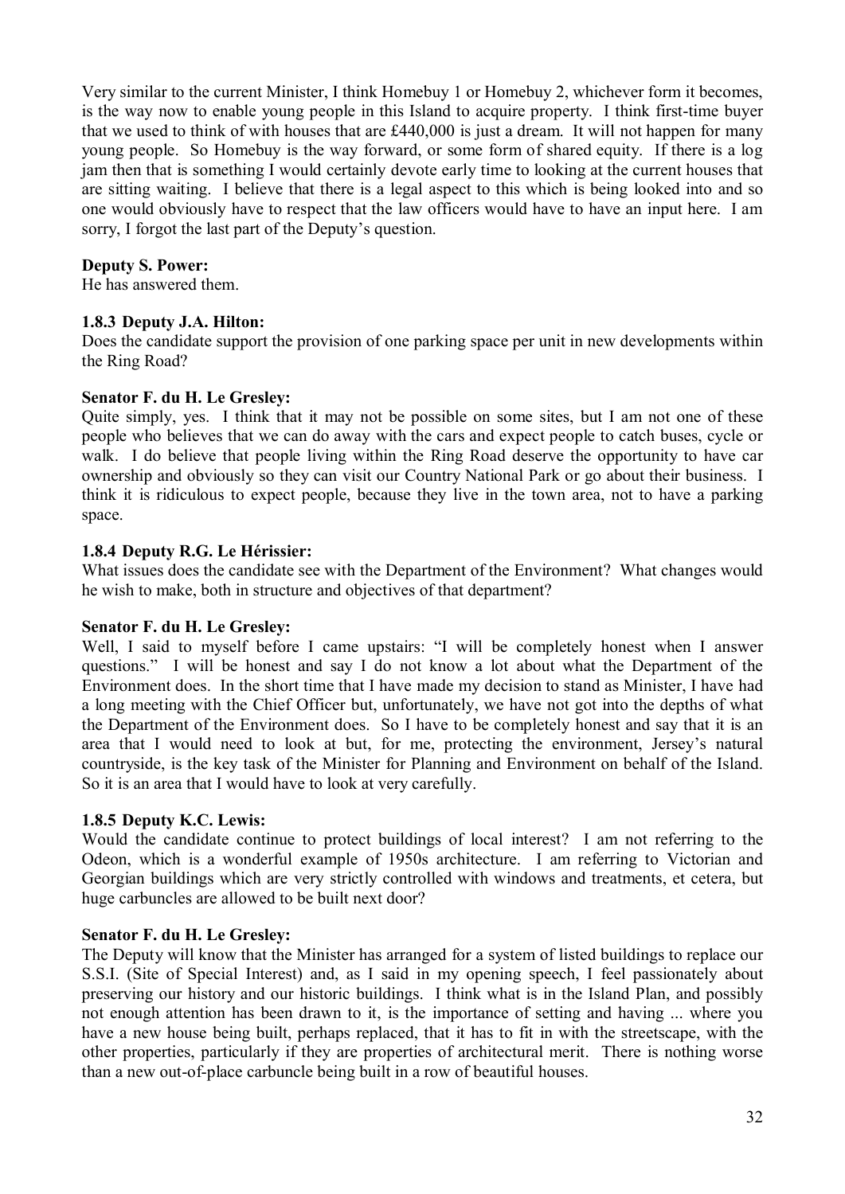Very similar to the current Minister, I think Homebuy 1 or Homebuy 2, whichever form it becomes, is the way now to enable young people in this Island to acquire property. I think first-time buyer that we used to think of with houses that are £440,000 is just a dream. It will not happen for many young people. So Homebuy is the way forward, or some form of shared equity. If there is a log jam then that is something I would certainly devote early time to looking at the current houses that are sitting waiting. I believe that there is a legal aspect to this which is being looked into and so one would obviously have to respect that the law officers would have to have an input here. I am sorry, I forgot the last part of the Deputy's question.

**Deputy S. Power:**
He has answered them.

### 1.8.3 Deputy J.A. Hilton:

Does the candidate support the provision of one parking space per unit in new developments within the Ring Road?

**Senator F. du H. Le Gresley:**
Quite simply, yes. I think that it may not be possible on some sites, but I am not one of these people who believes that we can do away with the cars and expect people to catch buses, cycle or walk. I do believe that people living within the Ring Road deserve the opportunity to have car ownership and obviously so they can visit our Country National Park or go about their business. I think it is ridiculous to expect people, because they live in the town area, not to have a parking space.

### 1.8.4 Deputy R.G. Le Hérissier:

What issues does the candidate see with the Department of the Environment? What changes would he wish to make, both in structure and objectives of that department?

**Senator F. du H. Le Gresley:**
Well, I said to myself before I came upstairs: "I will be completely honest when I answer questions." I will be honest and say I do not know a lot about what the Department of the Environment does. In the short time that I have made my decision to stand as Minister, I have had a long meeting with the Chief Officer but, unfortunately, we have not got into the depths of what the Department of the Environment does. So I have to be completely honest and say that it is an area that I would need to look at but, for me, protecting the environment, Jersey's natural countryside, is the key task of the Minister for Planning and Environment on behalf of the Island. So it is an area that I would have to look at very carefully.

### 1.8.5 Deputy K.C. Lewis:

Would the candidate continue to protect buildings of local interest? I am not referring to the Odeon, which is a wonderful example of 1950s architecture. I am referring to Victorian and Georgian buildings which are very strictly controlled with windows and treatments, et cetera, but huge carbuncles are allowed to be built next door?

**Senator F. du H. Le Gresley:**
The Deputy will know that the Minister has arranged for a system of listed buildings to replace our S.S.I. (Site of Special Interest) and, as I said in my opening speech, I feel passionately about preserving our history and our historic buildings. I think what is in the Island Plan, and possibly not enough attention has been drawn to it, is the importance of setting and having ... where you have a new house being built, perhaps replaced, that it has to fit in with the streetscape, with the other properties, particularly if they are properties of architectural merit. There is nothing worse than a new out-of-place carbuncle being built in a row of beautiful houses.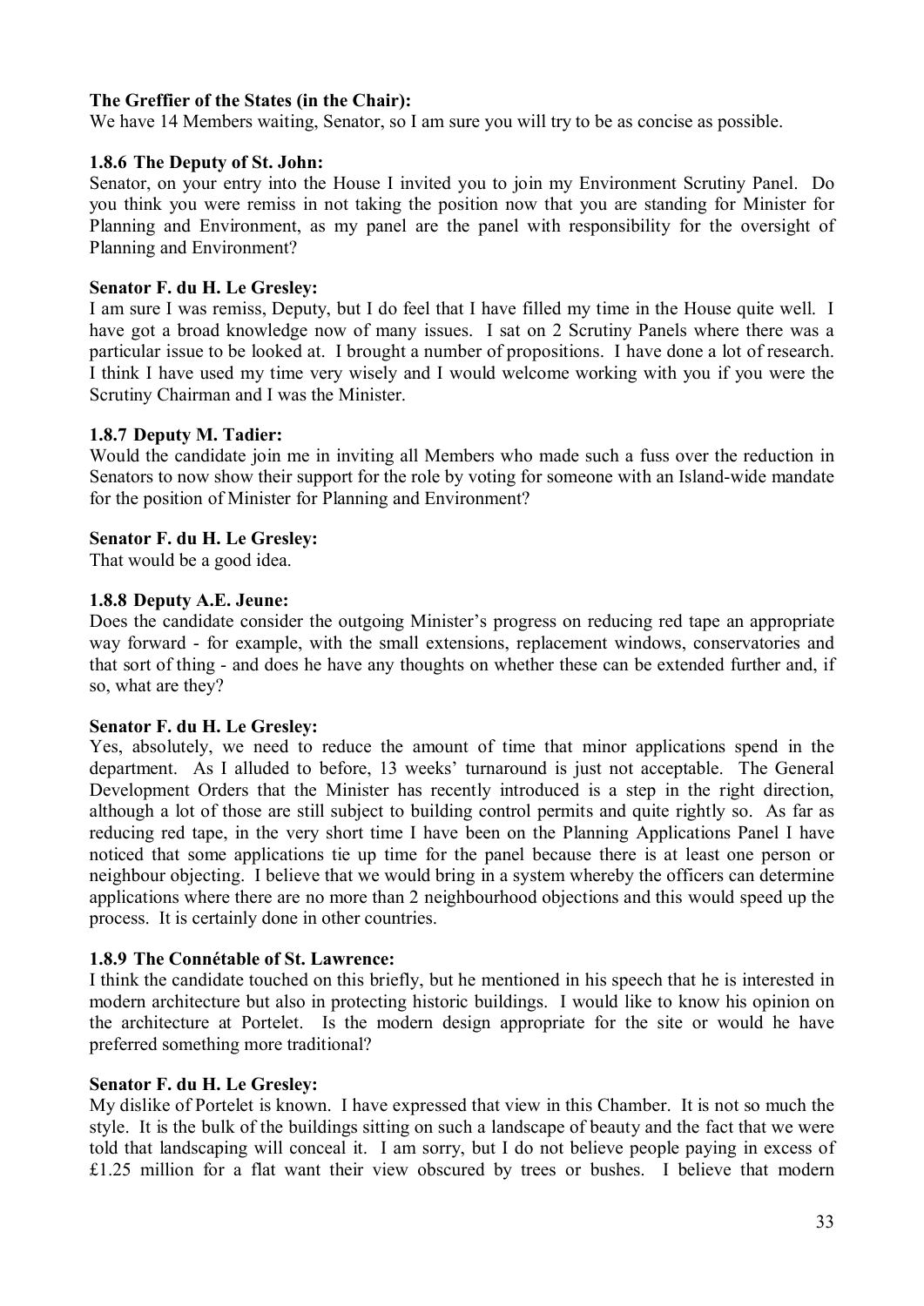**The Greffier of the States (in the Chair):**

We have 14 Members waiting, Senator, so I am sure you will try to be as concise as possible.

**1.8.6 The Deputy of St. John:**

Senator, on your entry into the House I invited you to join my Environment Scrutiny Panel. Do you think you were remiss in not taking the position now that you are standing for Minister for Planning and Environment, as my panel are the panel with responsibility for the oversight of Planning and Environment?

**Senator F. du H. Le Gresley:**

I am sure I was remiss, Deputy, but I do feel that I have filled my time in the House quite well. I have got a broad knowledge now of many issues. I sat on 2 Scrutiny Panels where there was a particular issue to be looked at. I brought a number of propositions. I have done a lot of research. I think I have used my time very wisely and I would welcome working with you if you were the Scrutiny Chairman and I was the Minister.

**1.8.7 Deputy M. Tadier:**

Would the candidate join me in inviting all Members who made such a fuss over the reduction in Senators to now show their support for the role by voting for someone with an Island-wide mandate for the position of Minister for Planning and Environment?

**Senator F. du H. Le Gresley:**

That would be a good idea.

**1.8.8 Deputy A.E. Jeune:**

Does the candidate consider the outgoing Minister's progress on reducing red tape an appropriate way forward - for example, with the small extensions, replacement windows, conservatories and that sort of thing - and does he have any thoughts on whether these can be extended further and, if so, what are they?

**Senator F. du H. Le Gresley:**

Yes, absolutely, we need to reduce the amount of time that minor applications spend in the department. As I alluded to before, 13 weeks' turnaround is just not acceptable. The General Development Orders that the Minister has recently introduced is a step in the right direction, although a lot of those are still subject to building control permits and quite rightly so. As far as reducing red tape, in the very short time I have been on the Planning Applications Panel I have noticed that some applications tie up time for the panel because there is at least one person or neighbour objecting. I believe that we would bring in a system whereby the officers can determine applications where there are no more than 2 neighbourhood objections and this would speed up the process. It is certainly done in other countries.

**1.8.9 The Connétable of St. Lawrence:**

I think the candidate touched on this briefly, but he mentioned in his speech that he is interested in modern architecture but also in protecting historic buildings. I would like to know his opinion on the architecture at Portelet. Is the modern design appropriate for the site or would he have preferred something more traditional?

**Senator F. du H. Le Gresley:**

My dislike of Portelet is known. I have expressed that view in this Chamber. It is not so much the style. It is the bulk of the buildings sitting on such a landscape of beauty and the fact that we were told that landscaping will conceal it. I am sorry, but I do not believe people paying in excess of £1.25 million for a flat want their view obscured by trees or bushes. I believe that modern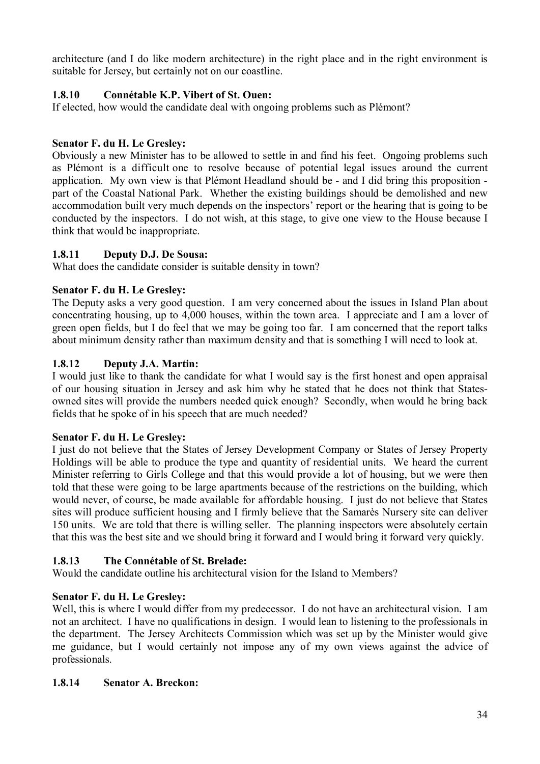architecture (and I do like modern architecture) in the right place and in the right environment is suitable for Jersey, but certainly not on our coastline.

### 1.8.10 Connétable K.P. Vibert of St. Ouen:

If elected, how would the candidate deal with ongoing problems such as Plémont?

**Senator F. du H. Le Gresley:**

Obviously a new Minister has to be allowed to settle in and find his feet. Ongoing problems such as Plémont is a difficult one to resolve because of potential legal issues around the current application. My own view is that Plémont Headland should be - and I did bring this proposition - part of the Coastal National Park. Whether the existing buildings should be demolished and new accommodation built very much depends on the inspectors' report or the hearing that is going to be conducted by the inspectors. I do not wish, at this stage, to give one view to the House because I think that would be inappropriate.

### 1.8.11 Deputy D.J. De Sousa:

What does the candidate consider is suitable density in town?

**Senator F. du H. Le Gresley:**

The Deputy asks a very good question. I am very concerned about the issues in Island Plan about concentrating housing, up to 4,000 houses, within the town area. I appreciate and I am a lover of green open fields, but I do feel that we may be going too far. I am concerned that the report talks about minimum density rather than maximum density and that is something I will need to look at.

### 1.8.12 Deputy J.A. Martin:

I would just like to thank the candidate for what I would say is the first honest and open appraisal of our housing situation in Jersey and ask him why he stated that he does not think that States-owned sites will provide the numbers needed quick enough? Secondly, when would he bring back fields that he spoke of in his speech that are much needed?

**Senator F. du H. Le Gresley:**

I just do not believe that the States of Jersey Development Company or States of Jersey Property Holdings will be able to produce the type and quantity of residential units. We heard the current Minister referring to Girls College and that this would provide a lot of housing, but we were then told that these were going to be large apartments because of the restrictions on the building, which would never, of course, be made available for affordable housing. I just do not believe that States sites will produce sufficient housing and I firmly believe that the Samarès Nursery site can deliver 150 units. We are told that there is willing seller. The planning inspectors were absolutely certain that this was the best site and we should bring it forward and I would bring it forward very quickly.

### 1.8.13 The Connétable of St. Brelade:

Would the candidate outline his architectural vision for the Island to Members?

**Senator F. du H. Le Gresley:**

Well, this is where I would differ from my predecessor. I do not have an architectural vision. I am not an architect. I have no qualifications in design. I would lean to listening to the professionals in the department. The Jersey Architects Commission which was set up by the Minister would give me guidance, but I would certainly not impose any of my own views against the advice of professionals.

### 1.8.14 Senator A. Breckon: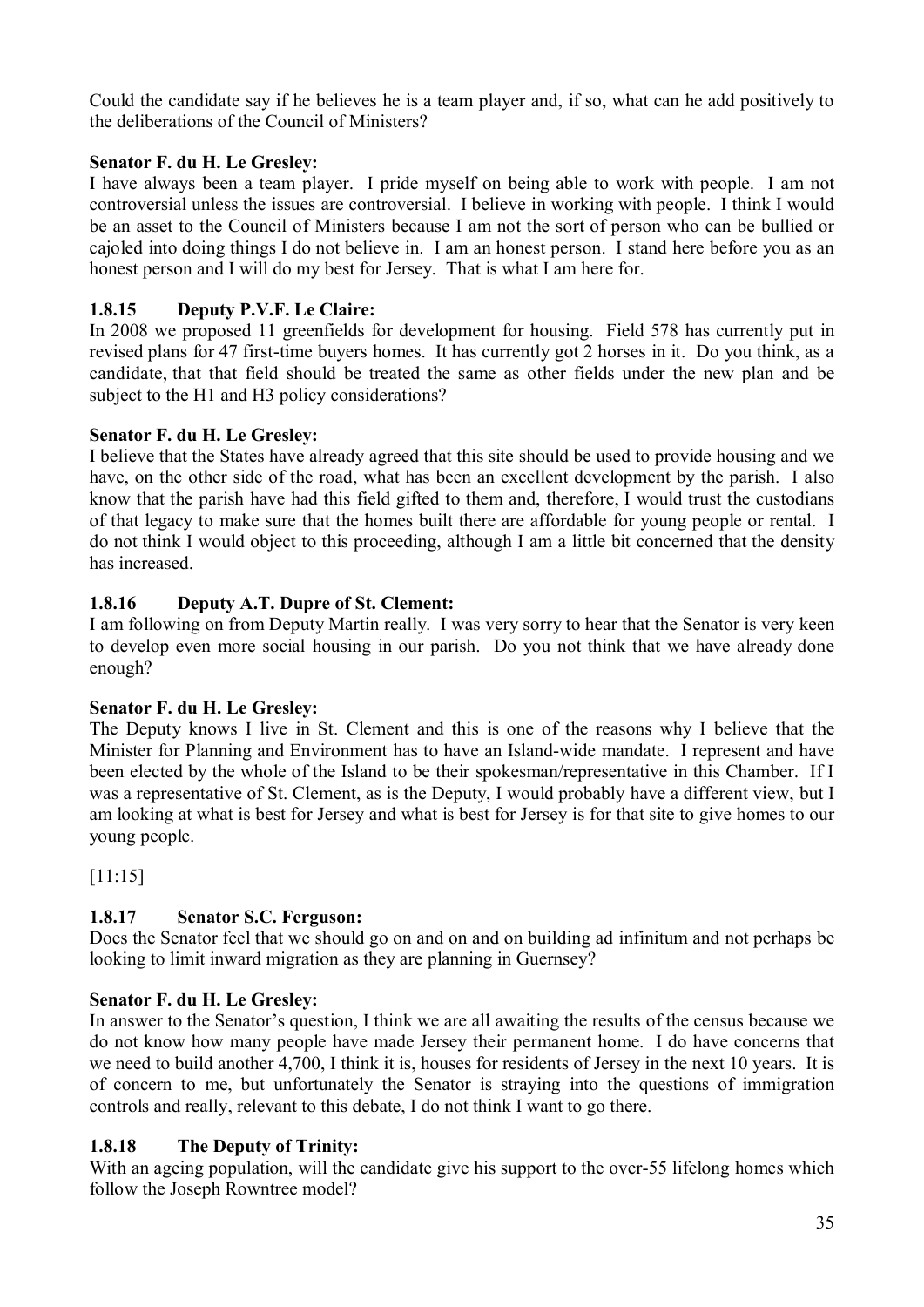Could the candidate say if he believes he is a team player and, if so, what can he add positively to the deliberations of the Council of Ministers?

**Senator F. du H. Le Gresley:**

I have always been a team player. I pride myself on being able to work with people. I am not controversial unless the issues are controversial. I believe in working with people. I think I would be an asset to the Council of Ministers because I am not the sort of person who can be bullied or cajoled into doing things I do not believe in. I am an honest person. I stand here before you as an honest person and I will do my best for Jersey. That is what I am here for.

### 1.8.15 Deputy P.V.F. Le Claire:

In 2008 we proposed 11 greenfields for development for housing. Field 578 has currently put in revised plans for 47 first-time buyers homes. It has currently got 2 horses in it. Do you think, as a candidate, that that field should be treated the same as other fields under the new plan and be subject to the H1 and H3 policy considerations?

**Senator F. du H. Le Gresley:**

I believe that the States have already agreed that this site should be used to provide housing and we have, on the other side of the road, what has been an excellent development by the parish. I also know that the parish have had this field gifted to them and, therefore, I would trust the custodians of that legacy to make sure that the homes built there are affordable for young people or rental. I do not think I would object to this proceeding, although I am a little bit concerned that the density has increased.

### 1.8.16 Deputy A.T. Dupre of St. Clement:

I am following on from Deputy Martin really. I was very sorry to hear that the Senator is very keen to develop even more social housing in our parish. Do you not think that we have already done enough?

**Senator F. du H. Le Gresley:**

The Deputy knows I live in St. Clement and this is one of the reasons why I believe that the Minister for Planning and Environment has to have an Island-wide mandate. I represent and have been elected by the whole of the Island to be their spokesman/representative in this Chamber. If I was a representative of St. Clement, as is the Deputy, I would probably have a different view, but I am looking at what is best for Jersey and what is best for Jersey is for that site to give homes to our young people.

[11:15]

### 1.8.17 Senator S.C. Ferguson:

Does the Senator feel that we should go on and on and on building ad infinitum and not perhaps be looking to limit inward migration as they are planning in Guernsey?

**Senator F. du H. Le Gresley:**

In answer to the Senator's question, I think we are all awaiting the results of the census because we do not know how many people have made Jersey their permanent home. I do have concerns that we need to build another 4,700, I think it is, houses for residents of Jersey in the next 10 years. It is of concern to me, but unfortunately the Senator is straying into the questions of immigration controls and really, relevant to this debate, I do not think I want to go there.

### 1.8.18 The Deputy of Trinity:

With an ageing population, will the candidate give his support to the over-55 lifelong homes which follow the Joseph Rowntree model?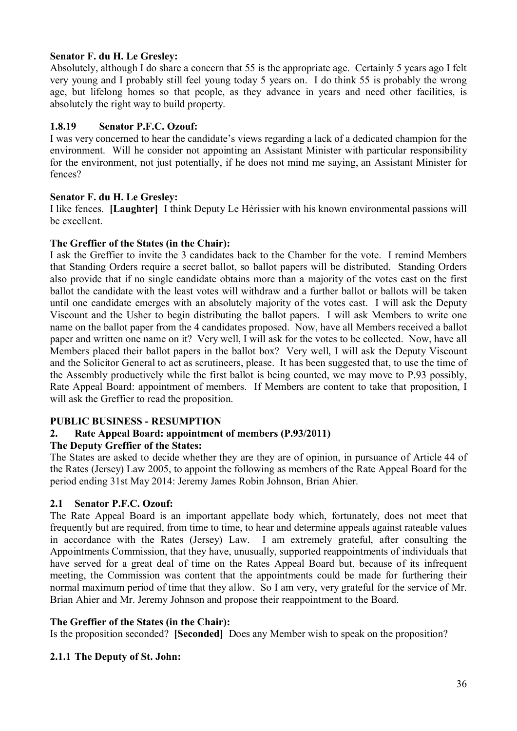**Senator F. du H. Le Gresley:**

Absolutely, although I do share a concern that 55 is the appropriate age. Certainly 5 years ago I felt very young and I probably still feel young today 5 years on. I do think 55 is probably the wrong age, but lifelong homes so that people, as they advance in years and need other facilities, is absolutely the right way to build property.

**1.8.19 Senator P.F.C. Ozouf:**

I was very concerned to hear the candidate's views regarding a lack of a dedicated champion for the environment. Will he consider not appointing an Assistant Minister with particular responsibility for the environment, not just potentially, if he does not mind me saying, an Assistant Minister for fences?

**Senator F. du H. Le Gresley:**

I like fences. **[Laughter]** I think Deputy Le Hérissier with his known environmental passions will be excellent.

**The Greffier of the States (in the Chair):**

I ask the Greffier to invite the 3 candidates back to the Chamber for the vote. I remind Members that Standing Orders require a secret ballot, so ballot papers will be distributed. Standing Orders also provide that if no single candidate obtains more than a majority of the votes cast on the first ballot the candidate with the least votes will withdraw and a further ballot or ballots will be taken until one candidate emerges with an absolutely majority of the votes cast. I will ask the Deputy Viscount and the Usher to begin distributing the ballot papers. I will ask Members to write one name on the ballot paper from the 4 candidates proposed. Now, have all Members received a ballot paper and written one name on it? Very well, I will ask for the votes to be collected. Now, have all Members placed their ballot papers in the ballot box? Very well, I will ask the Deputy Viscount and the Solicitor General to act as scrutineers, please. It has been suggested that, to use the time of the Assembly productively while the first ballot is being counted, we may move to P.93 possibly, Rate Appeal Board: appointment of members. If Members are content to take that proposition, I will ask the Greffier to read the proposition.

**PUBLIC BUSINESS - RESUMPTION**

**2. Rate Appeal Board: appointment of members (P.93/2011)**

**The Deputy Greffier of the States:**

The States are asked to decide whether they are they are of opinion, in pursuance of Article 44 of the Rates (Jersey) Law 2005, to appoint the following as members of the Rate Appeal Board for the period ending 31st May 2014: Jeremy James Robin Johnson, Brian Ahier.

**2.1 Senator P.F.C. Ozouf:**

The Rate Appeal Board is an important appellate body which, fortunately, does not meet that frequently but are required, from time to time, to hear and determine appeals against rateable values in accordance with the Rates (Jersey) Law. I am extremely grateful, after consulting the Appointments Commission, that they have, unusually, supported reappointments of individuals that have served for a great deal of time on the Rates Appeal Board but, because of its infrequent meeting, the Commission was content that the appointments could be made for furthering their normal maximum period of time that they allow. So I am very, very grateful for the service of Mr. Brian Ahier and Mr. Jeremy Johnson and propose their reappointment to the Board.

**The Greffier of the States (in the Chair):**

Is the proposition seconded? **[Seconded]** Does any Member wish to speak on the proposition?

**2.1.1 The Deputy of St. John:**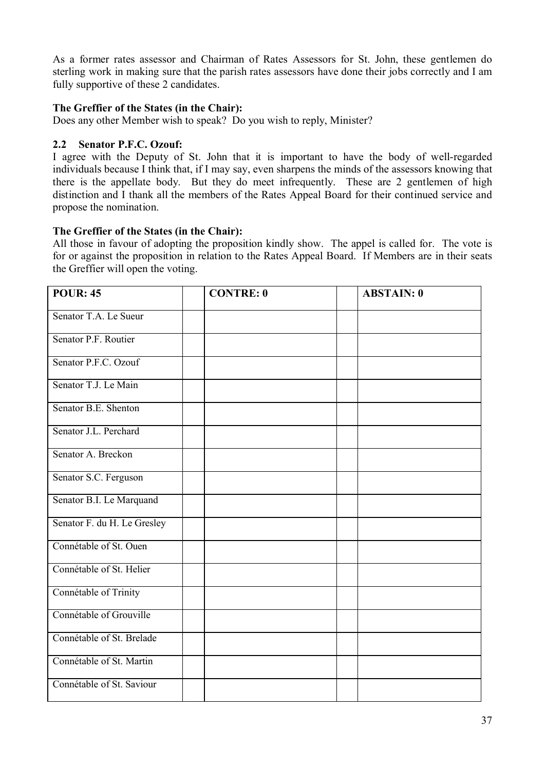As a former rates assessor and Chairman of Rates Assessors for St. John, these gentlemen do sterling work in making sure that the parish rates assessors have done their jobs correctly and I am fully supportive of these 2 candidates.

**The Greffier of the States (in the Chair):**

Does any other Member wish to speak? Do you wish to reply, Minister?

### 2.2 Senator P.F.C. Ozouf:

I agree with the Deputy of St. John that it is important to have the body of well-regarded individuals because I think that, if I may say, even sharpens the minds of the assessors knowing that there is the appellate body. But they do meet infrequently. These are 2 gentlemen of high distinction and I thank all the members of the Rates Appeal Board for their continued service and propose the nomination.

**The Greffier of the States (in the Chair):**

All those in favour of adopting the proposition kindly show. The appel is called for. The vote is for or against the proposition in relation to the Rates Appeal Board. If Members are in their seats the Greffier will open the voting.

| POUR: 45 | | CONTRE: 0 | | ABSTAIN: 0 |
|---|---|---|---|---|
| Senator T.A. Le Sueur | | | | |
| Senator P.F. Routier | | | | |
| Senator P.F.C. Ozouf | | | | |
| Senator T.J. Le Main | | | | |
| Senator B.E. Shenton | | | | |
| Senator J.L. Perchard | | | | |
| Senator A. Breckon | | | | |
| Senator S.C. Ferguson | | | | |
| Senator B.I. Le Marquand | | | | |
| Senator F. du H. Le Gresley | | | | |
| Connétable of St. Ouen | | | | |
| Connétable of St. Helier | | | | |
| Connétable of Trinity | | | | |
| Connétable of Grouville | | | | |
| Connétable of St. Brelade | | | | |
| Connétable of St. Martin | | | | |
| Connétable of St. Saviour | | | | |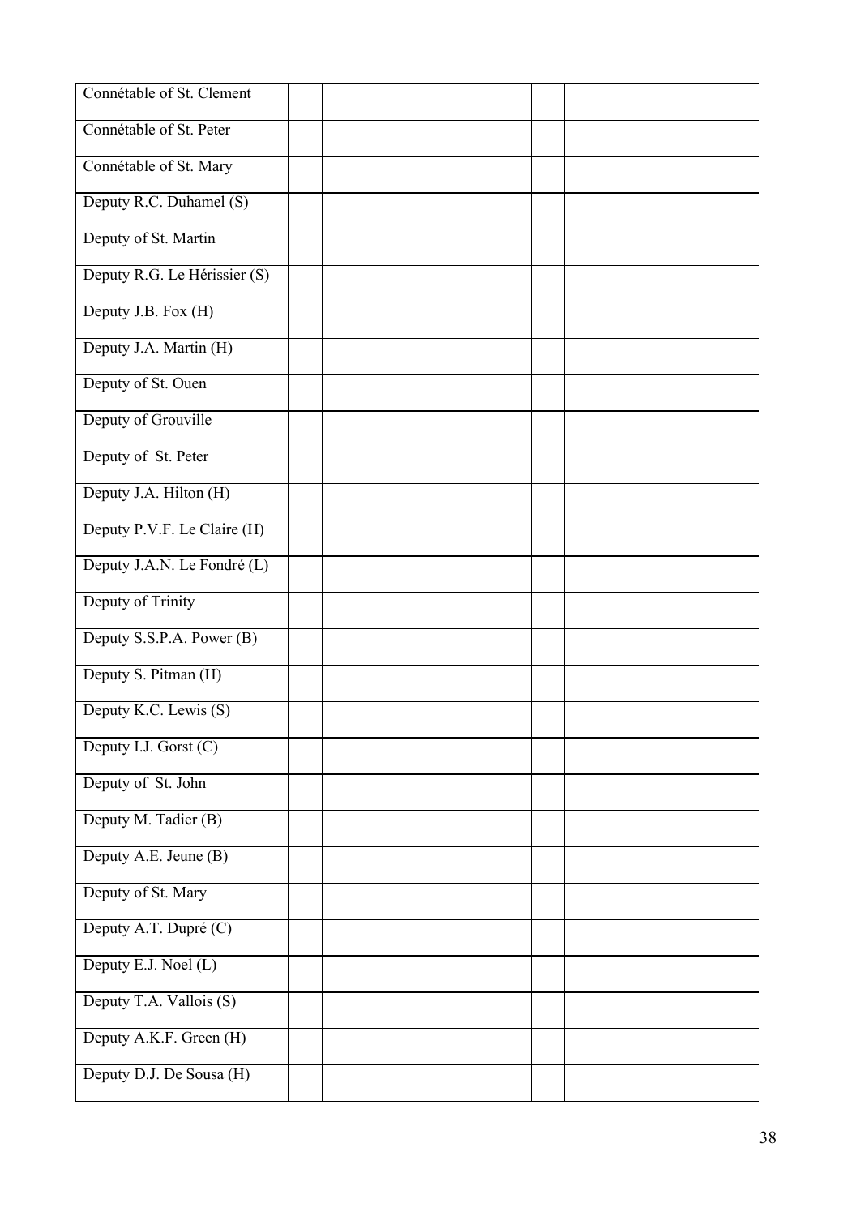| | | | | |
|---|---|---|---|---|
| Connétable of St. Clement | | | | |
| Connétable of St. Peter | | | | |
| Connétable of St. Mary | | | | |
| Deputy R.C. Duhamel (S) | | | | |
| Deputy of St. Martin | | | | |
| Deputy R.G. Le Hérissier (S) | | | | |
| Deputy J.B. Fox (H) | | | | |
| Deputy J.A. Martin (H) | | | | |
| Deputy of St. Ouen | | | | |
| Deputy of Grouville | | | | |
| Deputy of  St. Peter | | | | |
| Deputy J.A. Hilton (H) | | | | |
| Deputy P.V.F. Le Claire (H) | | | | |
| Deputy J.A.N. Le Fondré (L) | | | | |
| Deputy of Trinity | | | | |
| Deputy S.S.P.A. Power (B) | | | | |
| Deputy S. Pitman (H) | | | | |
| Deputy K.C. Lewis (S) | | | | |
| Deputy I.J. Gorst (C) | | | | |
| Deputy of  St. John | | | | |
| Deputy M. Tadier (B) | | | | |
| Deputy A.E. Jeune (B) | | | | |
| Deputy of St. Mary | | | | |
| Deputy A.T. Dupré (C) | | | | |
| Deputy E.J. Noel (L) | | | | |
| Deputy T.A. Vallois (S) | | | | |
| Deputy A.K.F. Green (H) | | | | |
| Deputy D.J. De Sousa (H) | | | | |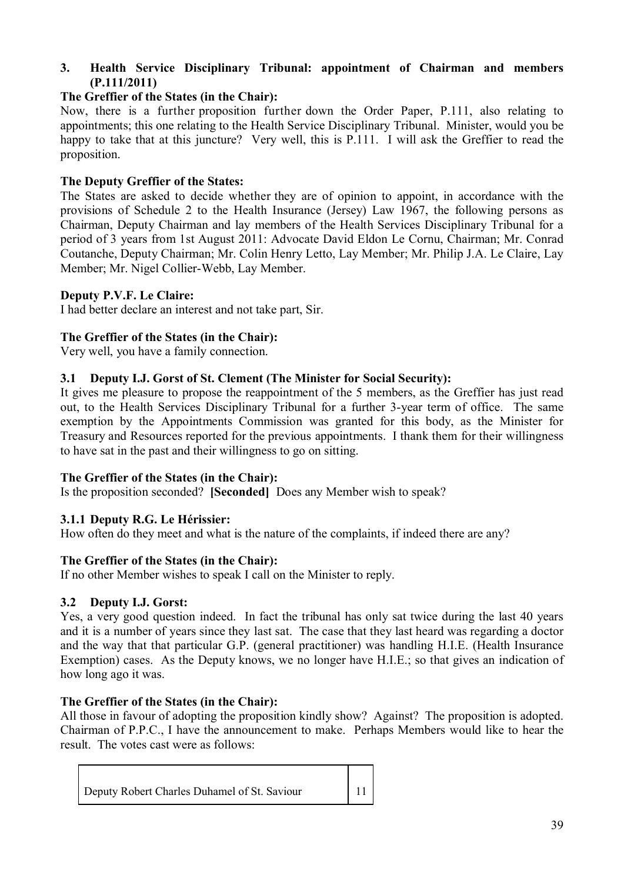### 3. Health Service Disciplinary Tribunal: appointment of Chairman and members (P.111/2011)

**The Greffier of the States (in the Chair):**

Now, there is a further proposition further down the Order Paper, P.111, also relating to appointments; this one relating to the Health Service Disciplinary Tribunal. Minister, would you be happy to take that at this juncture? Very well, this is P.111. I will ask the Greffier to read the proposition.

**The Deputy Greffier of the States:**

The States are asked to decide whether they are of opinion to appoint, in accordance with the provisions of Schedule 2 to the Health Insurance (Jersey) Law 1967, the following persons as Chairman, Deputy Chairman and lay members of the Health Services Disciplinary Tribunal for a period of 3 years from 1st August 2011: Advocate David Eldon Le Cornu, Chairman; Mr. Conrad Coutanche, Deputy Chairman; Mr. Colin Henry Letto, Lay Member; Mr. Philip J.A. Le Claire, Lay Member; Mr. Nigel Collier-Webb, Lay Member.

**Deputy P.V.F. Le Claire:**

I had better declare an interest and not take part, Sir.

**The Greffier of the States (in the Chair):**

Very well, you have a family connection.

#### 3.1 Deputy I.J. Gorst of St. Clement (The Minister for Social Security):

It gives me pleasure to propose the reappointment of the 5 members, as the Greffier has just read out, to the Health Services Disciplinary Tribunal for a further 3-year term of office. The same exemption by the Appointments Commission was granted for this body, as the Minister for Treasury and Resources reported for the previous appointments. I thank them for their willingness to have sat in the past and their willingness to go on sitting.

**The Greffier of the States (in the Chair):**

Is the proposition seconded? **[Seconded]** Does any Member wish to speak?

#### 3.1.1 Deputy R.G. Le Hérissier:

How often do they meet and what is the nature of the complaints, if indeed there are any?

**The Greffier of the States (in the Chair):**

If no other Member wishes to speak I call on the Minister to reply.

#### 3.2 Deputy I.J. Gorst:

Yes, a very good question indeed. In fact the tribunal has only sat twice during the last 40 years and it is a number of years since they last sat. The case that they last heard was regarding a doctor and the way that that particular G.P. (general practitioner) was handling H.I.E. (Health Insurance Exemption) cases. As the Deputy knows, we no longer have H.I.E.; so that gives an indication of how long ago it was.

**The Greffier of the States (in the Chair):**

All those in favour of adopting the proposition kindly show? Against? The proposition is adopted. Chairman of P.P.C., I have the announcement to make. Perhaps Members would like to hear the result. The votes cast were as follows:

| | |
|---|---|
| Deputy Robert Charles Duhamel of St. Saviour | 11 |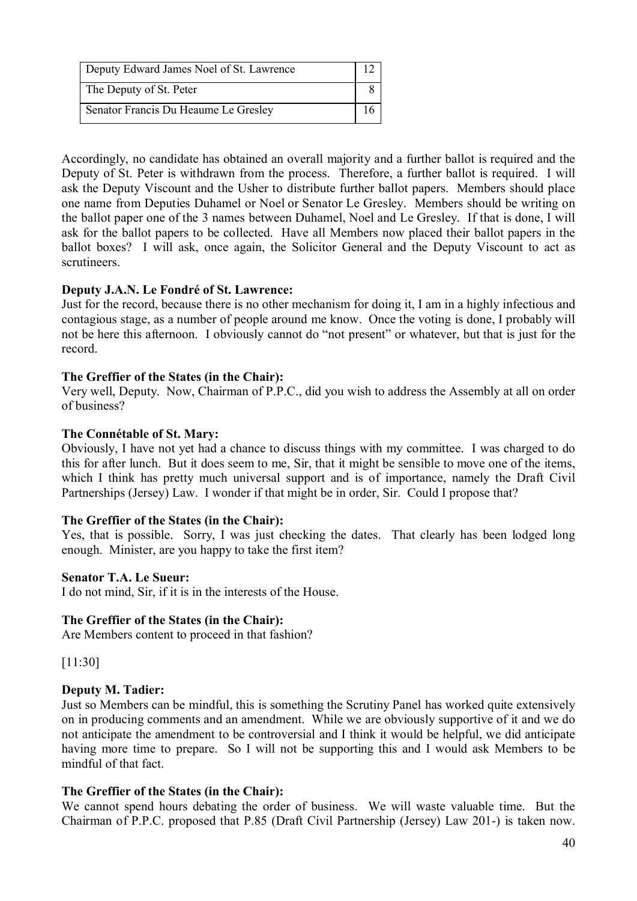| Deputy Edward James Noel of St. Lawrence | 12 |
|---|---|
| The Deputy of St. Peter | 8 |
| Senator Francis Du Heaume Le Gresley | 16 |

Accordingly, no candidate has obtained an overall majority and a further ballot is required and the Deputy of St. Peter is withdrawn from the process. Therefore, a further ballot is required. I will ask the Deputy Viscount and the Usher to distribute further ballot papers. Members should place one name from Deputies Duhamel or Noel or Senator Le Gresley. Members should be writing on the ballot paper one of the 3 names between Duhamel, Noel and Le Gresley. If that is done, I will ask for the ballot papers to be collected. Have all Members now placed their ballot papers in the ballot boxes? I will ask, once again, the Solicitor General and the Deputy Viscount to act as scrutineers.

**Deputy J.A.N. Le Fondré of St. Lawrence:**

Just for the record, because there is no other mechanism for doing it, I am in a highly infectious and contagious stage, as a number of people around me know. Once the voting is done, I probably will not be here this afternoon. I obviously cannot do "not present" or whatever, but that is just for the record.

**The Greffier of the States (in the Chair):**

Very well, Deputy. Now, Chairman of P.P.C., did you wish to address the Assembly at all on order of business?

**The Connétable of St. Mary:**

Obviously, I have not yet had a chance to discuss things with my committee. I was charged to do this for after lunch. But it does seem to me, Sir, that it might be sensible to move one of the items, which I think has pretty much universal support and is of importance, namely the Draft Civil Partnerships (Jersey) Law. I wonder if that might be in order, Sir. Could I propose that?

**The Greffier of the States (in the Chair):**

Yes, that is possible. Sorry, I was just checking the dates. That clearly has been lodged long enough. Minister, are you happy to take the first item?

**Senator T.A. Le Sueur:**

I do not mind, Sir, if it is in the interests of the House.

**The Greffier of the States (in the Chair):**

Are Members content to proceed in that fashion?

[11:30]

**Deputy M. Tadier:**

Just so Members can be mindful, this is something the Scrutiny Panel has worked quite extensively on in producing comments and an amendment. While we are obviously supportive of it and we do not anticipate the amendment to be controversial and I think it would be helpful, we did anticipate having more time to prepare. So I will not be supporting this and I would ask Members to be mindful of that fact.

**The Greffier of the States (in the Chair):**

We cannot spend hours debating the order of business. We will waste valuable time. But the Chairman of P.P.C. proposed that P.85 (Draft Civil Partnership (Jersey) Law 201-) is taken now.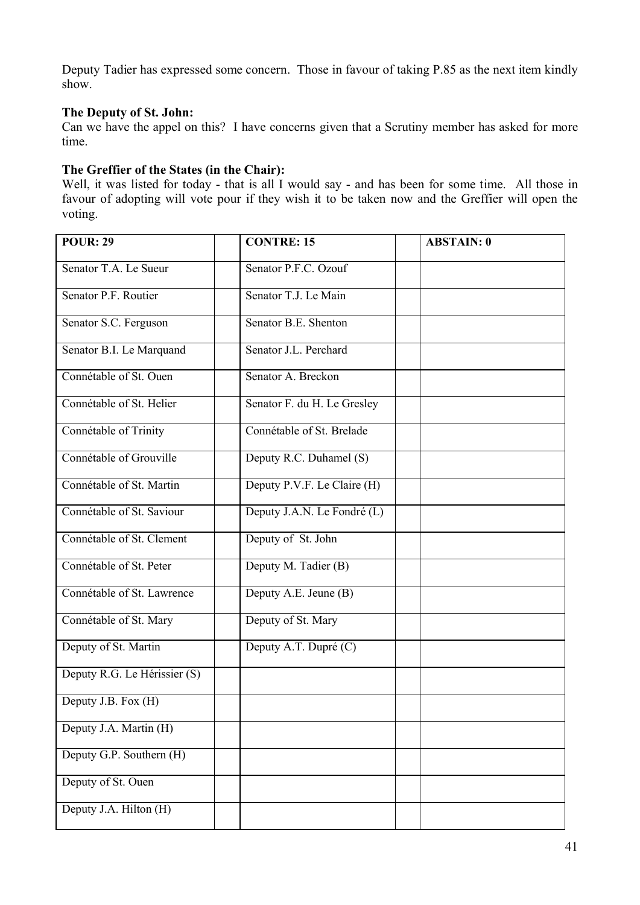Deputy Tadier has expressed some concern. Those in favour of taking P.85 as the next item kindly show.

**The Deputy of St. John:**

Can we have the appel on this? I have concerns given that a Scrutiny member has asked for more time.

**The Greffier of the States (in the Chair):**

Well, it was listed for today - that is all I would say - and has been for some time. All those in favour of adopting will vote pour if they wish it to be taken now and the Greffier will open the voting.

| POUR: 29 | | CONTRE: 15 | | ABSTAIN: 0 |
|---|---|---|---|---|
| Senator T.A. Le Sueur | | Senator P.F.C. Ozouf | | |
| Senator P.F. Routier | | Senator T.J. Le Main | | |
| Senator S.C. Ferguson | | Senator B.E. Shenton | | |
| Senator B.I. Le Marquand | | Senator J.L. Perchard | | |
| Connétable of St. Ouen | | Senator A. Breckon | | |
| Connétable of St. Helier | | Senator F. du H. Le Gresley | | |
| Connétable of Trinity | | Connétable of St. Brelade | | |
| Connétable of Grouville | | Deputy R.C. Duhamel (S) | | |
| Connétable of St. Martin | | Deputy P.V.F. Le Claire (H) | | |
| Connétable of St. Saviour | | Deputy J.A.N. Le Fondré (L) | | |
| Connétable of St. Clement | | Deputy of St. John | | |
| Connétable of St. Peter | | Deputy M. Tadier (B) | | |
| Connétable of St. Lawrence | | Deputy A.E. Jeune (B) | | |
| Connétable of St. Mary | | Deputy of St. Mary | | |
| Deputy of St. Martin | | Deputy A.T. Dupré (C) | | |
| Deputy R.G. Le Hérissier (S) | | | | |
| Deputy J.B. Fox (H) | | | | |
| Deputy J.A. Martin (H) | | | | |
| Deputy G.P. Southern (H) | | | | |
| Deputy of St. Ouen | | | | |
| Deputy J.A. Hilton (H) | | | | |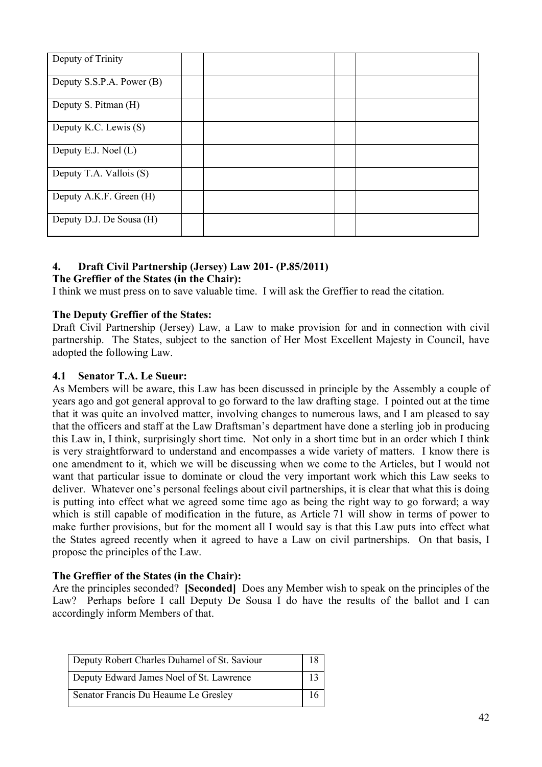| Deputy of Trinity | | | | |
|---|---|---|---|---|
| Deputy S.S.P.A. Power (B) | | | | |
| Deputy S. Pitman (H) | | | | |
| Deputy K.C. Lewis (S) | | | | |
| Deputy E.J. Noel (L) | | | | |
| Deputy T.A. Vallois (S) | | | | |
| Deputy A.K.F. Green (H) | | | | |
| Deputy D.J. De Sousa (H) | | | | |

## 4. Draft Civil Partnership (Jersey) Law 201- (P.85/2011)

**The Greffier of the States (in the Chair):**

I think we must press on to save valuable time. I will ask the Greffier to read the citation.

**The Deputy Greffier of the States:**

Draft Civil Partnership (Jersey) Law, a Law to make provision for and in connection with civil partnership. The States, subject to the sanction of Her Most Excellent Majesty in Council, have adopted the following Law.

### 4.1 Senator T.A. Le Sueur:

As Members will be aware, this Law has been discussed in principle by the Assembly a couple of years ago and got general approval to go forward to the law drafting stage. I pointed out at the time that it was quite an involved matter, involving changes to numerous laws, and I am pleased to say that the officers and staff at the Law Draftsman's department have done a sterling job in producing this Law in, I think, surprisingly short time. Not only in a short time but in an order which I think is very straightforward to understand and encompasses a wide variety of matters. I know there is one amendment to it, which we will be discussing when we come to the Articles, but I would not want that particular issue to dominate or cloud the very important work which this Law seeks to deliver. Whatever one's personal feelings about civil partnerships, it is clear that what this is doing is putting into effect what we agreed some time ago as being the right way to go forward; a way which is still capable of modification in the future, as Article 71 will show in terms of power to make further provisions, but for the moment all I would say is that this Law puts into effect what the States agreed recently when it agreed to have a Law on civil partnerships. On that basis, I propose the principles of the Law.

**The Greffier of the States (in the Chair):**

Are the principles seconded? **[Seconded]** Does any Member wish to speak on the principles of the Law? Perhaps before I call Deputy De Sousa I do have the results of the ballot and I can accordingly inform Members of that.

| Deputy Robert Charles Duhamel of St. Saviour | 18 |
|---|---|
| Deputy Edward James Noel of St. Lawrence | 13 |
| Senator Francis Du Heaume Le Gresley | 16 |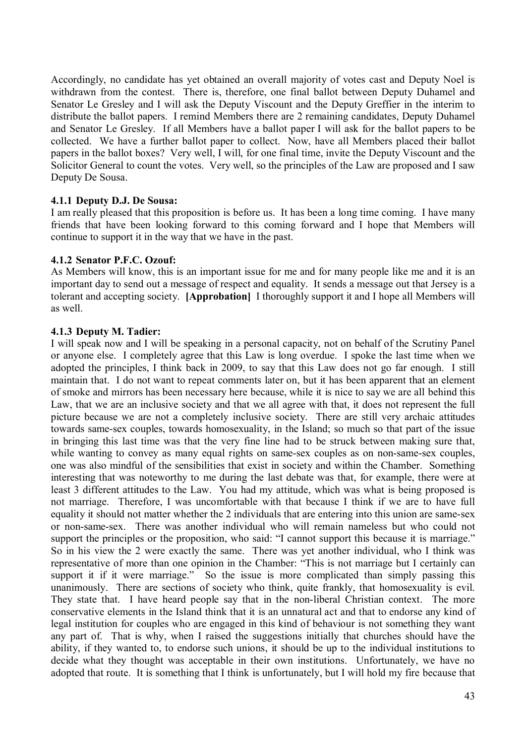Accordingly, no candidate has yet obtained an overall majority of votes cast and Deputy Noel is withdrawn from the contest. There is, therefore, one final ballot between Deputy Duhamel and Senator Le Gresley and I will ask the Deputy Viscount and the Deputy Greffier in the interim to distribute the ballot papers. I remind Members there are 2 remaining candidates, Deputy Duhamel and Senator Le Gresley. If all Members have a ballot paper I will ask for the ballot papers to be collected. We have a further ballot paper to collect. Now, have all Members placed their ballot papers in the ballot boxes? Very well, I will, for one final time, invite the Deputy Viscount and the Solicitor General to count the votes. Very well, so the principles of the Law are proposed and I saw Deputy De Sousa.

### 4.1.1 Deputy D.J. De Sousa:

I am really pleased that this proposition is before us. It has been a long time coming. I have many friends that have been looking forward to this coming forward and I hope that Members will continue to support it in the way that we have in the past.

### 4.1.2 Senator P.F.C. Ozouf:

As Members will know, this is an important issue for me and for many people like me and it is an important day to send out a message of respect and equality. It sends a message out that Jersey is a tolerant and accepting society. **[Approbation]** I thoroughly support it and I hope all Members will as well.

### 4.1.3 Deputy M. Tadier:

I will speak now and I will be speaking in a personal capacity, not on behalf of the Scrutiny Panel or anyone else. I completely agree that this Law is long overdue. I spoke the last time when we adopted the principles, I think back in 2009, to say that this Law does not go far enough. I still maintain that. I do not want to repeat comments later on, but it has been apparent that an element of smoke and mirrors has been necessary here because, while it is nice to say we are all behind this Law, that we are an inclusive society and that we all agree with that, it does not represent the full picture because we are not a completely inclusive society. There are still very archaic attitudes towards same-sex couples, towards homosexuality, in the Island; so much so that part of the issue in bringing this last time was that the very fine line had to be struck between making sure that, while wanting to convey as many equal rights on same-sex couples as on non-same-sex couples, one was also mindful of the sensibilities that exist in society and within the Chamber. Something interesting that was noteworthy to me during the last debate was that, for example, there were at least 3 different attitudes to the Law. You had my attitude, which was what is being proposed is not marriage. Therefore, I was uncomfortable with that because I think if we are to have full equality it should not matter whether the 2 individuals that are entering into this union are same-sex or non-same-sex. There was another individual who will remain nameless but who could not support the principles or the proposition, who said: "I cannot support this because it is marriage." So in his view the 2 were exactly the same. There was yet another individual, who I think was representative of more than one opinion in the Chamber: "This is not marriage but I certainly can support it if it were marriage." So the issue is more complicated than simply passing this unanimously. There are sections of society who think, quite frankly, that homosexuality is evil. They state that. I have heard people say that in the non-liberal Christian context. The more conservative elements in the Island think that it is an unnatural act and that to endorse any kind of legal institution for couples who are engaged in this kind of behaviour is not something they want any part of. That is why, when I raised the suggestions initially that churches should have the ability, if they wanted to, to endorse such unions, it should be up to the individual institutions to decide what they thought was acceptable in their own institutions. Unfortunately, we have no adopted that route. It is something that I think is unfortunately, but I will hold my fire because that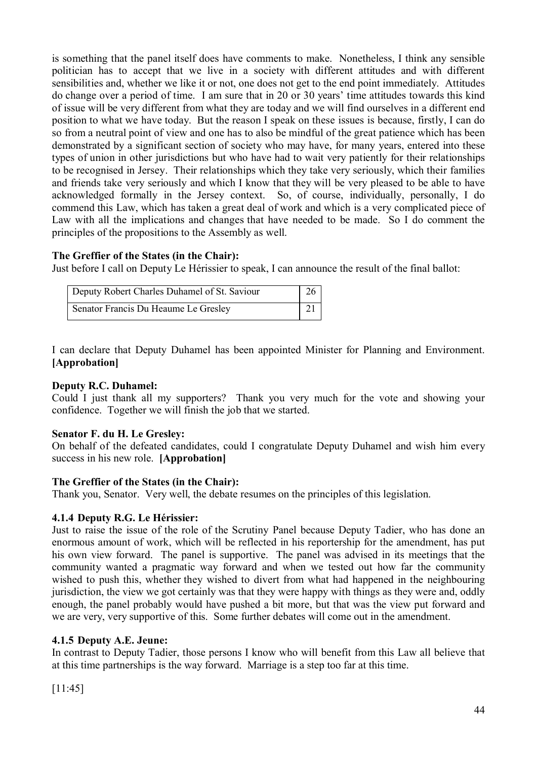is something that the panel itself does have comments to make. Nonetheless, I think any sensible politician has to accept that we live in a society with different attitudes and with different sensibilities and, whether we like it or not, one does not get to the end point immediately. Attitudes do change over a period of time. I am sure that in 20 or 30 years' time attitudes towards this kind of issue will be very different from what they are today and we will find ourselves in a different end position to what we have today. But the reason I speak on these issues is because, firstly, I can do so from a neutral point of view and one has to also be mindful of the great patience which has been demonstrated by a significant section of society who may have, for many years, entered into these types of union in other jurisdictions but who have had to wait very patiently for their relationships to be recognised in Jersey. Their relationships which they take very seriously, which their families and friends take very seriously and which I know that they will be very pleased to be able to have acknowledged formally in the Jersey context. So, of course, individually, personally, I do commend this Law, which has taken a great deal of work and which is a very complicated piece of Law with all the implications and changes that have needed to be made. So I do comment the principles of the propositions to the Assembly as well.

**The Greffier of the States (in the Chair):**
Just before I call on Deputy Le Hérissier to speak, I can announce the result of the final ballot:

| | |
|---|---|
| Deputy Robert Charles Duhamel of St. Saviour | 26 |
| Senator Francis Du Heaume Le Gresley | 21 |

I can declare that Deputy Duhamel has been appointed Minister for Planning and Environment. **[Approbation]**

**Deputy R.C. Duhamel:**
Could I just thank all my supporters? Thank you very much for the vote and showing your confidence. Together we will finish the job that we started.

**Senator F. du H. Le Gresley:**
On behalf of the defeated candidates, could I congratulate Deputy Duhamel and wish him every success in his new role. **[Approbation]**

**The Greffier of the States (in the Chair):**
Thank you, Senator. Very well, the debate resumes on the principles of this legislation.

### 4.1.4 Deputy R.G. Le Hérissier:

Just to raise the issue of the role of the Scrutiny Panel because Deputy Tadier, who has done an enormous amount of work, which will be reflected in his reportership for the amendment, has put his own view forward. The panel is supportive. The panel was advised in its meetings that the community wanted a pragmatic way forward and when we tested out how far the community wished to push this, whether they wished to divert from what had happened in the neighbouring jurisdiction, the view we got certainly was that they were happy with things as they were and, oddly enough, the panel probably would have pushed a bit more, but that was the view put forward and we are very, very supportive of this. Some further debates will come out in the amendment.

### 4.1.5 Deputy A.E. Jeune:

In contrast to Deputy Tadier, those persons I know who will benefit from this Law all believe that at this time partnerships is the way forward. Marriage is a step too far at this time.

[11:45]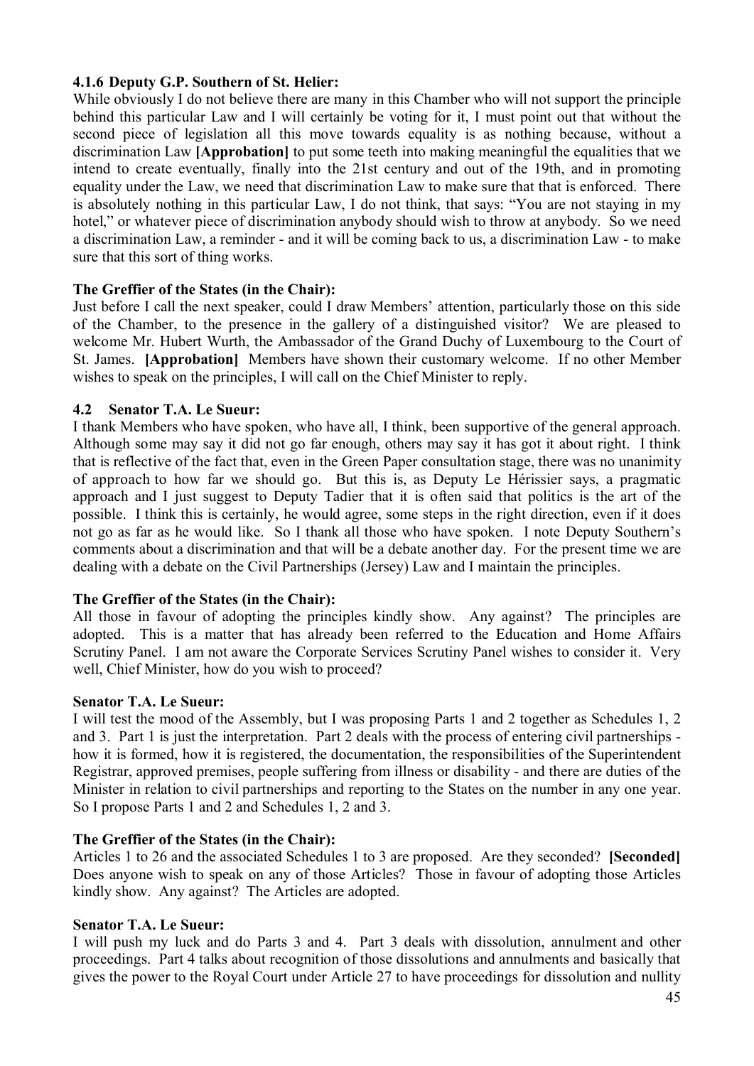**4.1.6 Deputy G.P. Southern of St. Helier:**

While obviously I do not believe there are many in this Chamber who will not support the principle behind this particular Law and I will certainly be voting for it, I must point out that without the second piece of legislation all this move towards equality is as nothing because, without a discrimination Law **[Approbation]** to put some teeth into making meaningful the equalities that we intend to create eventually, finally into the 21st century and out of the 19th, and in promoting equality under the Law, we need that discrimination Law to make sure that that is enforced. There is absolutely nothing in this particular Law, I do not think, that says: "You are not staying in my hotel," or whatever piece of discrimination anybody should wish to throw at anybody. So we need a discrimination Law, a reminder - and it will be coming back to us, a discrimination Law - to make sure that this sort of thing works.

**The Greffier of the States (in the Chair):**

Just before I call the next speaker, could I draw Members' attention, particularly those on this side of the Chamber, to the presence in the gallery of a distinguished visitor? We are pleased to welcome Mr. Hubert Wurth, the Ambassador of the Grand Duchy of Luxembourg to the Court of St. James. **[Approbation]** Members have shown their customary welcome. If no other Member wishes to speak on the principles, I will call on the Chief Minister to reply.

**4.2 Senator T.A. Le Sueur:**

I thank Members who have spoken, who have all, I think, been supportive of the general approach. Although some may say it did not go far enough, others may say it has got it about right. I think that is reflective of the fact that, even in the Green Paper consultation stage, there was no unanimity of approach to how far we should go. But this is, as Deputy Le Hérissier says, a pragmatic approach and I just suggest to Deputy Tadier that it is often said that politics is the art of the possible. I think this is certainly, he would agree, some steps in the right direction, even if it does not go as far as he would like. So I thank all those who have spoken. I note Deputy Southern's comments about a discrimination and that will be a debate another day. For the present time we are dealing with a debate on the Civil Partnerships (Jersey) Law and I maintain the principles.

**The Greffier of the States (in the Chair):**

All those in favour of adopting the principles kindly show. Any against? The principles are adopted. This is a matter that has already been referred to the Education and Home Affairs Scrutiny Panel. I am not aware the Corporate Services Scrutiny Panel wishes to consider it. Very well, Chief Minister, how do you wish to proceed?

**Senator T.A. Le Sueur:**

I will test the mood of the Assembly, but I was proposing Parts 1 and 2 together as Schedules 1, 2 and 3. Part 1 is just the interpretation. Part 2 deals with the process of entering civil partnerships - how it is formed, how it is registered, the documentation, the responsibilities of the Superintendent Registrar, approved premises, people suffering from illness or disability - and there are duties of the Minister in relation to civil partnerships and reporting to the States on the number in any one year. So I propose Parts 1 and 2 and Schedules 1, 2 and 3.

**The Greffier of the States (in the Chair):**

Articles 1 to 26 and the associated Schedules 1 to 3 are proposed. Are they seconded? **[Seconded]** Does anyone wish to speak on any of those Articles? Those in favour of adopting those Articles kindly show. Any against? The Articles are adopted.

**Senator T.A. Le Sueur:**

I will push my luck and do Parts 3 and 4. Part 3 deals with dissolution, annulment and other proceedings. Part 4 talks about recognition of those dissolutions and annulments and basically that gives the power to the Royal Court under Article 27 to have proceedings for dissolution and nullity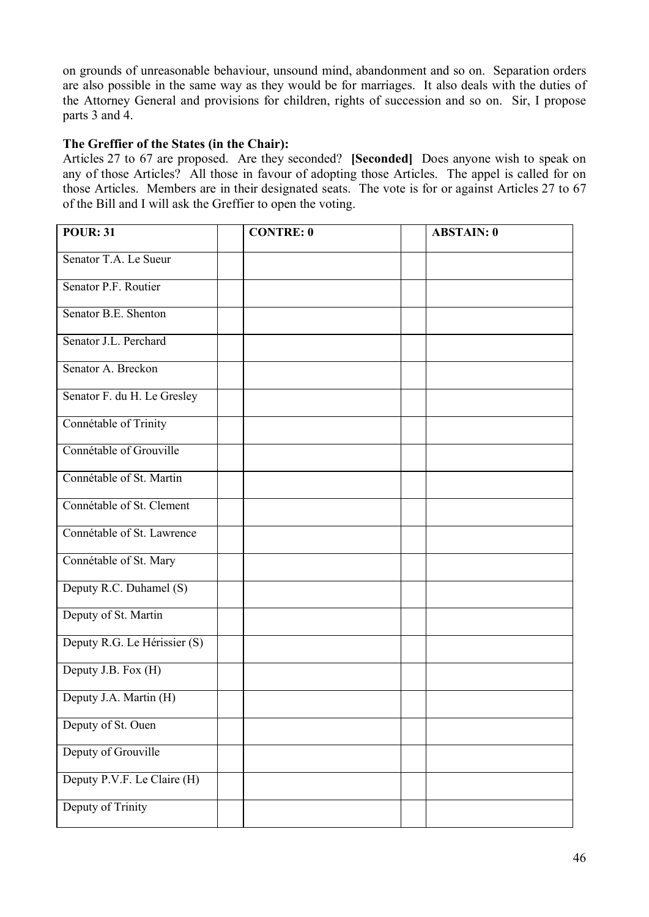on grounds of unreasonable behaviour, unsound mind, abandonment and so on. Separation orders are also possible in the same way as they would be for marriages. It also deals with the duties of the Attorney General and provisions for children, rights of succession and so on. Sir, I propose parts 3 and 4.

**The Greffier of the States (in the Chair):**

Articles 27 to 67 are proposed. Are they seconded? **[Seconded]** Does anyone wish to speak on any of those Articles? All those in favour of adopting those Articles. The appel is called for on those Articles. Members are in their designated seats. The vote is for or against Articles 27 to 67 of the Bill and I will ask the Greffier to open the voting.

| POUR: 31 | | CONTRE: 0 | | ABSTAIN: 0 |
|---|---|---|---|---|
| Senator T.A. Le Sueur | | | | |
| Senator P.F. Routier | | | | |
| Senator B.E. Shenton | | | | |
| Senator J.L. Perchard | | | | |
| Senator A. Breckon | | | | |
| Senator F. du H. Le Gresley | | | | |
| Connétable of Trinity | | | | |
| Connétable of Grouville | | | | |
| Connétable of St. Martin | | | | |
| Connétable of St. Clement | | | | |
| Connétable of St. Lawrence | | | | |
| Connétable of St. Mary | | | | |
| Deputy R.C. Duhamel (S) | | | | |
| Deputy of St. Martin | | | | |
| Deputy R.G. Le Hérissier (S) | | | | |
| Deputy J.B. Fox (H) | | | | |
| Deputy J.A. Martin (H) | | | | |
| Deputy of St. Ouen | | | | |
| Deputy of Grouville | | | | |
| Deputy P.V.F. Le Claire (H) | | | | |
| Deputy of Trinity | | | | |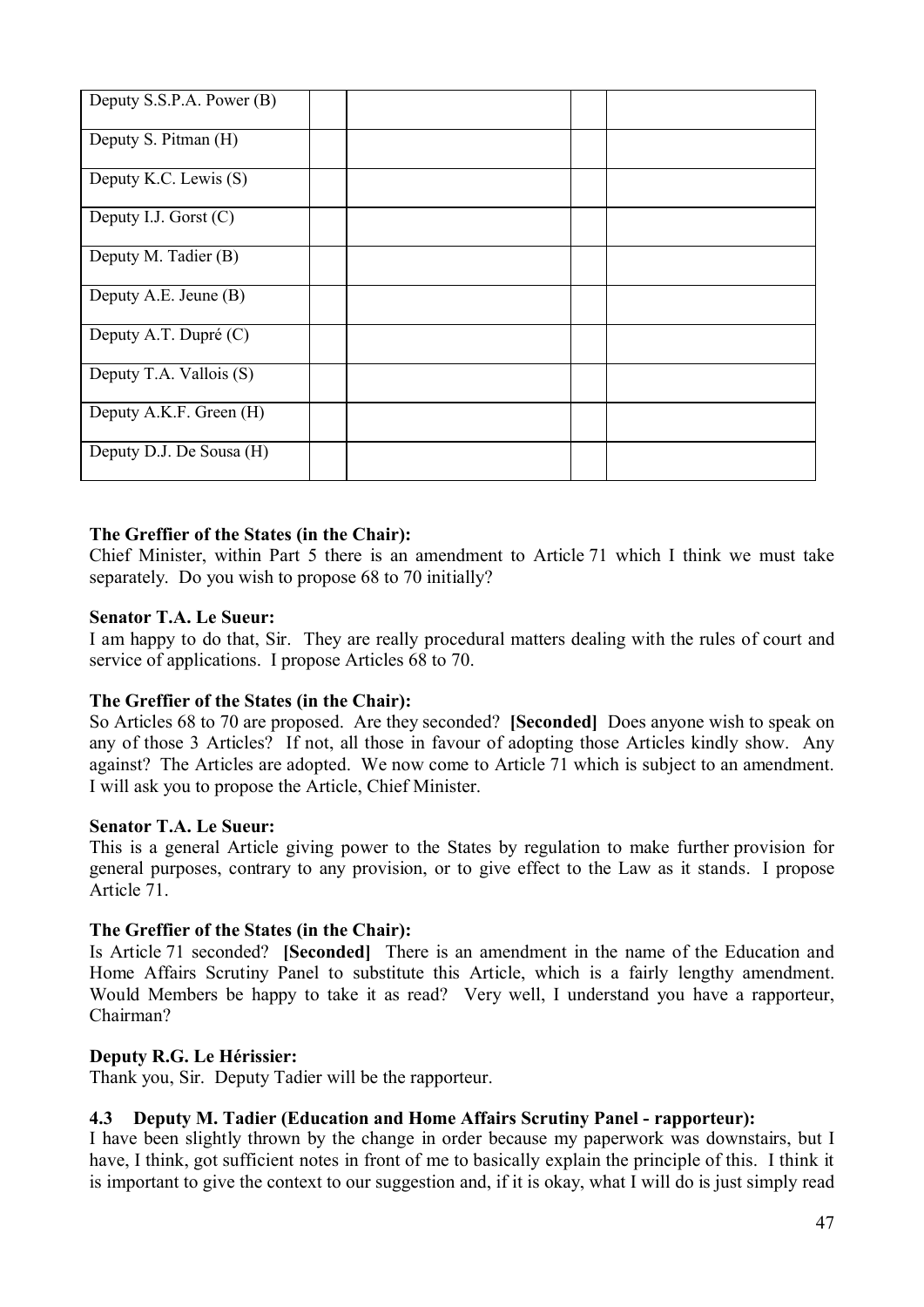| | | | | |
|---|---|---|---|---|
| Deputy S.S.P.A. Power (B) | | | | |
| Deputy S. Pitman (H) | | | | |
| Deputy K.C. Lewis (S) | | | | |
| Deputy I.J. Gorst (C) | | | | |
| Deputy M. Tadier (B) | | | | |
| Deputy A.E. Jeune (B) | | | | |
| Deputy A.T. Dupré (C) | | | | |
| Deputy T.A. Vallois (S) | | | | |
| Deputy A.K.F. Green (H) | | | | |
| Deputy D.J. De Sousa (H) | | | | |

**The Greffier of the States (in the Chair):**
Chief Minister, within Part 5 there is an amendment to Article 71 which I think we must take separately. Do you wish to propose 68 to 70 initially?

**Senator T.A. Le Sueur:**
I am happy to do that, Sir. They are really procedural matters dealing with the rules of court and service of applications. I propose Articles 68 to 70.

**The Greffier of the States (in the Chair):**
So Articles 68 to 70 are proposed. Are they seconded? **[Seconded]** Does anyone wish to speak on any of those 3 Articles? If not, all those in favour of adopting those Articles kindly show. Any against? The Articles are adopted. We now come to Article 71 which is subject to an amendment. I will ask you to propose the Article, Chief Minister.

**Senator T.A. Le Sueur:**
This is a general Article giving power to the States by regulation to make further provision for general purposes, contrary to any provision, or to give effect to the Law as it stands. I propose Article 71.

**The Greffier of the States (in the Chair):**
Is Article 71 seconded? **[Seconded]** There is an amendment in the name of the Education and Home Affairs Scrutiny Panel to substitute this Article, which is a fairly lengthy amendment. Would Members be happy to take it as read? Very well, I understand you have a rapporteur, Chairman?

**Deputy R.G. Le Hérissier:**
Thank you, Sir. Deputy Tadier will be the rapporteur.

### 4.3 Deputy M. Tadier (Education and Home Affairs Scrutiny Panel - rapporteur):

I have been slightly thrown by the change in order because my paperwork was downstairs, but I have, I think, got sufficient notes in front of me to basically explain the principle of this. I think it is important to give the context to our suggestion and, if it is okay, what I will do is just simply read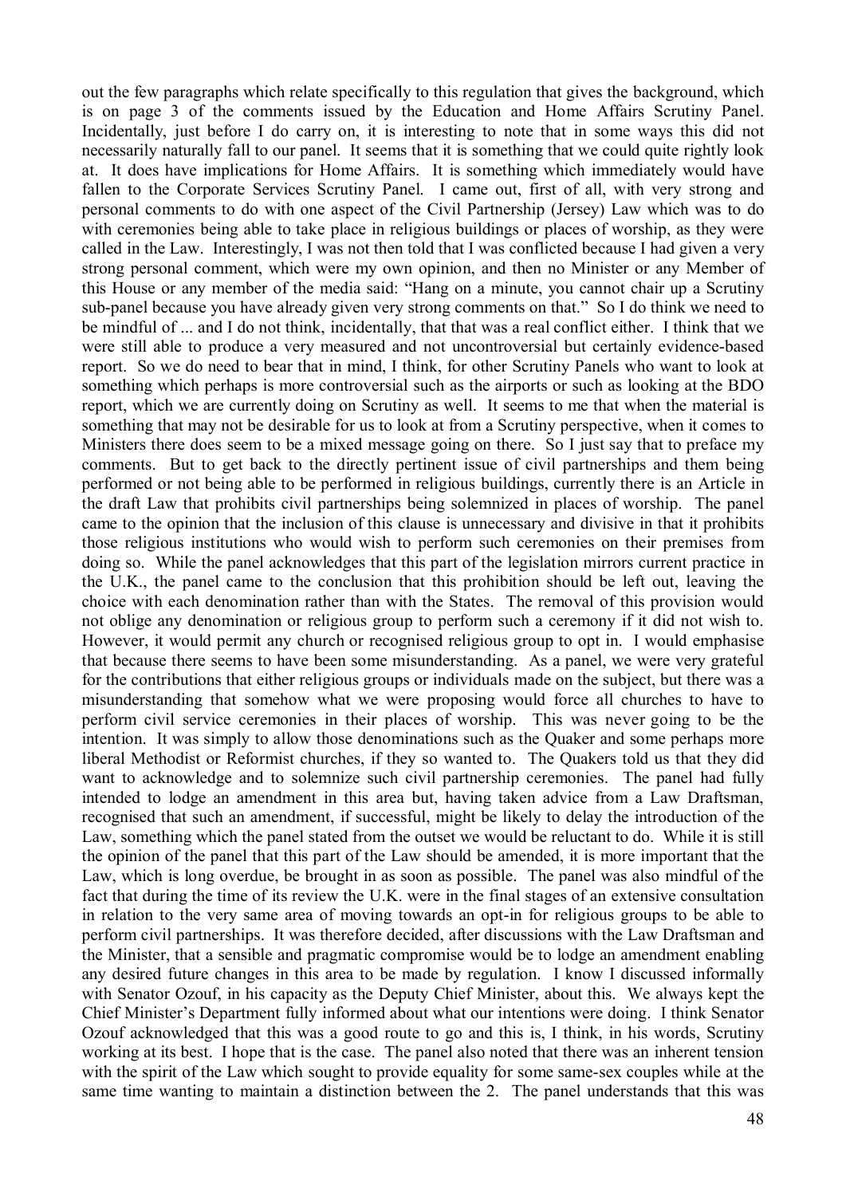out the few paragraphs which relate specifically to this regulation that gives the background, which is on page 3 of the comments issued by the Education and Home Affairs Scrutiny Panel. Incidentally, just before I do carry on, it is interesting to note that in some ways this did not necessarily naturally fall to our panel. It seems that it is something that we could quite rightly look at. It does have implications for Home Affairs. It is something which immediately would have fallen to the Corporate Services Scrutiny Panel. I came out, first of all, with very strong and personal comments to do with one aspect of the Civil Partnership (Jersey) Law which was to do with ceremonies being able to take place in religious buildings or places of worship, as they were called in the Law. Interestingly, I was not then told that I was conflicted because I had given a very strong personal comment, which were my own opinion, and then no Minister or any Member of this House or any member of the media said: "Hang on a minute, you cannot chair up a Scrutiny sub-panel because you have already given very strong comments on that." So I do think we need to be mindful of ... and I do not think, incidentally, that that was a real conflict either. I think that we were still able to produce a very measured and not uncontroversial but certainly evidence-based report. So we do need to bear that in mind, I think, for other Scrutiny Panels who want to look at something which perhaps is more controversial such as the airports or such as looking at the BDO report, which we are currently doing on Scrutiny as well. It seems to me that when the material is something that may not be desirable for us to look at from a Scrutiny perspective, when it comes to Ministers there does seem to be a mixed message going on there. So I just say that to preface my comments. But to get back to the directly pertinent issue of civil partnerships and them being performed or not being able to be performed in religious buildings, currently there is an Article in the draft Law that prohibits civil partnerships being solemnized in places of worship. The panel came to the opinion that the inclusion of this clause is unnecessary and divisive in that it prohibits those religious institutions who would wish to perform such ceremonies on their premises from doing so. While the panel acknowledges that this part of the legislation mirrors current practice in the U.K., the panel came to the conclusion that this prohibition should be left out, leaving the choice with each denomination rather than with the States. The removal of this provision would not oblige any denomination or religious group to perform such a ceremony if it did not wish to. However, it would permit any church or recognised religious group to opt in. I would emphasise that because there seems to have been some misunderstanding. As a panel, we were very grateful for the contributions that either religious groups or individuals made on the subject, but there was a misunderstanding that somehow what we were proposing would force all churches to have to perform civil service ceremonies in their places of worship. This was never going to be the intention. It was simply to allow those denominations such as the Quaker and some perhaps more liberal Methodist or Reformist churches, if they so wanted to. The Quakers told us that they did want to acknowledge and to solemnize such civil partnership ceremonies. The panel had fully intended to lodge an amendment in this area but, having taken advice from a Law Draftsman, recognised that such an amendment, if successful, might be likely to delay the introduction of the Law, something which the panel stated from the outset we would be reluctant to do. While it is still the opinion of the panel that this part of the Law should be amended, it is more important that the Law, which is long overdue, be brought in as soon as possible. The panel was also mindful of the fact that during the time of its review the U.K. were in the final stages of an extensive consultation in relation to the very same area of moving towards an opt-in for religious groups to be able to perform civil partnerships. It was therefore decided, after discussions with the Law Draftsman and the Minister, that a sensible and pragmatic compromise would be to lodge an amendment enabling any desired future changes in this area to be made by regulation. I know I discussed informally with Senator Ozouf, in his capacity as the Deputy Chief Minister, about this. We always kept the Chief Minister's Department fully informed about what our intentions were doing. I think Senator Ozouf acknowledged that this was a good route to go and this is, I think, in his words, Scrutiny working at its best. I hope that is the case. The panel also noted that there was an inherent tension with the spirit of the Law which sought to provide equality for some same-sex couples while at the same time wanting to maintain a distinction between the 2. The panel understands that this was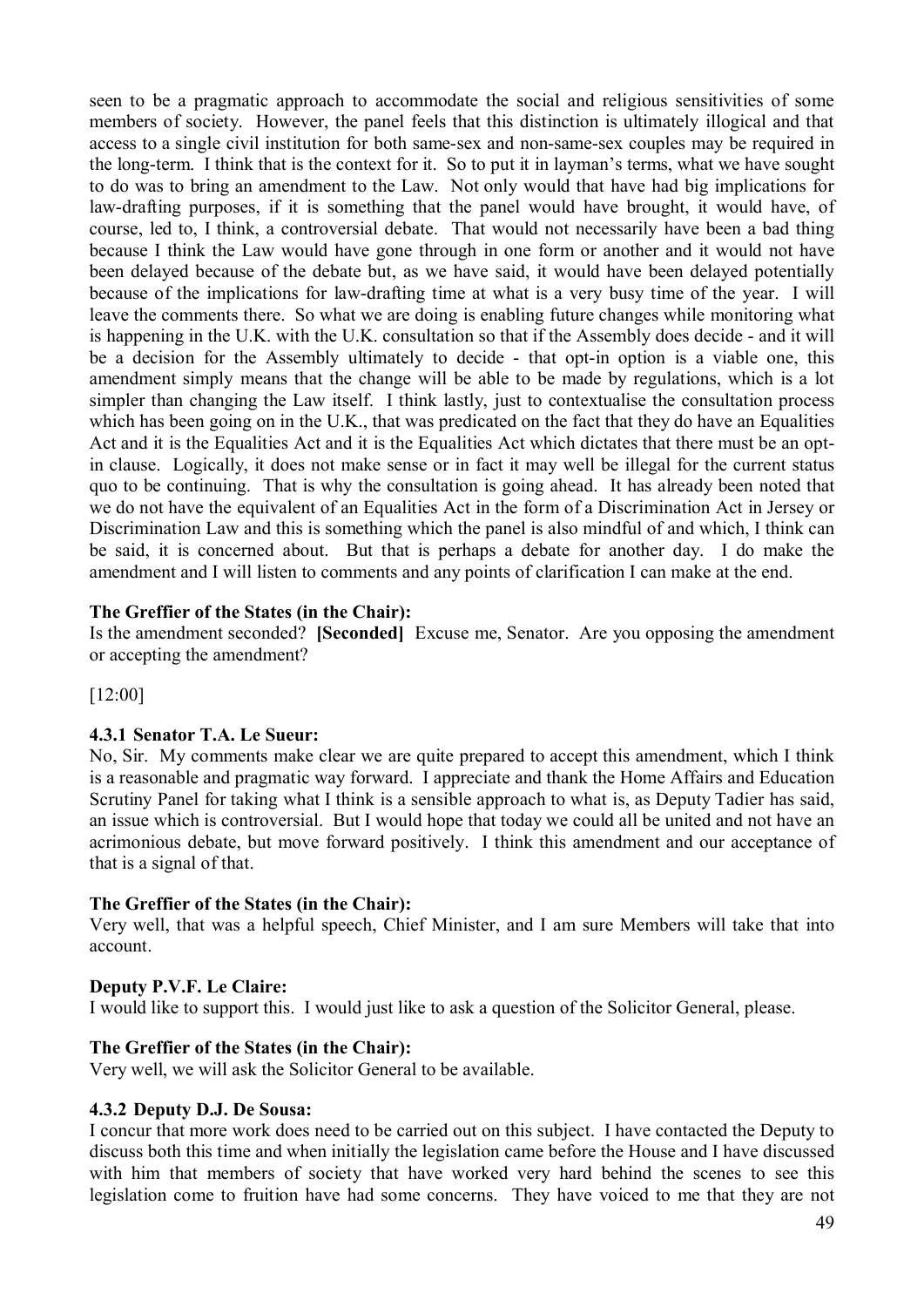seen to be a pragmatic approach to accommodate the social and religious sensitivities of some members of society. However, the panel feels that this distinction is ultimately illogical and that access to a single civil institution for both same-sex and non-same-sex couples may be required in the long-term. I think that is the context for it. So to put it in layman's terms, what we have sought to do was to bring an amendment to the Law. Not only would that have had big implications for law-drafting purposes, if it is something that the panel would have brought, it would have, of course, led to, I think, a controversial debate. That would not necessarily have been a bad thing because I think the Law would have gone through in one form or another and it would not have been delayed because of the debate but, as we have said, it would have been delayed potentially because of the implications for law-drafting time at what is a very busy time of the year. I will leave the comments there. So what we are doing is enabling future changes while monitoring what is happening in the U.K. with the U.K. consultation so that if the Assembly does decide - and it will be a decision for the Assembly ultimately to decide - that opt-in option is a viable one, this amendment simply means that the change will be able to be made by regulations, which is a lot simpler than changing the Law itself. I think lastly, just to contextualise the consultation process which has been going on in the U.K., that was predicated on the fact that they do have an Equalities Act and it is the Equalities Act and it is the Equalities Act which dictates that there must be an opt-in clause. Logically, it does not make sense or in fact it may well be illegal for the current status quo to be continuing. That is why the consultation is going ahead. It has already been noted that we do not have the equivalent of an Equalities Act in the form of a Discrimination Act in Jersey or Discrimination Law and this is something which the panel is also mindful of and which, I think can be said, it is concerned about. But that is perhaps a debate for another day. I do make the amendment and I will listen to comments and any points of clarification I can make at the end.

**The Greffier of the States (in the Chair):**

Is the amendment seconded? **[Seconded]** Excuse me, Senator. Are you opposing the amendment or accepting the amendment?

[12:00]

**4.3.1 Senator T.A. Le Sueur:**

No, Sir. My comments make clear we are quite prepared to accept this amendment, which I think is a reasonable and pragmatic way forward. I appreciate and thank the Home Affairs and Education Scrutiny Panel for taking what I think is a sensible approach to what is, as Deputy Tadier has said, an issue which is controversial. But I would hope that today we could all be united and not have an acrimonious debate, but move forward positively. I think this amendment and our acceptance of that is a signal of that.

**The Greffier of the States (in the Chair):**

Very well, that was a helpful speech, Chief Minister, and I am sure Members will take that into account.

**Deputy P.V.F. Le Claire:**

I would like to support this. I would just like to ask a question of the Solicitor General, please.

**The Greffier of the States (in the Chair):**

Very well, we will ask the Solicitor General to be available.

**4.3.2 Deputy D.J. De Sousa:**

I concur that more work does need to be carried out on this subject. I have contacted the Deputy to discuss both this time and when initially the legislation came before the House and I have discussed with him that members of society that have worked very hard behind the scenes to see this legislation come to fruition have had some concerns. They have voiced to me that they are not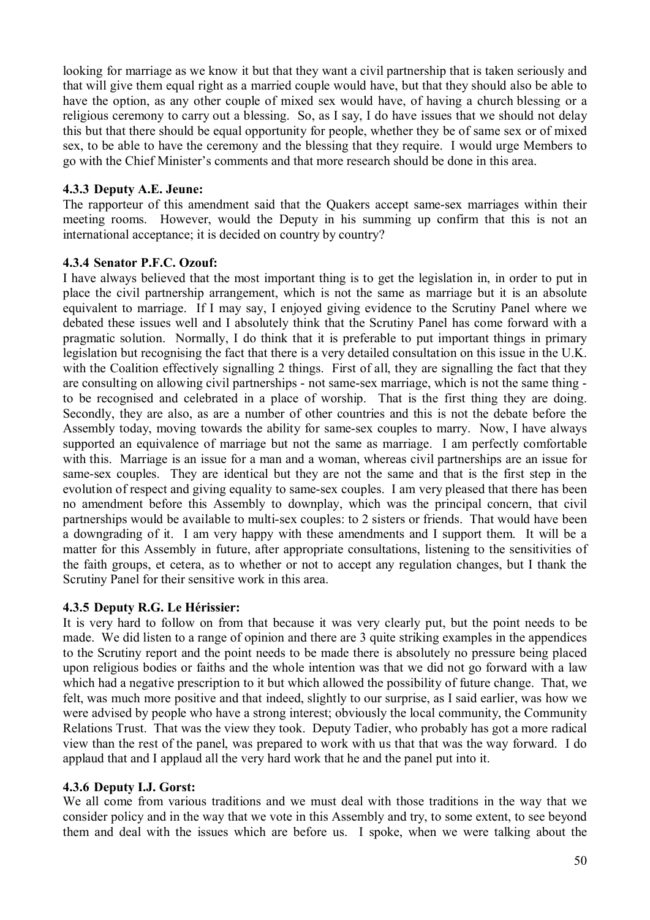looking for marriage as we know it but that they want a civil partnership that is taken seriously and that will give them equal right as a married couple would have, but that they should also be able to have the option, as any other couple of mixed sex would have, of having a church blessing or a religious ceremony to carry out a blessing. So, as I say, I do have issues that we should not delay this but that there should be equal opportunity for people, whether they be of same sex or of mixed sex, to be able to have the ceremony and the blessing that they require. I would urge Members to go with the Chief Minister's comments and that more research should be done in this area.

### 4.3.3 Deputy A.E. Jeune:

The rapporteur of this amendment said that the Quakers accept same-sex marriages within their meeting rooms. However, would the Deputy in his summing up confirm that this is not an international acceptance; it is decided on country by country?

### 4.3.4 Senator P.F.C. Ozouf:

I have always believed that the most important thing is to get the legislation in, in order to put in place the civil partnership arrangement, which is not the same as marriage but it is an absolute equivalent to marriage. If I may say, I enjoyed giving evidence to the Scrutiny Panel where we debated these issues well and I absolutely think that the Scrutiny Panel has come forward with a pragmatic solution. Normally, I do think that it is preferable to put important things in primary legislation but recognising the fact that there is a very detailed consultation on this issue in the U.K. with the Coalition effectively signalling 2 things. First of all, they are signalling the fact that they are consulting on allowing civil partnerships - not same-sex marriage, which is not the same thing - to be recognised and celebrated in a place of worship. That is the first thing they are doing. Secondly, they are also, as are a number of other countries and this is not the debate before the Assembly today, moving towards the ability for same-sex couples to marry. Now, I have always supported an equivalence of marriage but not the same as marriage. I am perfectly comfortable with this. Marriage is an issue for a man and a woman, whereas civil partnerships are an issue for same-sex couples. They are identical but they are not the same and that is the first step in the evolution of respect and giving equality to same-sex couples. I am very pleased that there has been no amendment before this Assembly to downplay, which was the principal concern, that civil partnerships would be available to multi-sex couples: to 2 sisters or friends. That would have been a downgrading of it. I am very happy with these amendments and I support them. It will be a matter for this Assembly in future, after appropriate consultations, listening to the sensitivities of the faith groups, et cetera, as to whether or not to accept any regulation changes, but I thank the Scrutiny Panel for their sensitive work in this area.

### 4.3.5 Deputy R.G. Le Hérissier:

It is very hard to follow on from that because it was very clearly put, but the point needs to be made. We did listen to a range of opinion and there are 3 quite striking examples in the appendices to the Scrutiny report and the point needs to be made there is absolutely no pressure being placed upon religious bodies or faiths and the whole intention was that we did not go forward with a law which had a negative prescription to it but which allowed the possibility of future change. That, we felt, was much more positive and that indeed, slightly to our surprise, as I said earlier, was how we were advised by people who have a strong interest; obviously the local community, the Community Relations Trust. That was the view they took. Deputy Tadier, who probably has got a more radical view than the rest of the panel, was prepared to work with us that that was the way forward. I do applaud that and I applaud all the very hard work that he and the panel put into it.

### 4.3.6 Deputy I.J. Gorst:

We all come from various traditions and we must deal with those traditions in the way that we consider policy and in the way that we vote in this Assembly and try, to some extent, to see beyond them and deal with the issues which are before us. I spoke, when we were talking about the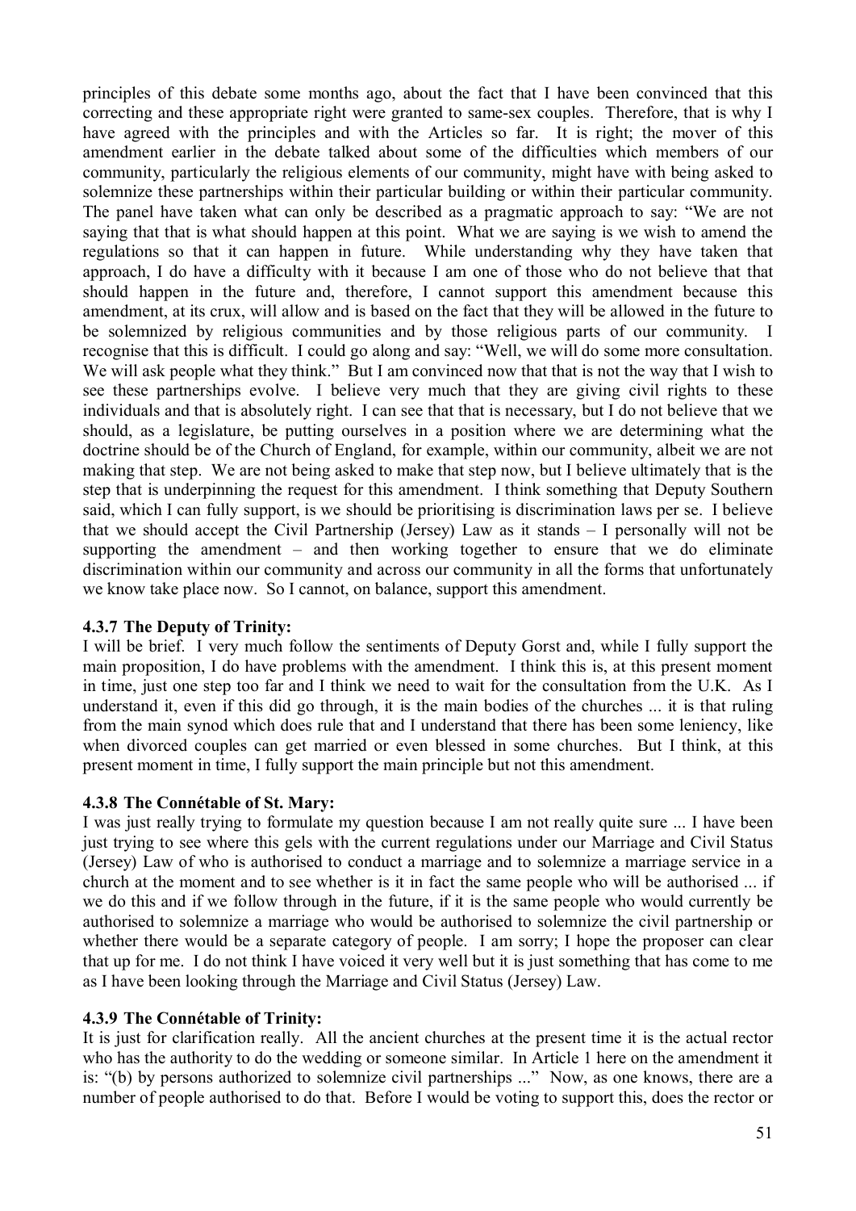principles of this debate some months ago, about the fact that I have been convinced that this correcting and these appropriate right were granted to same-sex couples. Therefore, that is why I have agreed with the principles and with the Articles so far. It is right; the mover of this amendment earlier in the debate talked about some of the difficulties which members of our community, particularly the religious elements of our community, might have with being asked to solemnize these partnerships within their particular building or within their particular community. The panel have taken what can only be described as a pragmatic approach to say: "We are not saying that that is what should happen at this point. What we are saying is we wish to amend the regulations so that it can happen in future. While understanding why they have taken that approach, I do have a difficulty with it because I am one of those who do not believe that that should happen in the future and, therefore, I cannot support this amendment because this amendment, at its crux, will allow and is based on the fact that they will be allowed in the future to be solemnized by religious communities and by those religious parts of our community. I recognise that this is difficult. I could go along and say: "Well, we will do some more consultation. We will ask people what they think." But I am convinced now that that is not the way that I wish to see these partnerships evolve. I believe very much that they are giving civil rights to these individuals and that is absolutely right. I can see that that is necessary, but I do not believe that we should, as a legislature, be putting ourselves in a position where we are determining what the doctrine should be of the Church of England, for example, within our community, albeit we are not making that step. We are not being asked to make that step now, but I believe ultimately that is the step that is underpinning the request for this amendment. I think something that Deputy Southern said, which I can fully support, is we should be prioritising is discrimination laws per se. I believe that we should accept the Civil Partnership (Jersey) Law as it stands – I personally will not be supporting the amendment – and then working together to ensure that we do eliminate discrimination within our community and across our community in all the forms that unfortunately we know take place now. So I cannot, on balance, support this amendment.

### 4.3.7 The Deputy of Trinity:

I will be brief. I very much follow the sentiments of Deputy Gorst and, while I fully support the main proposition, I do have problems with the amendment. I think this is, at this present moment in time, just one step too far and I think we need to wait for the consultation from the U.K. As I understand it, even if this did go through, it is the main bodies of the churches ... it is that ruling from the main synod which does rule that and I understand that there has been some leniency, like when divorced couples can get married or even blessed in some churches. But I think, at this present moment in time, I fully support the main principle but not this amendment.

### 4.3.8 The Connétable of St. Mary:

I was just really trying to formulate my question because I am not really quite sure ... I have been just trying to see where this gels with the current regulations under our Marriage and Civil Status (Jersey) Law of who is authorised to conduct a marriage and to solemnize a marriage service in a church at the moment and to see whether is it in fact the same people who will be authorised ... if we do this and if we follow through in the future, if it is the same people who would currently be authorised to solemnize a marriage who would be authorised to solemnize the civil partnership or whether there would be a separate category of people. I am sorry; I hope the proposer can clear that up for me. I do not think I have voiced it very well but it is just something that has come to me as I have been looking through the Marriage and Civil Status (Jersey) Law.

### 4.3.9 The Connétable of Trinity:

It is just for clarification really. All the ancient churches at the present time it is the actual rector who has the authority to do the wedding or someone similar. In Article 1 here on the amendment it is: "(b) by persons authorized to solemnize civil partnerships ..." Now, as one knows, there are a number of people authorised to do that. Before I would be voting to support this, does the rector or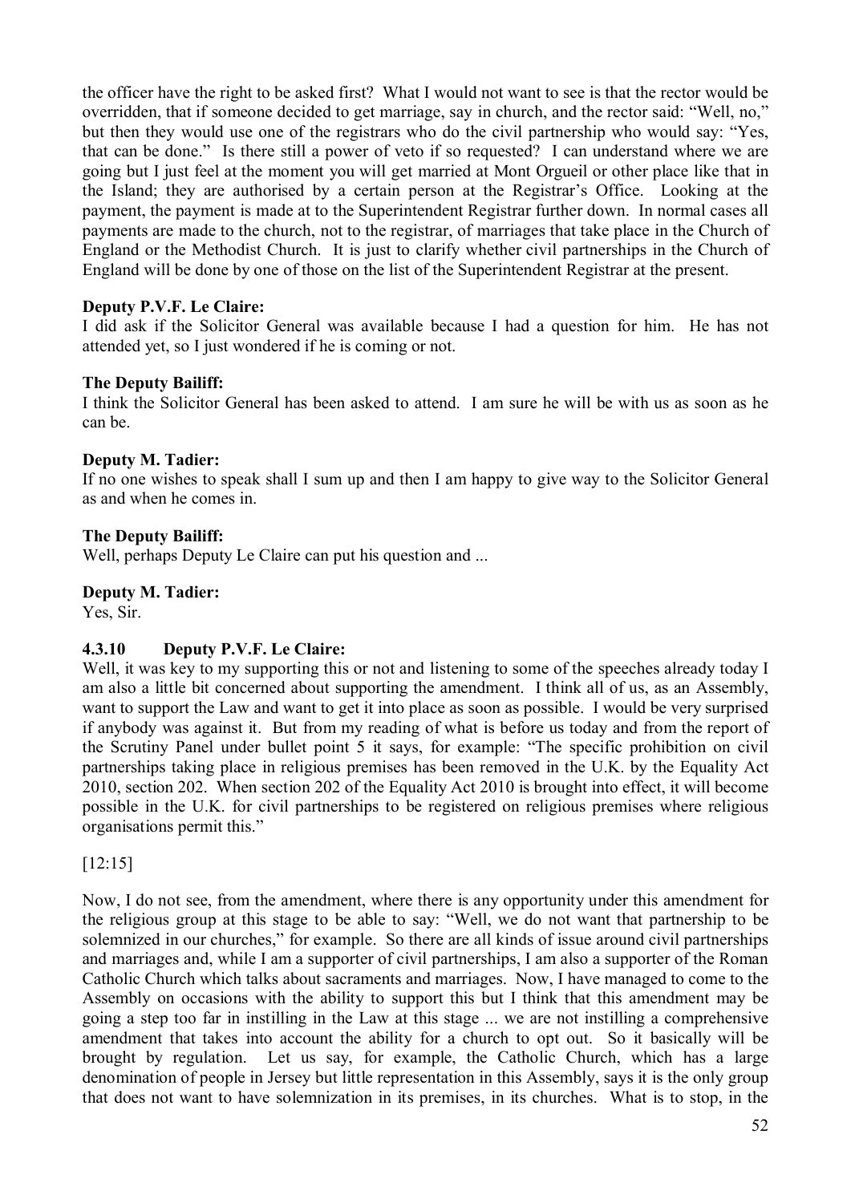the officer have the right to be asked first? What I would not want to see is that the rector would be overridden, that if someone decided to get marriage, say in church, and the rector said: "Well, no," but then they would use one of the registrars who do the civil partnership who would say: "Yes, that can be done." Is there still a power of veto if so requested? I can understand where we are going but I just feel at the moment you will get married at Mont Orgueil or other place like that in the Island; they are authorised by a certain person at the Registrar's Office. Looking at the payment, the payment is made at to the Superintendent Registrar further down. In normal cases all payments are made to the church, not to the registrar, of marriages that take place in the Church of England or the Methodist Church. It is just to clarify whether civil partnerships in the Church of England will be done by one of those on the list of the Superintendent Registrar at the present.

**Deputy P.V.F. Le Claire:**

I did ask if the Solicitor General was available because I had a question for him. He has not attended yet, so I just wondered if he is coming or not.

**The Deputy Bailiff:**

I think the Solicitor General has been asked to attend. I am sure he will be with us as soon as he can be.

**Deputy M. Tadier:**

If no one wishes to speak shall I sum up and then I am happy to give way to the Solicitor General as and when he comes in.

**The Deputy Bailiff:**

Well, perhaps Deputy Le Claire can put his question and ...

**Deputy M. Tadier:**

Yes, Sir.

### 4.3.10 Deputy P.V.F. Le Claire:

Well, it was key to my supporting this or not and listening to some of the speeches already today I am also a little bit concerned about supporting the amendment. I think all of us, as an Assembly, want to support the Law and want to get it into place as soon as possible. I would be very surprised if anybody was against it. But from my reading of what is before us today and from the report of the Scrutiny Panel under bullet point 5 it says, for example: "The specific prohibition on civil partnerships taking place in religious premises has been removed in the U.K. by the Equality Act 2010, section 202. When section 202 of the Equality Act 2010 is brought into effect, it will become possible in the U.K. for civil partnerships to be registered on religious premises where religious organisations permit this."

[12:15]

Now, I do not see, from the amendment, where there is any opportunity under this amendment for the religious group at this stage to be able to say: "Well, we do not want that partnership to be solemnized in our churches," for example. So there are all kinds of issue around civil partnerships and marriages and, while I am a supporter of civil partnerships, I am also a supporter of the Roman Catholic Church which talks about sacraments and marriages. Now, I have managed to come to the Assembly on occasions with the ability to support this but I think that this amendment may be going a step too far in instilling in the Law at this stage ... we are not instilling a comprehensive amendment that takes into account the ability for a church to opt out. So it basically will be brought by regulation. Let us say, for example, the Catholic Church, which has a large denomination of people in Jersey but little representation in this Assembly, says it is the only group that does not want to have solemnization in its premises, in its churches. What is to stop, in the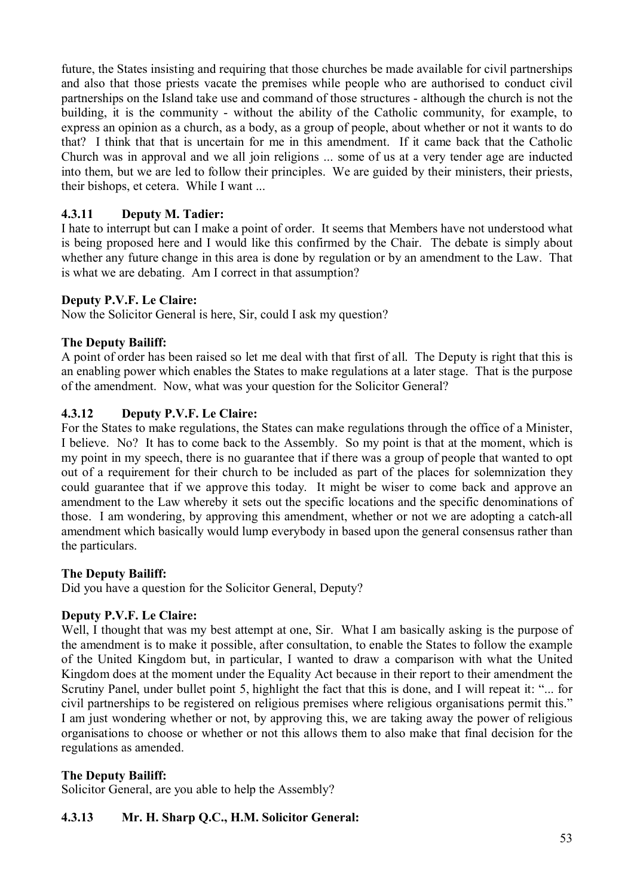future, the States insisting and requiring that those churches be made available for civil partnerships and also that those priests vacate the premises while people who are authorised to conduct civil partnerships on the Island take use and command of those structures - although the church is not the building, it is the community - without the ability of the Catholic community, for example, to express an opinion as a church, as a body, as a group of people, about whether or not it wants to do that? I think that that is uncertain for me in this amendment. If it came back that the Catholic Church was in approval and we all join religions ... some of us at a very tender age are inducted into them, but we are led to follow their principles. We are guided by their ministers, their priests, their bishops, et cetera. While I want ...

### 4.3.11 Deputy M. Tadier:

I hate to interrupt but can I make a point of order. It seems that Members have not understood what is being proposed here and I would like this confirmed by the Chair. The debate is simply about whether any future change in this area is done by regulation or by an amendment to the Law. That is what we are debating. Am I correct in that assumption?

**Deputy P.V.F. Le Claire:**

Now the Solicitor General is here, Sir, could I ask my question?

**The Deputy Bailiff:**

A point of order has been raised so let me deal with that first of all. The Deputy is right that this is an enabling power which enables the States to make regulations at a later stage. That is the purpose of the amendment. Now, what was your question for the Solicitor General?

### 4.3.12 Deputy P.V.F. Le Claire:

For the States to make regulations, the States can make regulations through the office of a Minister, I believe. No? It has to come back to the Assembly. So my point is that at the moment, which is my point in my speech, there is no guarantee that if there was a group of people that wanted to opt out of a requirement for their church to be included as part of the places for solemnization they could guarantee that if we approve this today. It might be wiser to come back and approve an amendment to the Law whereby it sets out the specific locations and the specific denominations of those. I am wondering, by approving this amendment, whether or not we are adopting a catch-all amendment which basically would lump everybody in based upon the general consensus rather than the particulars.

**The Deputy Bailiff:**

Did you have a question for the Solicitor General, Deputy?

**Deputy P.V.F. Le Claire:**

Well, I thought that was my best attempt at one, Sir. What I am basically asking is the purpose of the amendment is to make it possible, after consultation, to enable the States to follow the example of the United Kingdom but, in particular, I wanted to draw a comparison with what the United Kingdom does at the moment under the Equality Act because in their report to their amendment the Scrutiny Panel, under bullet point 5, highlight the fact that this is done, and I will repeat it: "... for civil partnerships to be registered on religious premises where religious organisations permit this." I am just wondering whether or not, by approving this, we are taking away the power of religious organisations to choose or whether or not this allows them to also make that final decision for the regulations as amended.

**The Deputy Bailiff:**

Solicitor General, are you able to help the Assembly?

### 4.3.13 Mr. H. Sharp Q.C., H.M. Solicitor General: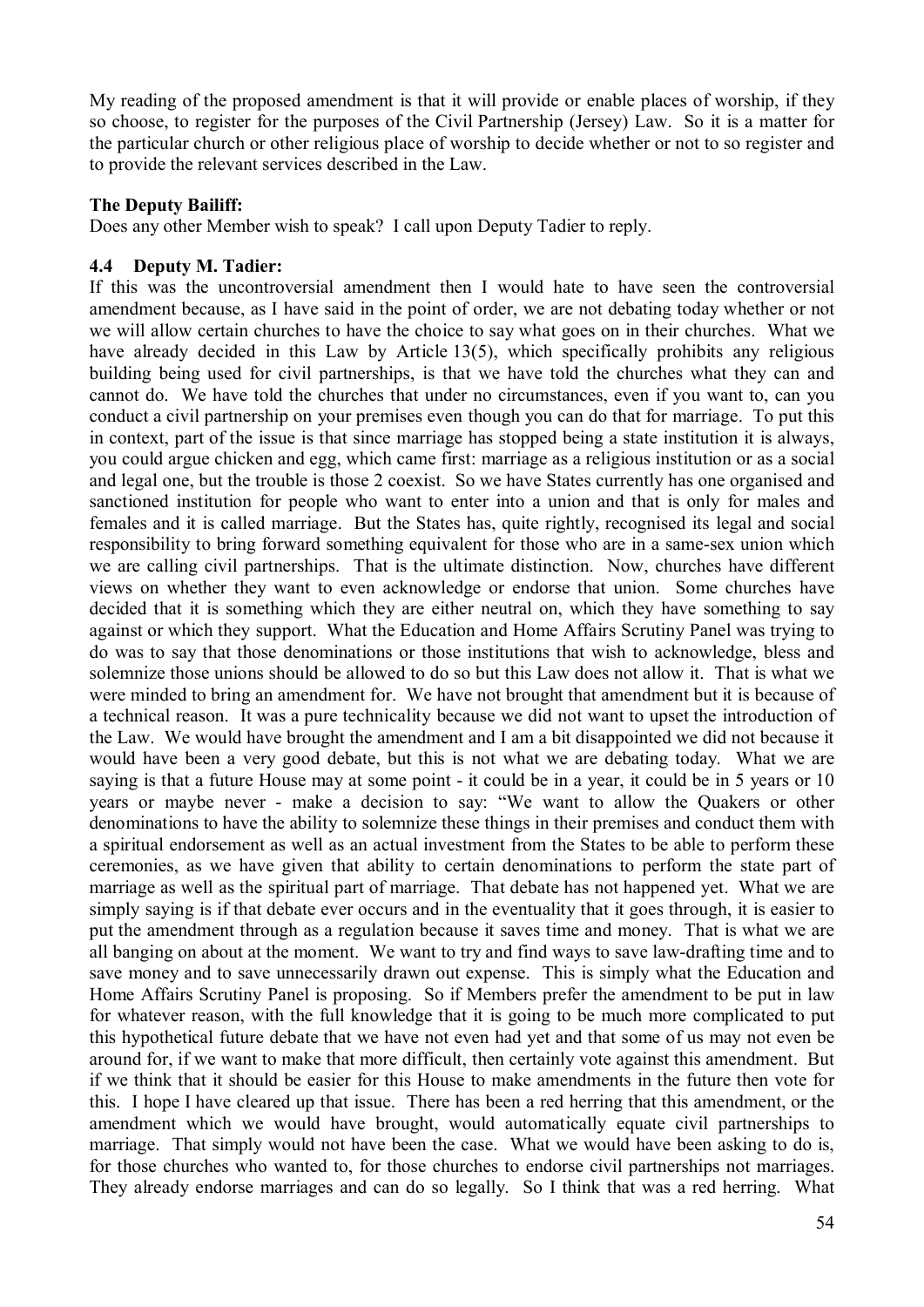My reading of the proposed amendment is that it will provide or enable places of worship, if they so choose, to register for the purposes of the Civil Partnership (Jersey) Law. So it is a matter for the particular church or other religious place of worship to decide whether or not to so register and to provide the relevant services described in the Law.

**The Deputy Bailiff:**

Does any other Member wish to speak? I call upon Deputy Tadier to reply.

### 4.4 Deputy M. Tadier:

If this was the uncontroversial amendment then I would hate to have seen the controversial amendment because, as I have said in the point of order, we are not debating today whether or not we will allow certain churches to have the choice to say what goes on in their churches. What we have already decided in this Law by Article 13(5), which specifically prohibits any religious building being used for civil partnerships, is that we have told the churches what they can and cannot do. We have told the churches that under no circumstances, even if you want to, can you conduct a civil partnership on your premises even though you can do that for marriage. To put this in context, part of the issue is that since marriage has stopped being a state institution it is always, you could argue chicken and egg, which came first: marriage as a religious institution or as a social and legal one, but the trouble is those 2 coexist. So we have States currently has one organised and sanctioned institution for people who want to enter into a union and that is only for males and females and it is called marriage. But the States has, quite rightly, recognised its legal and social responsibility to bring forward something equivalent for those who are in a same-sex union which we are calling civil partnerships. That is the ultimate distinction. Now, churches have different views on whether they want to even acknowledge or endorse that union. Some churches have decided that it is something which they are either neutral on, which they have something to say against or which they support. What the Education and Home Affairs Scrutiny Panel was trying to do was to say that those denominations or those institutions that wish to acknowledge, bless and solemnize those unions should be allowed to do so but this Law does not allow it. That is what we were minded to bring an amendment for. We have not brought that amendment but it is because of a technical reason. It was a pure technicality because we did not want to upset the introduction of the Law. We would have brought the amendment and I am a bit disappointed we did not because it would have been a very good debate, but this is not what we are debating today. What we are saying is that a future House may at some point - it could be in a year, it could be in 5 years or 10 years or maybe never - make a decision to say: "We want to allow the Quakers or other denominations to have the ability to solemnize these things in their premises and conduct them with a spiritual endorsement as well as an actual investment from the States to be able to perform these ceremonies, as we have given that ability to certain denominations to perform the state part of marriage as well as the spiritual part of marriage. That debate has not happened yet. What we are simply saying is if that debate ever occurs and in the eventuality that it goes through, it is easier to put the amendment through as a regulation because it saves time and money. That is what we are all banging on about at the moment. We want to try and find ways to save law-drafting time and to save money and to save unnecessarily drawn out expense. This is simply what the Education and Home Affairs Scrutiny Panel is proposing. So if Members prefer the amendment to be put in law for whatever reason, with the full knowledge that it is going to be much more complicated to put this hypothetical future debate that we have not even had yet and that some of us may not even be around for, if we want to make that more difficult, then certainly vote against this amendment. But if we think that it should be easier for this House to make amendments in the future then vote for this. I hope I have cleared up that issue. There has been a red herring that this amendment, or the amendment which we would have brought, would automatically equate civil partnerships to marriage. That simply would not have been the case. What we would have been asking to do is, for those churches who wanted to, for those churches to endorse civil partnerships not marriages. They already endorse marriages and can do so legally. So I think that was a red herring. What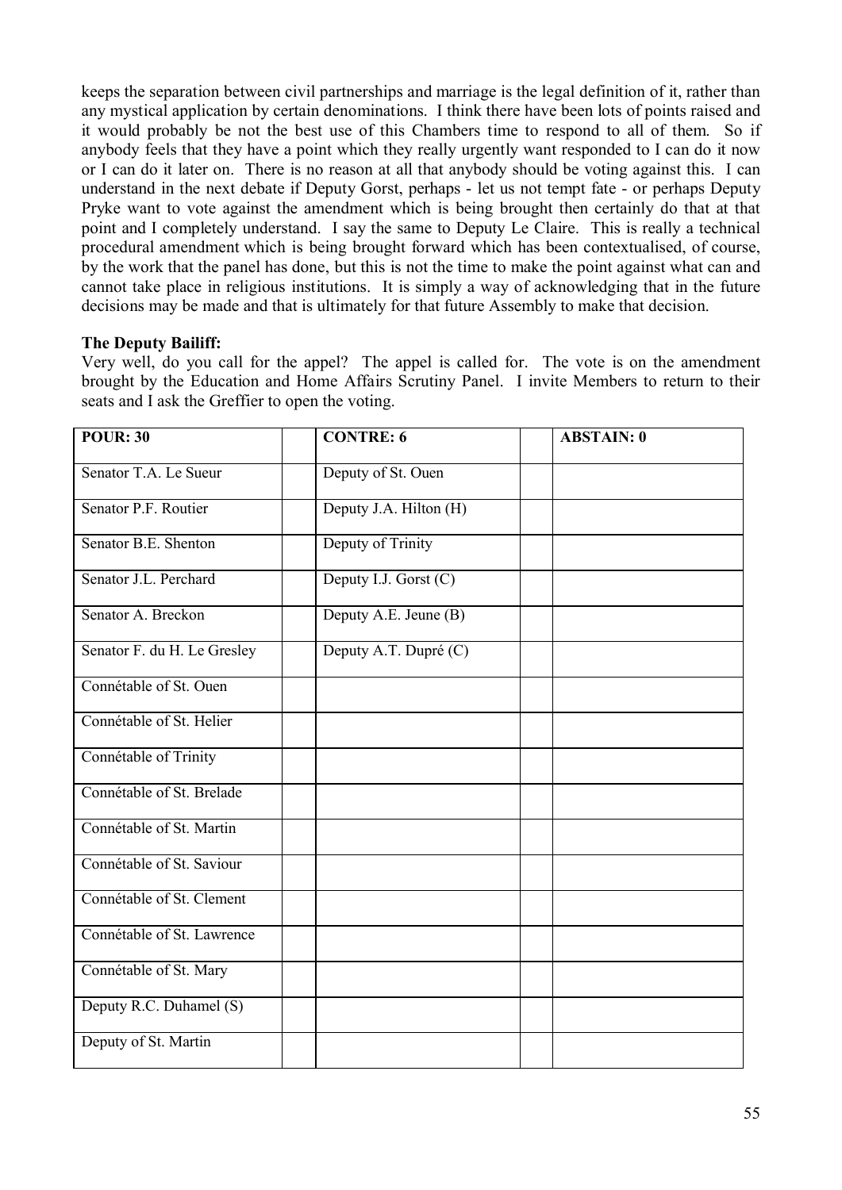keeps the separation between civil partnerships and marriage is the legal definition of it, rather than any mystical application by certain denominations. I think there have been lots of points raised and it would probably be not the best use of this Chambers time to respond to all of them. So if anybody feels that they have a point which they really urgently want responded to I can do it now or I can do it later on. There is no reason at all that anybody should be voting against this. I can understand in the next debate if Deputy Gorst, perhaps - let us not tempt fate - or perhaps Deputy Pryke want to vote against the amendment which is being brought then certainly do that at that point and I completely understand. I say the same to Deputy Le Claire. This is really a technical procedural amendment which is being brought forward which has been contextualised, of course, by the work that the panel has done, but this is not the time to make the point against what can and cannot take place in religious institutions. It is simply a way of acknowledging that in the future decisions may be made and that is ultimately for that future Assembly to make that decision.

**The Deputy Bailiff:**

Very well, do you call for the appel? The appel is called for. The vote is on the amendment brought by the Education and Home Affairs Scrutiny Panel. I invite Members to return to their seats and I ask the Greffier to open the voting.

| POUR: 30 | | CONTRE: 6 | | ABSTAIN: 0 |
|---|---|---|---|---|
| Senator T.A. Le Sueur | | Deputy of St. Ouen | | |
| Senator P.F. Routier | | Deputy J.A. Hilton (H) | | |
| Senator B.E. Shenton | | Deputy of Trinity | | |
| Senator J.L. Perchard | | Deputy I.J. Gorst (C) | | |
| Senator A. Breckon | | Deputy A.E. Jeune (B) | | |
| Senator F. du H. Le Gresley | | Deputy A.T. Dupré (C) | | |
| Connétable of St. Ouen | | | | |
| Connétable of St. Helier | | | | |
| Connétable of Trinity | | | | |
| Connétable of St. Brelade | | | | |
| Connétable of St. Martin | | | | |
| Connétable of St. Saviour | | | | |
| Connétable of St. Clement | | | | |
| Connétable of St. Lawrence | | | | |
| Connétable of St. Mary | | | | |
| Deputy R.C. Duhamel (S) | | | | |
| Deputy of St. Martin | | | | |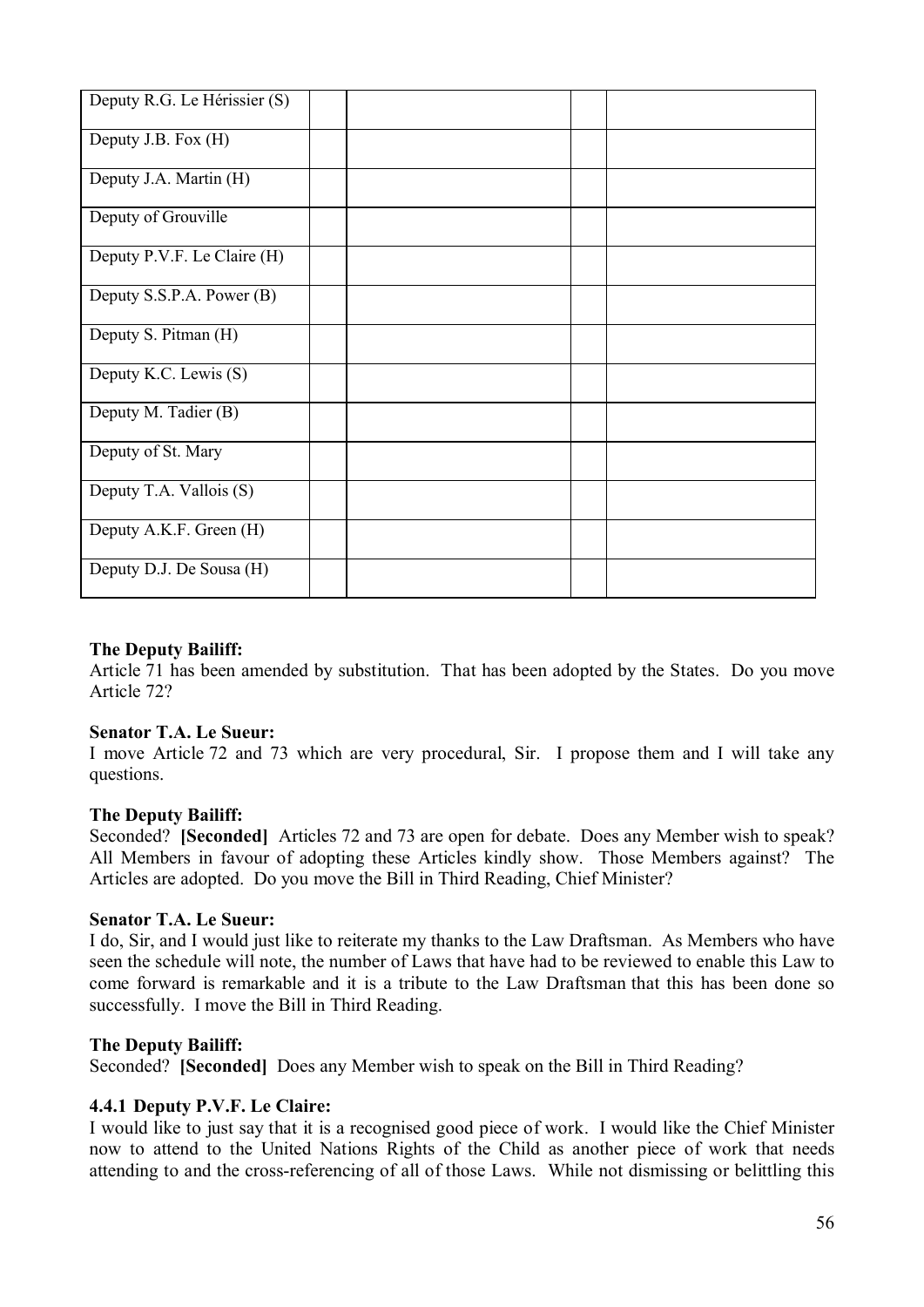| | | | | |
|---|---|---|---|---|
| Deputy R.G. Le Hérissier (S) | | | | |
| Deputy J.B. Fox (H) | | | | |
| Deputy J.A. Martin (H) | | | | |
| Deputy of Grouville | | | | |
| Deputy P.V.F. Le Claire (H) | | | | |
| Deputy S.S.P.A. Power (B) | | | | |
| Deputy S. Pitman (H) | | | | |
| Deputy K.C. Lewis (S) | | | | |
| Deputy M. Tadier (B) | | | | |
| Deputy of St. Mary | | | | |
| Deputy T.A. Vallois (S) | | | | |
| Deputy A.K.F. Green (H) | | | | |
| Deputy D.J. De Sousa (H) | | | | |

**The Deputy Bailiff:**

Article 71 has been amended by substitution. That has been adopted by the States. Do you move Article 72?

**Senator T.A. Le Sueur:**

I move Article 72 and 73 which are very procedural, Sir. I propose them and I will take any questions.

**The Deputy Bailiff:**

Seconded? **[Seconded]** Articles 72 and 73 are open for debate. Does any Member wish to speak? All Members in favour of adopting these Articles kindly show. Those Members against? The Articles are adopted. Do you move the Bill in Third Reading, Chief Minister?

**Senator T.A. Le Sueur:**

I do, Sir, and I would just like to reiterate my thanks to the Law Draftsman. As Members who have seen the schedule will note, the number of Laws that have had to be reviewed to enable this Law to come forward is remarkable and it is a tribute to the Law Draftsman that this has been done so successfully. I move the Bill in Third Reading.

**The Deputy Bailiff:**

Seconded? **[Seconded]** Does any Member wish to speak on the Bill in Third Reading?

**4.4.1 Deputy P.V.F. Le Claire:**

I would like to just say that it is a recognised good piece of work. I would like the Chief Minister now to attend to the United Nations Rights of the Child as another piece of work that needs attending to and the cross-referencing of all of those Laws. While not dismissing or belittling this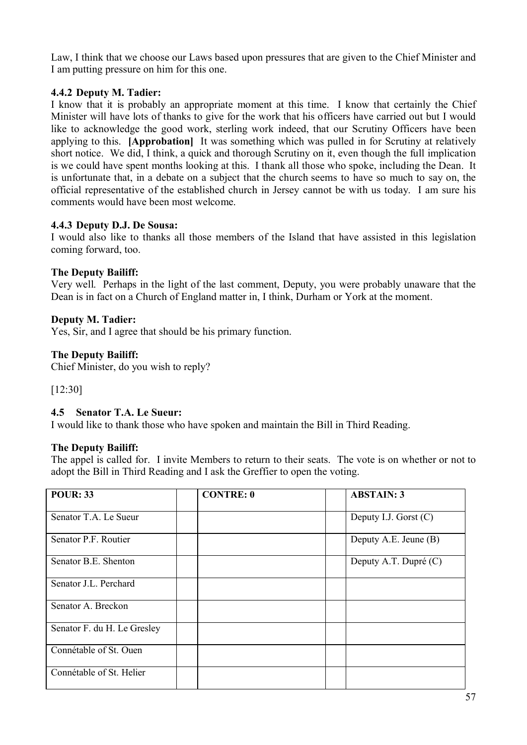Law, I think that we choose our Laws based upon pressures that are given to the Chief Minister and I am putting pressure on him for this one.

### 4.4.2 Deputy M. Tadier:

I know that it is probably an appropriate moment at this time. I know that certainly the Chief Minister will have lots of thanks to give for the work that his officers have carried out but I would like to acknowledge the good work, sterling work indeed, that our Scrutiny Officers have been applying to this. **[Approbation]** It was something which was pulled in for Scrutiny at relatively short notice. We did, I think, a quick and thorough Scrutiny on it, even though the full implication is we could have spent months looking at this. I thank all those who spoke, including the Dean. It is unfortunate that, in a debate on a subject that the church seems to have so much to say on, the official representative of the established church in Jersey cannot be with us today. I am sure his comments would have been most welcome.

### 4.4.3 Deputy D.J. De Sousa:

I would also like to thanks all those members of the Island that have assisted in this legislation coming forward, too.

**The Deputy Bailiff:**

Very well. Perhaps in the light of the last comment, Deputy, you were probably unaware that the Dean is in fact on a Church of England matter in, I think, Durham or York at the moment.

**Deputy M. Tadier:**

Yes, Sir, and I agree that should be his primary function.

**The Deputy Bailiff:**

Chief Minister, do you wish to reply?

[12:30]

### 4.5 Senator T.A. Le Sueur:

I would like to thank those who have spoken and maintain the Bill in Third Reading.

**The Deputy Bailiff:**

The appel is called for. I invite Members to return to their seats. The vote is on whether or not to adopt the Bill in Third Reading and I ask the Greffier to open the voting.

| POUR: 33 | | CONTRE: 0 | | ABSTAIN: 3 |
|---|---|---|---|---|
| Senator T.A. Le Sueur | | | | Deputy I.J. Gorst (C) |
| Senator P.F. Routier | | | | Deputy A.E. Jeune (B) |
| Senator B.E. Shenton | | | | Deputy A.T. Dupré (C) |
| Senator J.L. Perchard | | | | |
| Senator A. Breckon | | | | |
| Senator F. du H. Le Gresley | | | | |
| Connétable of St. Ouen | | | | |
| Connétable of St. Helier | | | | |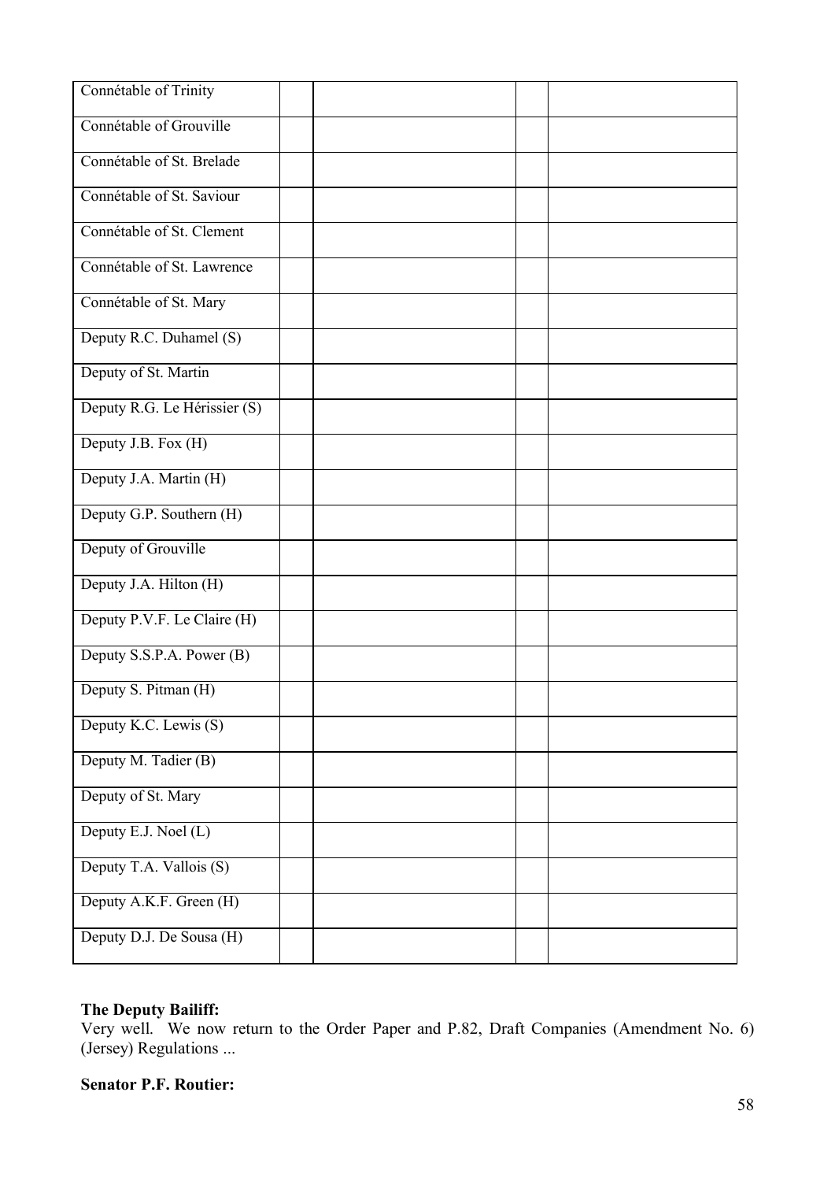| | | | | |
|---|---|---|---|---|
| Connétable of Trinity | | | | |
| Connétable of Grouville | | | | |
| Connétable of St. Brelade | | | | |
| Connétable of St. Saviour | | | | |
| Connétable of St. Clement | | | | |
| Connétable of St. Lawrence | | | | |
| Connétable of St. Mary | | | | |
| Deputy R.C. Duhamel (S) | | | | |
| Deputy of St. Martin | | | | |
| Deputy R.G. Le Hérissier (S) | | | | |
| Deputy J.B. Fox (H) | | | | |
| Deputy J.A. Martin (H) | | | | |
| Deputy G.P. Southern (H) | | | | |
| Deputy of Grouville | | | | |
| Deputy J.A. Hilton (H) | | | | |
| Deputy P.V.F. Le Claire (H) | | | | |
| Deputy S.S.P.A. Power (B) | | | | |
| Deputy S. Pitman (H) | | | | |
| Deputy K.C. Lewis (S) | | | | |
| Deputy M. Tadier (B) | | | | |
| Deputy of St. Mary | | | | |
| Deputy E.J. Noel (L) | | | | |
| Deputy T.A. Vallois (S) | | | | |
| Deputy A.K.F. Green (H) | | | | |
| Deputy D.J. De Sousa (H) | | | | |

**The Deputy Bailiff:**

Very well. We now return to the Order Paper and P.82, Draft Companies (Amendment No. 6) (Jersey) Regulations ...

**Senator P.F. Routier:**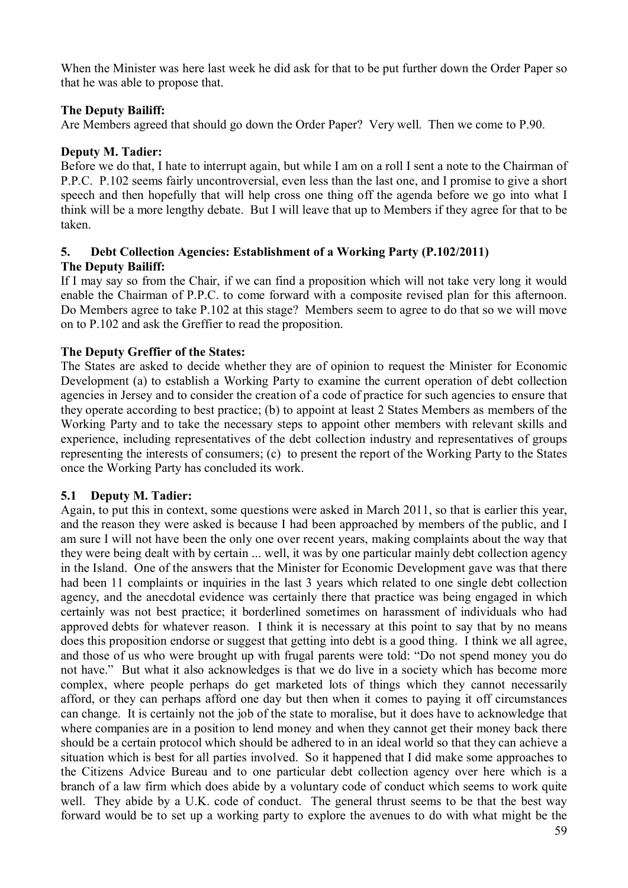When the Minister was here last week he did ask for that to be put further down the Order Paper so that he was able to propose that.

**The Deputy Bailiff:**

Are Members agreed that should go down the Order Paper? Very well. Then we come to P.90.

**Deputy M. Tadier:**

Before we do that, I hate to interrupt again, but while I am on a roll I sent a note to the Chairman of P.P.C. P.102 seems fairly uncontroversial, even less than the last one, and I promise to give a short speech and then hopefully that will help cross one thing off the agenda before we go into what I think will be a more lengthy debate. But I will leave that up to Members if they agree for that to be taken.

### 5. Debt Collection Agencies: Establishment of a Working Party (P.102/2011)

**The Deputy Bailiff:**

If I may say so from the Chair, if we can find a proposition which will not take very long it would enable the Chairman of P.P.C. to come forward with a composite revised plan for this afternoon. Do Members agree to take P.102 at this stage? Members seem to agree to do that so we will move on to P.102 and ask the Greffier to read the proposition.

**The Deputy Greffier of the States:**

The States are asked to decide whether they are of opinion to request the Minister for Economic Development (a) to establish a Working Party to examine the current operation of debt collection agencies in Jersey and to consider the creation of a code of practice for such agencies to ensure that they operate according to best practice; (b) to appoint at least 2 States Members as members of the Working Party and to take the necessary steps to appoint other members with relevant skills and experience, including representatives of the debt collection industry and representatives of groups representing the interests of consumers; (c) to present the report of the Working Party to the States once the Working Party has concluded its work.

### 5.1 Deputy M. Tadier:

Again, to put this in context, some questions were asked in March 2011, so that is earlier this year, and the reason they were asked is because I had been approached by members of the public, and I am sure I will not have been the only one over recent years, making complaints about the way that they were being dealt with by certain ... well, it was by one particular mainly debt collection agency in the Island. One of the answers that the Minister for Economic Development gave was that there had been 11 complaints or inquiries in the last 3 years which related to one single debt collection agency, and the anecdotal evidence was certainly there that practice was being engaged in which certainly was not best practice; it borderlined sometimes on harassment of individuals who had approved debts for whatever reason. I think it is necessary at this point to say that by no means does this proposition endorse or suggest that getting into debt is a good thing. I think we all agree, and those of us who were brought up with frugal parents were told: "Do not spend money you do not have." But what it also acknowledges is that we do live in a society which has become more complex, where people perhaps do get marketed lots of things which they cannot necessarily afford, or they can perhaps afford one day but then when it comes to paying it off circumstances can change. It is certainly not the job of the state to moralise, but it does have to acknowledge that where companies are in a position to lend money and when they cannot get their money back there should be a certain protocol which should be adhered to in an ideal world so that they can achieve a situation which is best for all parties involved. So it happened that I did make some approaches to the Citizens Advice Bureau and to one particular debt collection agency over here which is a branch of a law firm which does abide by a voluntary code of conduct which seems to work quite well. They abide by a U.K. code of conduct. The general thrust seems to be that the best way forward would be to set up a working party to explore the avenues to do with what might be the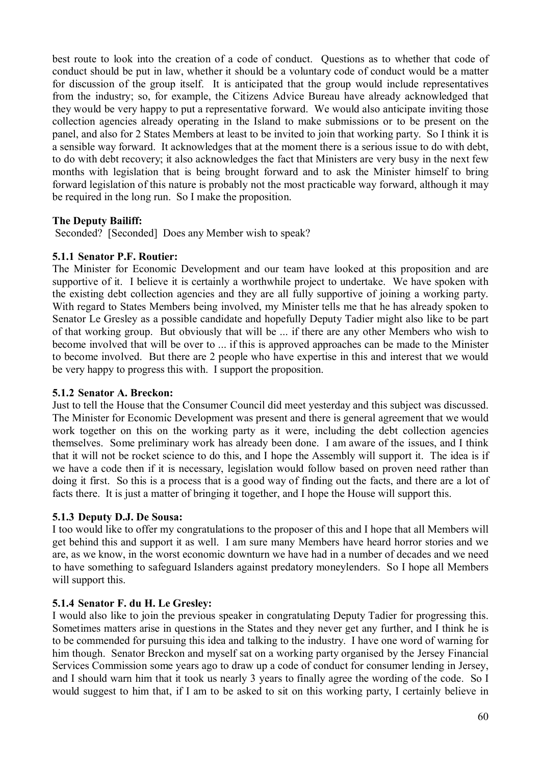best route to look into the creation of a code of conduct. Questions as to whether that code of conduct should be put in law, whether it should be a voluntary code of conduct would be a matter for discussion of the group itself. It is anticipated that the group would include representatives from the industry; so, for example, the Citizens Advice Bureau have already acknowledged that they would be very happy to put a representative forward. We would also anticipate inviting those collection agencies already operating in the Island to make submissions or to be present on the panel, and also for 2 States Members at least to be invited to join that working party. So I think it is a sensible way forward. It acknowledges that at the moment there is a serious issue to do with debt, to do with debt recovery; it also acknowledges the fact that Ministers are very busy in the next few months with legislation that is being brought forward and to ask the Minister himself to bring forward legislation of this nature is probably not the most practicable way forward, although it may be required in the long run. So I make the proposition.

**The Deputy Bailiff:**

Seconded? [Seconded] Does any Member wish to speak?

**5.1.1 Senator P.F. Routier:**

The Minister for Economic Development and our team have looked at this proposition and are supportive of it. I believe it is certainly a worthwhile project to undertake. We have spoken with the existing debt collection agencies and they are all fully supportive of joining a working party. With regard to States Members being involved, my Minister tells me that he has already spoken to Senator Le Gresley as a possible candidate and hopefully Deputy Tadier might also like to be part of that working group. But obviously that will be ... if there are any other Members who wish to become involved that will be over to ... if this is approved approaches can be made to the Minister to become involved. But there are 2 people who have expertise in this and interest that we would be very happy to progress this with. I support the proposition.

**5.1.2 Senator A. Breckon:**

Just to tell the House that the Consumer Council did meet yesterday and this subject was discussed. The Minister for Economic Development was present and there is general agreement that we would work together on this on the working party as it were, including the debt collection agencies themselves. Some preliminary work has already been done. I am aware of the issues, and I think that it will not be rocket science to do this, and I hope the Assembly will support it. The idea is if we have a code then if it is necessary, legislation would follow based on proven need rather than doing it first. So this is a process that is a good way of finding out the facts, and there are a lot of facts there. It is just a matter of bringing it together, and I hope the House will support this.

**5.1.3 Deputy D.J. De Sousa:**

I too would like to offer my congratulations to the proposer of this and I hope that all Members will get behind this and support it as well. I am sure many Members have heard horror stories and we are, as we know, in the worst economic downturn we have had in a number of decades and we need to have something to safeguard Islanders against predatory moneylenders. So I hope all Members will support this.

**5.1.4 Senator F. du H. Le Gresley:**

I would also like to join the previous speaker in congratulating Deputy Tadier for progressing this. Sometimes matters arise in questions in the States and they never get any further, and I think he is to be commended for pursuing this idea and talking to the industry. I have one word of warning for him though. Senator Breckon and myself sat on a working party organised by the Jersey Financial Services Commission some years ago to draw up a code of conduct for consumer lending in Jersey, and I should warn him that it took us nearly 3 years to finally agree the wording of the code. So I would suggest to him that, if I am to be asked to sit on this working party, I certainly believe in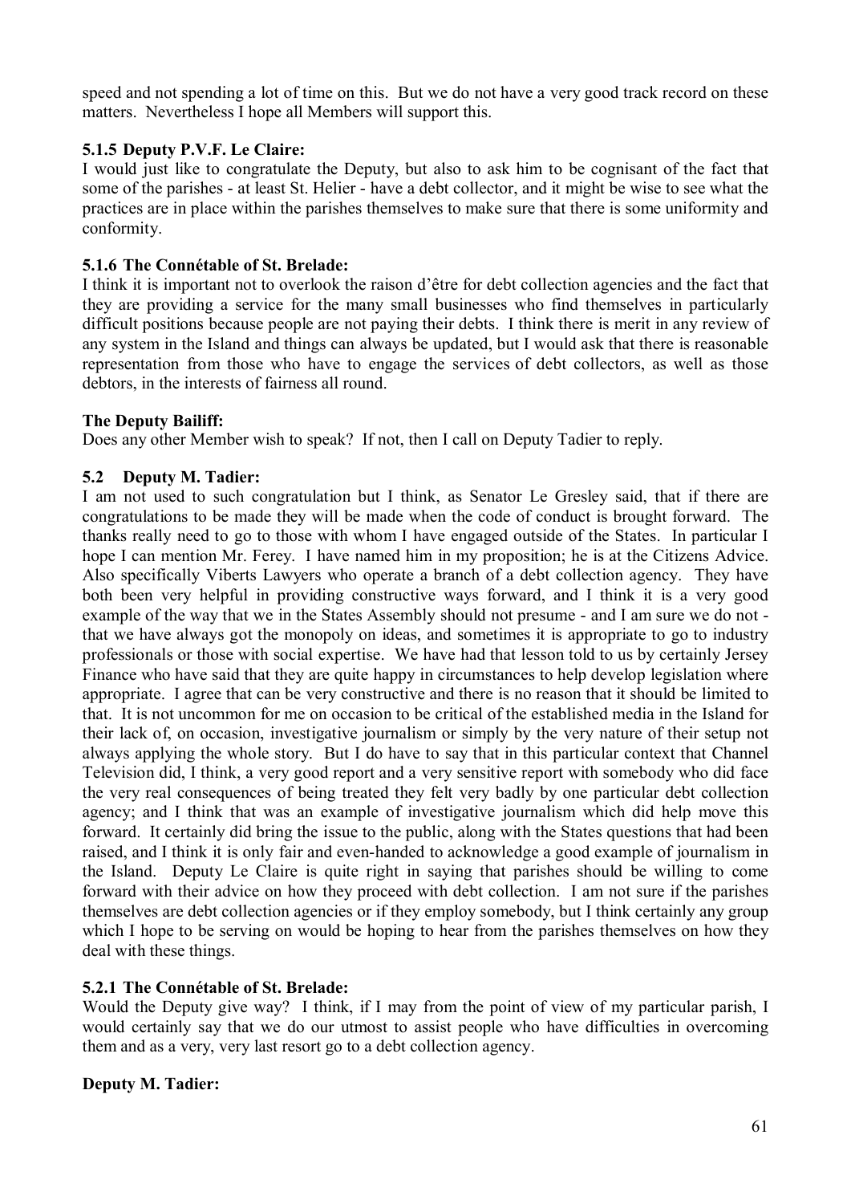speed and not spending a lot of time on this. But we do not have a very good track record on these matters. Nevertheless I hope all Members will support this.

### 5.1.5 Deputy P.V.F. Le Claire:

I would just like to congratulate the Deputy, but also to ask him to be cognisant of the fact that some of the parishes - at least St. Helier - have a debt collector, and it might be wise to see what the practices are in place within the parishes themselves to make sure that there is some uniformity and conformity.

### 5.1.6 The Connétable of St. Brelade:

I think it is important not to overlook the raison d'être for debt collection agencies and the fact that they are providing a service for the many small businesses who find themselves in particularly difficult positions because people are not paying their debts. I think there is merit in any review of any system in the Island and things can always be updated, but I would ask that there is reasonable representation from those who have to engage the services of debt collectors, as well as those debtors, in the interests of fairness all round.

**The Deputy Bailiff:**

Does any other Member wish to speak? If not, then I call on Deputy Tadier to reply.

### 5.2 Deputy M. Tadier:

I am not used to such congratulation but I think, as Senator Le Gresley said, that if there are congratulations to be made they will be made when the code of conduct is brought forward. The thanks really need to go to those with whom I have engaged outside of the States. In particular I hope I can mention Mr. Ferey. I have named him in my proposition; he is at the Citizens Advice. Also specifically Viberts Lawyers who operate a branch of a debt collection agency. They have both been very helpful in providing constructive ways forward, and I think it is a very good example of the way that we in the States Assembly should not presume - and I am sure we do not - that we have always got the monopoly on ideas, and sometimes it is appropriate to go to industry professionals or those with social expertise. We have had that lesson told to us by certainly Jersey Finance who have said that they are quite happy in circumstances to help develop legislation where appropriate. I agree that can be very constructive and there is no reason that it should be limited to that. It is not uncommon for me on occasion to be critical of the established media in the Island for their lack of, on occasion, investigative journalism or simply by the very nature of their setup not always applying the whole story. But I do have to say that in this particular context that Channel Television did, I think, a very good report and a very sensitive report with somebody who did face the very real consequences of being treated they felt very badly by one particular debt collection agency; and I think that was an example of investigative journalism which did help move this forward. It certainly did bring the issue to the public, along with the States questions that had been raised, and I think it is only fair and even-handed to acknowledge a good example of journalism in the Island. Deputy Le Claire is quite right in saying that parishes should be willing to come forward with their advice on how they proceed with debt collection. I am not sure if the parishes themselves are debt collection agencies or if they employ somebody, but I think certainly any group which I hope to be serving on would be hoping to hear from the parishes themselves on how they deal with these things.

### 5.2.1 The Connétable of St. Brelade:

Would the Deputy give way? I think, if I may from the point of view of my particular parish, I would certainly say that we do our utmost to assist people who have difficulties in overcoming them and as a very, very last resort go to a debt collection agency.

**Deputy M. Tadier:**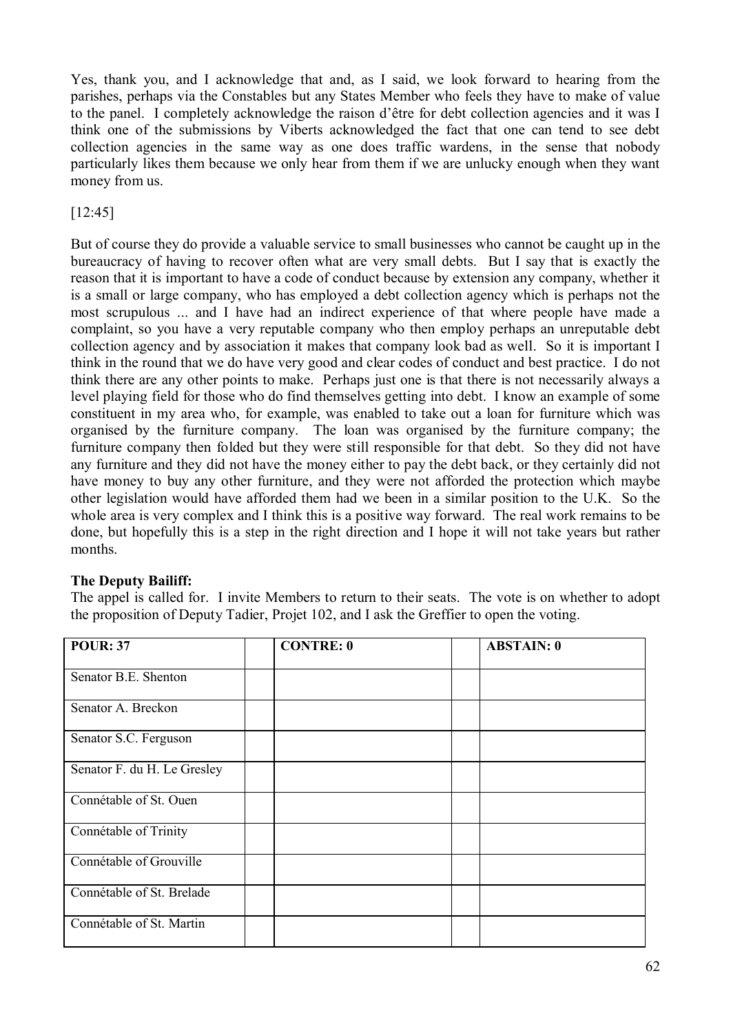Yes, thank you, and I acknowledge that and, as I said, we look forward to hearing from the parishes, perhaps via the Constables but any States Member who feels they have to make of value to the panel. I completely acknowledge the raison d'être for debt collection agencies and it was I think one of the submissions by Viberts acknowledged the fact that one can tend to see debt collection agencies in the same way as one does traffic wardens, in the sense that nobody particularly likes them because we only hear from them if we are unlucky enough when they want money from us.

[12:45]

But of course they do provide a valuable service to small businesses who cannot be caught up in the bureaucracy of having to recover often what are very small debts. But I say that is exactly the reason that it is important to have a code of conduct because by extension any company, whether it is a small or large company, who has employed a debt collection agency which is perhaps not the most scrupulous ... and I have had an indirect experience of that where people have made a complaint, so you have a very reputable company who then employ perhaps an unreputable debt collection agency and by association it makes that company look bad as well. So it is important I think in the round that we do have very good and clear codes of conduct and best practice. I do not think there are any other points to make. Perhaps just one is that there is not necessarily always a level playing field for those who do find themselves getting into debt. I know an example of some constituent in my area who, for example, was enabled to take out a loan for furniture which was organised by the furniture company. The loan was organised by the furniture company; the furniture company then folded but they were still responsible for that debt. So they did not have any furniture and they did not have the money either to pay the debt back, or they certainly did not have money to buy any other furniture, and they were not afforded the protection which maybe other legislation would have afforded them had we been in a similar position to the U.K. So the whole area is very complex and I think this is a positive way forward. The real work remains to be done, but hopefully this is a step in the right direction and I hope it will not take years but rather months.

**The Deputy Bailiff:**

The appel is called for. I invite Members to return to their seats. The vote is on whether to adopt the proposition of Deputy Tadier, Projet 102, and I ask the Greffier to open the voting.

| POUR: 37 | | CONTRE: 0 | | ABSTAIN: 0 |
|---|---|---|---|---|
| Senator B.E. Shenton | | | | |
| Senator A. Breckon | | | | |
| Senator S.C. Ferguson | | | | |
| Senator F. du H. Le Gresley | | | | |
| Connétable of St. Ouen | | | | |
| Connétable of Trinity | | | | |
| Connétable of Grouville | | | | |
| Connétable of St. Brelade | | | | |
| Connétable of St. Martin | | | | |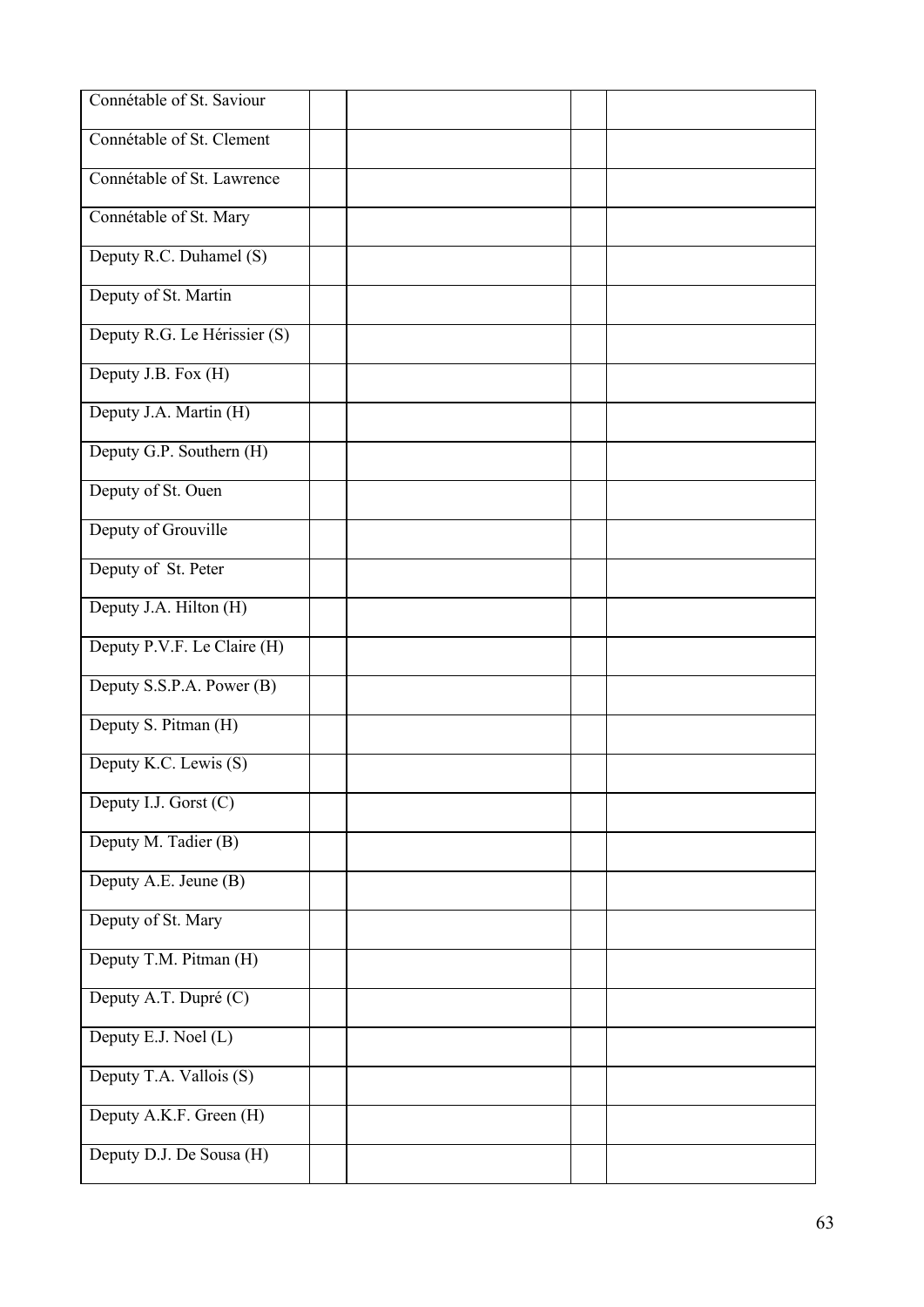| | | | | |
|---|---|---|---|---|
| Connétable of St. Saviour | | | | |
| Connétable of St. Clement | | | | |
| Connétable of St. Lawrence | | | | |
| Connétable of St. Mary | | | | |
| Deputy R.C. Duhamel (S) | | | | |
| Deputy of St. Martin | | | | |
| Deputy R.G. Le Hérissier (S) | | | | |
| Deputy J.B. Fox (H) | | | | |
| Deputy J.A. Martin (H) | | | | |
| Deputy G.P. Southern (H) | | | | |
| Deputy of St. Ouen | | | | |
| Deputy of Grouville | | | | |
| Deputy of St. Peter | | | | |
| Deputy J.A. Hilton (H) | | | | |
| Deputy P.V.F. Le Claire (H) | | | | |
| Deputy S.S.P.A. Power (B) | | | | |
| Deputy S. Pitman (H) | | | | |
| Deputy K.C. Lewis (S) | | | | |
| Deputy I.J. Gorst (C) | | | | |
| Deputy M. Tadier (B) | | | | |
| Deputy A.E. Jeune (B) | | | | |
| Deputy of St. Mary | | | | |
| Deputy T.M. Pitman (H) | | | | |
| Deputy A.T. Dupré (C) | | | | |
| Deputy E.J. Noel (L) | | | | |
| Deputy T.A. Vallois (S) | | | | |
| Deputy A.K.F. Green (H) | | | | |
| Deputy D.J. De Sousa (H) | | | | |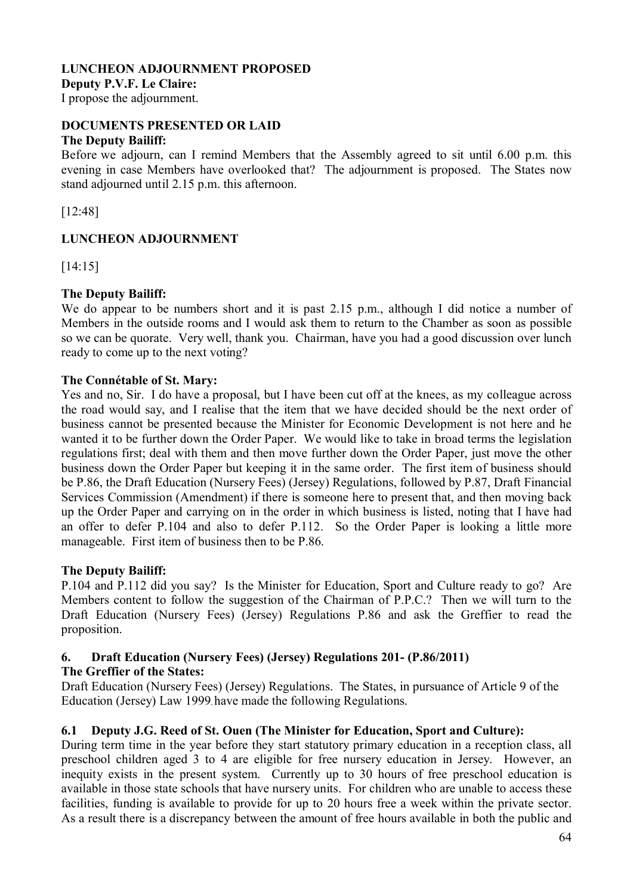**LUNCHEON ADJOURNMENT PROPOSED**

**Deputy P.V.F. Le Claire:**

I propose the adjournment.

**DOCUMENTS PRESENTED OR LAID**

**The Deputy Bailiff:**

Before we adjourn, can I remind Members that the Assembly agreed to sit until 6.00 p.m. this evening in case Members have overlooked that? The adjournment is proposed. The States now stand adjourned until 2.15 p.m. this afternoon.

[12:48]

**LUNCHEON ADJOURNMENT**

[14:15]

**The Deputy Bailiff:**

We do appear to be numbers short and it is past 2.15 p.m., although I did notice a number of Members in the outside rooms and I would ask them to return to the Chamber as soon as possible so we can be quorate. Very well, thank you. Chairman, have you had a good discussion over lunch ready to come up to the next voting?

**The Connétable of St. Mary:**

Yes and no, Sir. I do have a proposal, but I have been cut off at the knees, as my colleague across the road would say, and I realise that the item that we have decided should be the next order of business cannot be presented because the Minister for Economic Development is not here and he wanted it to be further down the Order Paper. We would like to take in broad terms the legislation regulations first; deal with them and then move further down the Order Paper, just move the other business down the Order Paper but keeping it in the same order. The first item of business should be P.86, the Draft Education (Nursery Fees) (Jersey) Regulations, followed by P.87, Draft Financial Services Commission (Amendment) if there is someone here to present that, and then moving back up the Order Paper and carrying on in the order in which business is listed, noting that I have had an offer to defer P.104 and also to defer P.112. So the Order Paper is looking a little more manageable. First item of business then to be P.86.

**The Deputy Bailiff:**

P.104 and P.112 did you say? Is the Minister for Education, Sport and Culture ready to go? Are Members content to follow the suggestion of the Chairman of P.P.C.? Then we will turn to the Draft Education (Nursery Fees) (Jersey) Regulations P.86 and ask the Greffier to read the proposition.

## 6. Draft Education (Nursery Fees) (Jersey) Regulations 201- (P.86/2011)

**The Greffier of the States:**

Draft Education (Nursery Fees) (Jersey) Regulations. The States, in pursuance of Article 9 of the Education (Jersey) Law 1999, have made the following Regulations.

### 6.1 Deputy J.G. Reed of St. Ouen (The Minister for Education, Sport and Culture):

During term time in the year before they start statutory primary education in a reception class, all preschool children aged 3 to 4 are eligible for free nursery education in Jersey. However, an inequity exists in the present system. Currently up to 30 hours of free preschool education is available in those state schools that have nursery units. For children who are unable to access these facilities, funding is available to provide for up to 20 hours free a week within the private sector. As a result there is a discrepancy between the amount of free hours available in both the public and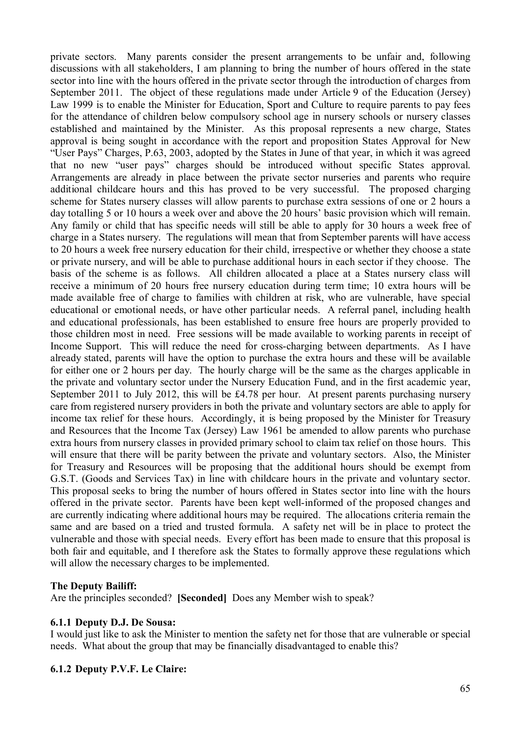private sectors. Many parents consider the present arrangements to be unfair and, following discussions with all stakeholders, I am planning to bring the number of hours offered in the state sector into line with the hours offered in the private sector through the introduction of charges from September 2011. The object of these regulations made under Article 9 of the Education (Jersey) Law 1999 is to enable the Minister for Education, Sport and Culture to require parents to pay fees for the attendance of children below compulsory school age in nursery schools or nursery classes established and maintained by the Minister. As this proposal represents a new charge, States approval is being sought in accordance with the report and proposition States Approval for New "User Pays" Charges, P.63, 2003, adopted by the States in June of that year, in which it was agreed that no new "user pays" charges should be introduced without specific States approval. Arrangements are already in place between the private sector nurseries and parents who require additional childcare hours and this has proved to be very successful. The proposed charging scheme for States nursery classes will allow parents to purchase extra sessions of one or 2 hours a day totalling 5 or 10 hours a week over and above the 20 hours' basic provision which will remain. Any family or child that has specific needs will still be able to apply for 30 hours a week free of charge in a States nursery. The regulations will mean that from September parents will have access to 20 hours a week free nursery education for their child, irrespective or whether they choose a state or private nursery, and will be able to purchase additional hours in each sector if they choose. The basis of the scheme is as follows. All children allocated a place at a States nursery class will receive a minimum of 20 hours free nursery education during term time; 10 extra hours will be made available free of charge to families with children at risk, who are vulnerable, have special educational or emotional needs, or have other particular needs. A referral panel, including health and educational professionals, has been established to ensure free hours are properly provided to those children most in need. Free sessions will be made available to working parents in receipt of Income Support. This will reduce the need for cross-charging between departments. As I have already stated, parents will have the option to purchase the extra hours and these will be available for either one or 2 hours per day. The hourly charge will be the same as the charges applicable in the private and voluntary sector under the Nursery Education Fund, and in the first academic year, September 2011 to July 2012, this will be £4.78 per hour. At present parents purchasing nursery care from registered nursery providers in both the private and voluntary sectors are able to apply for income tax relief for these hours. Accordingly, it is being proposed by the Minister for Treasury and Resources that the Income Tax (Jersey) Law 1961 be amended to allow parents who purchase extra hours from nursery classes in provided primary school to claim tax relief on those hours. This will ensure that there will be parity between the private and voluntary sectors. Also, the Minister for Treasury and Resources will be proposing that the additional hours should be exempt from G.S.T. (Goods and Services Tax) in line with childcare hours in the private and voluntary sector. This proposal seeks to bring the number of hours offered in States sector into line with the hours offered in the private sector. Parents have been kept well-informed of the proposed changes and are currently indicating where additional hours may be required. The allocations criteria remain the same and are based on a tried and trusted formula. A safety net will be in place to protect the vulnerable and those with special needs. Every effort has been made to ensure that this proposal is both fair and equitable, and I therefore ask the States to formally approve these regulations which will allow the necessary charges to be implemented.

**The Deputy Bailiff:**

Are the principles seconded? **[Seconded]** Does any Member wish to speak?

**6.1.1 Deputy D.J. De Sousa:**

I would just like to ask the Minister to mention the safety net for those that are vulnerable or special needs. What about the group that may be financially disadvantaged to enable this?

**6.1.2 Deputy P.V.F. Le Claire:**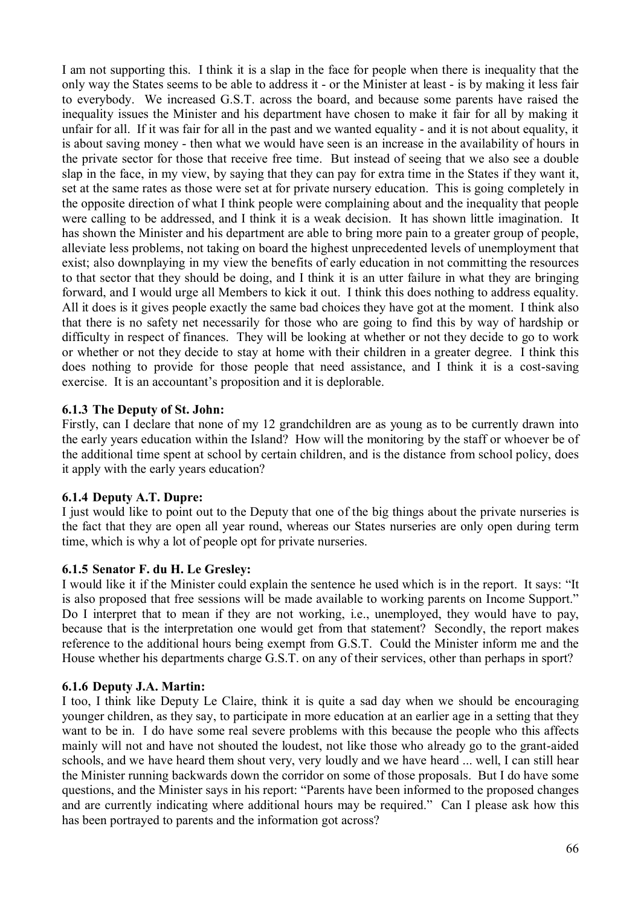I am not supporting this. I think it is a slap in the face for people when there is inequality that the only way the States seems to be able to address it - or the Minister at least - is by making it less fair to everybody. We increased G.S.T. across the board, and because some parents have raised the inequality issues the Minister and his department have chosen to make it fair for all by making it unfair for all. If it was fair for all in the past and we wanted equality - and it is not about equality, it is about saving money - then what we would have seen is an increase in the availability of hours in the private sector for those that receive free time. But instead of seeing that we also see a double slap in the face, in my view, by saying that they can pay for extra time in the States if they want it, set at the same rates as those were set at for private nursery education. This is going completely in the opposite direction of what I think people were complaining about and the inequality that people were calling to be addressed, and I think it is a weak decision. It has shown little imagination. It has shown the Minister and his department are able to bring more pain to a greater group of people, alleviate less problems, not taking on board the highest unprecedented levels of unemployment that exist; also downplaying in my view the benefits of early education in not committing the resources to that sector that they should be doing, and I think it is an utter failure in what they are bringing forward, and I would urge all Members to kick it out. I think this does nothing to address equality. All it does is it gives people exactly the same bad choices they have got at the moment. I think also that there is no safety net necessarily for those who are going to find this by way of hardship or difficulty in respect of finances. They will be looking at whether or not they decide to go to work or whether or not they decide to stay at home with their children in a greater degree. I think this does nothing to provide for those people that need assistance, and I think it is a cost-saving exercise. It is an accountant's proposition and it is deplorable.

### 6.1.3 The Deputy of St. John:

Firstly, can I declare that none of my 12 grandchildren are as young as to be currently drawn into the early years education within the Island? How will the monitoring by the staff or whoever be of the additional time spent at school by certain children, and is the distance from school policy, does it apply with the early years education?

### 6.1.4 Deputy A.T. Dupre:

I just would like to point out to the Deputy that one of the big things about the private nurseries is the fact that they are open all year round, whereas our States nurseries are only open during term time, which is why a lot of people opt for private nurseries.

### 6.1.5 Senator F. du H. Le Gresley:

I would like it if the Minister could explain the sentence he used which is in the report. It says: "It is also proposed that free sessions will be made available to working parents on Income Support." Do I interpret that to mean if they are not working, i.e., unemployed, they would have to pay, because that is the interpretation one would get from that statement? Secondly, the report makes reference to the additional hours being exempt from G.S.T. Could the Minister inform me and the House whether his departments charge G.S.T. on any of their services, other than perhaps in sport?

### 6.1.6 Deputy J.A. Martin:

I too, I think like Deputy Le Claire, think it is quite a sad day when we should be encouraging younger children, as they say, to participate in more education at an earlier age in a setting that they want to be in. I do have some real severe problems with this because the people who this affects mainly will not and have not shouted the loudest, not like those who already go to the grant-aided schools, and we have heard them shout very, very loudly and we have heard ... well, I can still hear the Minister running backwards down the corridor on some of those proposals. But I do have some questions, and the Minister says in his report: "Parents have been informed to the proposed changes and are currently indicating where additional hours may be required." Can I please ask how this has been portrayed to parents and the information got across?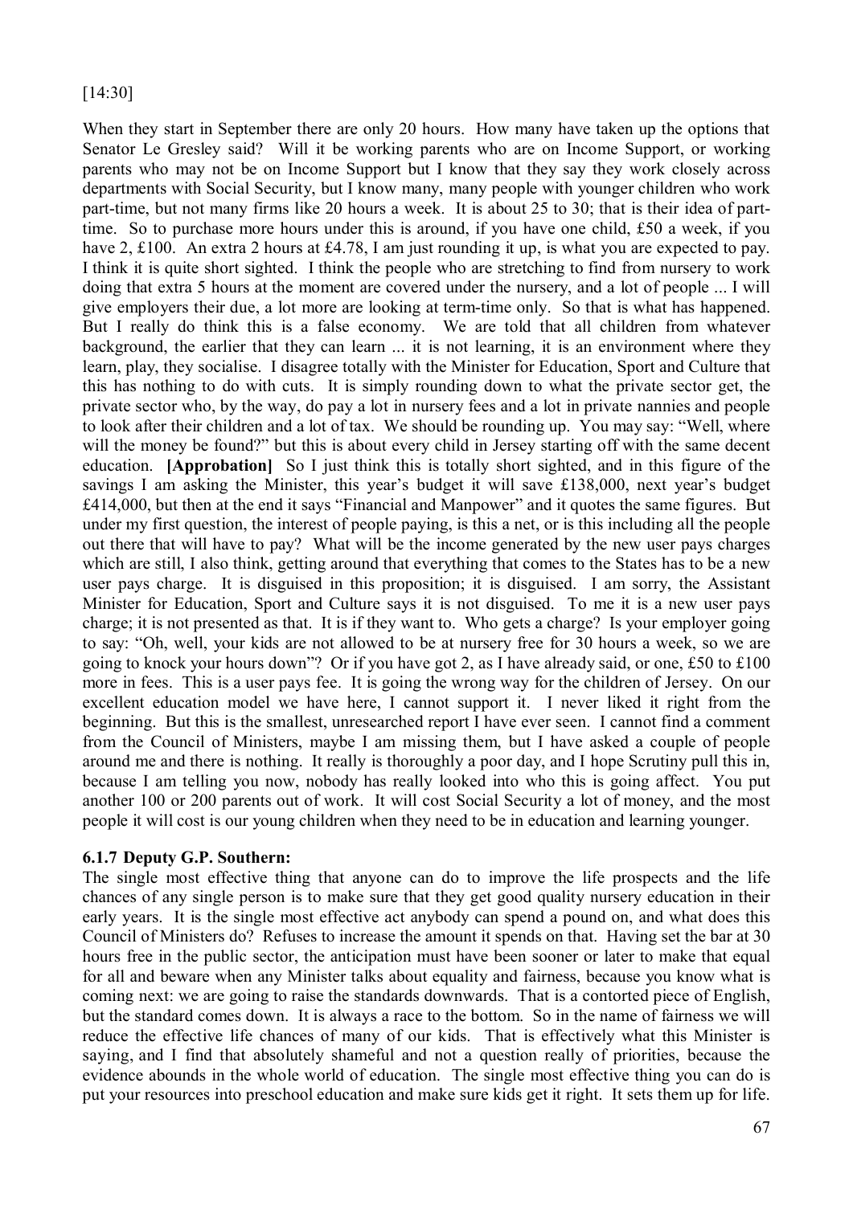[14:30]

When they start in September there are only 20 hours. How many have taken up the options that Senator Le Gresley said? Will it be working parents who are on Income Support, or working parents who may not be on Income Support but I know that they say they work closely across departments with Social Security, but I know many, many people with younger children who work part-time, but not many firms like 20 hours a week. It is about 25 to 30; that is their idea of part-time. So to purchase more hours under this is around, if you have one child, £50 a week, if you have 2, £100. An extra 2 hours at £4.78, I am just rounding it up, is what you are expected to pay. I think it is quite short sighted. I think the people who are stretching to find from nursery to work doing that extra 5 hours at the moment are covered under the nursery, and a lot of people ... I will give employers their due, a lot more are looking at term-time only. So that is what has happened. But I really do think this is a false economy. We are told that all children from whatever background, the earlier that they can learn ... it is not learning, it is an environment where they learn, play, they socialise. I disagree totally with the Minister for Education, Sport and Culture that this has nothing to do with cuts. It is simply rounding down to what the private sector get, the private sector who, by the way, do pay a lot in nursery fees and a lot in private nannies and people to look after their children and a lot of tax. We should be rounding up. You may say: "Well, where will the money be found?" but this is about every child in Jersey starting off with the same decent education. **[Approbation]** So I just think this is totally short sighted, and in this figure of the savings I am asking the Minister, this year's budget it will save £138,000, next year's budget £414,000, but then at the end it says "Financial and Manpower" and it quotes the same figures. But under my first question, the interest of people paying, is this a net, or is this including all the people out there that will have to pay? What will be the income generated by the new user pays charges which are still, I also think, getting around that everything that comes to the States has to be a new user pays charge. It is disguised in this proposition; it is disguised. I am sorry, the Assistant Minister for Education, Sport and Culture says it is not disguised. To me it is a new user pays charge; it is not presented as that. It is if they want to. Who gets a charge? Is your employer going to say: "Oh, well, your kids are not allowed to be at nursery free for 30 hours a week, so we are going to knock your hours down"? Or if you have got 2, as I have already said, or one, £50 to £100 more in fees. This is a user pays fee. It is going the wrong way for the children of Jersey. On our excellent education model we have here, I cannot support it. I never liked it right from the beginning. But this is the smallest, unresearched report I have ever seen. I cannot find a comment from the Council of Ministers, maybe I am missing them, but I have asked a couple of people around me and there is nothing. It really is thoroughly a poor day, and I hope Scrutiny pull this in, because I am telling you now, nobody has really looked into who this is going affect. You put another 100 or 200 parents out of work. It will cost Social Security a lot of money, and the most people it will cost is our young children when they need to be in education and learning younger.

### 6.1.7 Deputy G.P. Southern:

The single most effective thing that anyone can do to improve the life prospects and the life chances of any single person is to make sure that they get good quality nursery education in their early years. It is the single most effective act anybody can spend a pound on, and what does this Council of Ministers do? Refuses to increase the amount it spends on that. Having set the bar at 30 hours free in the public sector, the anticipation must have been sooner or later to make that equal for all and beware when any Minister talks about equality and fairness, because you know what is coming next: we are going to raise the standards downwards. That is a contorted piece of English, but the standard comes down. It is always a race to the bottom. So in the name of fairness we will reduce the effective life chances of many of our kids. That is effectively what this Minister is saying, and I find that absolutely shameful and not a question really of priorities, because the evidence abounds in the whole world of education. The single most effective thing you can do is put your resources into preschool education and make sure kids get it right. It sets them up for life.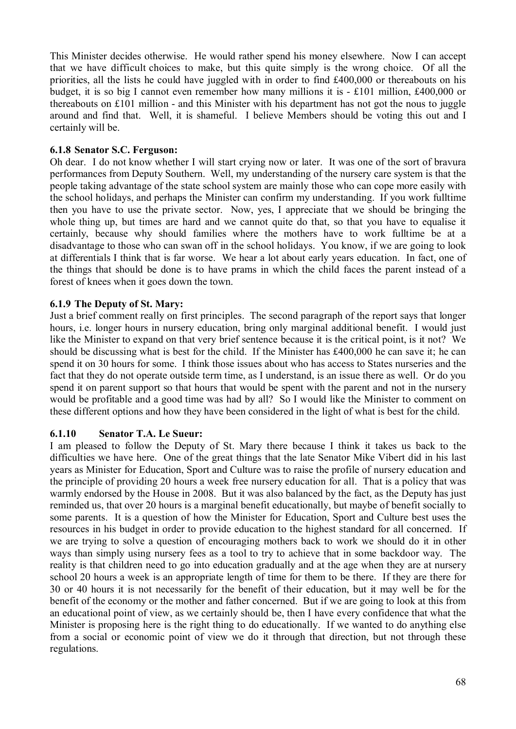This Minister decides otherwise. He would rather spend his money elsewhere. Now I can accept that we have difficult choices to make, but this quite simply is the wrong choice. Of all the priorities, all the lists he could have juggled with in order to find £400,000 or thereabouts on his budget, it is so big I cannot even remember how many millions it is - £101 million, £400,000 or thereabouts on £101 million - and this Minister with his department has not got the nous to juggle around and find that. Well, it is shameful. I believe Members should be voting this out and I certainly will be.

### 6.1.8 Senator S.C. Ferguson:

Oh dear. I do not know whether I will start crying now or later. It was one of the sort of bravura performances from Deputy Southern. Well, my understanding of the nursery care system is that the people taking advantage of the state school system are mainly those who can cope more easily with the school holidays, and perhaps the Minister can confirm my understanding. If you work fulltime then you have to use the private sector. Now, yes, I appreciate that we should be bringing the whole thing up, but times are hard and we cannot quite do that, so that you have to equalise it certainly, because why should families where the mothers have to work fulltime be at a disadvantage to those who can swan off in the school holidays. You know, if we are going to look at differentials I think that is far worse. We hear a lot about early years education. In fact, one of the things that should be done is to have prams in which the child faces the parent instead of a forest of knees when it goes down the town.

### 6.1.9 The Deputy of St. Mary:

Just a brief comment really on first principles. The second paragraph of the report says that longer hours, i.e. longer hours in nursery education, bring only marginal additional benefit. I would just like the Minister to expand on that very brief sentence because it is the critical point, is it not? We should be discussing what is best for the child. If the Minister has £400,000 he can save it; he can spend it on 30 hours for some. I think those issues about who has access to States nurseries and the fact that they do not operate outside term time, as I understand, is an issue there as well. Or do you spend it on parent support so that hours that would be spent with the parent and not in the nursery would be profitable and a good time was had by all? So I would like the Minister to comment on these different options and how they have been considered in the light of what is best for the child.

### 6.1.10 Senator T.A. Le Sueur:

I am pleased to follow the Deputy of St. Mary there because I think it takes us back to the difficulties we have here. One of the great things that the late Senator Mike Vibert did in his last years as Minister for Education, Sport and Culture was to raise the profile of nursery education and the principle of providing 20 hours a week free nursery education for all. That is a policy that was warmly endorsed by the House in 2008. But it was also balanced by the fact, as the Deputy has just reminded us, that over 20 hours is a marginal benefit educationally, but maybe of benefit socially to some parents. It is a question of how the Minister for Education, Sport and Culture best uses the resources in his budget in order to provide education to the highest standard for all concerned. If we are trying to solve a question of encouraging mothers back to work we should do it in other ways than simply using nursery fees as a tool to try to achieve that in some backdoor way. The reality is that children need to go into education gradually and at the age when they are at nursery school 20 hours a week is an appropriate length of time for them to be there. If they are there for 30 or 40 hours it is not necessarily for the benefit of their education, but it may well be for the benefit of the economy or the mother and father concerned. But if we are going to look at this from an educational point of view, as we certainly should be, then I have every confidence that what the Minister is proposing here is the right thing to do educationally. If we wanted to do anything else from a social or economic point of view we do it through that direction, but not through these regulations.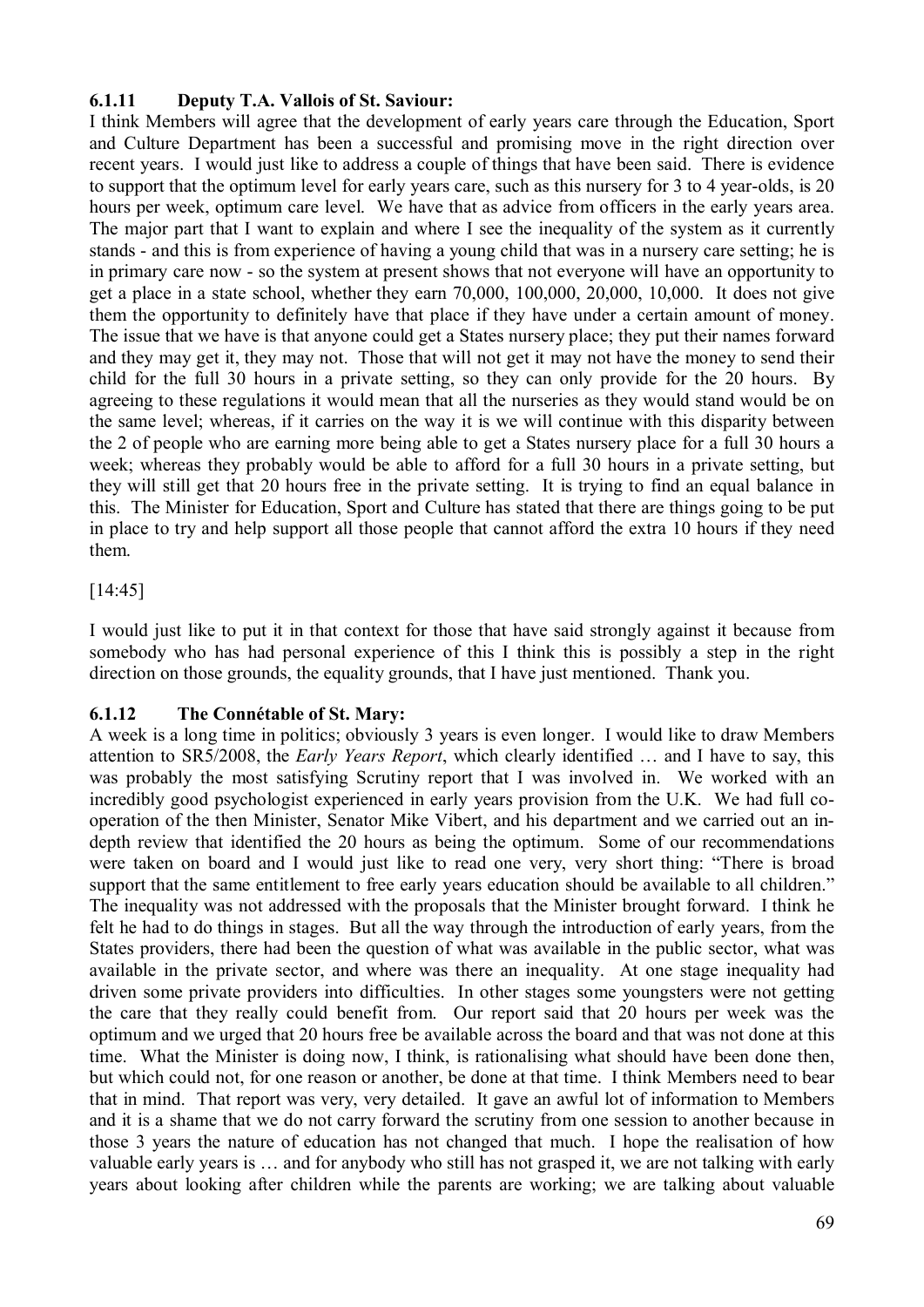### 6.1.11 Deputy T.A. Vallois of St. Saviour:

I think Members will agree that the development of early years care through the Education, Sport and Culture Department has been a successful and promising move in the right direction over recent years. I would just like to address a couple of things that have been said. There is evidence to support that the optimum level for early years care, such as this nursery for 3 to 4 year-olds, is 20 hours per week, optimum care level. We have that as advice from officers in the early years area. The major part that I want to explain and where I see the inequality of the system as it currently stands - and this is from experience of having a young child that was in a nursery care setting; he is in primary care now - so the system at present shows that not everyone will have an opportunity to get a place in a state school, whether they earn 70,000, 100,000, 20,000, 10,000. It does not give them the opportunity to definitely have that place if they have under a certain amount of money. The issue that we have is that anyone could get a States nursery place; they put their names forward and they may get it, they may not. Those that will not get it may not have the money to send their child for the full 30 hours in a private setting, so they can only provide for the 20 hours. By agreeing to these regulations it would mean that all the nurseries as they would stand would be on the same level; whereas, if it carries on the way it is we will continue with this disparity between the 2 of people who are earning more being able to get a States nursery place for a full 30 hours a week; whereas they probably would be able to afford for a full 30 hours in a private setting, but they will still get that 20 hours free in the private setting. It is trying to find an equal balance in this. The Minister for Education, Sport and Culture has stated that there are things going to be put in place to try and help support all those people that cannot afford the extra 10 hours if they need them.

[14:45]

I would just like to put it in that context for those that have said strongly against it because from somebody who has had personal experience of this I think this is possibly a step in the right direction on those grounds, the equality grounds, that I have just mentioned. Thank you.

### 6.1.12 The Connétable of St. Mary:

A week is a long time in politics; obviously 3 years is even longer. I would like to draw Members attention to SR5/2008, the *Early Years Report*, which clearly identified … and I have to say, this was probably the most satisfying Scrutiny report that I was involved in. We worked with an incredibly good psychologist experienced in early years provision from the U.K. We had full co-operation of the then Minister, Senator Mike Vibert, and his department and we carried out an in-depth review that identified the 20 hours as being the optimum. Some of our recommendations were taken on board and I would just like to read one very, very short thing: "There is broad support that the same entitlement to free early years education should be available to all children." The inequality was not addressed with the proposals that the Minister brought forward. I think he felt he had to do things in stages. But all the way through the introduction of early years, from the States providers, there had been the question of what was available in the public sector, what was available in the private sector, and where was there an inequality. At one stage inequality had driven some private providers into difficulties. In other stages some youngsters were not getting the care that they really could benefit from. Our report said that 20 hours per week was the optimum and we urged that 20 hours free be available across the board and that was not done at this time. What the Minister is doing now, I think, is rationalising what should have been done then, but which could not, for one reason or another, be done at that time. I think Members need to bear that in mind. That report was very, very detailed. It gave an awful lot of information to Members and it is a shame that we do not carry forward the scrutiny from one session to another because in those 3 years the nature of education has not changed that much. I hope the realisation of how valuable early years is … and for anybody who still has not grasped it, we are not talking with early years about looking after children while the parents are working; we are talking about valuable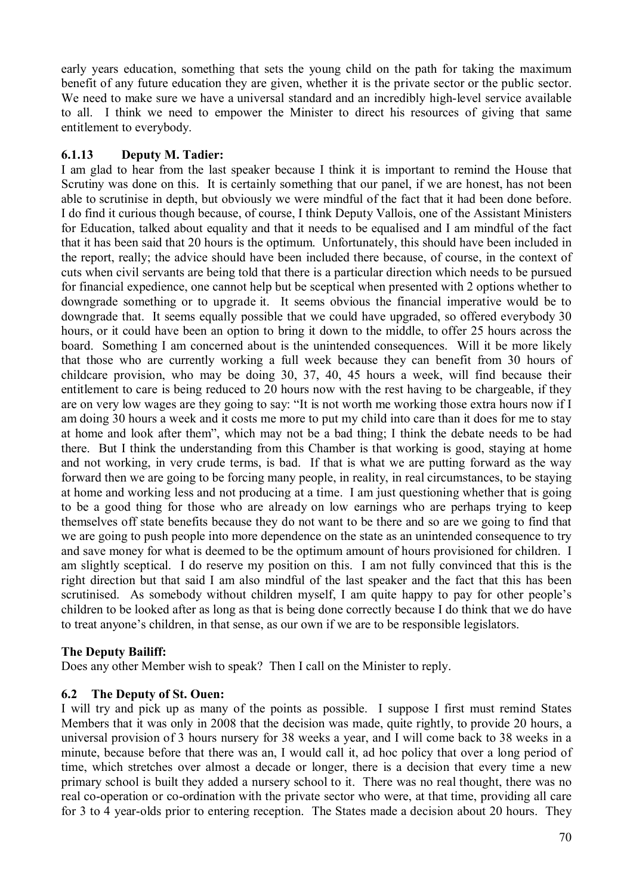early years education, something that sets the young child on the path for taking the maximum benefit of any future education they are given, whether it is the private sector or the public sector. We need to make sure we have a universal standard and an incredibly high-level service available to all. I think we need to empower the Minister to direct his resources of giving that same entitlement to everybody.

### 6.1.13 Deputy M. Tadier:

I am glad to hear from the last speaker because I think it is important to remind the House that Scrutiny was done on this. It is certainly something that our panel, if we are honest, has not been able to scrutinise in depth, but obviously we were mindful of the fact that it had been done before. I do find it curious though because, of course, I think Deputy Vallois, one of the Assistant Ministers for Education, talked about equality and that it needs to be equalised and I am mindful of the fact that it has been said that 20 hours is the optimum. Unfortunately, this should have been included in the report, really; the advice should have been included there because, of course, in the context of cuts when civil servants are being told that there is a particular direction which needs to be pursued for financial expedience, one cannot help but be sceptical when presented with 2 options whether to downgrade something or to upgrade it. It seems obvious the financial imperative would be to downgrade that. It seems equally possible that we could have upgraded, so offered everybody 30 hours, or it could have been an option to bring it down to the middle, to offer 25 hours across the board. Something I am concerned about is the unintended consequences. Will it be more likely that those who are currently working a full week because they can benefit from 30 hours of childcare provision, who may be doing 30, 37, 40, 45 hours a week, will find because their entitlement to care is being reduced to 20 hours now with the rest having to be chargeable, if they are on very low wages are they going to say: "It is not worth me working those extra hours now if I am doing 30 hours a week and it costs me more to put my child into care than it does for me to stay at home and look after them", which may not be a bad thing; I think the debate needs to be had there. But I think the understanding from this Chamber is that working is good, staying at home and not working, in very crude terms, is bad. If that is what we are putting forward as the way forward then we are going to be forcing many people, in reality, in real circumstances, to be staying at home and working less and not producing at a time. I am just questioning whether that is going to be a good thing for those who are already on low earnings who are perhaps trying to keep themselves off state benefits because they do not want to be there and so are we going to find that we are going to push people into more dependence on the state as an unintended consequence to try and save money for what is deemed to be the optimum amount of hours provisioned for children. I am slightly sceptical. I do reserve my position on this. I am not fully convinced that this is the right direction but that said I am also mindful of the last speaker and the fact that this has been scrutinised. As somebody without children myself, I am quite happy to pay for other people's children to be looked after as long as that is being done correctly because I do think that we do have to treat anyone's children, in that sense, as our own if we are to be responsible legislators.

**The Deputy Bailiff:**

Does any other Member wish to speak? Then I call on the Minister to reply.

## 6.2 The Deputy of St. Ouen:

I will try and pick up as many of the points as possible. I suppose I first must remind States Members that it was only in 2008 that the decision was made, quite rightly, to provide 20 hours, a universal provision of 3 hours nursery for 38 weeks a year, and I will come back to 38 weeks in a minute, because before that there was an, I would call it, ad hoc policy that over a long period of time, which stretches over almost a decade or longer, there is a decision that every time a new primary school is built they added a nursery school to it. There was no real thought, there was no real co-operation or co-ordination with the private sector who were, at that time, providing all care for 3 to 4 year-olds prior to entering reception. The States made a decision about 20 hours. They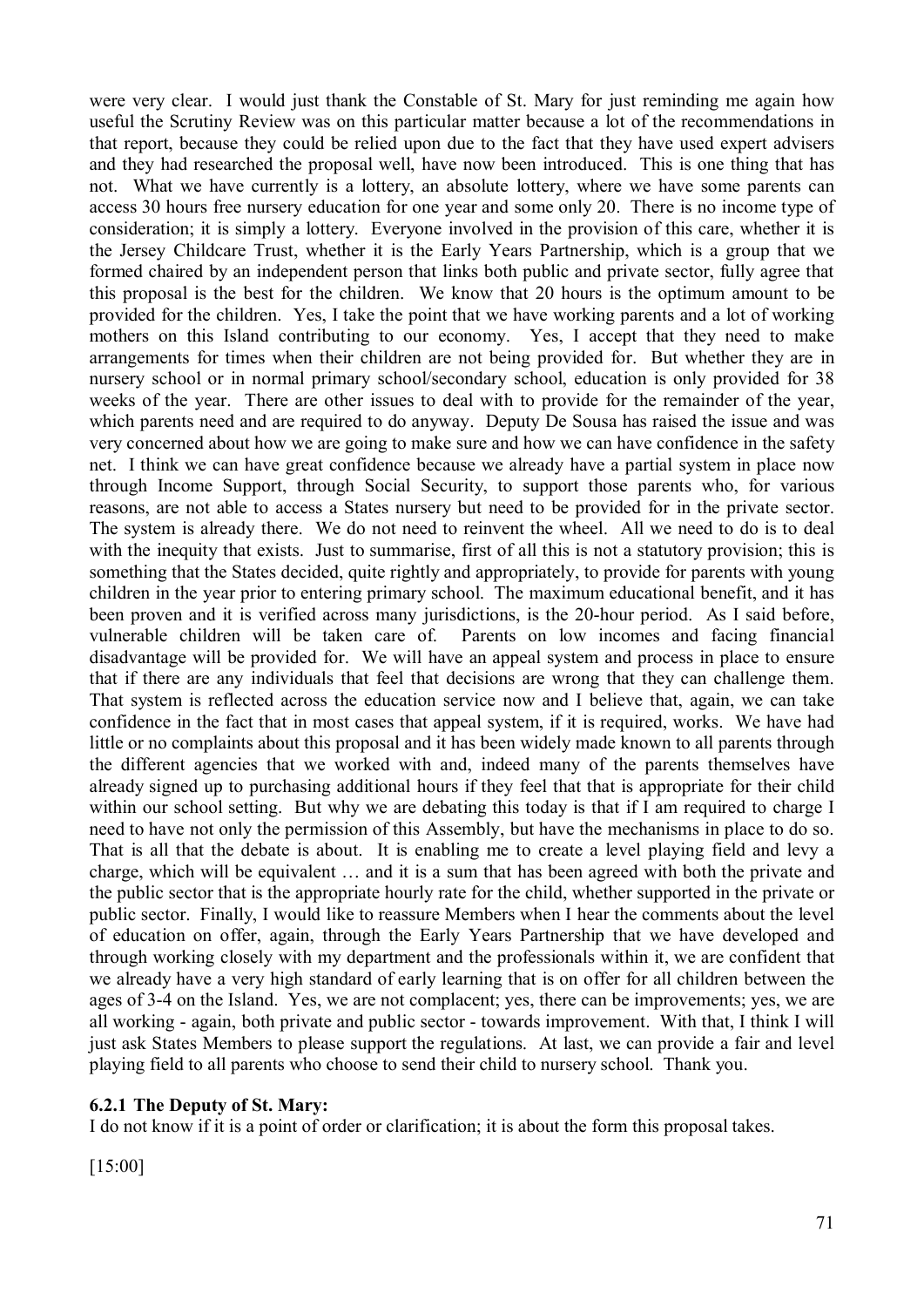were very clear. I would just thank the Constable of St. Mary for just reminding me again how useful the Scrutiny Review was on this particular matter because a lot of the recommendations in that report, because they could be relied upon due to the fact that they have used expert advisers and they had researched the proposal well, have now been introduced. This is one thing that has not. What we have currently is a lottery, an absolute lottery, where we have some parents can access 30 hours free nursery education for one year and some only 20. There is no income type of consideration; it is simply a lottery. Everyone involved in the provision of this care, whether it is the Jersey Childcare Trust, whether it is the Early Years Partnership, which is a group that we formed chaired by an independent person that links both public and private sector, fully agree that this proposal is the best for the children. We know that 20 hours is the optimum amount to be provided for the children. Yes, I take the point that we have working parents and a lot of working mothers on this Island contributing to our economy. Yes, I accept that they need to make arrangements for times when their children are not being provided for. But whether they are in nursery school or in normal primary school/secondary school, education is only provided for 38 weeks of the year. There are other issues to deal with to provide for the remainder of the year, which parents need and are required to do anyway. Deputy De Sousa has raised the issue and was very concerned about how we are going to make sure and how we can have confidence in the safety net. I think we can have great confidence because we already have a partial system in place now through Income Support, through Social Security, to support those parents who, for various reasons, are not able to access a States nursery but need to be provided for in the private sector. The system is already there. We do not need to reinvent the wheel. All we need to do is to deal with the inequity that exists. Just to summarise, first of all this is not a statutory provision; this is something that the States decided, quite rightly and appropriately, to provide for parents with young children in the year prior to entering primary school. The maximum educational benefit, and it has been proven and it is verified across many jurisdictions, is the 20-hour period. As I said before, vulnerable children will be taken care of. Parents on low incomes and facing financial disadvantage will be provided for. We will have an appeal system and process in place to ensure that if there are any individuals that feel that decisions are wrong that they can challenge them. That system is reflected across the education service now and I believe that, again, we can take confidence in the fact that in most cases that appeal system, if it is required, works. We have had little or no complaints about this proposal and it has been widely made known to all parents through the different agencies that we worked with and, indeed many of the parents themselves have already signed up to purchasing additional hours if they feel that that is appropriate for their child within our school setting. But why we are debating this today is that if I am required to charge I need to have not only the permission of this Assembly, but have the mechanisms in place to do so. That is all that the debate is about. It is enabling me to create a level playing field and levy a charge, which will be equivalent … and it is a sum that has been agreed with both the private and the public sector that is the appropriate hourly rate for the child, whether supported in the private or public sector. Finally, I would like to reassure Members when I hear the comments about the level of education on offer, again, through the Early Years Partnership that we have developed and through working closely with my department and the professionals within it, we are confident that we already have a very high standard of early learning that is on offer for all children between the ages of 3-4 on the Island. Yes, we are not complacent; yes, there can be improvements; yes, we are all working - again, both private and public sector - towards improvement. With that, I think I will just ask States Members to please support the regulations. At last, we can provide a fair and level playing field to all parents who choose to send their child to nursery school. Thank you.

### 6.2.1 The Deputy of St. Mary:

I do not know if it is a point of order or clarification; it is about the form this proposal takes.

[15:00]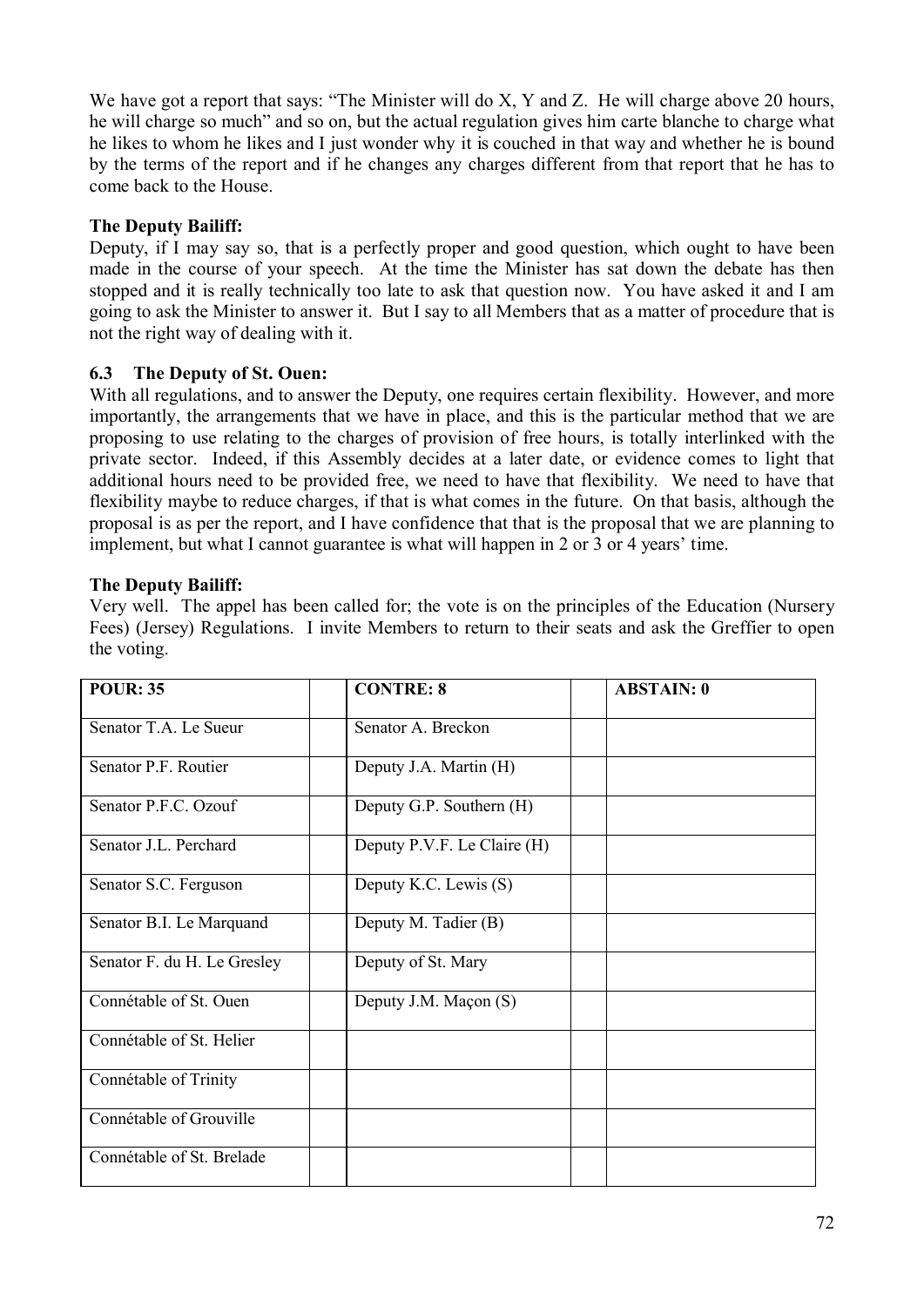We have got a report that says: "The Minister will do X, Y and Z. He will charge above 20 hours, he will charge so much" and so on, but the actual regulation gives him carte blanche to charge what he likes to whom he likes and I just wonder why it is couched in that way and whether he is bound by the terms of the report and if he changes any charges different from that report that he has to come back to the House.

**The Deputy Bailiff:**

Deputy, if I may say so, that is a perfectly proper and good question, which ought to have been made in the course of your speech. At the time the Minister has sat down the debate has then stopped and it is really technically too late to ask that question now. You have asked it and I am going to ask the Minister to answer it. But I say to all Members that as a matter of procedure that is not the right way of dealing with it.

### 6.3 The Deputy of St. Ouen:

With all regulations, and to answer the Deputy, one requires certain flexibility. However, and more importantly, the arrangements that we have in place, and this is the particular method that we are proposing to use relating to the charges of provision of free hours, is totally interlinked with the private sector. Indeed, if this Assembly decides at a later date, or evidence comes to light that additional hours need to be provided free, we need to have that flexibility. We need to have that flexibility maybe to reduce charges, if that is what comes in the future. On that basis, although the proposal is as per the report, and I have confidence that that is the proposal that we are planning to implement, but what I cannot guarantee is what will happen in 2 or 3 or 4 years' time.

**The Deputy Bailiff:**

Very well. The appel has been called for; the vote is on the principles of the Education (Nursery Fees) (Jersey) Regulations. I invite Members to return to their seats and ask the Greffier to open the voting.

| POUR: 35 | | CONTRE: 8 | | ABSTAIN: 0 |
|---|---|---|---|---|
| Senator T.A. Le Sueur | | Senator A. Breckon | | |
| Senator P.F. Routier | | Deputy J.A. Martin (H) | | |
| Senator P.F.C. Ozouf | | Deputy G.P. Southern (H) | | |
| Senator J.L. Perchard | | Deputy P.V.F. Le Claire (H) | | |
| Senator S.C. Ferguson | | Deputy K.C. Lewis (S) | | |
| Senator B.I. Le Marquand | | Deputy M. Tadier (B) | | |
| Senator F. du H. Le Gresley | | Deputy of St. Mary | | |
| Connétable of St. Ouen | | Deputy J.M. Maçon (S) | | |
| Connétable of St. Helier | | | | |
| Connétable of Trinity | | | | |
| Connétable of Grouville | | | | |
| Connétable of St. Brelade | | | | |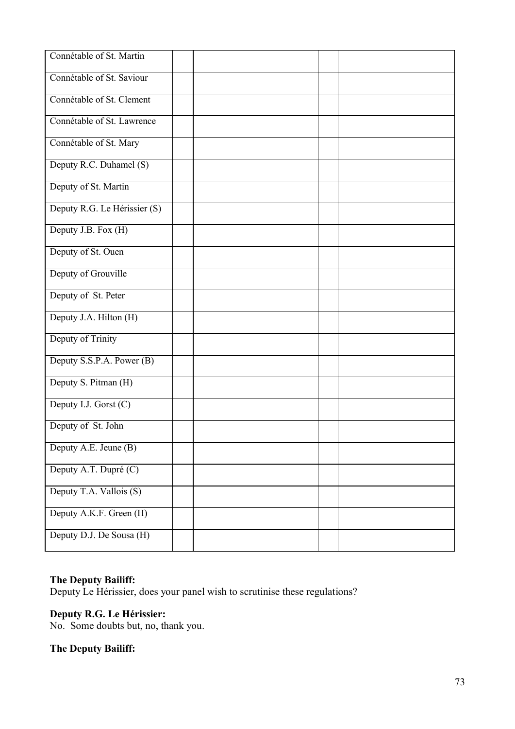| | | | | |
|---|---|---|---|---|
| Connétable of St. Martin | | | | |
| Connétable of St. Saviour | | | | |
| Connétable of St. Clement | | | | |
| Connétable of St. Lawrence | | | | |
| Connétable of St. Mary | | | | |
| Deputy R.C. Duhamel (S) | | | | |
| Deputy of St. Martin | | | | |
| Deputy R.G. Le Hérissier (S) | | | | |
| Deputy J.B. Fox (H) | | | | |
| Deputy of St. Ouen | | | | |
| Deputy of Grouville | | | | |
| Deputy of St. Peter | | | | |
| Deputy J.A. Hilton (H) | | | | |
| Deputy of Trinity | | | | |
| Deputy S.S.P.A. Power (B) | | | | |
| Deputy S. Pitman (H) | | | | |
| Deputy I.J. Gorst (C) | | | | |
| Deputy of St. John | | | | |
| Deputy A.E. Jeune (B) | | | | |
| Deputy A.T. Dupré (C) | | | | |
| Deputy T.A. Vallois (S) | | | | |
| Deputy A.K.F. Green (H) | | | | |
| Deputy D.J. De Sousa (H) | | | | |

**The Deputy Bailiff:**
Deputy Le Hérissier, does your panel wish to scrutinise these regulations?

**Deputy R.G. Le Hérissier:**
No. Some doubts but, no, thank you.

**The Deputy Bailiff:**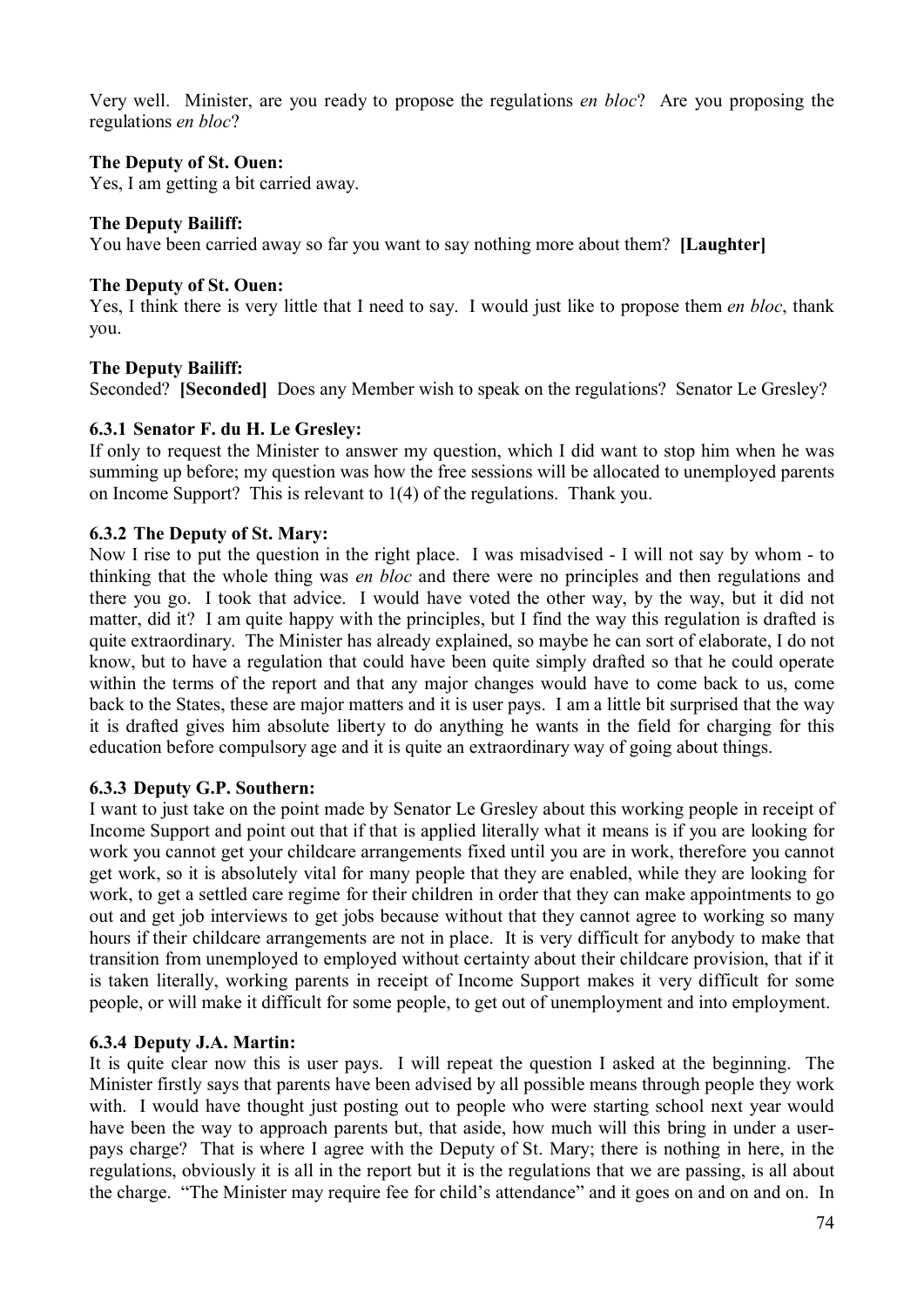Very well. Minister, are you ready to propose the regulations *en bloc*? Are you proposing the regulations *en bloc*?

**The Deputy of St. Ouen:**

Yes, I am getting a bit carried away.

**The Deputy Bailiff:**

You have been carried away so far you want to say nothing more about them? **[Laughter]**

**The Deputy of St. Ouen:**

Yes, I think there is very little that I need to say. I would just like to propose them *en bloc*, thank you.

**The Deputy Bailiff:**

Seconded? **[Seconded]** Does any Member wish to speak on the regulations? Senator Le Gresley?

### 6.3.1 Senator F. du H. Le Gresley:

If only to request the Minister to answer my question, which I did want to stop him when he was summing up before; my question was how the free sessions will be allocated to unemployed parents on Income Support? This is relevant to 1(4) of the regulations. Thank you.

### 6.3.2 The Deputy of St. Mary:

Now I rise to put the question in the right place. I was misadvised - I will not say by whom - to thinking that the whole thing was *en bloc* and there were no principles and then regulations and there you go. I took that advice. I would have voted the other way, by the way, but it did not matter, did it? I am quite happy with the principles, but I find the way this regulation is drafted is quite extraordinary. The Minister has already explained, so maybe he can sort of elaborate, I do not know, but to have a regulation that could have been quite simply drafted so that he could operate within the terms of the report and that any major changes would have to come back to us, come back to the States, these are major matters and it is user pays. I am a little bit surprised that the way it is drafted gives him absolute liberty to do anything he wants in the field for charging for this education before compulsory age and it is quite an extraordinary way of going about things.

### 6.3.3 Deputy G.P. Southern:

I want to just take on the point made by Senator Le Gresley about this working people in receipt of Income Support and point out that if that is applied literally what it means is if you are looking for work you cannot get your childcare arrangements fixed until you are in work, therefore you cannot get work, so it is absolutely vital for many people that they are enabled, while they are looking for work, to get a settled care regime for their children in order that they can make appointments to go out and get job interviews to get jobs because without that they cannot agree to working so many hours if their childcare arrangements are not in place. It is very difficult for anybody to make that transition from unemployed to employed without certainty about their childcare provision, that if it is taken literally, working parents in receipt of Income Support makes it very difficult for some people, or will make it difficult for some people, to get out of unemployment and into employment.

### 6.3.4 Deputy J.A. Martin:

It is quite clear now this is user pays. I will repeat the question I asked at the beginning. The Minister firstly says that parents have been advised by all possible means through people they work with. I would have thought just posting out to people who were starting school next year would have been the way to approach parents but, that aside, how much will this bring in under a user-pays charge? That is where I agree with the Deputy of St. Mary; there is nothing in here, in the regulations, obviously it is all in the report but it is the regulations that we are passing, is all about the charge. "The Minister may require fee for child's attendance" and it goes on and on and on. In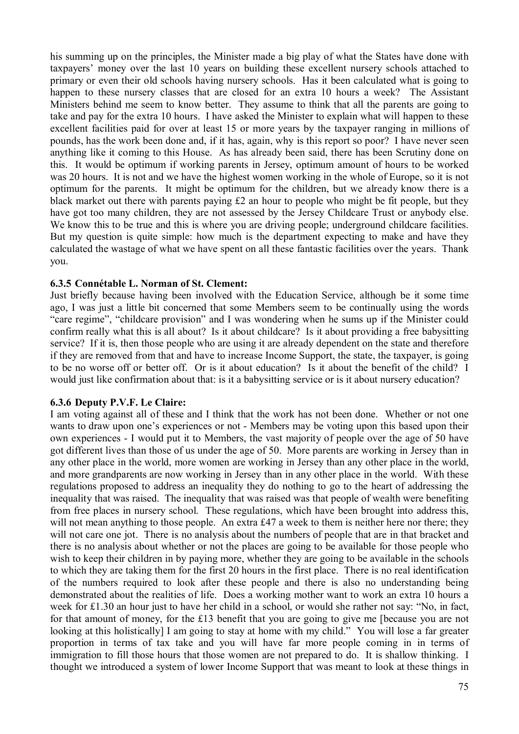his summing up on the principles, the Minister made a big play of what the States have done with taxpayers' money over the last 10 years on building these excellent nursery schools attached to primary or even their old schools having nursery schools. Has it been calculated what is going to happen to these nursery classes that are closed for an extra 10 hours a week? The Assistant Ministers behind me seem to know better. They assume to think that all the parents are going to take and pay for the extra 10 hours. I have asked the Minister to explain what will happen to these excellent facilities paid for over at least 15 or more years by the taxpayer ranging in millions of pounds, has the work been done and, if it has, again, why is this report so poor? I have never seen anything like it coming to this House. As has already been said, there has been Scrutiny done on this. It would be optimum if working parents in Jersey, optimum amount of hours to be worked was 20 hours. It is not and we have the highest women working in the whole of Europe, so it is not optimum for the parents. It might be optimum for the children, but we already know there is a black market out there with parents paying £2 an hour to people who might be fit people, but they have got too many children, they are not assessed by the Jersey Childcare Trust or anybody else. We know this to be true and this is where you are driving people; underground childcare facilities. But my question is quite simple: how much is the department expecting to make and have they calculated the wastage of what we have spent on all these fantastic facilities over the years. Thank you.

### 6.3.5 Connétable L. Norman of St. Clement:

Just briefly because having been involved with the Education Service, although be it some time ago, I was just a little bit concerned that some Members seem to be continually using the words "care regime", "childcare provision" and I was wondering when he sums up if the Minister could confirm really what this is all about? Is it about childcare? Is it about providing a free babysitting service? If it is, then those people who are using it are already dependent on the state and therefore if they are removed from that and have to increase Income Support, the state, the taxpayer, is going to be no worse off or better off. Or is it about education? Is it about the benefit of the child? I would just like confirmation about that: is it a babysitting service or is it about nursery education?

### 6.3.6 Deputy P.V.F. Le Claire:

I am voting against all of these and I think that the work has not been done. Whether or not one wants to draw upon one's experiences or not - Members may be voting upon this based upon their own experiences - I would put it to Members, the vast majority of people over the age of 50 have got different lives than those of us under the age of 50. More parents are working in Jersey than in any other place in the world, more women are working in Jersey than any other place in the world, and more grandparents are now working in Jersey than in any other place in the world. With these regulations proposed to address an inequality they do nothing to go to the heart of addressing the inequality that was raised. The inequality that was raised was that people of wealth were benefiting from free places in nursery school. These regulations, which have been brought into address this, will not mean anything to those people. An extra £47 a week to them is neither here nor there; they will not care one jot. There is no analysis about the numbers of people that are in that bracket and there is no analysis about whether or not the places are going to be available for those people who wish to keep their children in by paying more, whether they are going to be available in the schools to which they are taking them for the first 20 hours in the first place. There is no real identification of the numbers required to look after these people and there is also no understanding being demonstrated about the realities of life. Does a working mother want to work an extra 10 hours a week for £1.30 an hour just to have her child in a school, or would she rather not say: "No, in fact, for that amount of money, for the £13 benefit that you are going to give me [because you are not looking at this holistically] I am going to stay at home with my child." You will lose a far greater proportion in terms of tax take and you will have far more people coming in in terms of immigration to fill those hours that those women are not prepared to do. It is shallow thinking. I thought we introduced a system of lower Income Support that was meant to look at these things in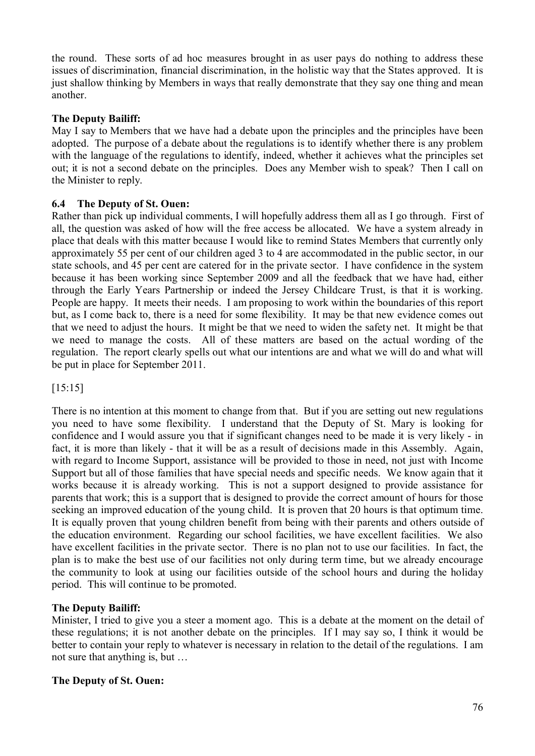the round. These sorts of ad hoc measures brought in as user pays do nothing to address these issues of discrimination, financial discrimination, in the holistic way that the States approved. It is just shallow thinking by Members in ways that really demonstrate that they say one thing and mean another.

**The Deputy Bailiff:**

May I say to Members that we have had a debate upon the principles and the principles have been adopted. The purpose of a debate about the regulations is to identify whether there is any problem with the language of the regulations to identify, indeed, whether it achieves what the principles set out; it is not a second debate on the principles. Does any Member wish to speak? Then I call on the Minister to reply.

### 6.4 The Deputy of St. Ouen:

Rather than pick up individual comments, I will hopefully address them all as I go through. First of all, the question was asked of how will the free access be allocated. We have a system already in place that deals with this matter because I would like to remind States Members that currently only approximately 55 per cent of our children aged 3 to 4 are accommodated in the public sector, in our state schools, and 45 per cent are catered for in the private sector. I have confidence in the system because it has been working since September 2009 and all the feedback that we have had, either through the Early Years Partnership or indeed the Jersey Childcare Trust, is that it is working. People are happy. It meets their needs. I am proposing to work within the boundaries of this report but, as I come back to, there is a need for some flexibility. It may be that new evidence comes out that we need to adjust the hours. It might be that we need to widen the safety net. It might be that we need to manage the costs. All of these matters are based on the actual wording of the regulation. The report clearly spells out what our intentions are and what we will do and what will be put in place for September 2011.

[15:15]

There is no intention at this moment to change from that. But if you are setting out new regulations you need to have some flexibility. I understand that the Deputy of St. Mary is looking for confidence and I would assure you that if significant changes need to be made it is very likely - in fact, it is more than likely - that it will be as a result of decisions made in this Assembly. Again, with regard to Income Support, assistance will be provided to those in need, not just with Income Support but all of those families that have special needs and specific needs. We know again that it works because it is already working. This is not a support designed to provide assistance for parents that work; this is a support that is designed to provide the correct amount of hours for those seeking an improved education of the young child. It is proven that 20 hours is that optimum time. It is equally proven that young children benefit from being with their parents and others outside of the education environment. Regarding our school facilities, we have excellent facilities. We also have excellent facilities in the private sector. There is no plan not to use our facilities. In fact, the plan is to make the best use of our facilities not only during term time, but we already encourage the community to look at using our facilities outside of the school hours and during the holiday period. This will continue to be promoted.

**The Deputy Bailiff:**

Minister, I tried to give you a steer a moment ago. This is a debate at the moment on the detail of these regulations; it is not another debate on the principles. If I may say so, I think it would be better to contain your reply to whatever is necessary in relation to the detail of the regulations. I am not sure that anything is, but …

**The Deputy of St. Ouen:**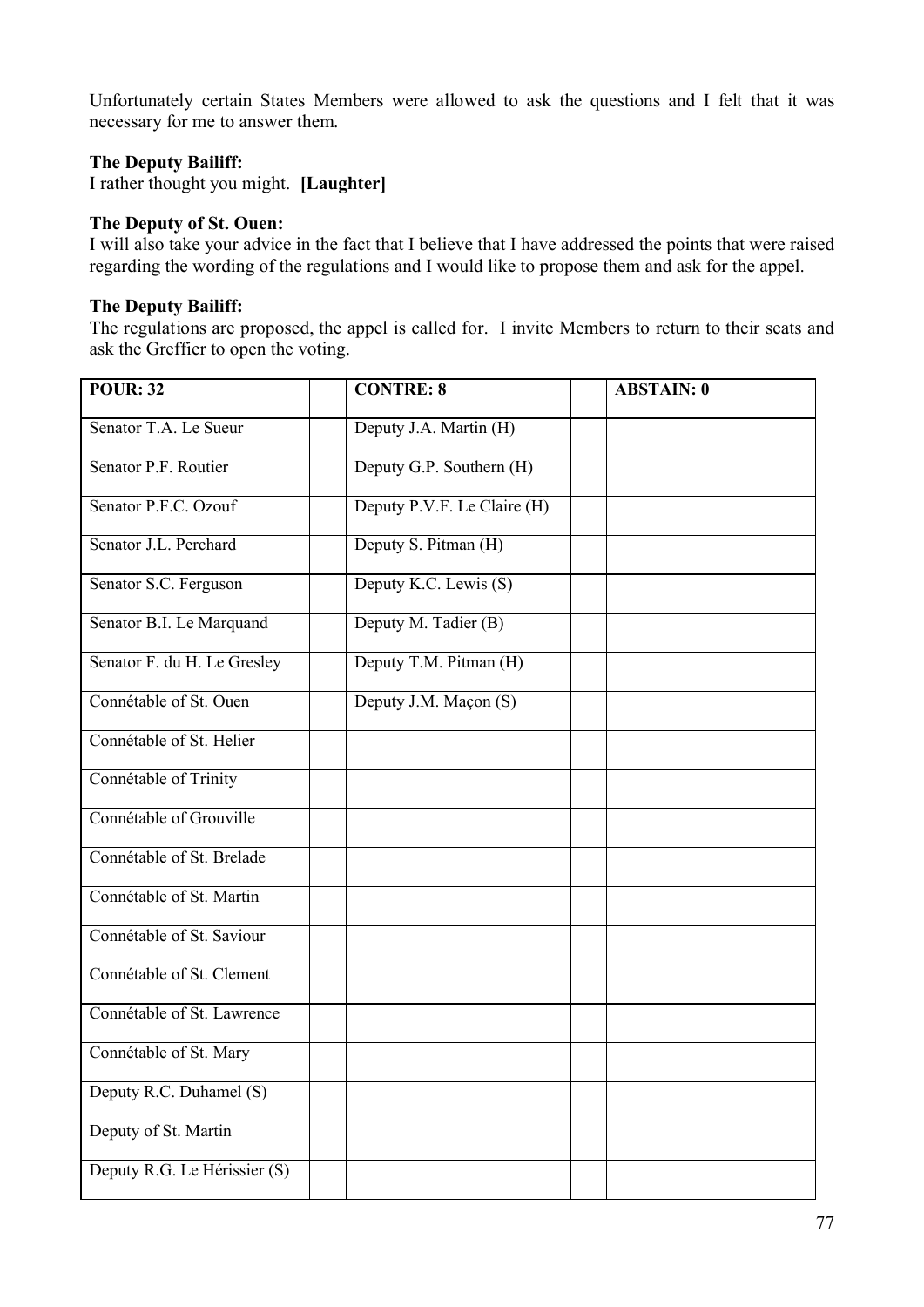Unfortunately certain States Members were allowed to ask the questions and I felt that it was necessary for me to answer them.

**The Deputy Bailiff:**

I rather thought you might. **[Laughter]**

**The Deputy of St. Ouen:**

I will also take your advice in the fact that I believe that I have addressed the points that were raised regarding the wording of the regulations and I would like to propose them and ask for the appel.

**The Deputy Bailiff:**

The regulations are proposed, the appel is called for. I invite Members to return to their seats and ask the Greffier to open the voting.

| POUR: 32 | | CONTRE: 8 | | ABSTAIN: 0 |
|---|---|---|---|---|
| Senator T.A. Le Sueur | | Deputy J.A. Martin (H) | | |
| Senator P.F. Routier | | Deputy G.P. Southern (H) | | |
| Senator P.F.C. Ozouf | | Deputy P.V.F. Le Claire (H) | | |
| Senator J.L. Perchard | | Deputy S. Pitman (H) | | |
| Senator S.C. Ferguson | | Deputy K.C. Lewis (S) | | |
| Senator B.I. Le Marquand | | Deputy M. Tadier (B) | | |
| Senator F. du H. Le Gresley | | Deputy T.M. Pitman (H) | | |
| Connétable of St. Ouen | | Deputy J.M. Maçon (S) | | |
| Connétable of St. Helier | | | | |
| Connétable of Trinity | | | | |
| Connétable of Grouville | | | | |
| Connétable of St. Brelade | | | | |
| Connétable of St. Martin | | | | |
| Connétable of St. Saviour | | | | |
| Connétable of St. Clement | | | | |
| Connétable of St. Lawrence | | | | |
| Connétable of St. Mary | | | | |
| Deputy R.C. Duhamel (S) | | | | |
| Deputy of St. Martin | | | | |
| Deputy R.G. Le Hérissier (S) | | | | |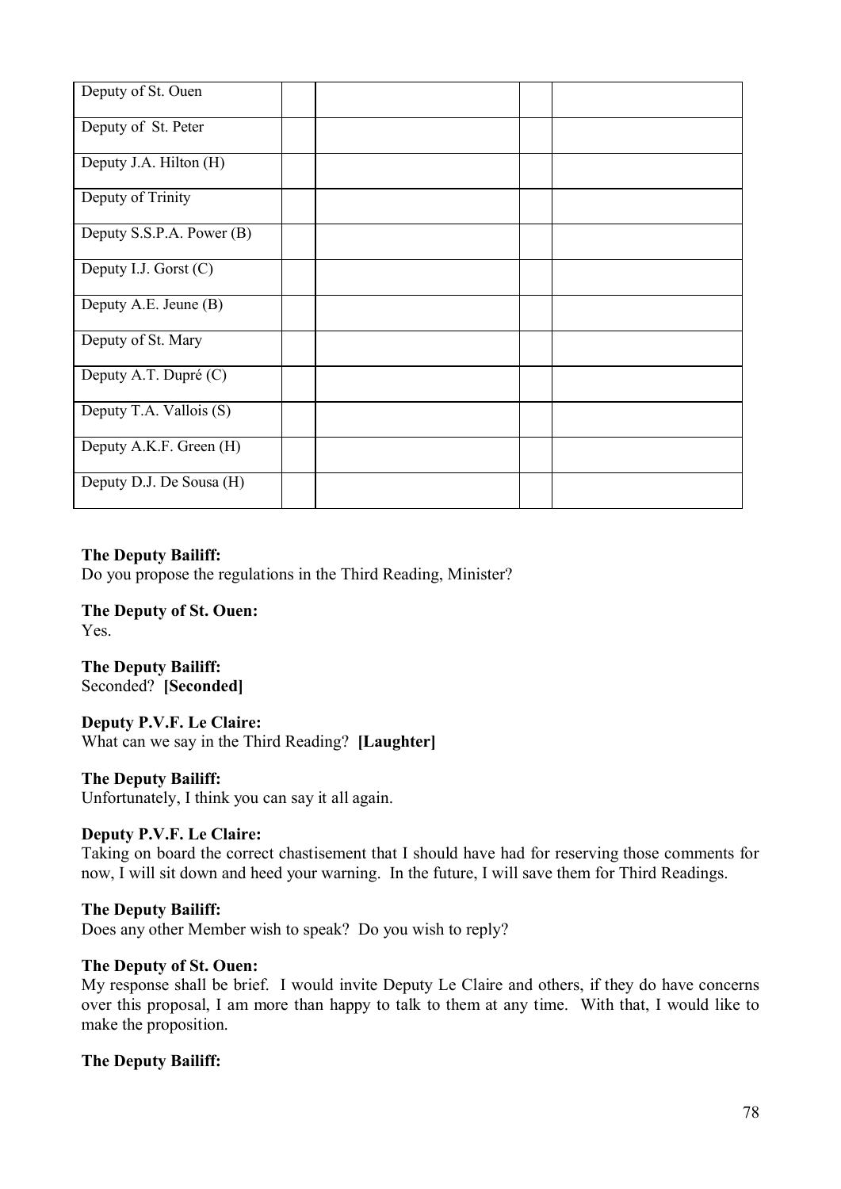| | | | | |
|---|---|---|---|---|
| Deputy of St. Ouen | | | | |
| Deputy of St. Peter | | | | |
| Deputy J.A. Hilton (H) | | | | |
| Deputy of Trinity | | | | |
| Deputy S.S.P.A. Power (B) | | | | |
| Deputy I.J. Gorst (C) | | | | |
| Deputy A.E. Jeune (B) | | | | |
| Deputy of St. Mary | | | | |
| Deputy A.T. Dupré (C) | | | | |
| Deputy T.A. Vallois (S) | | | | |
| Deputy A.K.F. Green (H) | | | | |
| Deputy D.J. De Sousa (H) | | | | |

**The Deputy Bailiff:**
Do you propose the regulations in the Third Reading, Minister?

**The Deputy of St. Ouen:**
Yes.

**The Deputy Bailiff:**
Seconded? **[Seconded]**

**Deputy P.V.F. Le Claire:**
What can we say in the Third Reading? **[Laughter]**

**The Deputy Bailiff:**
Unfortunately, I think you can say it all again.

**Deputy P.V.F. Le Claire:**
Taking on board the correct chastisement that I should have had for reserving those comments for now, I will sit down and heed your warning. In the future, I will save them for Third Readings.

**The Deputy Bailiff:**
Does any other Member wish to speak? Do you wish to reply?

**The Deputy of St. Ouen:**
My response shall be brief. I would invite Deputy Le Claire and others, if they do have concerns over this proposal, I am more than happy to talk to them at any time. With that, I would like to make the proposition.

**The Deputy Bailiff:**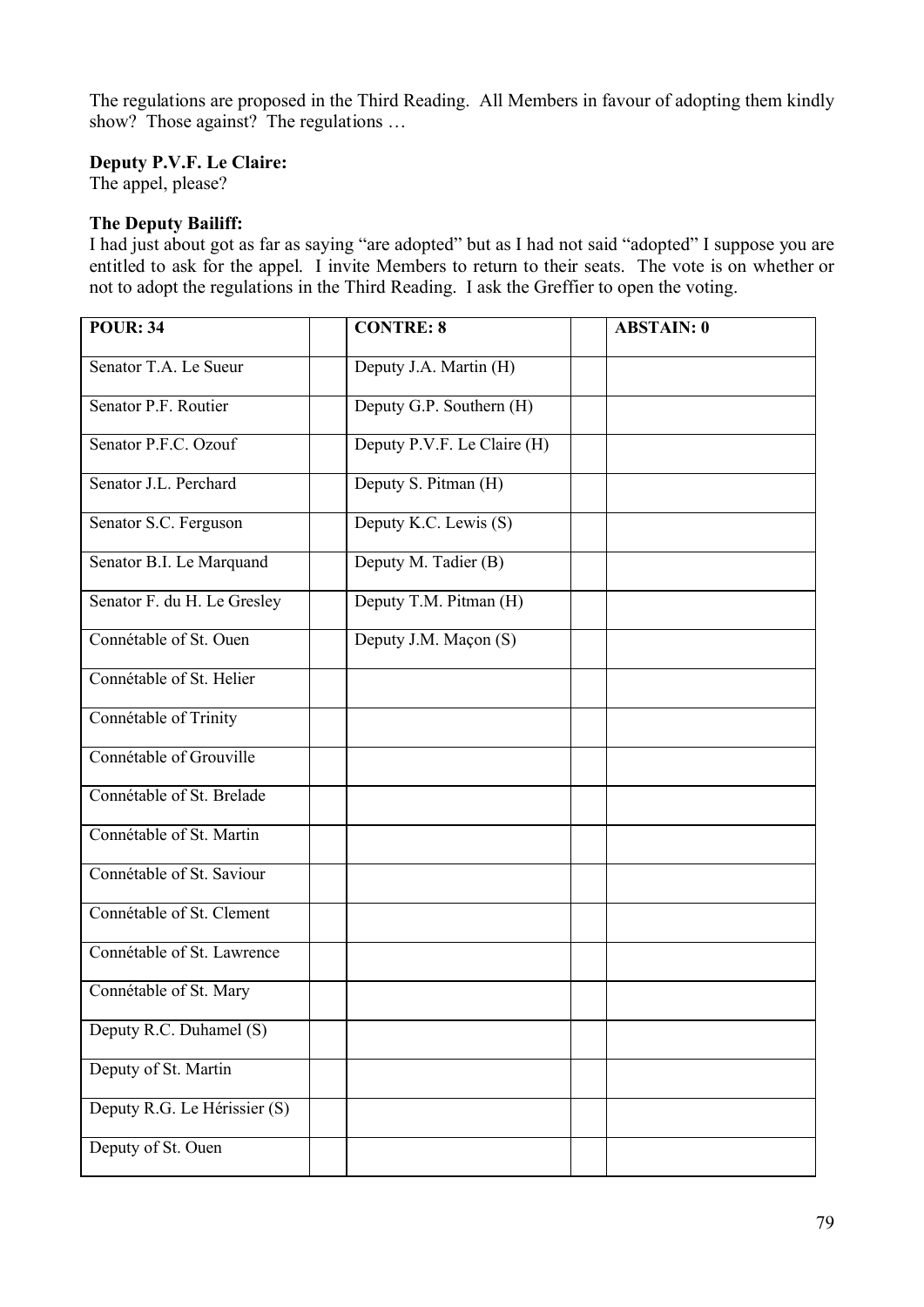The regulations are proposed in the Third Reading. All Members in favour of adopting them kindly show? Those against? The regulations …

**Deputy P.V.F. Le Claire:**
The appel, please?

**The Deputy Bailiff:**
I had just about got as far as saying "are adopted" but as I had not said "adopted" I suppose you are entitled to ask for the appel. I invite Members to return to their seats. The vote is on whether or not to adopt the regulations in the Third Reading. I ask the Greffier to open the voting.

| **POUR: 34** | | **CONTRE: 8** | | **ABSTAIN: 0** |
|---|---|---|---|---|
| Senator T.A. Le Sueur | | Deputy J.A. Martin (H) | | |
| Senator P.F. Routier | | Deputy G.P. Southern (H) | | |
| Senator P.F.C. Ozouf | | Deputy P.V.F. Le Claire (H) | | |
| Senator J.L. Perchard | | Deputy S. Pitman (H) | | |
| Senator S.C. Ferguson | | Deputy K.C. Lewis (S) | | |
| Senator B.I. Le Marquand | | Deputy M. Tadier (B) | | |
| Senator F. du H. Le Gresley | | Deputy T.M. Pitman (H) | | |
| Connétable of St. Ouen | | Deputy J.M. Maçon (S) | | |
| Connétable of St. Helier | | | | |
| Connétable of Trinity | | | | |
| Connétable of Grouville | | | | |
| Connétable of St. Brelade | | | | |
| Connétable of St. Martin | | | | |
| Connétable of St. Saviour | | | | |
| Connétable of St. Clement | | | | |
| Connétable of St. Lawrence | | | | |
| Connétable of St. Mary | | | | |
| Deputy R.C. Duhamel (S) | | | | |
| Deputy of St. Martin | | | | |
| Deputy R.G. Le Hérissier (S) | | | | |
| Deputy of St. Ouen | | | | |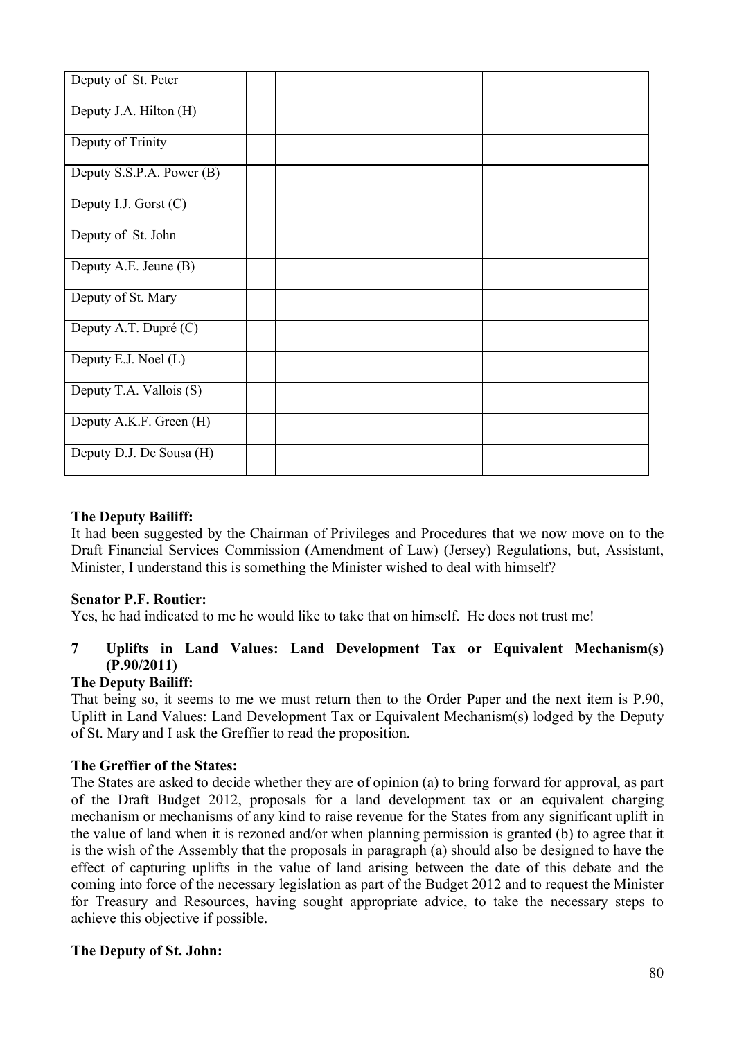| | | | | |
|---|---|---|---|---|
| Deputy of St. Peter | | | | |
| Deputy J.A. Hilton (H) | | | | |
| Deputy of Trinity | | | | |
| Deputy S.S.P.A. Power (B) | | | | |
| Deputy I.J. Gorst (C) | | | | |
| Deputy of St. John | | | | |
| Deputy A.E. Jeune (B) | | | | |
| Deputy of St. Mary | | | | |
| Deputy A.T. Dupré (C) | | | | |
| Deputy E.J. Noel (L) | | | | |
| Deputy T.A. Vallois (S) | | | | |
| Deputy A.K.F. Green (H) | | | | |
| Deputy D.J. De Sousa (H) | | | | |

**The Deputy Bailiff:**

It had been suggested by the Chairman of Privileges and Procedures that we now move on to the Draft Financial Services Commission (Amendment of Law) (Jersey) Regulations, but, Assistant, Minister, I understand this is something the Minister wished to deal with himself?

**Senator P.F. Routier:**

Yes, he had indicated to me he would like to take that on himself. He does not trust me!

## 7 Uplifts in Land Values: Land Development Tax or Equivalent Mechanism(s) (P.90/2011)

**The Deputy Bailiff:**

That being so, it seems to me we must return then to the Order Paper and the next item is P.90, Uplift in Land Values: Land Development Tax or Equivalent Mechanism(s) lodged by the Deputy of St. Mary and I ask the Greffier to read the proposition.

**The Greffier of the States:**

The States are asked to decide whether they are of opinion (a) to bring forward for approval, as part of the Draft Budget 2012, proposals for a land development tax or an equivalent charging mechanism or mechanisms of any kind to raise revenue for the States from any significant uplift in the value of land when it is rezoned and/or when planning permission is granted (b) to agree that it is the wish of the Assembly that the proposals in paragraph (a) should also be designed to have the effect of capturing uplifts in the value of land arising between the date of this debate and the coming into force of the necessary legislation as part of the Budget 2012 and to request the Minister for Treasury and Resources, having sought appropriate advice, to take the necessary steps to achieve this objective if possible.

**The Deputy of St. John:**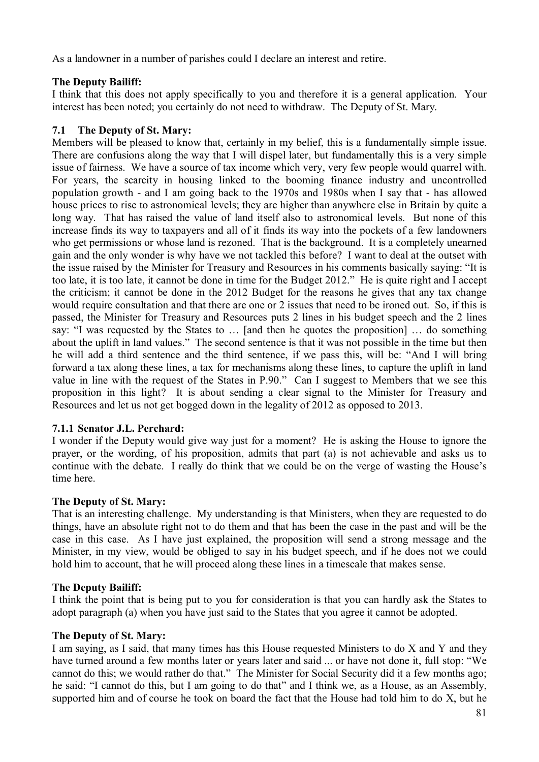As a landowner in a number of parishes could I declare an interest and retire.

**The Deputy Bailiff:**

I think that this does not apply specifically to you and therefore it is a general application. Your interest has been noted; you certainly do not need to withdraw. The Deputy of St. Mary.

### 7.1 The Deputy of St. Mary:

Members will be pleased to know that, certainly in my belief, this is a fundamentally simple issue. There are confusions along the way that I will dispel later, but fundamentally this is a very simple issue of fairness. We have a source of tax income which very, very few people would quarrel with. For years, the scarcity in housing linked to the booming finance industry and uncontrolled population growth - and I am going back to the 1970s and 1980s when I say that - has allowed house prices to rise to astronomical levels; they are higher than anywhere else in Britain by quite a long way. That has raised the value of land itself also to astronomical levels. But none of this increase finds its way to taxpayers and all of it finds its way into the pockets of a few landowners who get permissions or whose land is rezoned. That is the background. It is a completely unearned gain and the only wonder is why have we not tackled this before? I want to deal at the outset with the issue raised by the Minister for Treasury and Resources in his comments basically saying: "It is too late, it is too late, it cannot be done in time for the Budget 2012." He is quite right and I accept the criticism; it cannot be done in the 2012 Budget for the reasons he gives that any tax change would require consultation and that there are one or 2 issues that need to be ironed out. So, if this is passed, the Minister for Treasury and Resources puts 2 lines in his budget speech and the 2 lines say: "I was requested by the States to … [and then he quotes the proposition] … do something about the uplift in land values." The second sentence is that it was not possible in the time but then he will add a third sentence and the third sentence, if we pass this, will be: "And I will bring forward a tax along these lines, a tax for mechanisms along these lines, to capture the uplift in land value in line with the request of the States in P.90." Can I suggest to Members that we see this proposition in this light? It is about sending a clear signal to the Minister for Treasury and Resources and let us not get bogged down in the legality of 2012 as opposed to 2013.

#### 7.1.1 Senator J.L. Perchard:

I wonder if the Deputy would give way just for a moment? He is asking the House to ignore the prayer, or the wording, of his proposition, admits that part (a) is not achievable and asks us to continue with the debate. I really do think that we could be on the verge of wasting the House's time here.

**The Deputy of St. Mary:**

That is an interesting challenge. My understanding is that Ministers, when they are requested to do things, have an absolute right not to do them and that has been the case in the past and will be the case in this case. As I have just explained, the proposition will send a strong message and the Minister, in my view, would be obliged to say in his budget speech, and if he does not we could hold him to account, that he will proceed along these lines in a timescale that makes sense.

**The Deputy Bailiff:**

I think the point that is being put to you for consideration is that you can hardly ask the States to adopt paragraph (a) when you have just said to the States that you agree it cannot be adopted.

**The Deputy of St. Mary:**

I am saying, as I said, that many times has this House requested Ministers to do X and Y and they have turned around a few months later or years later and said ... or have not done it, full stop: "We cannot do this; we would rather do that." The Minister for Social Security did it a few months ago; he said: "I cannot do this, but I am going to do that" and I think we, as a House, as an Assembly, supported him and of course he took on board the fact that the House had told him to do X, but he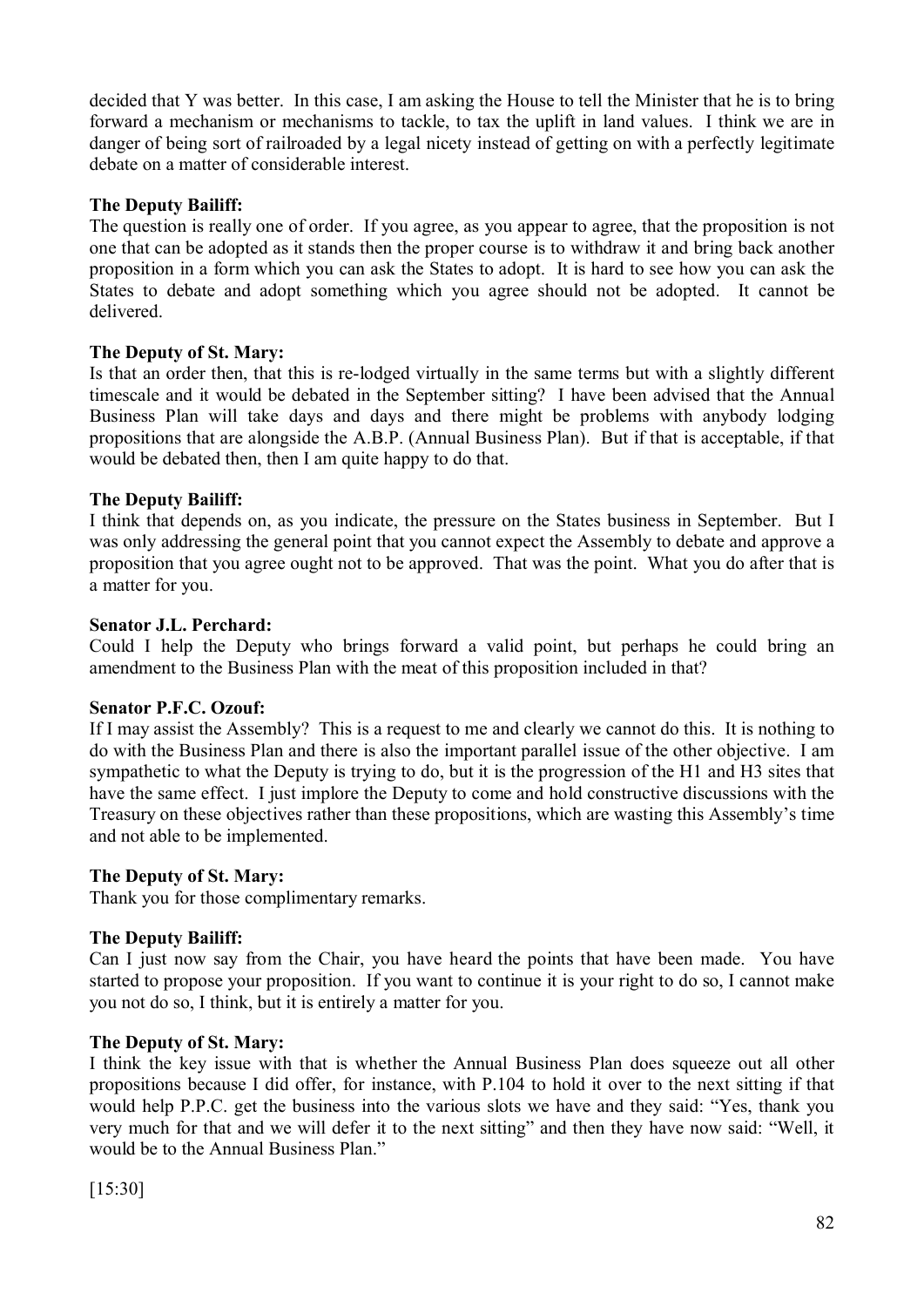decided that Y was better. In this case, I am asking the House to tell the Minister that he is to bring forward a mechanism or mechanisms to tackle, to tax the uplift in land values. I think we are in danger of being sort of railroaded by a legal nicety instead of getting on with a perfectly legitimate debate on a matter of considerable interest.

**The Deputy Bailiff:**

The question is really one of order. If you agree, as you appear to agree, that the proposition is not one that can be adopted as it stands then the proper course is to withdraw it and bring back another proposition in a form which you can ask the States to adopt. It is hard to see how you can ask the States to debate and adopt something which you agree should not be adopted. It cannot be delivered.

**The Deputy of St. Mary:**

Is that an order then, that this is re-lodged virtually in the same terms but with a slightly different timescale and it would be debated in the September sitting? I have been advised that the Annual Business Plan will take days and days and there might be problems with anybody lodging propositions that are alongside the A.B.P. (Annual Business Plan). But if that is acceptable, if that would be debated then, then I am quite happy to do that.

**The Deputy Bailiff:**

I think that depends on, as you indicate, the pressure on the States business in September. But I was only addressing the general point that you cannot expect the Assembly to debate and approve a proposition that you agree ought not to be approved. That was the point. What you do after that is a matter for you.

**Senator J.L. Perchard:**

Could I help the Deputy who brings forward a valid point, but perhaps he could bring an amendment to the Business Plan with the meat of this proposition included in that?

**Senator P.F.C. Ozouf:**

If I may assist the Assembly? This is a request to me and clearly we cannot do this. It is nothing to do with the Business Plan and there is also the important parallel issue of the other objective. I am sympathetic to what the Deputy is trying to do, but it is the progression of the H1 and H3 sites that have the same effect. I just implore the Deputy to come and hold constructive discussions with the Treasury on these objectives rather than these propositions, which are wasting this Assembly's time and not able to be implemented.

**The Deputy of St. Mary:**

Thank you for those complimentary remarks.

**The Deputy Bailiff:**

Can I just now say from the Chair, you have heard the points that have been made. You have started to propose your proposition. If you want to continue it is your right to do so, I cannot make you not do so, I think, but it is entirely a matter for you.

**The Deputy of St. Mary:**

I think the key issue with that is whether the Annual Business Plan does squeeze out all other propositions because I did offer, for instance, with P.104 to hold it over to the next sitting if that would help P.P.C. get the business into the various slots we have and they said: "Yes, thank you very much for that and we will defer it to the next sitting" and then they have now said: "Well, it would be to the Annual Business Plan."

[15:30]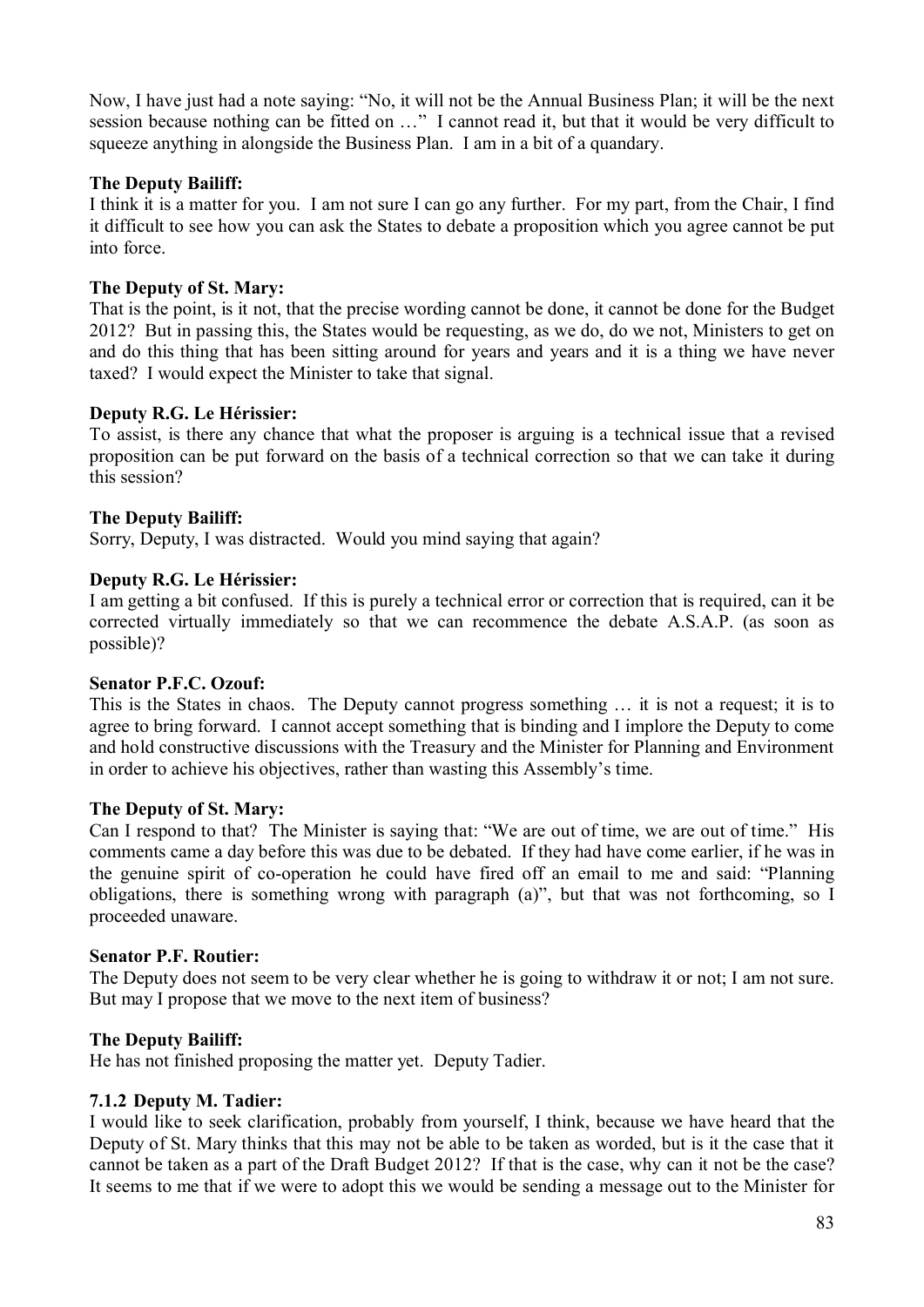Now, I have just had a note saying: "No, it will not be the Annual Business Plan; it will be the next session because nothing can be fitted on …" I cannot read it, but that it would be very difficult to squeeze anything in alongside the Business Plan. I am in a bit of a quandary.

**The Deputy Bailiff:**

I think it is a matter for you. I am not sure I can go any further. For my part, from the Chair, I find it difficult to see how you can ask the States to debate a proposition which you agree cannot be put into force.

**The Deputy of St. Mary:**

That is the point, is it not, that the precise wording cannot be done, it cannot be done for the Budget 2012? But in passing this, the States would be requesting, as we do, do we not, Ministers to get on and do this thing that has been sitting around for years and years and it is a thing we have never taxed? I would expect the Minister to take that signal.

**Deputy R.G. Le Hérissier:**

To assist, is there any chance that what the proposer is arguing is a technical issue that a revised proposition can be put forward on the basis of a technical correction so that we can take it during this session?

**The Deputy Bailiff:**

Sorry, Deputy, I was distracted. Would you mind saying that again?

**Deputy R.G. Le Hérissier:**

I am getting a bit confused. If this is purely a technical error or correction that is required, can it be corrected virtually immediately so that we can recommence the debate A.S.A.P. (as soon as possible)?

**Senator P.F.C. Ozouf:**

This is the States in chaos. The Deputy cannot progress something … it is not a request; it is to agree to bring forward. I cannot accept something that is binding and I implore the Deputy to come and hold constructive discussions with the Treasury and the Minister for Planning and Environment in order to achieve his objectives, rather than wasting this Assembly's time.

**The Deputy of St. Mary:**

Can I respond to that? The Minister is saying that: "We are out of time, we are out of time." His comments came a day before this was due to be debated. If they had have come earlier, if he was in the genuine spirit of co-operation he could have fired off an email to me and said: "Planning obligations, there is something wrong with paragraph (a)", but that was not forthcoming, so I proceeded unaware.

**Senator P.F. Routier:**

The Deputy does not seem to be very clear whether he is going to withdraw it or not; I am not sure. But may I propose that we move to the next item of business?

**The Deputy Bailiff:**

He has not finished proposing the matter yet. Deputy Tadier.

**7.1.2 Deputy M. Tadier:**

I would like to seek clarification, probably from yourself, I think, because we have heard that the Deputy of St. Mary thinks that this may not be able to be taken as worded, but is it the case that it cannot be taken as a part of the Draft Budget 2012? If that is the case, why can it not be the case? It seems to me that if we were to adopt this we would be sending a message out to the Minister for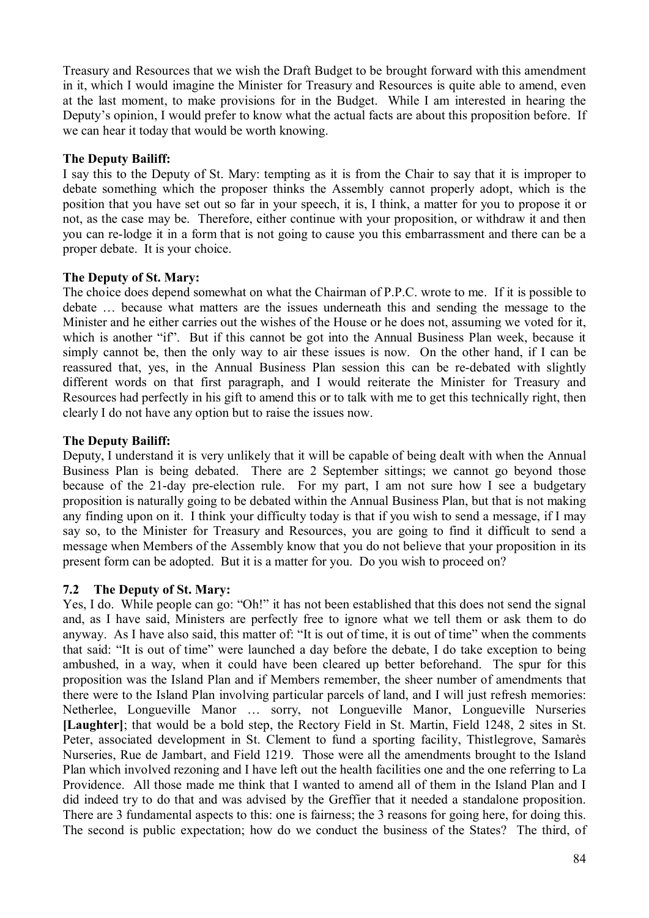Treasury and Resources that we wish the Draft Budget to be brought forward with this amendment in it, which I would imagine the Minister for Treasury and Resources is quite able to amend, even at the last moment, to make provisions for in the Budget. While I am interested in hearing the Deputy's opinion, I would prefer to know what the actual facts are about this proposition before. If we can hear it today that would be worth knowing.

**The Deputy Bailiff:**

I say this to the Deputy of St. Mary: tempting as it is from the Chair to say that it is improper to debate something which the proposer thinks the Assembly cannot properly adopt, which is the position that you have set out so far in your speech, it is, I think, a matter for you to propose it or not, as the case may be. Therefore, either continue with your proposition, or withdraw it and then you can re-lodge it in a form that is not going to cause you this embarrassment and there can be a proper debate. It is your choice.

**The Deputy of St. Mary:**

The choice does depend somewhat on what the Chairman of P.P.C. wrote to me. If it is possible to debate … because what matters are the issues underneath this and sending the message to the Minister and he either carries out the wishes of the House or he does not, assuming we voted for it, which is another "if". But if this cannot be got into the Annual Business Plan week, because it simply cannot be, then the only way to air these issues is now. On the other hand, if I can be reassured that, yes, in the Annual Business Plan session this can be re-debated with slightly different words on that first paragraph, and I would reiterate the Minister for Treasury and Resources had perfectly in his gift to amend this or to talk with me to get this technically right, then clearly I do not have any option but to raise the issues now.

**The Deputy Bailiff:**

Deputy, I understand it is very unlikely that it will be capable of being dealt with when the Annual Business Plan is being debated. There are 2 September sittings; we cannot go beyond those because of the 21-day pre-election rule. For my part, I am not sure how I see a budgetary proposition is naturally going to be debated within the Annual Business Plan, but that is not making any finding upon on it. I think your difficulty today is that if you wish to send a message, if I may say so, to the Minister for Treasury and Resources, you are going to find it difficult to send a message when Members of the Assembly know that you do not believe that your proposition in its present form can be adopted. But it is a matter for you. Do you wish to proceed on?

### 7.2 The Deputy of St. Mary:

Yes, I do. While people can go: "Oh!" it has not been established that this does not send the signal and, as I have said, Ministers are perfectly free to ignore what we tell them or ask them to do anyway. As I have also said, this matter of: "It is out of time, it is out of time" when the comments that said: "It is out of time" were launched a day before the debate, I do take exception to being ambushed, in a way, when it could have been cleared up better beforehand. The spur for this proposition was the Island Plan and if Members remember, the sheer number of amendments that there were to the Island Plan involving particular parcels of land, and I will just refresh memories: Netherlee, Longueville Manor … sorry, not Longueville Manor, Longueville Nurseries **[Laughter]**; that would be a bold step, the Rectory Field in St. Martin, Field 1248, 2 sites in St. Peter, associated development in St. Clement to fund a sporting facility, Thistlegrove, Samarès Nurseries, Rue de Jambart, and Field 1219. Those were all the amendments brought to the Island Plan which involved rezoning and I have left out the health facilities one and the one referring to La Providence. All those made me think that I wanted to amend all of them in the Island Plan and I did indeed try to do that and was advised by the Greffier that it needed a standalone proposition. There are 3 fundamental aspects to this: one is fairness; the 3 reasons for going here, for doing this. The second is public expectation; how do we conduct the business of the States? The third, of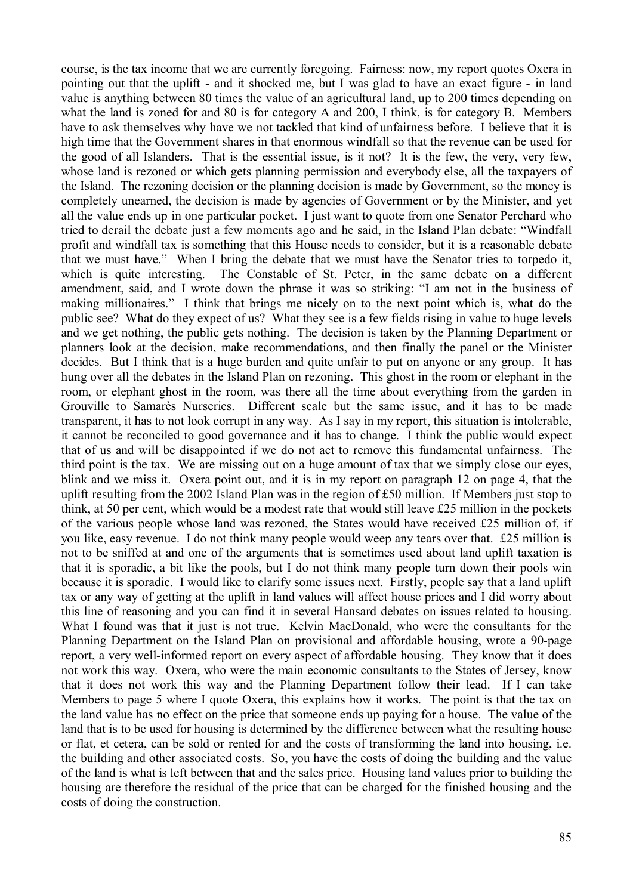course, is the tax income that we are currently foregoing. Fairness: now, my report quotes Oxera in pointing out that the uplift - and it shocked me, but I was glad to have an exact figure - in land value is anything between 80 times the value of an agricultural land, up to 200 times depending on what the land is zoned for and 80 is for category A and 200, I think, is for category B. Members have to ask themselves why have we not tackled that kind of unfairness before. I believe that it is high time that the Government shares in that enormous windfall so that the revenue can be used for the good of all Islanders. That is the essential issue, is it not? It is the few, the very, very few, whose land is rezoned or which gets planning permission and everybody else, all the taxpayers of the Island. The rezoning decision or the planning decision is made by Government, so the money is completely unearned, the decision is made by agencies of Government or by the Minister, and yet all the value ends up in one particular pocket. I just want to quote from one Senator Perchard who tried to derail the debate just a few moments ago and he said, in the Island Plan debate: "Windfall profit and windfall tax is something that this House needs to consider, but it is a reasonable debate that we must have." When I bring the debate that we must have the Senator tries to torpedo it, which is quite interesting. The Constable of St. Peter, in the same debate on a different amendment, said, and I wrote down the phrase it was so striking: "I am not in the business of making millionaires." I think that brings me nicely on to the next point which is, what do the public see? What do they expect of us? What they see is a few fields rising in value to huge levels and we get nothing, the public gets nothing. The decision is taken by the Planning Department or planners look at the decision, make recommendations, and then finally the panel or the Minister decides. But I think that is a huge burden and quite unfair to put on anyone or any group. It has hung over all the debates in the Island Plan on rezoning. This ghost in the room or elephant in the room, or elephant ghost in the room, was there all the time about everything from the garden in Grouville to Samarès Nurseries. Different scale but the same issue, and it has to be made transparent, it has to not look corrupt in any way. As I say in my report, this situation is intolerable, it cannot be reconciled to good governance and it has to change. I think the public would expect that of us and will be disappointed if we do not act to remove this fundamental unfairness. The third point is the tax. We are missing out on a huge amount of tax that we simply close our eyes, blink and we miss it. Oxera point out, and it is in my report on paragraph 12 on page 4, that the uplift resulting from the 2002 Island Plan was in the region of £50 million. If Members just stop to think, at 50 per cent, which would be a modest rate that would still leave £25 million in the pockets of the various people whose land was rezoned, the States would have received £25 million of, if you like, easy revenue. I do not think many people would weep any tears over that. £25 million is not to be sniffed at and one of the arguments that is sometimes used about land uplift taxation is that it is sporadic, a bit like the pools, but I do not think many people turn down their pools win because it is sporadic. I would like to clarify some issues next. Firstly, people say that a land uplift tax or any way of getting at the uplift in land values will affect house prices and I did worry about this line of reasoning and you can find it in several Hansard debates on issues related to housing. What I found was that it just is not true. Kelvin MacDonald, who were the consultants for the Planning Department on the Island Plan on provisional and affordable housing, wrote a 90-page report, a very well-informed report on every aspect of affordable housing. They know that it does not work this way. Oxera, who were the main economic consultants to the States of Jersey, know that it does not work this way and the Planning Department follow their lead. If I can take Members to page 5 where I quote Oxera, this explains how it works. The point is that the tax on the land value has no effect on the price that someone ends up paying for a house. The value of the land that is to be used for housing is determined by the difference between what the resulting house or flat, et cetera, can be sold or rented for and the costs of transforming the land into housing, i.e. the building and other associated costs. So, you have the costs of doing the building and the value of the land is what is left between that and the sales price. Housing land values prior to building the housing are therefore the residual of the price that can be charged for the finished housing and the costs of doing the construction.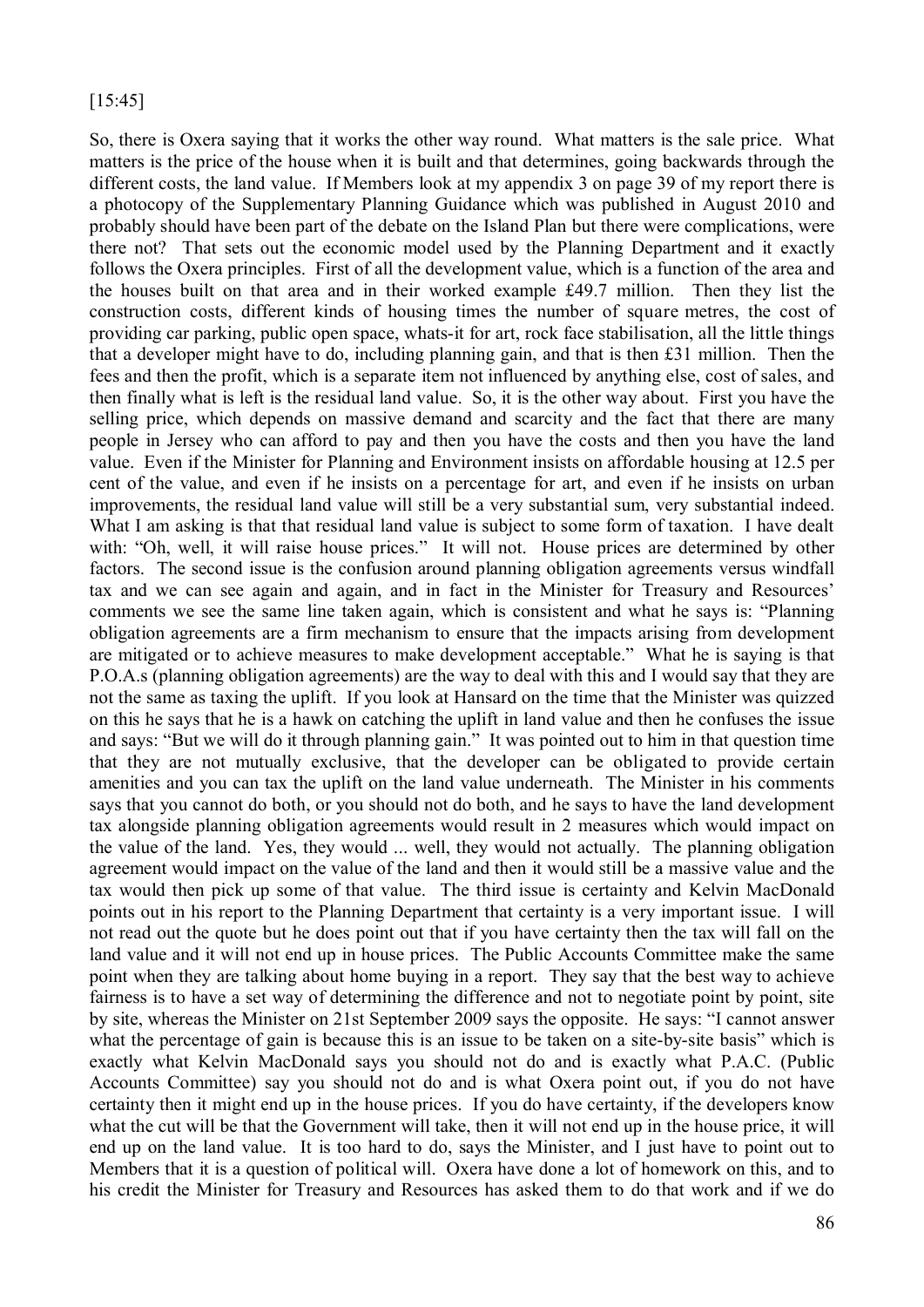[15:45]

So, there is Oxera saying that it works the other way round. What matters is the sale price. What matters is the price of the house when it is built and that determines, going backwards through the different costs, the land value. If Members look at my appendix 3 on page 39 of my report there is a photocopy of the Supplementary Planning Guidance which was published in August 2010 and probably should have been part of the debate on the Island Plan but there were complications, were there not? That sets out the economic model used by the Planning Department and it exactly follows the Oxera principles. First of all the development value, which is a function of the area and the houses built on that area and in their worked example £49.7 million. Then they list the construction costs, different kinds of housing times the number of square metres, the cost of providing car parking, public open space, whats-it for art, rock face stabilisation, all the little things that a developer might have to do, including planning gain, and that is then £31 million. Then the fees and then the profit, which is a separate item not influenced by anything else, cost of sales, and then finally what is left is the residual land value. So, it is the other way about. First you have the selling price, which depends on massive demand and scarcity and the fact that there are many people in Jersey who can afford to pay and then you have the costs and then you have the land value. Even if the Minister for Planning and Environment insists on affordable housing at 12.5 per cent of the value, and even if he insists on a percentage for art, and even if he insists on urban improvements, the residual land value will still be a very substantial sum, very substantial indeed. What I am asking is that that residual land value is subject to some form of taxation. I have dealt with: "Oh, well, it will raise house prices." It will not. House prices are determined by other factors. The second issue is the confusion around planning obligation agreements versus windfall tax and we can see again and again, and in fact in the Minister for Treasury and Resources' comments we see the same line taken again, which is consistent and what he says is: "Planning obligation agreements are a firm mechanism to ensure that the impacts arising from development are mitigated or to achieve measures to make development acceptable." What he is saying is that P.O.A.s (planning obligation agreements) are the way to deal with this and I would say that they are not the same as taxing the uplift. If you look at Hansard on the time that the Minister was quizzed on this he says that he is a hawk on catching the uplift in land value and then he confuses the issue and says: "But we will do it through planning gain." It was pointed out to him in that question time that they are not mutually exclusive, that the developer can be obligated to provide certain amenities and you can tax the uplift on the land value underneath. The Minister in his comments says that you cannot do both, or you should not do both, and he says to have the land development tax alongside planning obligation agreements would result in 2 measures which would impact on the value of the land. Yes, they would ... well, they would not actually. The planning obligation agreement would impact on the value of the land and then it would still be a massive value and the tax would then pick up some of that value. The third issue is certainty and Kelvin MacDonald points out in his report to the Planning Department that certainty is a very important issue. I will not read out the quote but he does point out that if you have certainty then the tax will fall on the land value and it will not end up in house prices. The Public Accounts Committee make the same point when they are talking about home buying in a report. They say that the best way to achieve fairness is to have a set way of determining the difference and not to negotiate point by point, site by site, whereas the Minister on 21st September 2009 says the opposite. He says: "I cannot answer what the percentage of gain is because this is an issue to be taken on a site-by-site basis" which is exactly what Kelvin MacDonald says you should not do and is exactly what P.A.C. (Public Accounts Committee) say you should not do and is what Oxera point out, if you do not have certainty then it might end up in the house prices. If you do have certainty, if the developers know what the cut will be that the Government will take, then it will not end up in the house price, it will end up on the land value. It is too hard to do, says the Minister, and I just have to point out to Members that it is a question of political will. Oxera have done a lot of homework on this, and to his credit the Minister for Treasury and Resources has asked them to do that work and if we do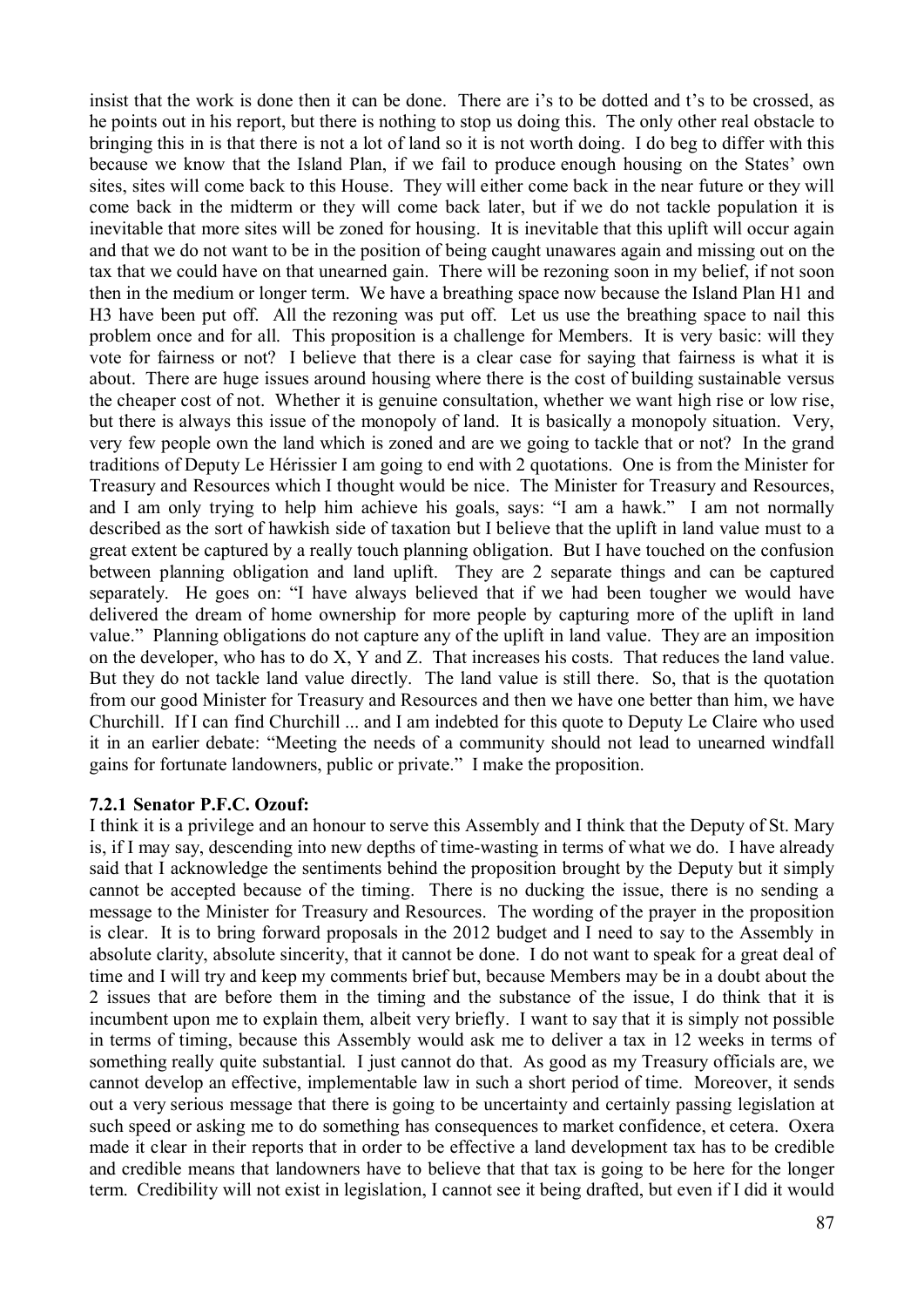insist that the work is done then it can be done. There are i's to be dotted and t's to be crossed, as he points out in his report, but there is nothing to stop us doing this. The only other real obstacle to bringing this in is that there is not a lot of land so it is not worth doing. I do beg to differ with this because we know that the Island Plan, if we fail to produce enough housing on the States' own sites, sites will come back to this House. They will either come back in the near future or they will come back in the midterm or they will come back later, but if we do not tackle population it is inevitable that more sites will be zoned for housing. It is inevitable that this uplift will occur again and that we do not want to be in the position of being caught unawares again and missing out on the tax that we could have on that unearned gain. There will be rezoning soon in my belief, if not soon then in the medium or longer term. We have a breathing space now because the Island Plan H1 and H3 have been put off. All the rezoning was put off. Let us use the breathing space to nail this problem once and for all. This proposition is a challenge for Members. It is very basic: will they vote for fairness or not? I believe that there is a clear case for saying that fairness is what it is about. There are huge issues around housing where there is the cost of building sustainable versus the cheaper cost of not. Whether it is genuine consultation, whether we want high rise or low rise, but there is always this issue of the monopoly of land. It is basically a monopoly situation. Very, very few people own the land which is zoned and are we going to tackle that or not? In the grand traditions of Deputy Le Hérissier I am going to end with 2 quotations. One is from the Minister for Treasury and Resources which I thought would be nice. The Minister for Treasury and Resources, and I am only trying to help him achieve his goals, says: "I am a hawk." I am not normally described as the sort of hawkish side of taxation but I believe that the uplift in land value must to a great extent be captured by a really touch planning obligation. But I have touched on the confusion between planning obligation and land uplift. They are 2 separate things and can be captured separately. He goes on: "I have always believed that if we had been tougher we would have delivered the dream of home ownership for more people by capturing more of the uplift in land value." Planning obligations do not capture any of the uplift in land value. They are an imposition on the developer, who has to do X, Y and Z. That increases his costs. That reduces the land value. But they do not tackle land value directly. The land value is still there. So, that is the quotation from our good Minister for Treasury and Resources and then we have one better than him, we have Churchill. If I can find Churchill ... and I am indebted for this quote to Deputy Le Claire who used it in an earlier debate: "Meeting the needs of a community should not lead to unearned windfall gains for fortunate landowners, public or private." I make the proposition.

### 7.2.1 Senator P.F.C. Ozouf:

I think it is a privilege and an honour to serve this Assembly and I think that the Deputy of St. Mary is, if I may say, descending into new depths of time-wasting in terms of what we do. I have already said that I acknowledge the sentiments behind the proposition brought by the Deputy but it simply cannot be accepted because of the timing. There is no ducking the issue, there is no sending a message to the Minister for Treasury and Resources. The wording of the prayer in the proposition is clear. It is to bring forward proposals in the 2012 budget and I need to say to the Assembly in absolute clarity, absolute sincerity, that it cannot be done. I do not want to speak for a great deal of time and I will try and keep my comments brief but, because Members may be in a doubt about the 2 issues that are before them in the timing and the substance of the issue, I do think that it is incumbent upon me to explain them, albeit very briefly. I want to say that it is simply not possible in terms of timing, because this Assembly would ask me to deliver a tax in 12 weeks in terms of something really quite substantial. I just cannot do that. As good as my Treasury officials are, we cannot develop an effective, implementable law in such a short period of time. Moreover, it sends out a very serious message that there is going to be uncertainty and certainly passing legislation at such speed or asking me to do something has consequences to market confidence, et cetera. Oxera made it clear in their reports that in order to be effective a land development tax has to be credible and credible means that landowners have to believe that that tax is going to be here for the longer term. Credibility will not exist in legislation, I cannot see it being drafted, but even if I did it would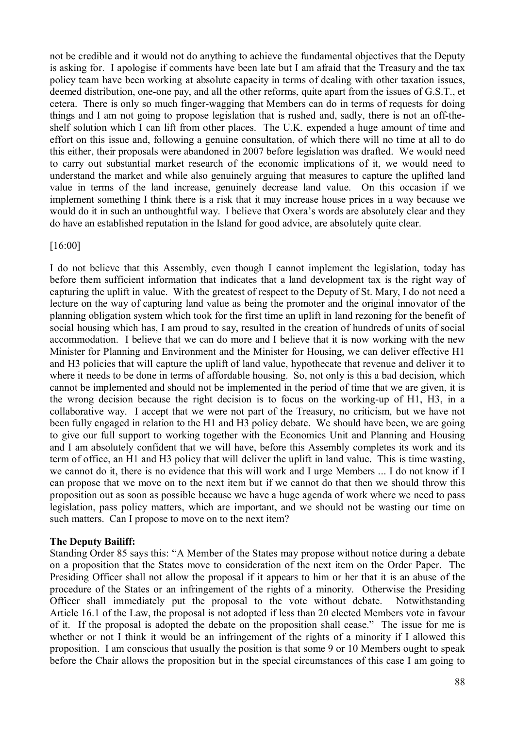not be credible and it would not do anything to achieve the fundamental objectives that the Deputy is asking for. I apologise if comments have been late but I am afraid that the Treasury and the tax policy team have been working at absolute capacity in terms of dealing with other taxation issues, deemed distribution, one-one pay, and all the other reforms, quite apart from the issues of G.S.T., et cetera. There is only so much finger-wagging that Members can do in terms of requests for doing things and I am not going to propose legislation that is rushed and, sadly, there is not an off-the-shelf solution which I can lift from other places. The U.K. expended a huge amount of time and effort on this issue and, following a genuine consultation, of which there will no time at all to do this either, their proposals were abandoned in 2007 before legislation was drafted. We would need to carry out substantial market research of the economic implications of it, we would need to understand the market and while also genuinely arguing that measures to capture the uplifted land value in terms of the land increase, genuinely decrease land value. On this occasion if we implement something I think there is a risk that it may increase house prices in a way because we would do it in such an unthoughtful way. I believe that Oxera's words are absolutely clear and they do have an established reputation in the Island for good advice, are absolutely quite clear.

[16:00]

I do not believe that this Assembly, even though I cannot implement the legislation, today has before them sufficient information that indicates that a land development tax is the right way of capturing the uplift in value. With the greatest of respect to the Deputy of St. Mary, I do not need a lecture on the way of capturing land value as being the promoter and the original innovator of the planning obligation system which took for the first time an uplift in land rezoning for the benefit of social housing which has, I am proud to say, resulted in the creation of hundreds of units of social accommodation. I believe that we can do more and I believe that it is now working with the new Minister for Planning and Environment and the Minister for Housing, we can deliver effective H1 and H3 policies that will capture the uplift of land value, hypothecate that revenue and deliver it to where it needs to be done in terms of affordable housing. So, not only is this a bad decision, which cannot be implemented and should not be implemented in the period of time that we are given, it is the wrong decision because the right decision is to focus on the working-up of H1, H3, in a collaborative way. I accept that we were not part of the Treasury, no criticism, but we have not been fully engaged in relation to the H1 and H3 policy debate. We should have been, we are going to give our full support to working together with the Economics Unit and Planning and Housing and I am absolutely confident that we will have, before this Assembly completes its work and its term of office, an H1 and H3 policy that will deliver the uplift in land value. This is time wasting, we cannot do it, there is no evidence that this will work and I urge Members ... I do not know if I can propose that we move on to the next item but if we cannot do that then we should throw this proposition out as soon as possible because we have a huge agenda of work where we need to pass legislation, pass policy matters, which are important, and we should not be wasting our time on such matters. Can I propose to move on to the next item?

**The Deputy Bailiff:**

Standing Order 85 says this: "A Member of the States may propose without notice during a debate on a proposition that the States move to consideration of the next item on the Order Paper. The Presiding Officer shall not allow the proposal if it appears to him or her that it is an abuse of the procedure of the States or an infringement of the rights of a minority. Otherwise the Presiding Officer shall immediately put the proposal to the vote without debate. Notwithstanding Article 16.1 of the Law, the proposal is not adopted if less than 20 elected Members vote in favour of it. If the proposal is adopted the debate on the proposition shall cease." The issue for me is whether or not I think it would be an infringement of the rights of a minority if I allowed this proposition. I am conscious that usually the position is that some 9 or 10 Members ought to speak before the Chair allows the proposition but in the special circumstances of this case I am going to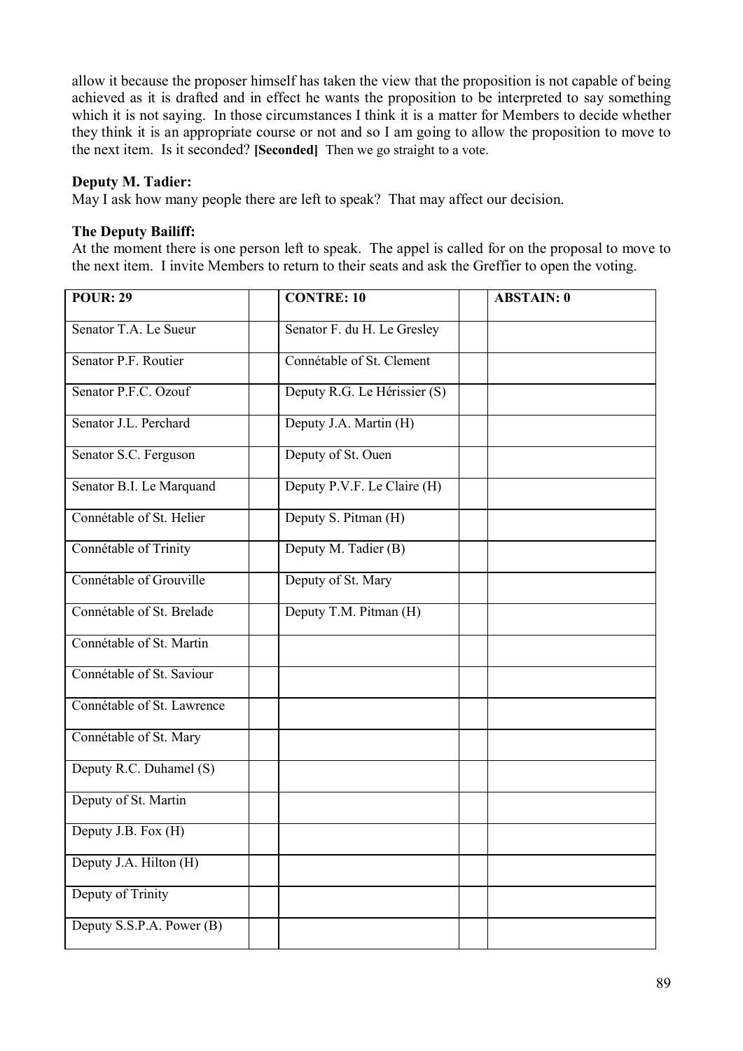allow it because the proposer himself has taken the view that the proposition is not capable of being achieved as it is drafted and in effect he wants the proposition to be interpreted to say something which it is not saying. In those circumstances I think it is a matter for Members to decide whether they think it is an appropriate course or not and so I am going to allow the proposition to move to the next item. Is it seconded? **[Seconded]** Then we go straight to a vote.

**Deputy M. Tadier:**

May I ask how many people there are left to speak? That may affect our decision.

**The Deputy Bailiff:**

At the moment there is one person left to speak. The appel is called for on the proposal to move to the next item. I invite Members to return to their seats and ask the Greffier to open the voting.

| POUR: 29 | | CONTRE: 10 | | ABSTAIN: 0 |
|---|---|---|---|---|
| Senator T.A. Le Sueur | | Senator F. du H. Le Gresley | | |
| Senator P.F. Routier | | Connétable of St. Clement | | |
| Senator P.F.C. Ozouf | | Deputy R.G. Le Hérissier (S) | | |
| Senator J.L. Perchard | | Deputy J.A. Martin (H) | | |
| Senator S.C. Ferguson | | Deputy of St. Ouen | | |
| Senator B.I. Le Marquand | | Deputy P.V.F. Le Claire (H) | | |
| Connétable of St. Helier | | Deputy S. Pitman (H) | | |
| Connétable of Trinity | | Deputy M. Tadier (B) | | |
| Connétable of Grouville | | Deputy of St. Mary | | |
| Connétable of St. Brelade | | Deputy T.M. Pitman (H) | | |
| Connétable of St. Martin | | | | |
| Connétable of St. Saviour | | | | |
| Connétable of St. Lawrence | | | | |
| Connétable of St. Mary | | | | |
| Deputy R.C. Duhamel (S) | | | | |
| Deputy of St. Martin | | | | |
| Deputy J.B. Fox (H) | | | | |
| Deputy J.A. Hilton (H) | | | | |
| Deputy of Trinity | | | | |
| Deputy S.S.P.A. Power (B) | | | | |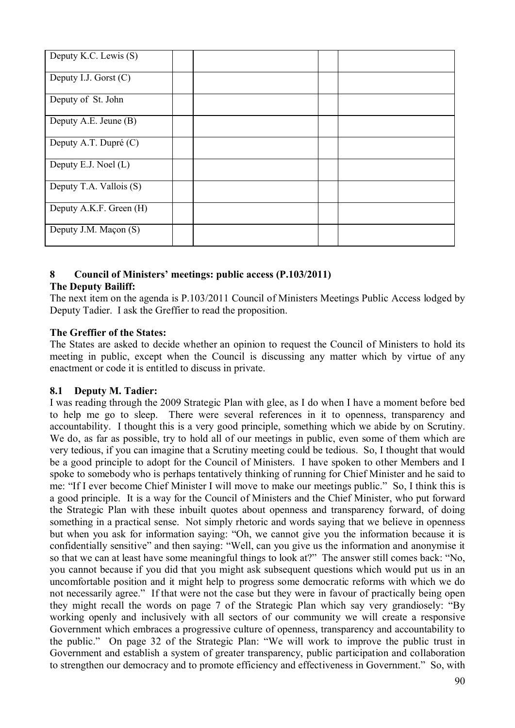| Deputy K.C. Lewis (S) | | | | |
|---|---|---|---|---|
| Deputy I.J. Gorst (C) | | | | |
| Deputy of St. John | | | | |
| Deputy A.E. Jeune (B) | | | | |
| Deputy A.T. Dupré (C) | | | | |
| Deputy E.J. Noel (L) | | | | |
| Deputy T.A. Vallois (S) | | | | |
| Deputy A.K.F. Green (H) | | | | |
| Deputy J.M. Maçon (S) | | | | |

## 8 Council of Ministers' meetings: public access (P.103/2011)

**The Deputy Bailiff:**

The next item on the agenda is P.103/2011 Council of Ministers Meetings Public Access lodged by Deputy Tadier. I ask the Greffier to read the proposition.

**The Greffier of the States:**

The States are asked to decide whether an opinion to request the Council of Ministers to hold its meeting in public, except when the Council is discussing any matter which by virtue of any enactment or code it is entitled to discuss in private.

### 8.1 Deputy M. Tadier:

I was reading through the 2009 Strategic Plan with glee, as I do when I have a moment before bed to help me go to sleep. There were several references in it to openness, transparency and accountability. I thought this is a very good principle, something which we abide by on Scrutiny. We do, as far as possible, try to hold all of our meetings in public, even some of them which are very tedious, if you can imagine that a Scrutiny meeting could be tedious. So, I thought that would be a good principle to adopt for the Council of Ministers. I have spoken to other Members and I spoke to somebody who is perhaps tentatively thinking of running for Chief Minister and he said to me: "If I ever become Chief Minister I will move to make our meetings public." So, I think this is a good principle. It is a way for the Council of Ministers and the Chief Minister, who put forward the Strategic Plan with these inbuilt quotes about openness and transparency forward, of doing something in a practical sense. Not simply rhetoric and words saying that we believe in openness but when you ask for information saying: "Oh, we cannot give you the information because it is confidentially sensitive" and then saying: "Well, can you give us the information and anonymise it so that we can at least have some meaningful things to look at?" The answer still comes back: "No, you cannot because if you did that you might ask subsequent questions which would put us in an uncomfortable position and it might help to progress some democratic reforms with which we do not necessarily agree." If that were not the case but they were in favour of practically being open they might recall the words on page 7 of the Strategic Plan which say very grandiosely: "By working openly and inclusively with all sectors of our community we will create a responsive Government which embraces a progressive culture of openness, transparency and accountability to the public." On page 32 of the Strategic Plan: "We will work to improve the public trust in Government and establish a system of greater transparency, public participation and collaboration to strengthen our democracy and to promote efficiency and effectiveness in Government." So, with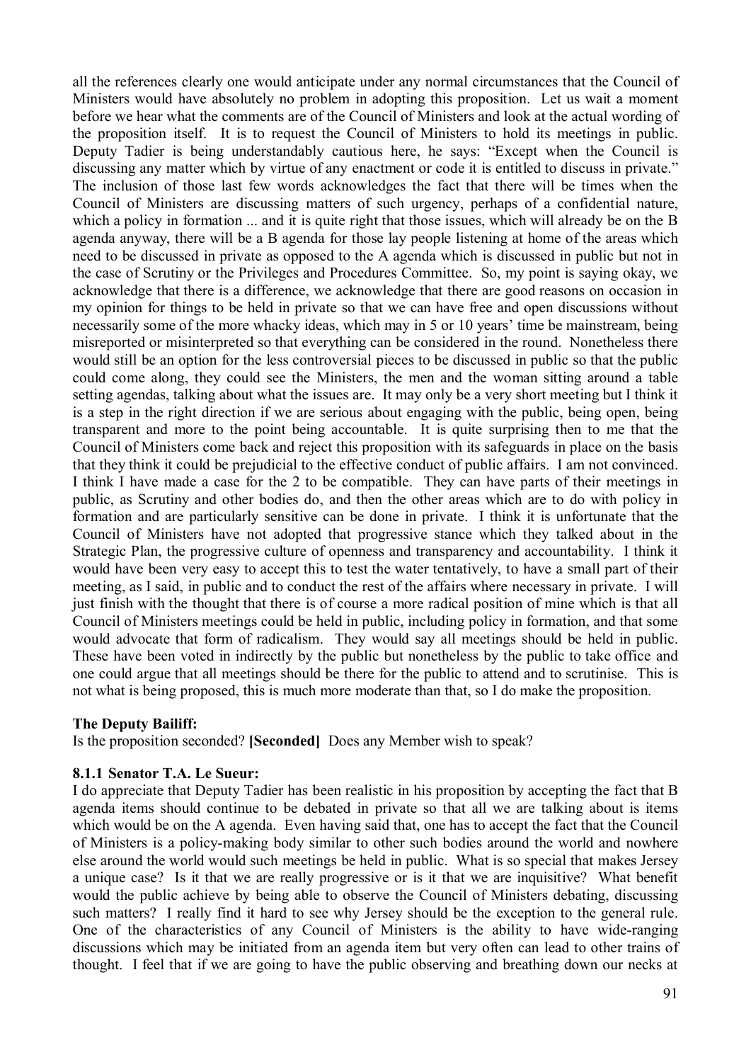all the references clearly one would anticipate under any normal circumstances that the Council of Ministers would have absolutely no problem in adopting this proposition. Let us wait a moment before we hear what the comments are of the Council of Ministers and look at the actual wording of the proposition itself. It is to request the Council of Ministers to hold its meetings in public. Deputy Tadier is being understandably cautious here, he says: "Except when the Council is discussing any matter which by virtue of any enactment or code it is entitled to discuss in private." The inclusion of those last few words acknowledges the fact that there will be times when the Council of Ministers are discussing matters of such urgency, perhaps of a confidential nature, which a policy in formation ... and it is quite right that those issues, which will already be on the B agenda anyway, there will be a B agenda for those lay people listening at home of the areas which need to be discussed in private as opposed to the A agenda which is discussed in public but not in the case of Scrutiny or the Privileges and Procedures Committee. So, my point is saying okay, we acknowledge that there is a difference, we acknowledge that there are good reasons on occasion in my opinion for things to be held in private so that we can have free and open discussions without necessarily some of the more whacky ideas, which may in 5 or 10 years' time be mainstream, being misreported or misinterpreted so that everything can be considered in the round. Nonetheless there would still be an option for the less controversial pieces to be discussed in public so that the public could come along, they could see the Ministers, the men and the woman sitting around a table setting agendas, talking about what the issues are. It may only be a very short meeting but I think it is a step in the right direction if we are serious about engaging with the public, being open, being transparent and more to the point being accountable. It is quite surprising then to me that the Council of Ministers come back and reject this proposition with its safeguards in place on the basis that they think it could be prejudicial to the effective conduct of public affairs. I am not convinced. I think I have made a case for the 2 to be compatible. They can have parts of their meetings in public, as Scrutiny and other bodies do, and then the other areas which are to do with policy in formation and are particularly sensitive can be done in private. I think it is unfortunate that the Council of Ministers have not adopted that progressive stance which they talked about in the Strategic Plan, the progressive culture of openness and transparency and accountability. I think it would have been very easy to accept this to test the water tentatively, to have a small part of their meeting, as I said, in public and to conduct the rest of the affairs where necessary in private. I will just finish with the thought that there is of course a more radical position of mine which is that all Council of Ministers meetings could be held in public, including policy in formation, and that some would advocate that form of radicalism. They would say all meetings should be held in public. These have been voted in indirectly by the public but nonetheless by the public to take office and one could argue that all meetings should be there for the public to attend and to scrutinise. This is not what is being proposed, this is much more moderate than that, so I do make the proposition.

**The Deputy Bailiff:**

Is the proposition seconded? **[Seconded]** Does any Member wish to speak?

**8.1.1 Senator T.A. Le Sueur:**

I do appreciate that Deputy Tadier has been realistic in his proposition by accepting the fact that B agenda items should continue to be debated in private so that all we are talking about is items which would be on the A agenda. Even having said that, one has to accept the fact that the Council of Ministers is a policy-making body similar to other such bodies around the world and nowhere else around the world would such meetings be held in public. What is so special that makes Jersey a unique case? Is it that we are really progressive or is it that we are inquisitive? What benefit would the public achieve by being able to observe the Council of Ministers debating, discussing such matters? I really find it hard to see why Jersey should be the exception to the general rule. One of the characteristics of any Council of Ministers is the ability to have wide-ranging discussions which may be initiated from an agenda item but very often can lead to other trains of thought. I feel that if we are going to have the public observing and breathing down our necks at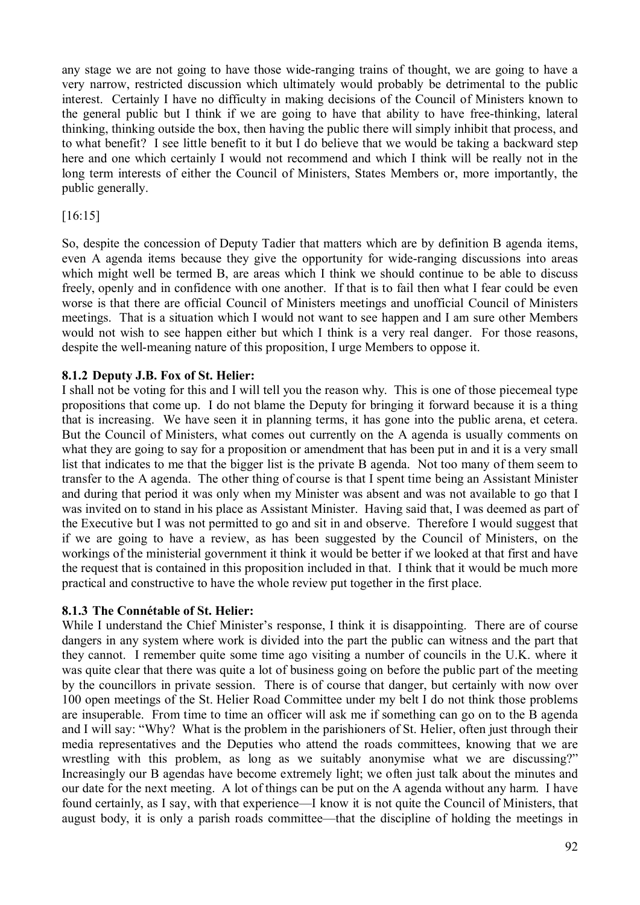any stage we are not going to have those wide-ranging trains of thought, we are going to have a very narrow, restricted discussion which ultimately would probably be detrimental to the public interest. Certainly I have no difficulty in making decisions of the Council of Ministers known to the general public but I think if we are going to have that ability to have free-thinking, lateral thinking, thinking outside the box, then having the public there will simply inhibit that process, and to what benefit? I see little benefit to it but I do believe that we would be taking a backward step here and one which certainly I would not recommend and which I think will be really not in the long term interests of either the Council of Ministers, States Members or, more importantly, the public generally.

[16:15]

So, despite the concession of Deputy Tadier that matters which are by definition B agenda items, even A agenda items because they give the opportunity for wide-ranging discussions into areas which might well be termed B, are areas which I think we should continue to be able to discuss freely, openly and in confidence with one another. If that is to fail then what I fear could be even worse is that there are official Council of Ministers meetings and unofficial Council of Ministers meetings. That is a situation which I would not want to see happen and I am sure other Members would not wish to see happen either but which I think is a very real danger. For those reasons, despite the well-meaning nature of this proposition, I urge Members to oppose it.

### 8.1.2 Deputy J.B. Fox of St. Helier:

I shall not be voting for this and I will tell you the reason why. This is one of those piecemeal type propositions that come up. I do not blame the Deputy for bringing it forward because it is a thing that is increasing. We have seen it in planning terms, it has gone into the public arena, et cetera. But the Council of Ministers, what comes out currently on the A agenda is usually comments on what they are going to say for a proposition or amendment that has been put in and it is a very small list that indicates to me that the bigger list is the private B agenda. Not too many of them seem to transfer to the A agenda. The other thing of course is that I spent time being an Assistant Minister and during that period it was only when my Minister was absent and was not available to go that I was invited on to stand in his place as Assistant Minister. Having said that, I was deemed as part of the Executive but I was not permitted to go and sit in and observe. Therefore I would suggest that if we are going to have a review, as has been suggested by the Council of Ministers, on the workings of the ministerial government it think it would be better if we looked at that first and have the request that is contained in this proposition included in that. I think that it would be much more practical and constructive to have the whole review put together in the first place.

### 8.1.3 The Connétable of St. Helier:

While I understand the Chief Minister's response, I think it is disappointing. There are of course dangers in any system where work is divided into the part the public can witness and the part that they cannot. I remember quite some time ago visiting a number of councils in the U.K. where it was quite clear that there was quite a lot of business going on before the public part of the meeting by the councillors in private session. There is of course that danger, but certainly with now over 100 open meetings of the St. Helier Road Committee under my belt I do not think those problems are insuperable. From time to time an officer will ask me if something can go on to the B agenda and I will say: "Why? What is the problem in the parishioners of St. Helier, often just through their media representatives and the Deputies who attend the roads committees, knowing that we are wrestling with this problem, as long as we suitably anonymise what we are discussing?" Increasingly our B agendas have become extremely light; we often just talk about the minutes and our date for the next meeting. A lot of things can be put on the A agenda without any harm. I have found certainly, as I say, with that experience—I know it is not quite the Council of Ministers, that august body, it is only a parish roads committee—that the discipline of holding the meetings in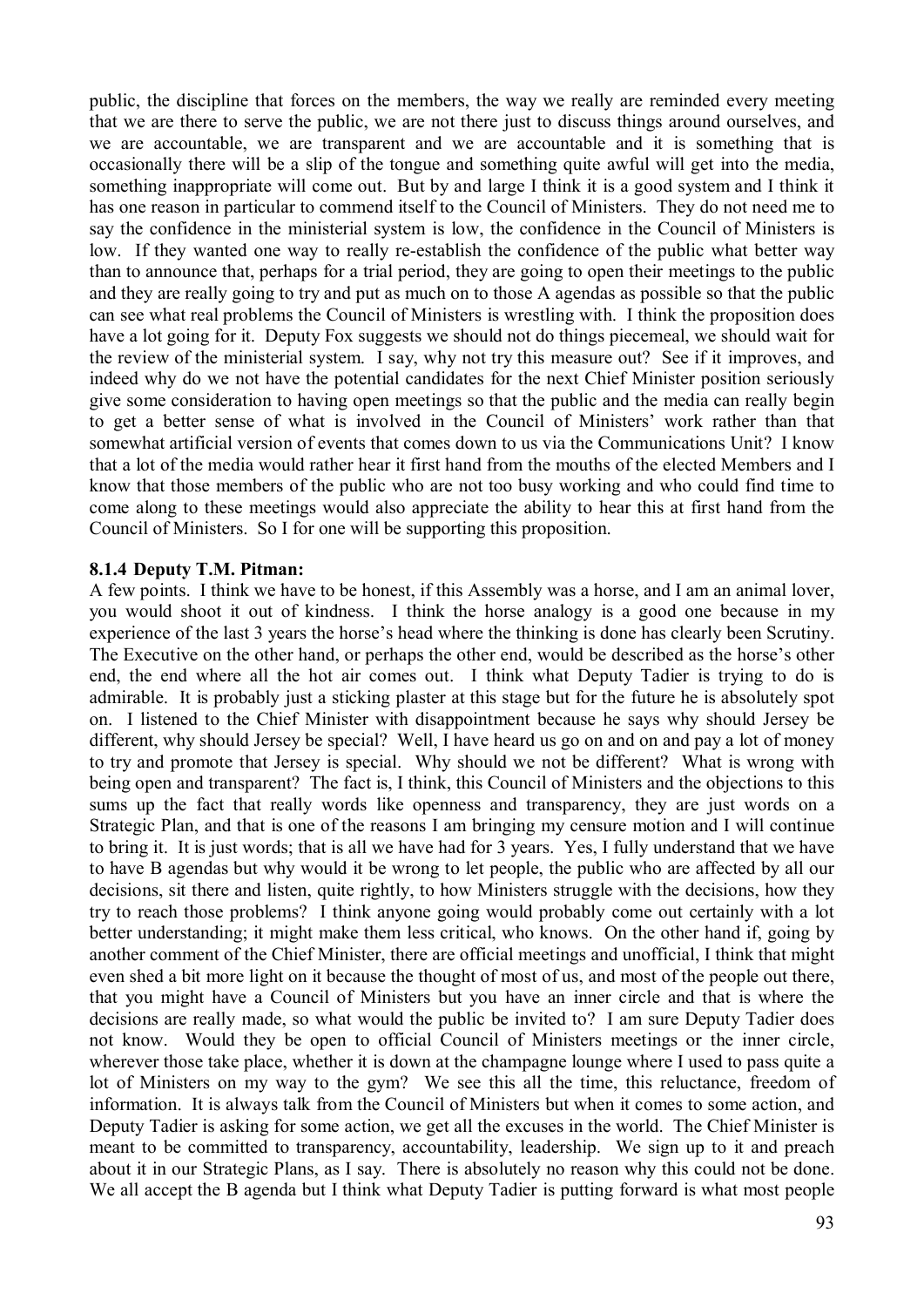public, the discipline that forces on the members, the way we really are reminded every meeting that we are there to serve the public, we are not there just to discuss things around ourselves, and we are accountable, we are transparent and we are accountable and it is something that is occasionally there will be a slip of the tongue and something quite awful will get into the media, something inappropriate will come out. But by and large I think it is a good system and I think it has one reason in particular to commend itself to the Council of Ministers. They do not need me to say the confidence in the ministerial system is low, the confidence in the Council of Ministers is low. If they wanted one way to really re-establish the confidence of the public what better way than to announce that, perhaps for a trial period, they are going to open their meetings to the public and they are really going to try and put as much on to those A agendas as possible so that the public can see what real problems the Council of Ministers is wrestling with. I think the proposition does have a lot going for it. Deputy Fox suggests we should not do things piecemeal, we should wait for the review of the ministerial system. I say, why not try this measure out? See if it improves, and indeed why do we not have the potential candidates for the next Chief Minister position seriously give some consideration to having open meetings so that the public and the media can really begin to get a better sense of what is involved in the Council of Ministers' work rather than that somewhat artificial version of events that comes down to us via the Communications Unit? I know that a lot of the media would rather hear it first hand from the mouths of the elected Members and I know that those members of the public who are not too busy working and who could find time to come along to these meetings would also appreciate the ability to hear this at first hand from the Council of Ministers. So I for one will be supporting this proposition.

**8.1.4 Deputy T.M. Pitman:**

A few points. I think we have to be honest, if this Assembly was a horse, and I am an animal lover, you would shoot it out of kindness. I think the horse analogy is a good one because in my experience of the last 3 years the horse's head where the thinking is done has clearly been Scrutiny. The Executive on the other hand, or perhaps the other end, would be described as the horse's other end, the end where all the hot air comes out. I think what Deputy Tadier is trying to do is admirable. It is probably just a sticking plaster at this stage but for the future he is absolutely spot on. I listened to the Chief Minister with disappointment because he says why should Jersey be different, why should Jersey be special? Well, I have heard us go on and on and pay a lot of money to try and promote that Jersey is special. Why should we not be different? What is wrong with being open and transparent? The fact is, I think, this Council of Ministers and the objections to this sums up the fact that really words like openness and transparency, they are just words on a Strategic Plan, and that is one of the reasons I am bringing my censure motion and I will continue to bring it. It is just words; that is all we have had for 3 years. Yes, I fully understand that we have to have B agendas but why would it be wrong to let people, the public who are affected by all our decisions, sit there and listen, quite rightly, to how Ministers struggle with the decisions, how they try to reach those problems? I think anyone going would probably come out certainly with a lot better understanding; it might make them less critical, who knows. On the other hand if, going by another comment of the Chief Minister, there are official meetings and unofficial, I think that might even shed a bit more light on it because the thought of most of us, and most of the people out there, that you might have a Council of Ministers but you have an inner circle and that is where the decisions are really made, so what would the public be invited to? I am sure Deputy Tadier does not know. Would they be open to official Council of Ministers meetings or the inner circle, wherever those take place, whether it is down at the champagne lounge where I used to pass quite a lot of Ministers on my way to the gym? We see this all the time, this reluctance, freedom of information. It is always talk from the Council of Ministers but when it comes to some action, and Deputy Tadier is asking for some action, we get all the excuses in the world. The Chief Minister is meant to be committed to transparency, accountability, leadership. We sign up to it and preach about it in our Strategic Plans, as I say. There is absolutely no reason why this could not be done. We all accept the B agenda but I think what Deputy Tadier is putting forward is what most people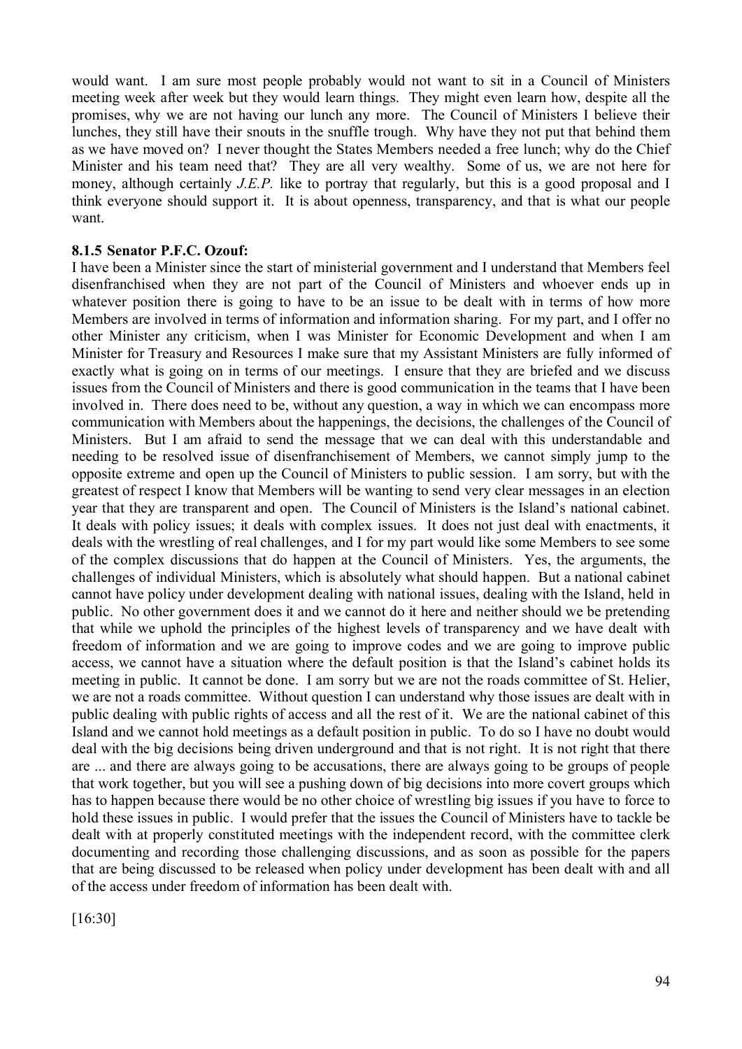would want. I am sure most people probably would not want to sit in a Council of Ministers meeting week after week but they would learn things. They might even learn how, despite all the promises, why we are not having our lunch any more. The Council of Ministers I believe their lunches, they still have their snouts in the snuffle trough. Why have they not put that behind them as we have moved on? I never thought the States Members needed a free lunch; why do the Chief Minister and his team need that? They are all very wealthy. Some of us, we are not here for money, although certainly *J.E.P.* like to portray that regularly, but this is a good proposal and I think everyone should support it. It is about openness, transparency, and that is what our people want.

**8.1.5 Senator P.F.C. Ozouf:**

I have been a Minister since the start of ministerial government and I understand that Members feel disenfranchised when they are not part of the Council of Ministers and whoever ends up in whatever position there is going to have to be an issue to be dealt with in terms of how more Members are involved in terms of information and information sharing. For my part, and I offer no other Minister any criticism, when I was Minister for Economic Development and when I am Minister for Treasury and Resources I make sure that my Assistant Ministers are fully informed of exactly what is going on in terms of our meetings. I ensure that they are briefed and we discuss issues from the Council of Ministers and there is good communication in the teams that I have been involved in. There does need to be, without any question, a way in which we can encompass more communication with Members about the happenings, the decisions, the challenges of the Council of Ministers. But I am afraid to send the message that we can deal with this understandable and needing to be resolved issue of disenfranchisement of Members, we cannot simply jump to the opposite extreme and open up the Council of Ministers to public session. I am sorry, but with the greatest of respect I know that Members will be wanting to send very clear messages in an election year that they are transparent and open. The Council of Ministers is the Island's national cabinet. It deals with policy issues; it deals with complex issues. It does not just deal with enactments, it deals with the wrestling of real challenges, and I for my part would like some Members to see some of the complex discussions that do happen at the Council of Ministers. Yes, the arguments, the challenges of individual Ministers, which is absolutely what should happen. But a national cabinet cannot have policy under development dealing with national issues, dealing with the Island, held in public. No other government does it and we cannot do it here and neither should we be pretending that while we uphold the principles of the highest levels of transparency and we have dealt with freedom of information and we are going to improve codes and we are going to improve public access, we cannot have a situation where the default position is that the Island's cabinet holds its meeting in public. It cannot be done. I am sorry but we are not the roads committee of St. Helier, we are not a roads committee. Without question I can understand why those issues are dealt with in public dealing with public rights of access and all the rest of it. We are the national cabinet of this Island and we cannot hold meetings as a default position in public. To do so I have no doubt would deal with the big decisions being driven underground and that is not right. It is not right that there are ... and there are always going to be accusations, there are always going to be groups of people that work together, but you will see a pushing down of big decisions into more covert groups which has to happen because there would be no other choice of wrestling big issues if you have to force to hold these issues in public. I would prefer that the issues the Council of Ministers have to tackle be dealt with at properly constituted meetings with the independent record, with the committee clerk documenting and recording those challenging discussions, and as soon as possible for the papers that are being discussed to be released when policy under development has been dealt with and all of the access under freedom of information has been dealt with.

[16:30]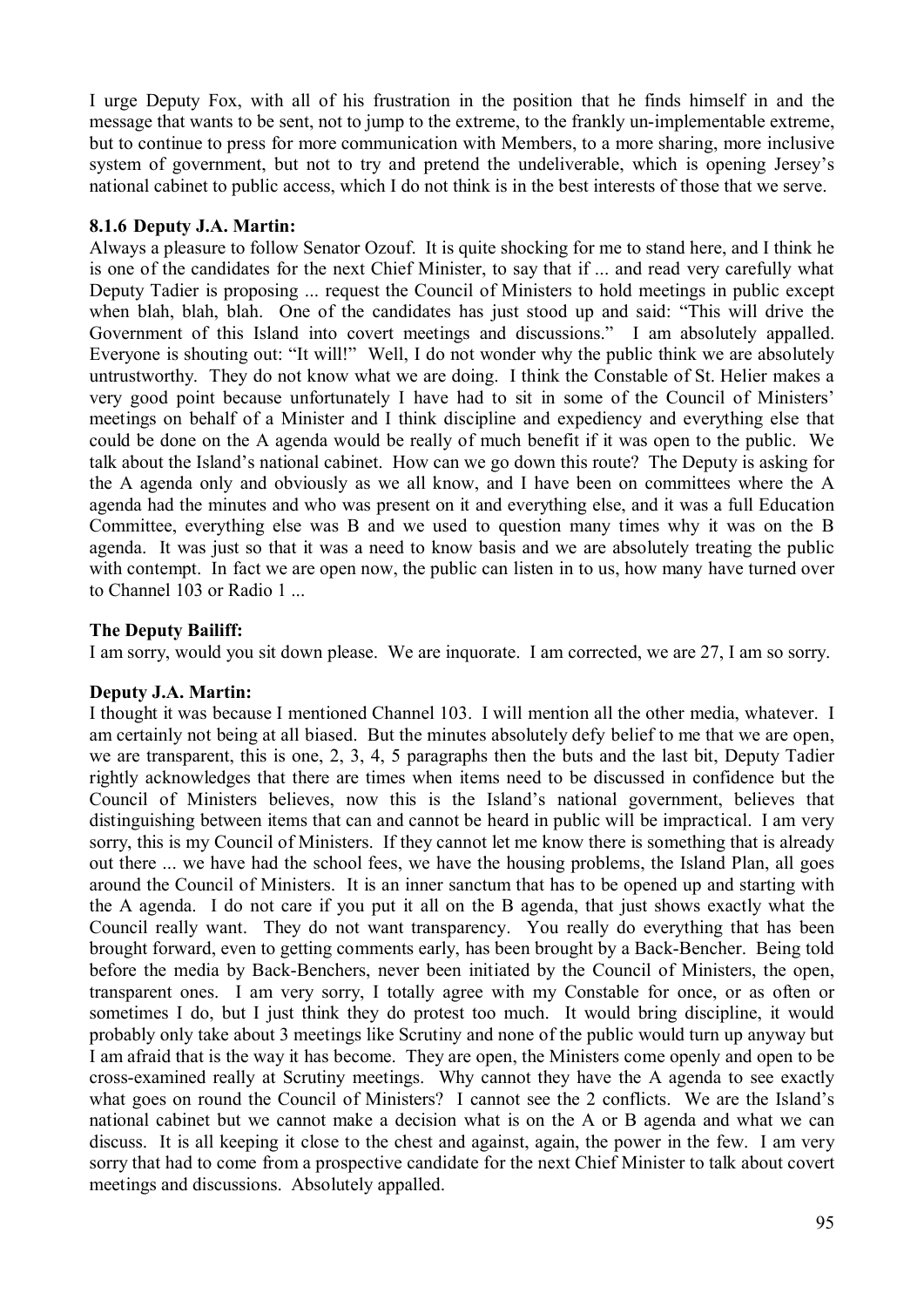I urge Deputy Fox, with all of his frustration in the position that he finds himself in and the message that wants to be sent, not to jump to the extreme, to the frankly un-implementable extreme, but to continue to press for more communication with Members, to a more sharing, more inclusive system of government, but not to try and pretend the undeliverable, which is opening Jersey's national cabinet to public access, which I do not think is in the best interests of those that we serve.

### 8.1.6 Deputy J.A. Martin:

Always a pleasure to follow Senator Ozouf. It is quite shocking for me to stand here, and I think he is one of the candidates for the next Chief Minister, to say that if ... and read very carefully what Deputy Tadier is proposing ... request the Council of Ministers to hold meetings in public except when blah, blah, blah. One of the candidates has just stood up and said: "This will drive the Government of this Island into covert meetings and discussions." I am absolutely appalled. Everyone is shouting out: "It will!" Well, I do not wonder why the public think we are absolutely untrustworthy. They do not know what we are doing. I think the Constable of St. Helier makes a very good point because unfortunately I have had to sit in some of the Council of Ministers' meetings on behalf of a Minister and I think discipline and expediency and everything else that could be done on the A agenda would be really of much benefit if it was open to the public. We talk about the Island's national cabinet. How can we go down this route? The Deputy is asking for the A agenda only and obviously as we all know, and I have been on committees where the A agenda had the minutes and who was present on it and everything else, and it was a full Education Committee, everything else was B and we used to question many times why it was on the B agenda. It was just so that it was a need to know basis and we are absolutely treating the public with contempt. In fact we are open now, the public can listen in to us, how many have turned over to Channel 103 or Radio 1 ...

**The Deputy Bailiff:**

I am sorry, would you sit down please. We are inquorate. I am corrected, we are 27, I am so sorry.

**Deputy J.A. Martin:**

I thought it was because I mentioned Channel 103. I will mention all the other media, whatever. I am certainly not being at all biased. But the minutes absolutely defy belief to me that we are open, we are transparent, this is one, 2, 3, 4, 5 paragraphs then the buts and the last bit, Deputy Tadier rightly acknowledges that there are times when items need to be discussed in confidence but the Council of Ministers believes, now this is the Island's national government, believes that distinguishing between items that can and cannot be heard in public will be impractical. I am very sorry, this is my Council of Ministers. If they cannot let me know there is something that is already out there ... we have had the school fees, we have the housing problems, the Island Plan, all goes around the Council of Ministers. It is an inner sanctum that has to be opened up and starting with the A agenda. I do not care if you put it all on the B agenda, that just shows exactly what the Council really want. They do not want transparency. You really do everything that has been brought forward, even to getting comments early, has been brought by a Back-Bencher. Being told before the media by Back-Benchers, never been initiated by the Council of Ministers, the open, transparent ones. I am very sorry, I totally agree with my Constable for once, or as often or sometimes I do, but I just think they do protest too much. It would bring discipline, it would probably only take about 3 meetings like Scrutiny and none of the public would turn up anyway but I am afraid that is the way it has become. They are open, the Ministers come openly and open to be cross-examined really at Scrutiny meetings. Why cannot they have the A agenda to see exactly what goes on round the Council of Ministers? I cannot see the 2 conflicts. We are the Island's national cabinet but we cannot make a decision what is on the A or B agenda and what we can discuss. It is all keeping it close to the chest and against, again, the power in the few. I am very sorry that had to come from a prospective candidate for the next Chief Minister to talk about covert meetings and discussions. Absolutely appalled.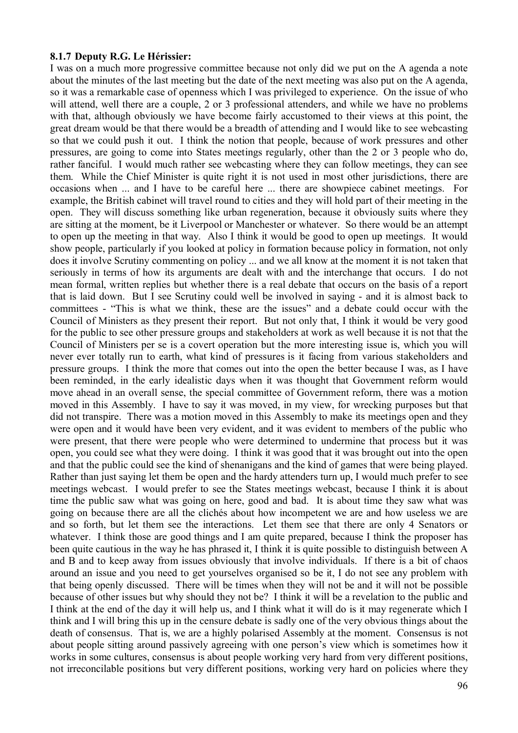**8.1.7 Deputy R.G. Le Hérissier:**

I was on a much more progressive committee because not only did we put on the A agenda a note about the minutes of the last meeting but the date of the next meeting was also put on the A agenda, so it was a remarkable case of openness which I was privileged to experience. On the issue of who will attend, well there are a couple, 2 or 3 professional attenders, and while we have no problems with that, although obviously we have become fairly accustomed to their views at this point, the great dream would be that there would be a breadth of attending and I would like to see webcasting so that we could push it out. I think the notion that people, because of work pressures and other pressures, are going to come into States meetings regularly, other than the 2 or 3 people who do, rather fanciful. I would much rather see webcasting where they can follow meetings, they can see them. While the Chief Minister is quite right it is not used in most other jurisdictions, there are occasions when ... and I have to be careful here ... there are showpiece cabinet meetings. For example, the British cabinet will travel round to cities and they will hold part of their meeting in the open. They will discuss something like urban regeneration, because it obviously suits where they are sitting at the moment, be it Liverpool or Manchester or whatever. So there would be an attempt to open up the meeting in that way. Also I think it would be good to open up meetings. It would show people, particularly if you looked at policy in formation because policy in formation, not only does it involve Scrutiny commenting on policy ... and we all know at the moment it is not taken that seriously in terms of how its arguments are dealt with and the interchange that occurs. I do not mean formal, written replies but whether there is a real debate that occurs on the basis of a report that is laid down. But I see Scrutiny could well be involved in saying - and it is almost back to committees - "This is what we think, these are the issues" and a debate could occur with the Council of Ministers as they present their report. But not only that, I think it would be very good for the public to see other pressure groups and stakeholders at work as well because it is not that the Council of Ministers per se is a covert operation but the more interesting issue is, which you will never ever totally run to earth, what kind of pressures is it facing from various stakeholders and pressure groups. I think the more that comes out into the open the better because I was, as I have been reminded, in the early idealistic days when it was thought that Government reform would move ahead in an overall sense, the special committee of Government reform, there was a motion moved in this Assembly. I have to say it was moved, in my view, for wrecking purposes but that did not transpire. There was a motion moved in this Assembly to make its meetings open and they were open and it would have been very evident, and it was evident to members of the public who were present, that there were people who were determined to undermine that process but it was open, you could see what they were doing. I think it was good that it was brought out into the open and that the public could see the kind of shenanigans and the kind of games that were being played. Rather than just saying let them be open and the hardy attenders turn up, I would much prefer to see meetings webcast. I would prefer to see the States meetings webcast, because I think it is about time the public saw what was going on here, good and bad. It is about time they saw what was going on because there are all the clichés about how incompetent we are and how useless we are and so forth, but let them see the interactions. Let them see that there are only 4 Senators or whatever. I think those are good things and I am quite prepared, because I think the proposer has been quite cautious in the way he has phrased it, I think it is quite possible to distinguish between A and B and to keep away from issues obviously that involve individuals. If there is a bit of chaos around an issue and you need to get yourselves organised so be it, I do not see any problem with that being openly discussed. There will be times when they will not be and it will not be possible because of other issues but why should they not be? I think it will be a revelation to the public and I think at the end of the day it will help us, and I think what it will do is it may regenerate which I think and I will bring this up in the censure debate is sadly one of the very obvious things about the death of consensus. That is, we are a highly polarised Assembly at the moment. Consensus is not about people sitting around passively agreeing with one person's view which is sometimes how it works in some cultures, consensus is about people working very hard from very different positions, not irreconcilable positions but very different positions, working very hard on policies where they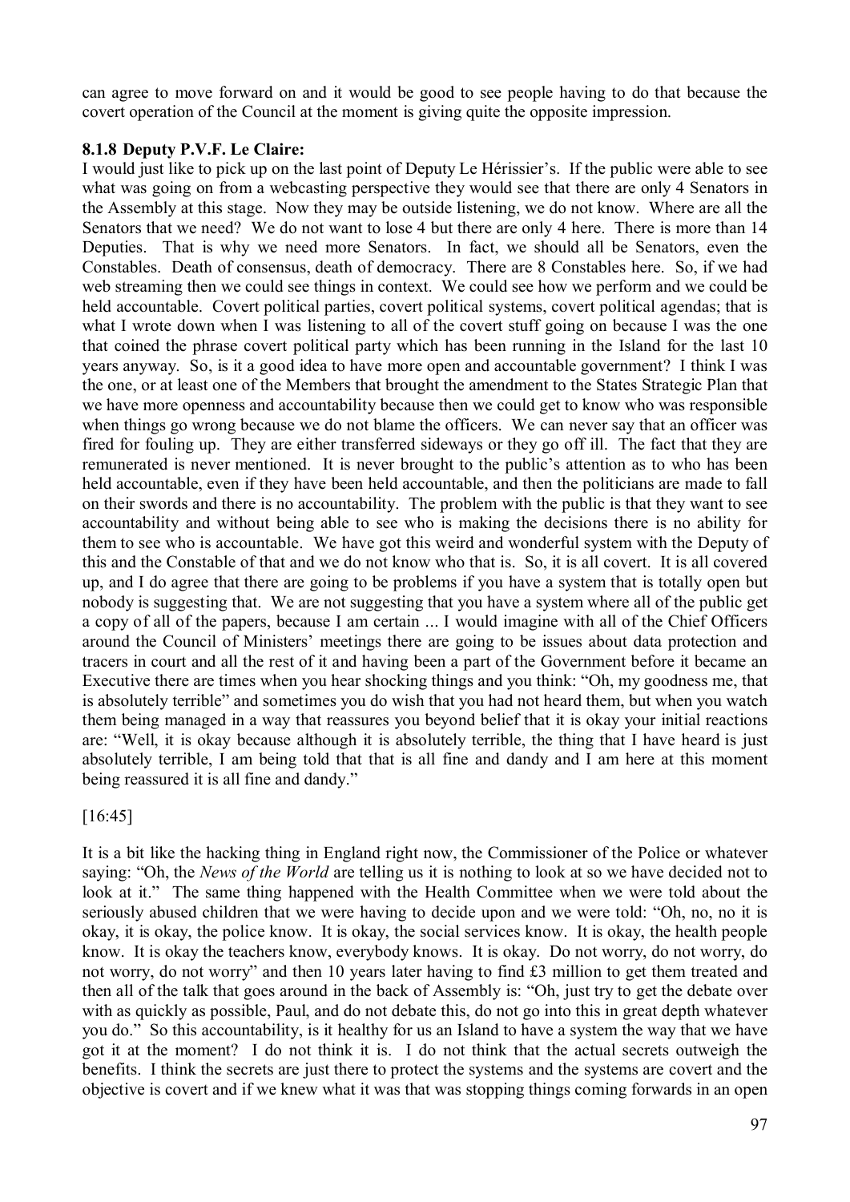can agree to move forward on and it would be good to see people having to do that because the covert operation of the Council at the moment is giving quite the opposite impression.

### 8.1.8 Deputy P.V.F. Le Claire:

I would just like to pick up on the last point of Deputy Le Hérissier's. If the public were able to see what was going on from a webcasting perspective they would see that there are only 4 Senators in the Assembly at this stage. Now they may be outside listening, we do not know. Where are all the Senators that we need? We do not want to lose 4 but there are only 4 here. There is more than 14 Deputies. That is why we need more Senators. In fact, we should all be Senators, even the Constables. Death of consensus, death of democracy. There are 8 Constables here. So, if we had web streaming then we could see things in context. We could see how we perform and we could be held accountable. Covert political parties, covert political systems, covert political agendas; that is what I wrote down when I was listening to all of the covert stuff going on because I was the one that coined the phrase covert political party which has been running in the Island for the last 10 years anyway. So, is it a good idea to have more open and accountable government? I think I was the one, or at least one of the Members that brought the amendment to the States Strategic Plan that we have more openness and accountability because then we could get to know who was responsible when things go wrong because we do not blame the officers. We can never say that an officer was fired for fouling up. They are either transferred sideways or they go off ill. The fact that they are remunerated is never mentioned. It is never brought to the public's attention as to who has been held accountable, even if they have been held accountable, and then the politicians are made to fall on their swords and there is no accountability. The problem with the public is that they want to see accountability and without being able to see who is making the decisions there is no ability for them to see who is accountable. We have got this weird and wonderful system with the Deputy of this and the Constable of that and we do not know who that is. So, it is all covert. It is all covered up, and I do agree that there are going to be problems if you have a system that is totally open but nobody is suggesting that. We are not suggesting that you have a system where all of the public get a copy of all of the papers, because I am certain ... I would imagine with all of the Chief Officers around the Council of Ministers' meetings there are going to be issues about data protection and tracers in court and all the rest of it and having been a part of the Government before it became an Executive there are times when you hear shocking things and you think: "Oh, my goodness me, that is absolutely terrible" and sometimes you do wish that you had not heard them, but when you watch them being managed in a way that reassures you beyond belief that it is okay your initial reactions are: "Well, it is okay because although it is absolutely terrible, the thing that I have heard is just absolutely terrible, I am being told that that is all fine and dandy and I am here at this moment being reassured it is all fine and dandy."

[16:45]

It is a bit like the hacking thing in England right now, the Commissioner of the Police or whatever saying: "Oh, the *News of the World* are telling us it is nothing to look at so we have decided not to look at it." The same thing happened with the Health Committee when we were told about the seriously abused children that we were having to decide upon and we were told: "Oh, no, no it is okay, it is okay, the police know. It is okay, the social services know. It is okay, the health people know. It is okay the teachers know, everybody knows. It is okay. Do not worry, do not worry, do not worry, do not worry" and then 10 years later having to find £3 million to get them treated and then all of the talk that goes around in the back of Assembly is: "Oh, just try to get the debate over with as quickly as possible, Paul, and do not debate this, do not go into this in great depth whatever you do." So this accountability, is it healthy for us an Island to have a system the way that we have got it at the moment? I do not think it is. I do not think that the actual secrets outweigh the benefits. I think the secrets are just there to protect the systems and the systems are covert and the objective is covert and if we knew what it was that was stopping things coming forwards in an open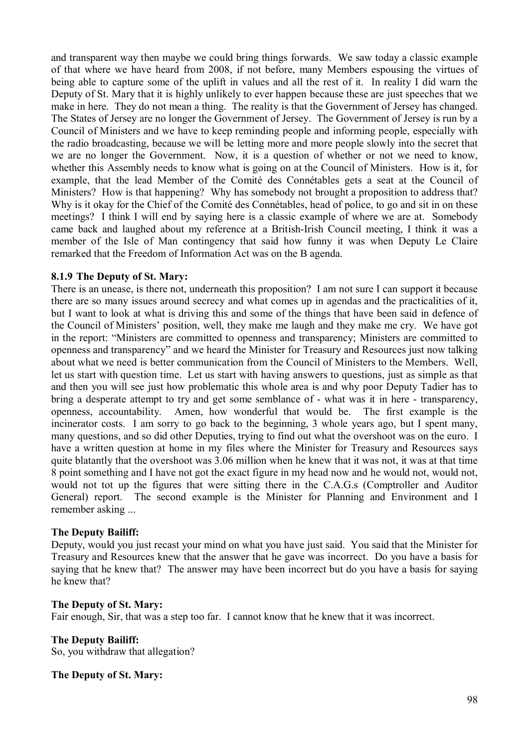and transparent way then maybe we could bring things forwards. We saw today a classic example of that where we have heard from 2008, if not before, many Members espousing the virtues of being able to capture some of the uplift in values and all the rest of it. In reality I did warn the Deputy of St. Mary that it is highly unlikely to ever happen because these are just speeches that we make in here. They do not mean a thing. The reality is that the Government of Jersey has changed. The States of Jersey are no longer the Government of Jersey. The Government of Jersey is run by a Council of Ministers and we have to keep reminding people and informing people, especially with the radio broadcasting, because we will be letting more and more people slowly into the secret that we are no longer the Government. Now, it is a question of whether or not we need to know, whether this Assembly needs to know what is going on at the Council of Ministers. How is it, for example, that the lead Member of the Comité des Connétables gets a seat at the Council of Ministers? How is that happening? Why has somebody not brought a proposition to address that? Why is it okay for the Chief of the Comité des Connétables, head of police, to go and sit in on these meetings? I think I will end by saying here is a classic example of where we are at. Somebody came back and laughed about my reference at a British-Irish Council meeting, I think it was a member of the Isle of Man contingency that said how funny it was when Deputy Le Claire remarked that the Freedom of Information Act was on the B agenda.

### 8.1.9 The Deputy of St. Mary:

There is an unease, is there not, underneath this proposition? I am not sure I can support it because there are so many issues around secrecy and what comes up in agendas and the practicalities of it, but I want to look at what is driving this and some of the things that have been said in defence of the Council of Ministers' position, well, they make me laugh and they make me cry. We have got in the report: "Ministers are committed to openness and transparency; Ministers are committed to openness and transparency" and we heard the Minister for Treasury and Resources just now talking about what we need is better communication from the Council of Ministers to the Members. Well, let us start with question time. Let us start with having answers to questions, just as simple as that and then you will see just how problematic this whole area is and why poor Deputy Tadier has to bring a desperate attempt to try and get some semblance of - what was it in here - transparency, openness, accountability. Amen, how wonderful that would be. The first example is the incinerator costs. I am sorry to go back to the beginning, 3 whole years ago, but I spent many, many questions, and so did other Deputies, trying to find out what the overshoot was on the euro. I have a written question at home in my files where the Minister for Treasury and Resources says quite blatantly that the overshoot was 3.06 million when he knew that it was not, it was at that time 8 point something and I have not got the exact figure in my head now and he would not, would not, would not tot up the figures that were sitting there in the C.A.G.s (Comptroller and Auditor General) report. The second example is the Minister for Planning and Environment and I remember asking ...

**The Deputy Bailiff:**

Deputy, would you just recast your mind on what you have just said. You said that the Minister for Treasury and Resources knew that the answer that he gave was incorrect. Do you have a basis for saying that he knew that? The answer may have been incorrect but do you have a basis for saying he knew that?

**The Deputy of St. Mary:**

Fair enough, Sir, that was a step too far. I cannot know that he knew that it was incorrect.

**The Deputy Bailiff:**

So, you withdraw that allegation?

**The Deputy of St. Mary:**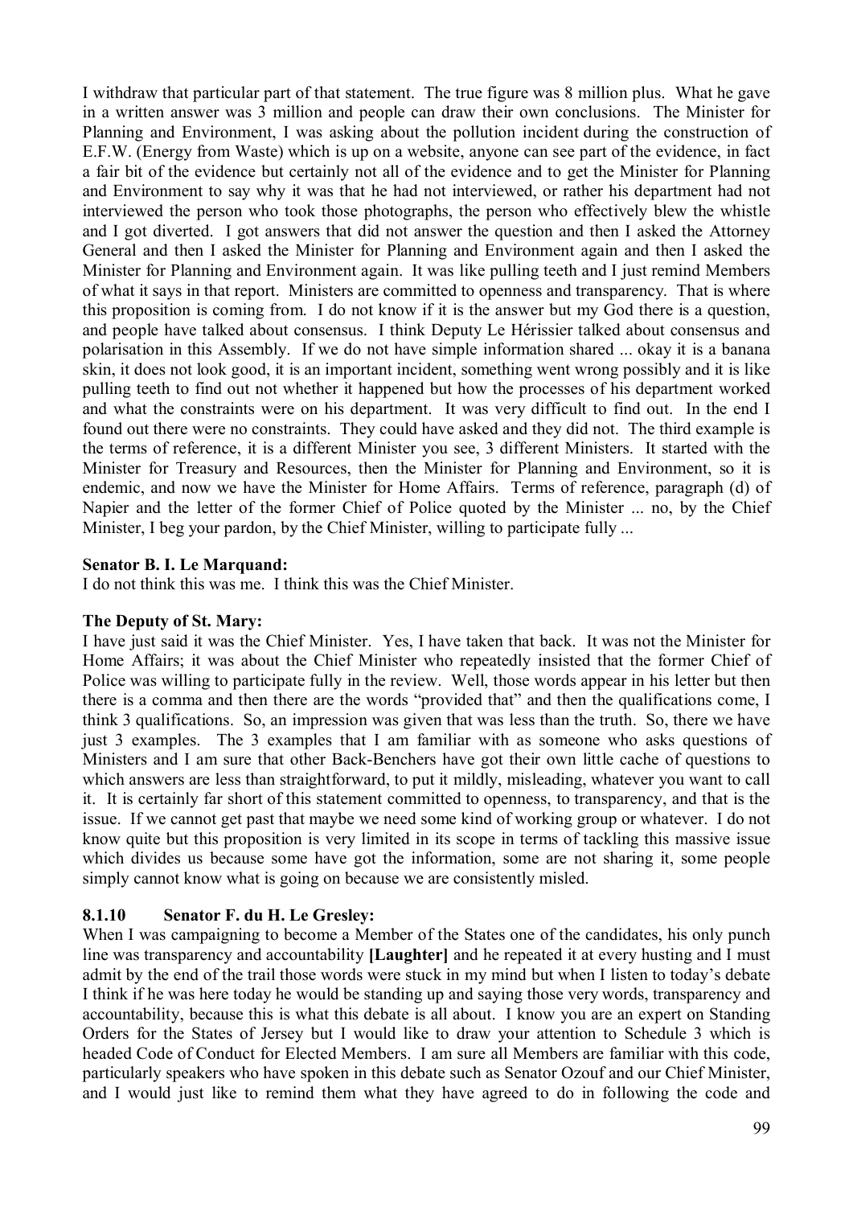I withdraw that particular part of that statement. The true figure was 8 million plus. What he gave in a written answer was 3 million and people can draw their own conclusions. The Minister for Planning and Environment, I was asking about the pollution incident during the construction of E.F.W. (Energy from Waste) which is up on a website, anyone can see part of the evidence, in fact a fair bit of the evidence but certainly not all of the evidence and to get the Minister for Planning and Environment to say why it was that he had not interviewed, or rather his department had not interviewed the person who took those photographs, the person who effectively blew the whistle and I got diverted. I got answers that did not answer the question and then I asked the Attorney General and then I asked the Minister for Planning and Environment again and then I asked the Minister for Planning and Environment again. It was like pulling teeth and I just remind Members of what it says in that report. Ministers are committed to openness and transparency. That is where this proposition is coming from. I do not know if it is the answer but my God there is a question, and people have talked about consensus. I think Deputy Le Hérissier talked about consensus and polarisation in this Assembly. If we do not have simple information shared ... okay it is a banana skin, it does not look good, it is an important incident, something went wrong possibly and it is like pulling teeth to find out not whether it happened but how the processes of his department worked and what the constraints were on his department. It was very difficult to find out. In the end I found out there were no constraints. They could have asked and they did not. The third example is the terms of reference, it is a different Minister you see, 3 different Ministers. It started with the Minister for Treasury and Resources, then the Minister for Planning and Environment, so it is endemic, and now we have the Minister for Home Affairs. Terms of reference, paragraph (d) of Napier and the letter of the former Chief of Police quoted by the Minister ... no, by the Chief Minister, I beg your pardon, by the Chief Minister, willing to participate fully ...

**Senator B. I. Le Marquand:**

I do not think this was me. I think this was the Chief Minister.

**The Deputy of St. Mary:**

I have just said it was the Chief Minister. Yes, I have taken that back. It was not the Minister for Home Affairs; it was about the Chief Minister who repeatedly insisted that the former Chief of Police was willing to participate fully in the review. Well, those words appear in his letter but then there is a comma and then there are the words "provided that" and then the qualifications come, I think 3 qualifications. So, an impression was given that was less than the truth. So, there we have just 3 examples. The 3 examples that I am familiar with as someone who asks questions of Ministers and I am sure that other Back-Benchers have got their own little cache of questions to which answers are less than straightforward, to put it mildly, misleading, whatever you want to call it. It is certainly far short of this statement committed to openness, to transparency, and that is the issue. If we cannot get past that maybe we need some kind of working group or whatever. I do not know quite but this proposition is very limited in its scope in terms of tackling this massive issue which divides us because some have got the information, some are not sharing it, some people simply cannot know what is going on because we are consistently misled.

### 8.1.10 Senator F. du H. Le Gresley:

When I was campaigning to become a Member of the States one of the candidates, his only punch line was transparency and accountability **[Laughter]** and he repeated it at every husting and I must admit by the end of the trail those words were stuck in my mind but when I listen to today's debate I think if he was here today he would be standing up and saying those very words, transparency and accountability, because this is what this debate is all about. I know you are an expert on Standing Orders for the States of Jersey but I would like to draw your attention to Schedule 3 which is headed Code of Conduct for Elected Members. I am sure all Members are familiar with this code, particularly speakers who have spoken in this debate such as Senator Ozouf and our Chief Minister, and I would just like to remind them what they have agreed to do in following the code and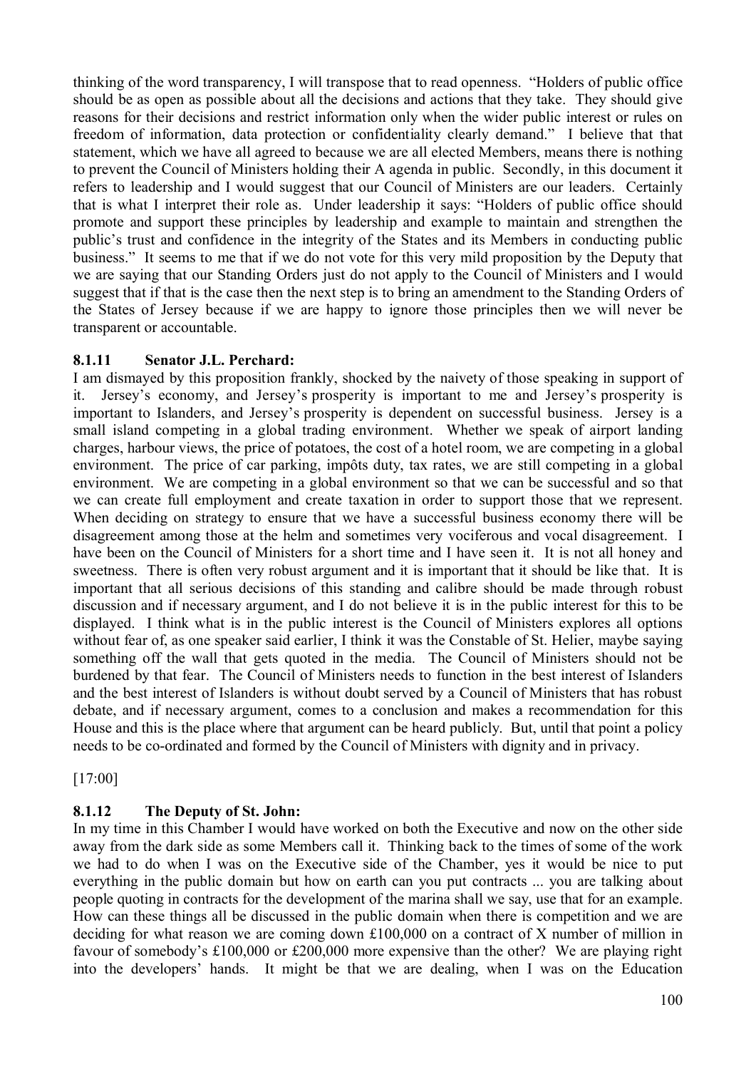thinking of the word transparency, I will transpose that to read openness. "Holders of public office should be as open as possible about all the decisions and actions that they take. They should give reasons for their decisions and restrict information only when the wider public interest or rules on freedom of information, data protection or confidentiality clearly demand." I believe that that statement, which we have all agreed to because we are all elected Members, means there is nothing to prevent the Council of Ministers holding their A agenda in public. Secondly, in this document it refers to leadership and I would suggest that our Council of Ministers are our leaders. Certainly that is what I interpret their role as. Under leadership it says: "Holders of public office should promote and support these principles by leadership and example to maintain and strengthen the public's trust and confidence in the integrity of the States and its Members in conducting public business." It seems to me that if we do not vote for this very mild proposition by the Deputy that we are saying that our Standing Orders just do not apply to the Council of Ministers and I would suggest that if that is the case then the next step is to bring an amendment to the Standing Orders of the States of Jersey because if we are happy to ignore those principles then we will never be transparent or accountable.

### 8.1.11 Senator J.L. Perchard:

I am dismayed by this proposition frankly, shocked by the naivety of those speaking in support of it. Jersey's economy, and Jersey's prosperity is important to me and Jersey's prosperity is important to Islanders, and Jersey's prosperity is dependent on successful business. Jersey is a small island competing in a global trading environment. Whether we speak of airport landing charges, harbour views, the price of potatoes, the cost of a hotel room, we are competing in a global environment. The price of car parking, impôts duty, tax rates, we are still competing in a global environment. We are competing in a global environment so that we can be successful and so that we can create full employment and create taxation in order to support those that we represent. When deciding on strategy to ensure that we have a successful business economy there will be disagreement among those at the helm and sometimes very vociferous and vocal disagreement. I have been on the Council of Ministers for a short time and I have seen it. It is not all honey and sweetness. There is often very robust argument and it is important that it should be like that. It is important that all serious decisions of this standing and calibre should be made through robust discussion and if necessary argument, and I do not believe it is in the public interest for this to be displayed. I think what is in the public interest is the Council of Ministers explores all options without fear of, as one speaker said earlier, I think it was the Constable of St. Helier, maybe saying something off the wall that gets quoted in the media. The Council of Ministers should not be burdened by that fear. The Council of Ministers needs to function in the best interest of Islanders and the best interest of Islanders is without doubt served by a Council of Ministers that has robust debate, and if necessary argument, comes to a conclusion and makes a recommendation for this House and this is the place where that argument can be heard publicly. But, until that point a policy needs to be co-ordinated and formed by the Council of Ministers with dignity and in privacy.

[17:00]

### 8.1.12 The Deputy of St. John:

In my time in this Chamber I would have worked on both the Executive and now on the other side away from the dark side as some Members call it. Thinking back to the times of some of the work we had to do when I was on the Executive side of the Chamber, yes it would be nice to put everything in the public domain but how on earth can you put contracts ... you are talking about people quoting in contracts for the development of the marina shall we say, use that for an example. How can these things all be discussed in the public domain when there is competition and we are deciding for what reason we are coming down £100,000 on a contract of X number of million in favour of somebody's £100,000 or £200,000 more expensive than the other? We are playing right into the developers' hands. It might be that we are dealing, when I was on the Education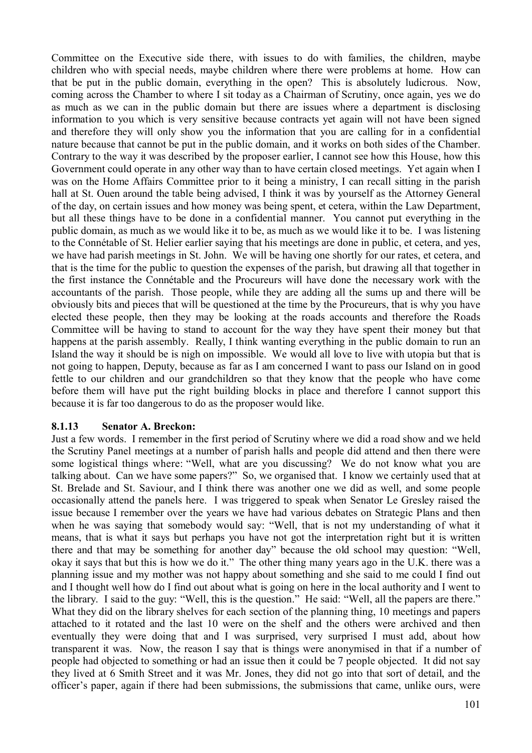Committee on the Executive side there, with issues to do with families, the children, maybe children who with special needs, maybe children where there were problems at home. How can that be put in the public domain, everything in the open? This is absolutely ludicrous. Now, coming across the Chamber to where I sit today as a Chairman of Scrutiny, once again, yes we do as much as we can in the public domain but there are issues where a department is disclosing information to you which is very sensitive because contracts yet again will not have been signed and therefore they will only show you the information that you are calling for in a confidential nature because that cannot be put in the public domain, and it works on both sides of the Chamber. Contrary to the way it was described by the proposer earlier, I cannot see how this House, how this Government could operate in any other way than to have certain closed meetings. Yet again when I was on the Home Affairs Committee prior to it being a ministry, I can recall sitting in the parish hall at St. Ouen around the table being advised, I think it was by yourself as the Attorney General of the day, on certain issues and how money was being spent, et cetera, within the Law Department, but all these things have to be done in a confidential manner. You cannot put everything in the public domain, as much as we would like it to be, as much as we would like it to be. I was listening to the Connétable of St. Helier earlier saying that his meetings are done in public, et cetera, and yes, we have had parish meetings in St. John. We will be having one shortly for our rates, et cetera, and that is the time for the public to question the expenses of the parish, but drawing all that together in the first instance the Connétable and the Procureurs will have done the necessary work with the accountants of the parish. Those people, while they are adding all the sums up and there will be obviously bits and pieces that will be questioned at the time by the Procureurs, that is why you have elected these people, then they may be looking at the roads accounts and therefore the Roads Committee will be having to stand to account for the way they have spent their money but that happens at the parish assembly. Really, I think wanting everything in the public domain to run an Island the way it should be is nigh on impossible. We would all love to live with utopia but that is not going to happen, Deputy, because as far as I am concerned I want to pass our Island on in good fettle to our children and our grandchildren so that they know that the people who have come before them will have put the right building blocks in place and therefore I cannot support this because it is far too dangerous to do as the proposer would like.

### 8.1.13 Senator A. Breckon:

Just a few words. I remember in the first period of Scrutiny where we did a road show and we held the Scrutiny Panel meetings at a number of parish halls and people did attend and then there were some logistical things where: "Well, what are you discussing? We do not know what you are talking about. Can we have some papers?" So, we organised that. I know we certainly used that at St. Brelade and St. Saviour, and I think there was another one we did as well, and some people occasionally attend the panels here. I was triggered to speak when Senator Le Gresley raised the issue because I remember over the years we have had various debates on Strategic Plans and then when he was saying that somebody would say: "Well, that is not my understanding of what it means, that is what it says but perhaps you have not got the interpretation right but it is written there and that may be something for another day" because the old school may question: "Well, okay it says that but this is how we do it." The other thing many years ago in the U.K. there was a planning issue and my mother was not happy about something and she said to me could I find out and I thought well how do I find out about what is going on here in the local authority and I went to the library. I said to the guy: "Well, this is the question." He said: "Well, all the papers are there." What they did on the library shelves for each section of the planning thing, 10 meetings and papers attached to it rotated and the last 10 were on the shelf and the others were archived and then eventually they were doing that and I was surprised, very surprised I must add, about how transparent it was. Now, the reason I say that is things were anonymised in that if a number of people had objected to something or had an issue then it could be 7 people objected. It did not say they lived at 6 Smith Street and it was Mr. Jones, they did not go into that sort of detail, and the officer's paper, again if there had been submissions, the submissions that came, unlike ours, were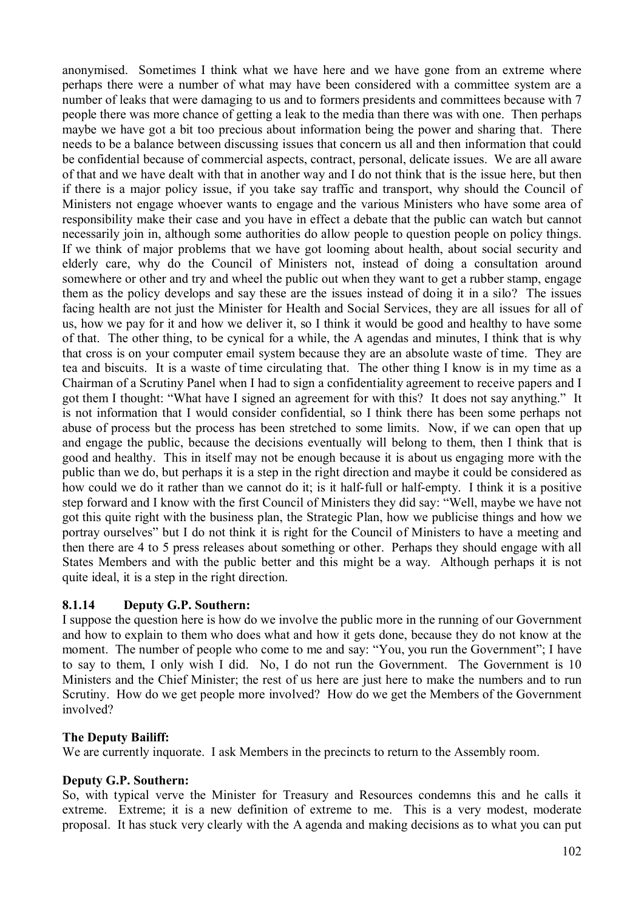anonymised. Sometimes I think what we have here and we have gone from an extreme where perhaps there were a number of what may have been considered with a committee system are a number of leaks that were damaging to us and to formers presidents and committees because with 7 people there was more chance of getting a leak to the media than there was with one. Then perhaps maybe we have got a bit too precious about information being the power and sharing that. There needs to be a balance between discussing issues that concern us all and then information that could be confidential because of commercial aspects, contract, personal, delicate issues. We are all aware of that and we have dealt with that in another way and I do not think that is the issue here, but then if there is a major policy issue, if you take say traffic and transport, why should the Council of Ministers not engage whoever wants to engage and the various Ministers who have some area of responsibility make their case and you have in effect a debate that the public can watch but cannot necessarily join in, although some authorities do allow people to question people on policy things. If we think of major problems that we have got looming about health, about social security and elderly care, why do the Council of Ministers not, instead of doing a consultation around somewhere or other and try and wheel the public out when they want to get a rubber stamp, engage them as the policy develops and say these are the issues instead of doing it in a silo? The issues facing health are not just the Minister for Health and Social Services, they are all issues for all of us, how we pay for it and how we deliver it, so I think it would be good and healthy to have some of that. The other thing, to be cynical for a while, the A agendas and minutes, I think that is why that cross is on your computer email system because they are an absolute waste of time. They are tea and biscuits. It is a waste of time circulating that. The other thing I know is in my time as a Chairman of a Scrutiny Panel when I had to sign a confidentiality agreement to receive papers and I got them I thought: "What have I signed an agreement for with this? It does not say anything." It is not information that I would consider confidential, so I think there has been some perhaps not abuse of process but the process has been stretched to some limits. Now, if we can open that up and engage the public, because the decisions eventually will belong to them, then I think that is good and healthy. This in itself may not be enough because it is about us engaging more with the public than we do, but perhaps it is a step in the right direction and maybe it could be considered as how could we do it rather than we cannot do it; is it half-full or half-empty. I think it is a positive step forward and I know with the first Council of Ministers they did say: "Well, maybe we have not got this quite right with the business plan, the Strategic Plan, how we publicise things and how we portray ourselves" but I do not think it is right for the Council of Ministers to have a meeting and then there are 4 to 5 press releases about something or other. Perhaps they should engage with all States Members and with the public better and this might be a way. Although perhaps it is not quite ideal, it is a step in the right direction.

### 8.1.14 Deputy G.P. Southern:

I suppose the question here is how do we involve the public more in the running of our Government and how to explain to them who does what and how it gets done, because they do not know at the moment. The number of people who come to me and say: "You, you run the Government"; I have to say to them, I only wish I did. No, I do not run the Government. The Government is 10 Ministers and the Chief Minister; the rest of us here are just here to make the numbers and to run Scrutiny. How do we get people more involved? How do we get the Members of the Government involved?

**The Deputy Bailiff:**

We are currently inquorate. I ask Members in the precincts to return to the Assembly room.

**Deputy G.P. Southern:**

So, with typical verve the Minister for Treasury and Resources condemns this and he calls it extreme. Extreme; it is a new definition of extreme to me. This is a very modest, moderate proposal. It has stuck very clearly with the A agenda and making decisions as to what you can put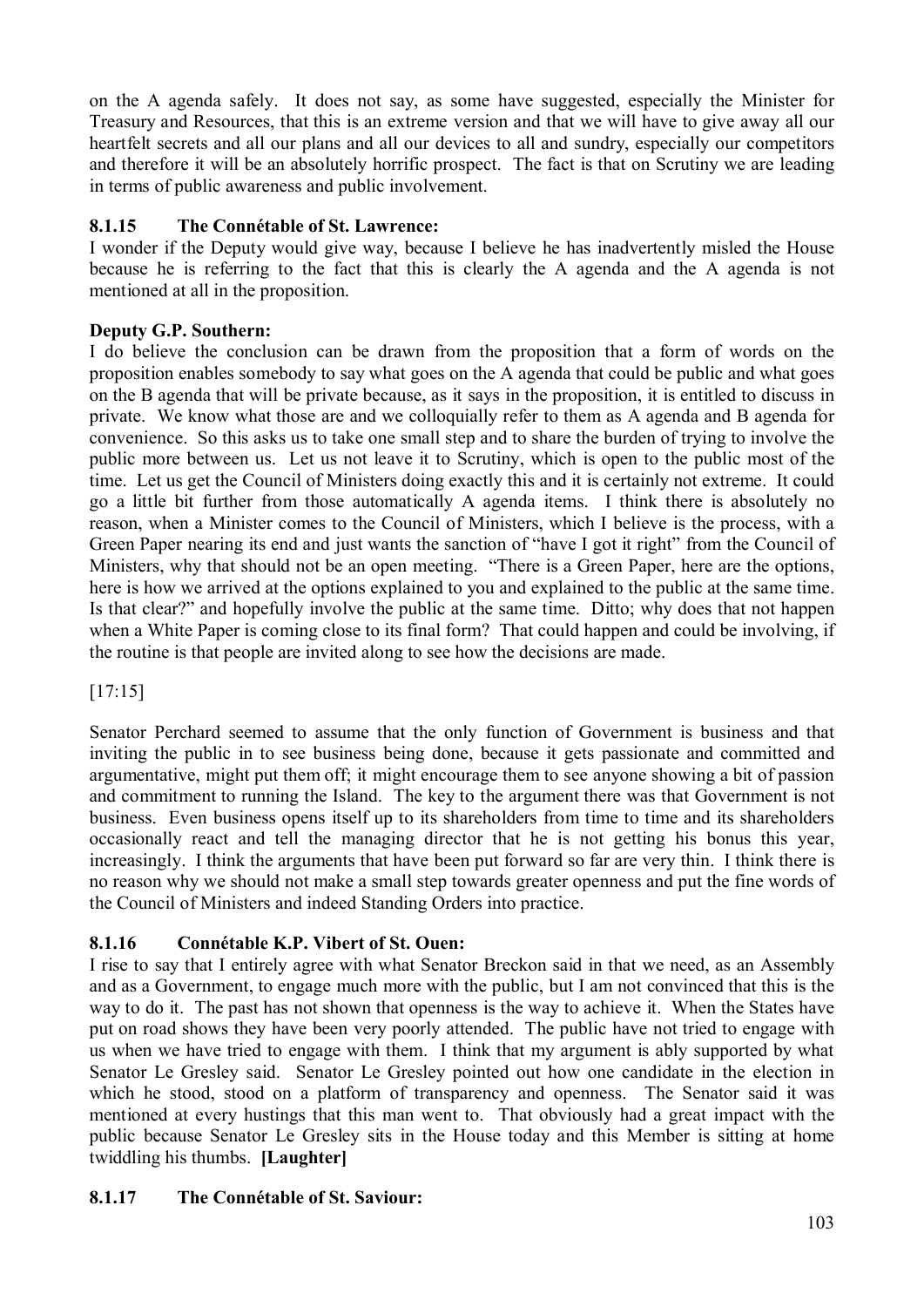on the A agenda safely. It does not say, as some have suggested, especially the Minister for Treasury and Resources, that this is an extreme version and that we will have to give away all our heartfelt secrets and all our plans and all our devices to all and sundry, especially our competitors and therefore it will be an absolutely horrific prospect. The fact is that on Scrutiny we are leading in terms of public awareness and public involvement.

### 8.1.15 The Connétable of St. Lawrence:

I wonder if the Deputy would give way, because I believe he has inadvertently misled the House because he is referring to the fact that this is clearly the A agenda and the A agenda is not mentioned at all in the proposition.

**Deputy G.P. Southern:**

I do believe the conclusion can be drawn from the proposition that a form of words on the proposition enables somebody to say what goes on the A agenda that could be public and what goes on the B agenda that will be private because, as it says in the proposition, it is entitled to discuss in private. We know what those are and we colloquially refer to them as A agenda and B agenda for convenience. So this asks us to take one small step and to share the burden of trying to involve the public more between us. Let us not leave it to Scrutiny, which is open to the public most of the time. Let us get the Council of Ministers doing exactly this and it is certainly not extreme. It could go a little bit further from those automatically A agenda items. I think there is absolutely no reason, when a Minister comes to the Council of Ministers, which I believe is the process, with a Green Paper nearing its end and just wants the sanction of "have I got it right" from the Council of Ministers, why that should not be an open meeting. "There is a Green Paper, here are the options, here is how we arrived at the options explained to you and explained to the public at the same time. Is that clear?" and hopefully involve the public at the same time. Ditto; why does that not happen when a White Paper is coming close to its final form? That could happen and could be involving, if the routine is that people are invited along to see how the decisions are made.

[17:15]

Senator Perchard seemed to assume that the only function of Government is business and that inviting the public in to see business being done, because it gets passionate and committed and argumentative, might put them off; it might encourage them to see anyone showing a bit of passion and commitment to running the Island. The key to the argument there was that Government is not business. Even business opens itself up to its shareholders from time to time and its shareholders occasionally react and tell the managing director that he is not getting his bonus this year, increasingly. I think the arguments that have been put forward so far are very thin. I think there is no reason why we should not make a small step towards greater openness and put the fine words of the Council of Ministers and indeed Standing Orders into practice.

### 8.1.16 Connétable K.P. Vibert of St. Ouen:

I rise to say that I entirely agree with what Senator Breckon said in that we need, as an Assembly and as a Government, to engage much more with the public, but I am not convinced that this is the way to do it. The past has not shown that openness is the way to achieve it. When the States have put on road shows they have been very poorly attended. The public have not tried to engage with us when we have tried to engage with them. I think that my argument is ably supported by what Senator Le Gresley said. Senator Le Gresley pointed out how one candidate in the election in which he stood, stood on a platform of transparency and openness. The Senator said it was mentioned at every hustings that this man went to. That obviously had a great impact with the public because Senator Le Gresley sits in the House today and this Member is sitting at home twiddling his thumbs. **[Laughter]**

### 8.1.17 The Connétable of St. Saviour: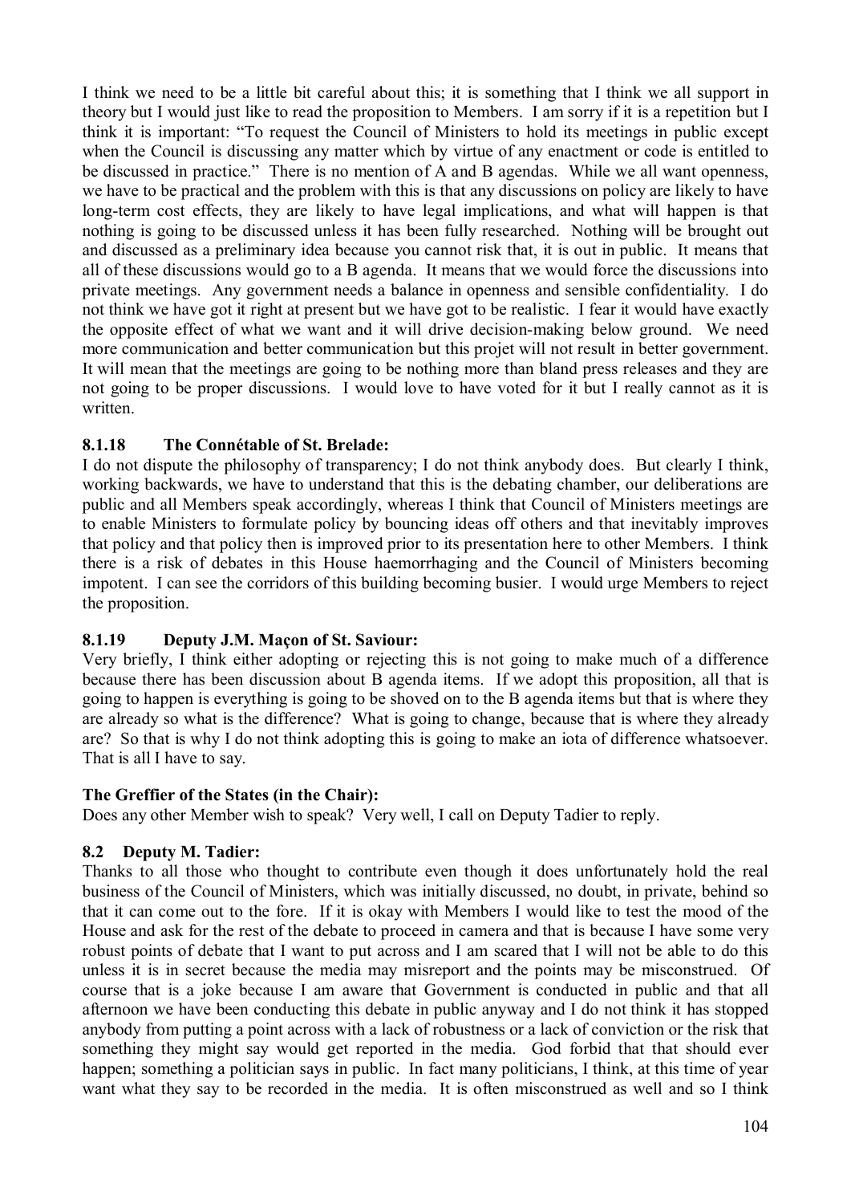I think we need to be a little bit careful about this; it is something that I think we all support in theory but I would just like to read the proposition to Members. I am sorry if it is a repetition but I think it is important: "To request the Council of Ministers to hold its meetings in public except when the Council is discussing any matter which by virtue of any enactment or code is entitled to be discussed in practice." There is no mention of A and B agendas. While we all want openness, we have to be practical and the problem with this is that any discussions on policy are likely to have long-term cost effects, they are likely to have legal implications, and what will happen is that nothing is going to be discussed unless it has been fully researched. Nothing will be brought out and discussed as a preliminary idea because you cannot risk that, it is out in public. It means that all of these discussions would go to a B agenda. It means that we would force the discussions into private meetings. Any government needs a balance in openness and sensible confidentiality. I do not think we have got it right at present but we have got to be realistic. I fear it would have exactly the opposite effect of what we want and it will drive decision-making below ground. We need more communication and better communication but this projet will not result in better government. It will mean that the meetings are going to be nothing more than bland press releases and they are not going to be proper discussions. I would love to have voted for it but I really cannot as it is written.

### 8.1.18 The Connétable of St. Brelade:

I do not dispute the philosophy of transparency; I do not think anybody does. But clearly I think, working backwards, we have to understand that this is the debating chamber, our deliberations are public and all Members speak accordingly, whereas I think that Council of Ministers meetings are to enable Ministers to formulate policy by bouncing ideas off others and that inevitably improves that policy and that policy then is improved prior to its presentation here to other Members. I think there is a risk of debates in this House haemorrhaging and the Council of Ministers becoming impotent. I can see the corridors of this building becoming busier. I would urge Members to reject the proposition.

### 8.1.19 Deputy J.M. Maçon of St. Saviour:

Very briefly, I think either adopting or rejecting this is not going to make much of a difference because there has been discussion about B agenda items. If we adopt this proposition, all that is going to happen is everything is going to be shoved on to the B agenda items but that is where they are already so what is the difference? What is going to change, because that is where they already are? So that is why I do not think adopting this is going to make an iota of difference whatsoever. That is all I have to say.

**The Greffier of the States (in the Chair):**

Does any other Member wish to speak? Very well, I call on Deputy Tadier to reply.

### 8.2 Deputy M. Tadier:

Thanks to all those who thought to contribute even though it does unfortunately hold the real business of the Council of Ministers, which was initially discussed, no doubt, in private, behind so that it can come out to the fore. If it is okay with Members I would like to test the mood of the House and ask for the rest of the debate to proceed in camera and that is because I have some very robust points of debate that I want to put across and I am scared that I will not be able to do this unless it is in secret because the media may misreport and the points may be misconstrued. Of course that is a joke because I am aware that Government is conducted in public and that all afternoon we have been conducting this debate in public anyway and I do not think it has stopped anybody from putting a point across with a lack of robustness or a lack of conviction or the risk that something they might say would get reported in the media. God forbid that that should ever happen; something a politician says in public. In fact many politicians, I think, at this time of year want what they say to be recorded in the media. It is often misconstrued as well and so I think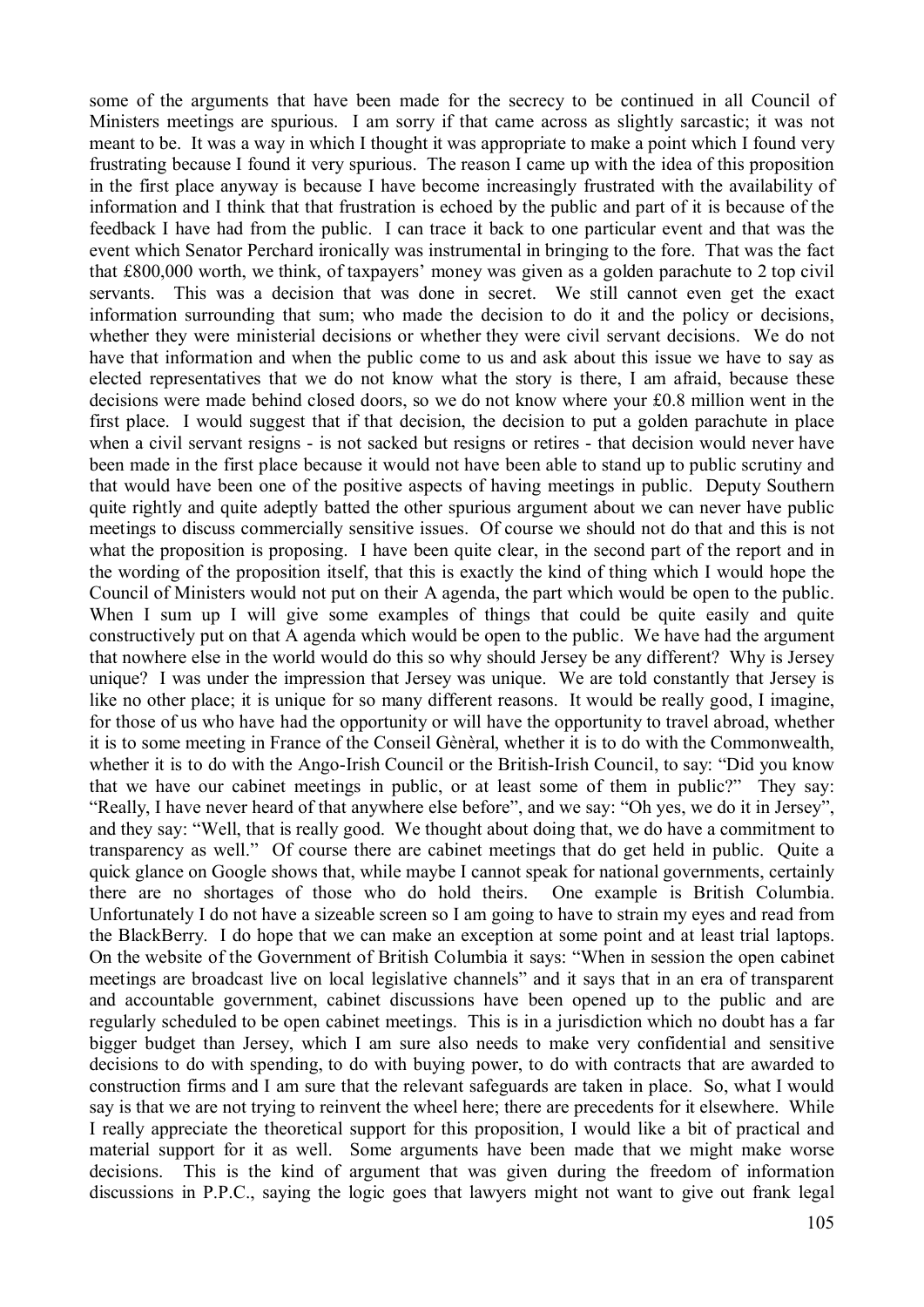some of the arguments that have been made for the secrecy to be continued in all Council of Ministers meetings are spurious. I am sorry if that came across as slightly sarcastic; it was not meant to be. It was a way in which I thought it was appropriate to make a point which I found very frustrating because I found it very spurious. The reason I came up with the idea of this proposition in the first place anyway is because I have become increasingly frustrated with the availability of information and I think that that frustration is echoed by the public and part of it is because of the feedback I have had from the public. I can trace it back to one particular event and that was the event which Senator Perchard ironically was instrumental in bringing to the fore. That was the fact that £800,000 worth, we think, of taxpayers' money was given as a golden parachute to 2 top civil servants. This was a decision that was done in secret. We still cannot even get the exact information surrounding that sum; who made the decision to do it and the policy or decisions, whether they were ministerial decisions or whether they were civil servant decisions. We do not have that information and when the public come to us and ask about this issue we have to say as elected representatives that we do not know what the story is there, I am afraid, because these decisions were made behind closed doors, so we do not know where your £0.8 million went in the first place. I would suggest that if that decision, the decision to put a golden parachute in place when a civil servant resigns - is not sacked but resigns or retires - that decision would never have been made in the first place because it would not have been able to stand up to public scrutiny and that would have been one of the positive aspects of having meetings in public. Deputy Southern quite rightly and quite adeptly batted the other spurious argument about we can never have public meetings to discuss commercially sensitive issues. Of course we should not do that and this is not what the proposition is proposing. I have been quite clear, in the second part of the report and in the wording of the proposition itself, that this is exactly the kind of thing which I would hope the Council of Ministers would not put on their A agenda, the part which would be open to the public. When I sum up I will give some examples of things that could be quite easily and quite constructively put on that A agenda which would be open to the public. We have had the argument that nowhere else in the world would do this so why should Jersey be any different? Why is Jersey unique? I was under the impression that Jersey was unique. We are told constantly that Jersey is like no other place; it is unique for so many different reasons. It would be really good, I imagine, for those of us who have had the opportunity or will have the opportunity to travel abroad, whether it is to some meeting in France of the Conseil Gènèral, whether it is to do with the Commonwealth, whether it is to do with the Ango-Irish Council or the British-Irish Council, to say: "Did you know that we have our cabinet meetings in public, or at least some of them in public?" They say: "Really, I have never heard of that anywhere else before", and we say: "Oh yes, we do it in Jersey", and they say: "Well, that is really good. We thought about doing that, we do have a commitment to transparency as well." Of course there are cabinet meetings that do get held in public. Quite a quick glance on Google shows that, while maybe I cannot speak for national governments, certainly there are no shortages of those who do hold theirs. One example is British Columbia. Unfortunately I do not have a sizeable screen so I am going to have to strain my eyes and read from the BlackBerry. I do hope that we can make an exception at some point and at least trial laptops. On the website of the Government of British Columbia it says: "When in session the open cabinet meetings are broadcast live on local legislative channels" and it says that in an era of transparent and accountable government, cabinet discussions have been opened up to the public and are regularly scheduled to be open cabinet meetings. This is in a jurisdiction which no doubt has a far bigger budget than Jersey, which I am sure also needs to make very confidential and sensitive decisions to do with spending, to do with buying power, to do with contracts that are awarded to construction firms and I am sure that the relevant safeguards are taken in place. So, what I would say is that we are not trying to reinvent the wheel here; there are precedents for it elsewhere. While I really appreciate the theoretical support for this proposition, I would like a bit of practical and material support for it as well. Some arguments have been made that we might make worse decisions. This is the kind of argument that was given during the freedom of information discussions in P.P.C., saying the logic goes that lawyers might not want to give out frank legal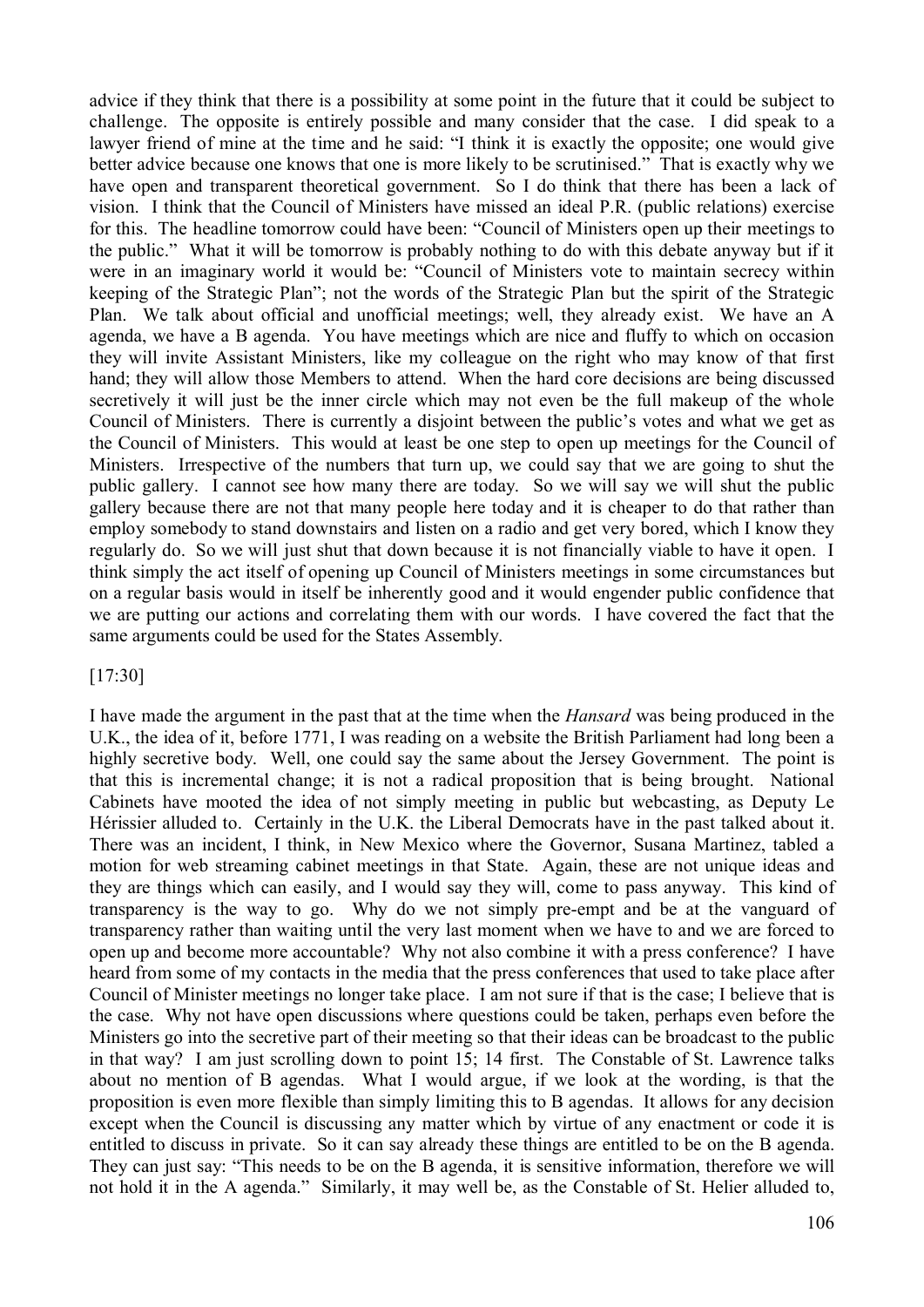advice if they think that there is a possibility at some point in the future that it could be subject to challenge. The opposite is entirely possible and many consider that the case. I did speak to a lawyer friend of mine at the time and he said: "I think it is exactly the opposite; one would give better advice because one knows that one is more likely to be scrutinised." That is exactly why we have open and transparent theoretical government. So I do think that there has been a lack of vision. I think that the Council of Ministers have missed an ideal P.R. (public relations) exercise for this. The headline tomorrow could have been: "Council of Ministers open up their meetings to the public." What it will be tomorrow is probably nothing to do with this debate anyway but if it were in an imaginary world it would be: "Council of Ministers vote to maintain secrecy within keeping of the Strategic Plan"; not the words of the Strategic Plan but the spirit of the Strategic Plan. We talk about official and unofficial meetings; well, they already exist. We have an A agenda, we have a B agenda. You have meetings which are nice and fluffy to which on occasion they will invite Assistant Ministers, like my colleague on the right who may know of that first hand; they will allow those Members to attend. When the hard core decisions are being discussed secretively it will just be the inner circle which may not even be the full makeup of the whole Council of Ministers. There is currently a disjoint between the public's votes and what we get as the Council of Ministers. This would at least be one step to open up meetings for the Council of Ministers. Irrespective of the numbers that turn up, we could say that we are going to shut the public gallery. I cannot see how many there are today. So we will say we will shut the public gallery because there are not that many people here today and it is cheaper to do that rather than employ somebody to stand downstairs and listen on a radio and get very bored, which I know they regularly do. So we will just shut that down because it is not financially viable to have it open. I think simply the act itself of opening up Council of Ministers meetings in some circumstances but on a regular basis would in itself be inherently good and it would engender public confidence that we are putting our actions and correlating them with our words. I have covered the fact that the same arguments could be used for the States Assembly.

[17:30]

I have made the argument in the past that at the time when the *Hansard* was being produced in the U.K., the idea of it, before 1771, I was reading on a website the British Parliament had long been a highly secretive body. Well, one could say the same about the Jersey Government. The point is that this is incremental change; it is not a radical proposition that is being brought. National Cabinets have mooted the idea of not simply meeting in public but webcasting, as Deputy Le Hérissier alluded to. Certainly in the U.K. the Liberal Democrats have in the past talked about it. There was an incident, I think, in New Mexico where the Governor, Susana Martinez, tabled a motion for web streaming cabinet meetings in that State. Again, these are not unique ideas and they are things which can easily, and I would say they will, come to pass anyway. This kind of transparency is the way to go. Why do we not simply pre-empt and be at the vanguard of transparency rather than waiting until the very last moment when we have to and we are forced to open up and become more accountable? Why not also combine it with a press conference? I have heard from some of my contacts in the media that the press conferences that used to take place after Council of Minister meetings no longer take place. I am not sure if that is the case; I believe that is the case. Why not have open discussions where questions could be taken, perhaps even before the Ministers go into the secretive part of their meeting so that their ideas can be broadcast to the public in that way? I am just scrolling down to point 15; 14 first. The Constable of St. Lawrence talks about no mention of B agendas. What I would argue, if we look at the wording, is that the proposition is even more flexible than simply limiting this to B agendas. It allows for any decision except when the Council is discussing any matter which by virtue of any enactment or code it is entitled to discuss in private. So it can say already these things are entitled to be on the B agenda. They can just say: "This needs to be on the B agenda, it is sensitive information, therefore we will not hold it in the A agenda." Similarly, it may well be, as the Constable of St. Helier alluded to,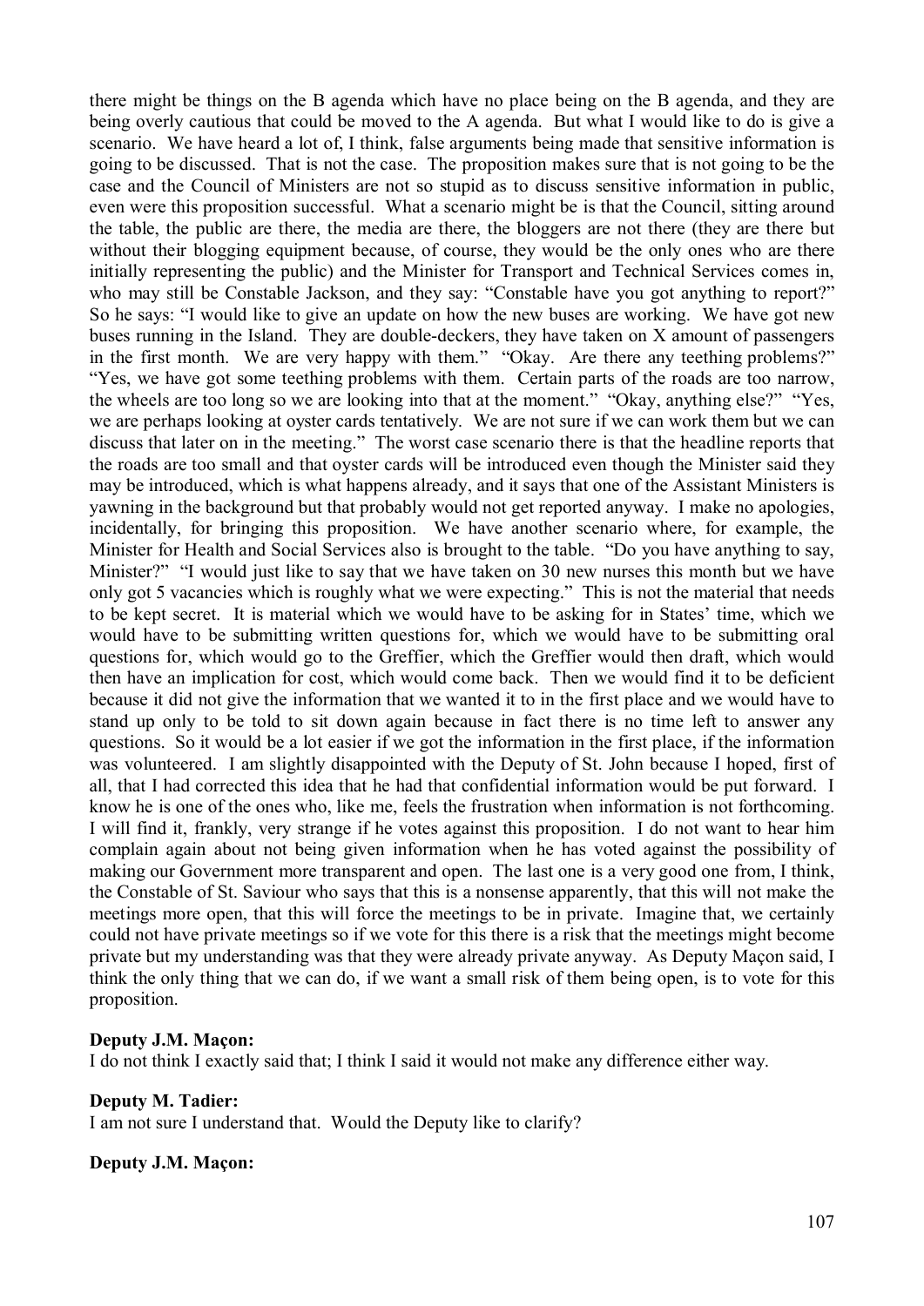there might be things on the B agenda which have no place being on the B agenda, and they are being overly cautious that could be moved to the A agenda. But what I would like to do is give a scenario. We have heard a lot of, I think, false arguments being made that sensitive information is going to be discussed. That is not the case. The proposition makes sure that is not going to be the case and the Council of Ministers are not so stupid as to discuss sensitive information in public, even were this proposition successful. What a scenario might be is that the Council, sitting around the table, the public are there, the media are there, the bloggers are not there (they are there but without their blogging equipment because, of course, they would be the only ones who are there initially representing the public) and the Minister for Transport and Technical Services comes in, who may still be Constable Jackson, and they say: "Constable have you got anything to report?" So he says: "I would like to give an update on how the new buses are working. We have got new buses running in the Island. They are double-deckers, they have taken on X amount of passengers in the first month. We are very happy with them." "Okay. Are there any teething problems?" "Yes, we have got some teething problems with them. Certain parts of the roads are too narrow, the wheels are too long so we are looking into that at the moment." "Okay, anything else?" "Yes, we are perhaps looking at oyster cards tentatively. We are not sure if we can work them but we can discuss that later on in the meeting." The worst case scenario there is that the headline reports that the roads are too small and that oyster cards will be introduced even though the Minister said they may be introduced, which is what happens already, and it says that one of the Assistant Ministers is yawning in the background but that probably would not get reported anyway. I make no apologies, incidentally, for bringing this proposition. We have another scenario where, for example, the Minister for Health and Social Services also is brought to the table. "Do you have anything to say, Minister?" "I would just like to say that we have taken on 30 new nurses this month but we have only got 5 vacancies which is roughly what we were expecting." This is not the material that needs to be kept secret. It is material which we would have to be asking for in States' time, which we would have to be submitting written questions for, which we would have to be submitting oral questions for, which would go to the Greffier, which the Greffier would then draft, which would then have an implication for cost, which would come back. Then we would find it to be deficient because it did not give the information that we wanted it to in the first place and we would have to stand up only to be told to sit down again because in fact there is no time left to answer any questions. So it would be a lot easier if we got the information in the first place, if the information was volunteered. I am slightly disappointed with the Deputy of St. John because I hoped, first of all, that I had corrected this idea that he had that confidential information would be put forward. I know he is one of the ones who, like me, feels the frustration when information is not forthcoming. I will find it, frankly, very strange if he votes against this proposition. I do not want to hear him complain again about not being given information when he has voted against the possibility of making our Government more transparent and open. The last one is a very good one from, I think, the Constable of St. Saviour who says that this is a nonsense apparently, that this will not make the meetings more open, that this will force the meetings to be in private. Imagine that, we certainly could not have private meetings so if we vote for this there is a risk that the meetings might become private but my understanding was that they were already private anyway. As Deputy Maçon said, I think the only thing that we can do, if we want a small risk of them being open, is to vote for this proposition.

**Deputy J.M. Maçon:**

I do not think I exactly said that; I think I said it would not make any difference either way.

**Deputy M. Tadier:**

I am not sure I understand that. Would the Deputy like to clarify?

**Deputy J.M. Maçon:**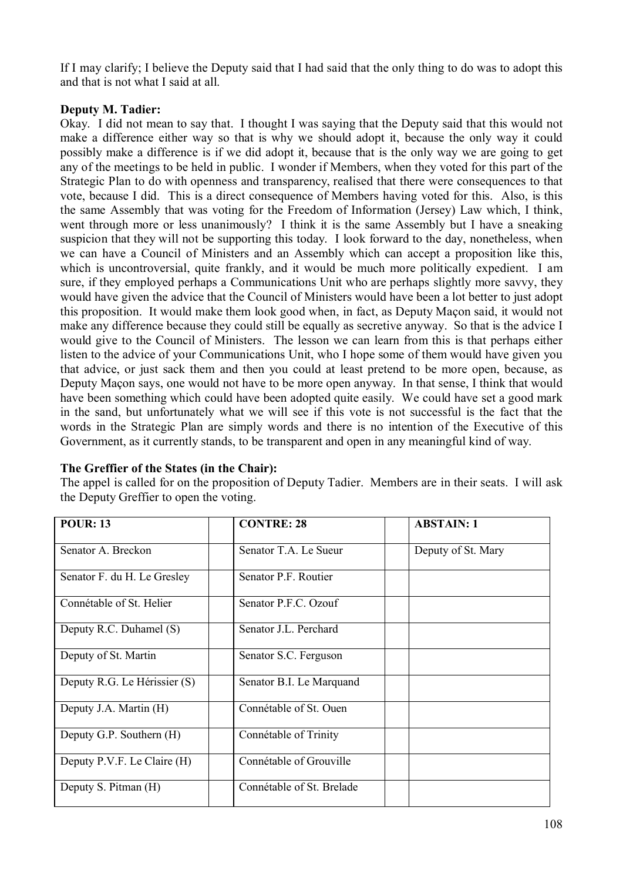If I may clarify; I believe the Deputy said that I had said that the only thing to do was to adopt this and that is not what I said at all.

**Deputy M. Tadier:**

Okay. I did not mean to say that. I thought I was saying that the Deputy said that this would not make a difference either way so that is why we should adopt it, because the only way it could possibly make a difference is if we did adopt it, because that is the only way we are going to get any of the meetings to be held in public. I wonder if Members, when they voted for this part of the Strategic Plan to do with openness and transparency, realised that there were consequences to that vote, because I did. This is a direct consequence of Members having voted for this. Also, is this the same Assembly that was voting for the Freedom of Information (Jersey) Law which, I think, went through more or less unanimously? I think it is the same Assembly but I have a sneaking suspicion that they will not be supporting this today. I look forward to the day, nonetheless, when we can have a Council of Ministers and an Assembly which can accept a proposition like this, which is uncontroversial, quite frankly, and it would be much more politically expedient. I am sure, if they employed perhaps a Communications Unit who are perhaps slightly more savvy, they would have given the advice that the Council of Ministers would have been a lot better to just adopt this proposition. It would make them look good when, in fact, as Deputy Maçon said, it would not make any difference because they could still be equally as secretive anyway. So that is the advice I would give to the Council of Ministers. The lesson we can learn from this is that perhaps either listen to the advice of your Communications Unit, who I hope some of them would have given you that advice, or just sack them and then you could at least pretend to be more open, because, as Deputy Maçon says, one would not have to be more open anyway. In that sense, I think that would have been something which could have been adopted quite easily. We could have set a good mark in the sand, but unfortunately what we will see if this vote is not successful is the fact that the words in the Strategic Plan are simply words and there is no intention of the Executive of this Government, as it currently stands, to be transparent and open in any meaningful kind of way.

**The Greffier of the States (in the Chair):**

The appel is called for on the proposition of Deputy Tadier. Members are in their seats. I will ask the Deputy Greffier to open the voting.

| POUR: 13 | | CONTRE: 28 | | ABSTAIN: 1 |
|---|---|---|---|---|
| Senator A. Breckon | | Senator T.A. Le Sueur | | Deputy of St. Mary |
| Senator F. du H. Le Gresley | | Senator P.F. Routier | | |
| Connétable of St. Helier | | Senator P.F.C. Ozouf | | |
| Deputy R.C. Duhamel (S) | | Senator J.L. Perchard | | |
| Deputy of St. Martin | | Senator S.C. Ferguson | | |
| Deputy R.G. Le Hérissier (S) | | Senator B.I. Le Marquand | | |
| Deputy J.A. Martin (H) | | Connétable of St. Ouen | | |
| Deputy G.P. Southern (H) | | Connétable of Trinity | | |
| Deputy P.V.F. Le Claire (H) | | Connétable of Grouville | | |
| Deputy S. Pitman (H) | | Connétable of St. Brelade | | |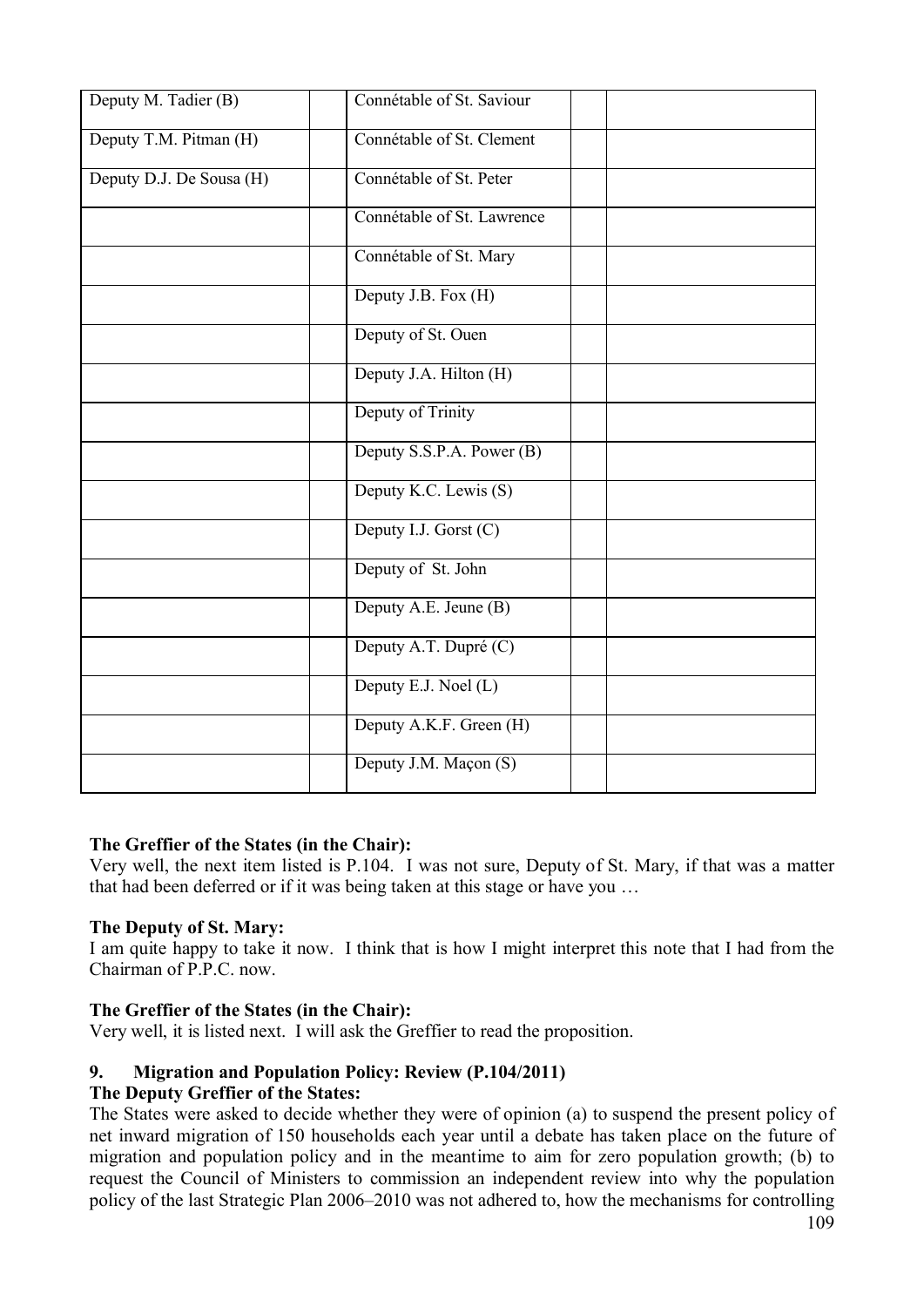| | | | | |
|---|---|---|---|---|
| Deputy M. Tadier (B) | | Connétable of St. Saviour | | |
| Deputy T.M. Pitman (H) | | Connétable of St. Clement | | |
| Deputy D.J. De Sousa (H) | | Connétable of St. Peter | | |
| | | Connétable of St. Lawrence | | |
| | | Connétable of St. Mary | | |
| | | Deputy J.B. Fox (H) | | |
| | | Deputy of St. Ouen | | |
| | | Deputy J.A. Hilton (H) | | |
| | | Deputy of Trinity | | |
| | | Deputy S.S.P.A. Power (B) | | |
| | | Deputy K.C. Lewis (S) | | |
| | | Deputy I.J. Gorst (C) | | |
| | | Deputy of St. John | | |
| | | Deputy A.E. Jeune (B) | | |
| | | Deputy A.T. Dupré (C) | | |
| | | Deputy E.J. Noel (L) | | |
| | | Deputy A.K.F. Green (H) | | |
| | | Deputy J.M. Maçon (S) | | |

**The Greffier of the States (in the Chair):**

Very well, the next item listed is P.104. I was not sure, Deputy of St. Mary, if that was a matter that had been deferred or if it was being taken at this stage or have you …

**The Deputy of St. Mary:**

I am quite happy to take it now. I think that is how I might interpret this note that I had from the Chairman of P.P.C. now.

**The Greffier of the States (in the Chair):**

Very well, it is listed next. I will ask the Greffier to read the proposition.

### 9. Migration and Population Policy: Review (P.104/2011)

**The Deputy Greffier of the States:**

The States were asked to decide whether they were of opinion (a) to suspend the present policy of net inward migration of 150 households each year until a debate has taken place on the future of migration and population policy and in the meantime to aim for zero population growth; (b) to request the Council of Ministers to commission an independent review into why the population policy of the last Strategic Plan 2006–2010 was not adhered to, how the mechanisms for controlling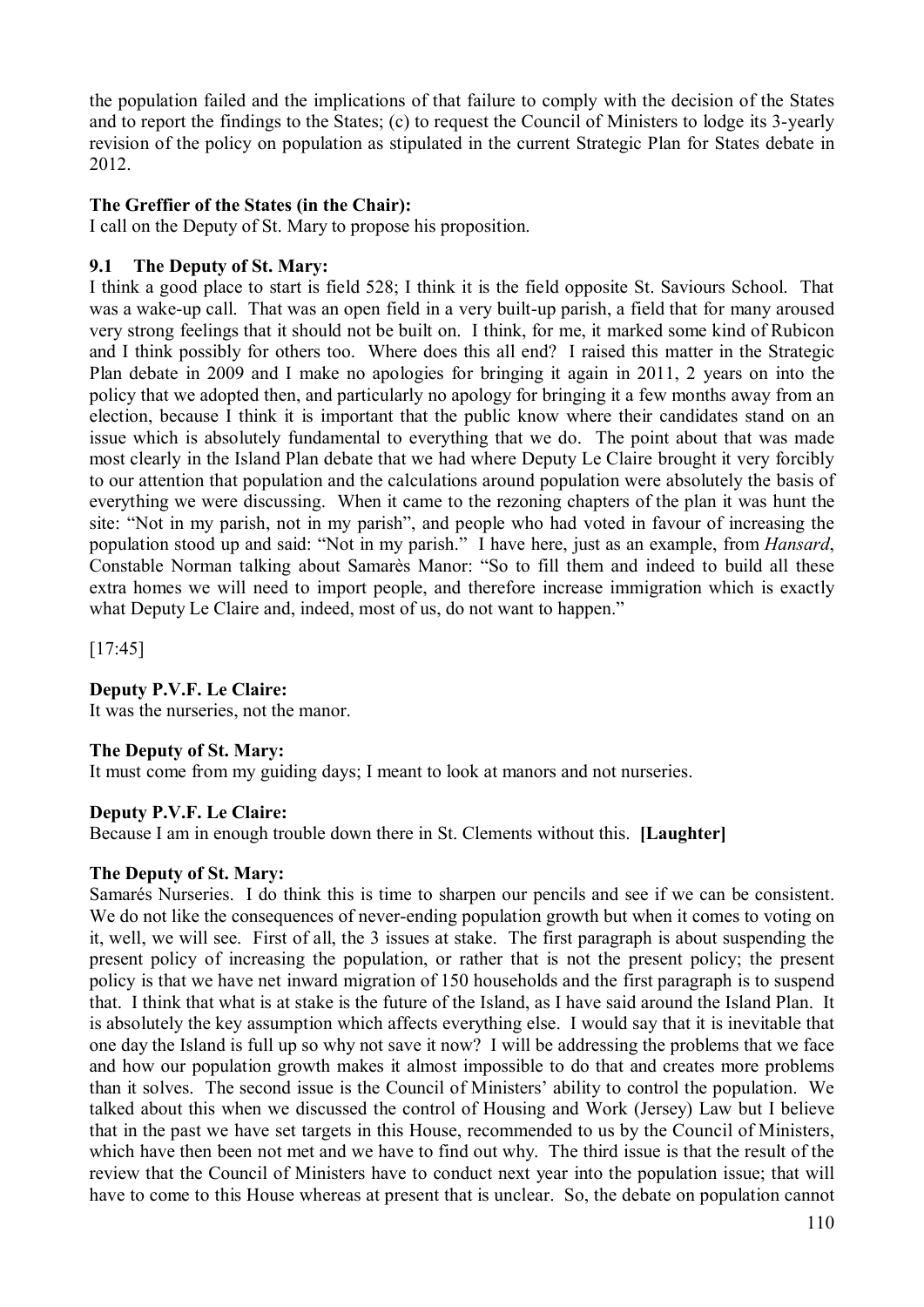the population failed and the implications of that failure to comply with the decision of the States and to report the findings to the States; (c) to request the Council of Ministers to lodge its 3-yearly revision of the policy on population as stipulated in the current Strategic Plan for States debate in 2012.

**The Greffier of the States (in the Chair):**

I call on the Deputy of St. Mary to propose his proposition.

**9.1 The Deputy of St. Mary:**

I think a good place to start is field 528; I think it is the field opposite St. Saviours School. That was a wake-up call. That was an open field in a very built-up parish, a field that for many aroused very strong feelings that it should not be built on. I think, for me, it marked some kind of Rubicon and I think possibly for others too. Where does this all end? I raised this matter in the Strategic Plan debate in 2009 and I make no apologies for bringing it again in 2011, 2 years on into the policy that we adopted then, and particularly no apology for bringing it a few months away from an election, because I think it is important that the public know where their candidates stand on an issue which is absolutely fundamental to everything that we do. The point about that was made most clearly in the Island Plan debate that we had where Deputy Le Claire brought it very forcibly to our attention that population and the calculations around population were absolutely the basis of everything we were discussing. When it came to the rezoning chapters of the plan it was hunt the site: "Not in my parish, not in my parish", and people who had voted in favour of increasing the population stood up and said: "Not in my parish." I have here, just as an example, from *Hansard*, Constable Norman talking about Samarès Manor: "So to fill them and indeed to build all these extra homes we will need to import people, and therefore increase immigration which is exactly what Deputy Le Claire and, indeed, most of us, do not want to happen."

[17:45]

**Deputy P.V.F. Le Claire:**

It was the nurseries, not the manor.

**The Deputy of St. Mary:**

It must come from my guiding days; I meant to look at manors and not nurseries.

**Deputy P.V.F. Le Claire:**

Because I am in enough trouble down there in St. Clements without this. **[Laughter]**

**The Deputy of St. Mary:**

Samarés Nurseries. I do think this is time to sharpen our pencils and see if we can be consistent. We do not like the consequences of never-ending population growth but when it comes to voting on it, well, we will see. First of all, the 3 issues at stake. The first paragraph is about suspending the present policy of increasing the population, or rather that is not the present policy; the present policy is that we have net inward migration of 150 households and the first paragraph is to suspend that. I think that what is at stake is the future of the Island, as I have said around the Island Plan. It is absolutely the key assumption which affects everything else. I would say that it is inevitable that one day the Island is full up so why not save it now? I will be addressing the problems that we face and how our population growth makes it almost impossible to do that and creates more problems than it solves. The second issue is the Council of Ministers' ability to control the population. We talked about this when we discussed the control of Housing and Work (Jersey) Law but I believe that in the past we have set targets in this House, recommended to us by the Council of Ministers, which have then been not met and we have to find out why. The third issue is that the result of the review that the Council of Ministers have to conduct next year into the population issue; that will have to come to this House whereas at present that is unclear. So, the debate on population cannot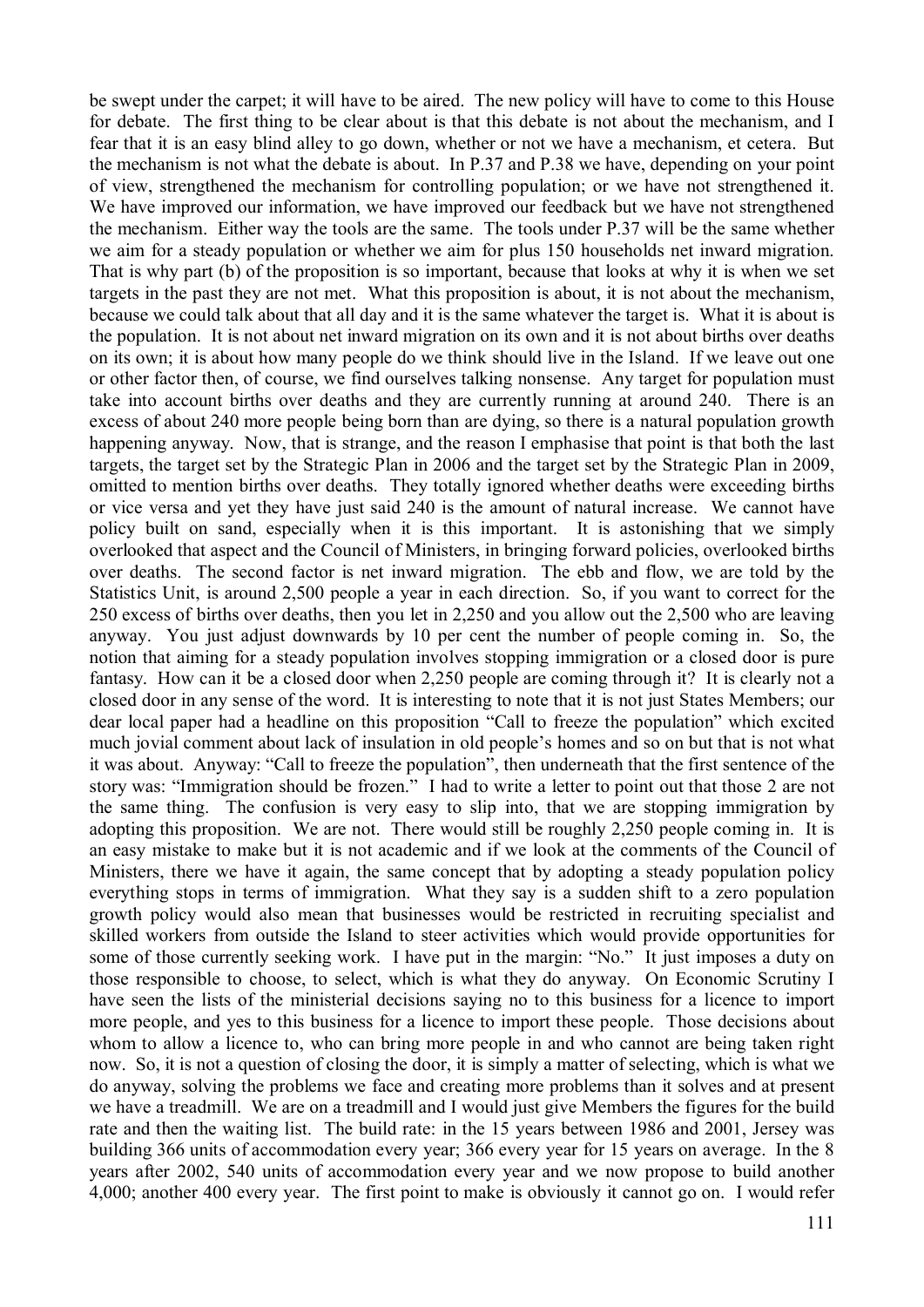be swept under the carpet; it will have to be aired. The new policy will have to come to this House for debate. The first thing to be clear about is that this debate is not about the mechanism, and I fear that it is an easy blind alley to go down, whether or not we have a mechanism, et cetera. But the mechanism is not what the debate is about. In P.37 and P.38 we have, depending on your point of view, strengthened the mechanism for controlling population; or we have not strengthened it. We have improved our information, we have improved our feedback but we have not strengthened the mechanism. Either way the tools are the same. The tools under P.37 will be the same whether we aim for a steady population or whether we aim for plus 150 households net inward migration. That is why part (b) of the proposition is so important, because that looks at why it is when we set targets in the past they are not met. What this proposition is about, it is not about the mechanism, because we could talk about that all day and it is the same whatever the target is. What it is about is the population. It is not about net inward migration on its own and it is not about births over deaths on its own; it is about how many people do we think should live in the Island. If we leave out one or other factor then, of course, we find ourselves talking nonsense. Any target for population must take into account births over deaths and they are currently running at around 240. There is an excess of about 240 more people being born than are dying, so there is a natural population growth happening anyway. Now, that is strange, and the reason I emphasise that point is that both the last targets, the target set by the Strategic Plan in 2006 and the target set by the Strategic Plan in 2009, omitted to mention births over deaths. They totally ignored whether deaths were exceeding births or vice versa and yet they have just said 240 is the amount of natural increase. We cannot have policy built on sand, especially when it is this important. It is astonishing that we simply overlooked that aspect and the Council of Ministers, in bringing forward policies, overlooked births over deaths. The second factor is net inward migration. The ebb and flow, we are told by the Statistics Unit, is around 2,500 people a year in each direction. So, if you want to correct for the 250 excess of births over deaths, then you let in 2,250 and you allow out the 2,500 who are leaving anyway. You just adjust downwards by 10 per cent the number of people coming in. So, the notion that aiming for a steady population involves stopping immigration or a closed door is pure fantasy. How can it be a closed door when 2,250 people are coming through it? It is clearly not a closed door in any sense of the word. It is interesting to note that it is not just States Members; our dear local paper had a headline on this proposition "Call to freeze the population" which excited much jovial comment about lack of insulation in old people's homes and so on but that is not what it was about. Anyway: "Call to freeze the population", then underneath that the first sentence of the story was: "Immigration should be frozen." I had to write a letter to point out that those 2 are not the same thing. The confusion is very easy to slip into, that we are stopping immigration by adopting this proposition. We are not. There would still be roughly 2,250 people coming in. It is an easy mistake to make but it is not academic and if we look at the comments of the Council of Ministers, there we have it again, the same concept that by adopting a steady population policy everything stops in terms of immigration. What they say is a sudden shift to a zero population growth policy would also mean that businesses would be restricted in recruiting specialist and skilled workers from outside the Island to steer activities which would provide opportunities for some of those currently seeking work. I have put in the margin: "No." It just imposes a duty on those responsible to choose, to select, which is what they do anyway. On Economic Scrutiny I have seen the lists of the ministerial decisions saying no to this business for a licence to import more people, and yes to this business for a licence to import these people. Those decisions about whom to allow a licence to, who can bring more people in and who cannot are being taken right now. So, it is not a question of closing the door, it is simply a matter of selecting, which is what we do anyway, solving the problems we face and creating more problems than it solves and at present we have a treadmill. We are on a treadmill and I would just give Members the figures for the build rate and then the waiting list. The build rate: in the 15 years between 1986 and 2001, Jersey was building 366 units of accommodation every year; 366 every year for 15 years on average. In the 8 years after 2002, 540 units of accommodation every year and we now propose to build another 4,000; another 400 every year. The first point to make is obviously it cannot go on. I would refer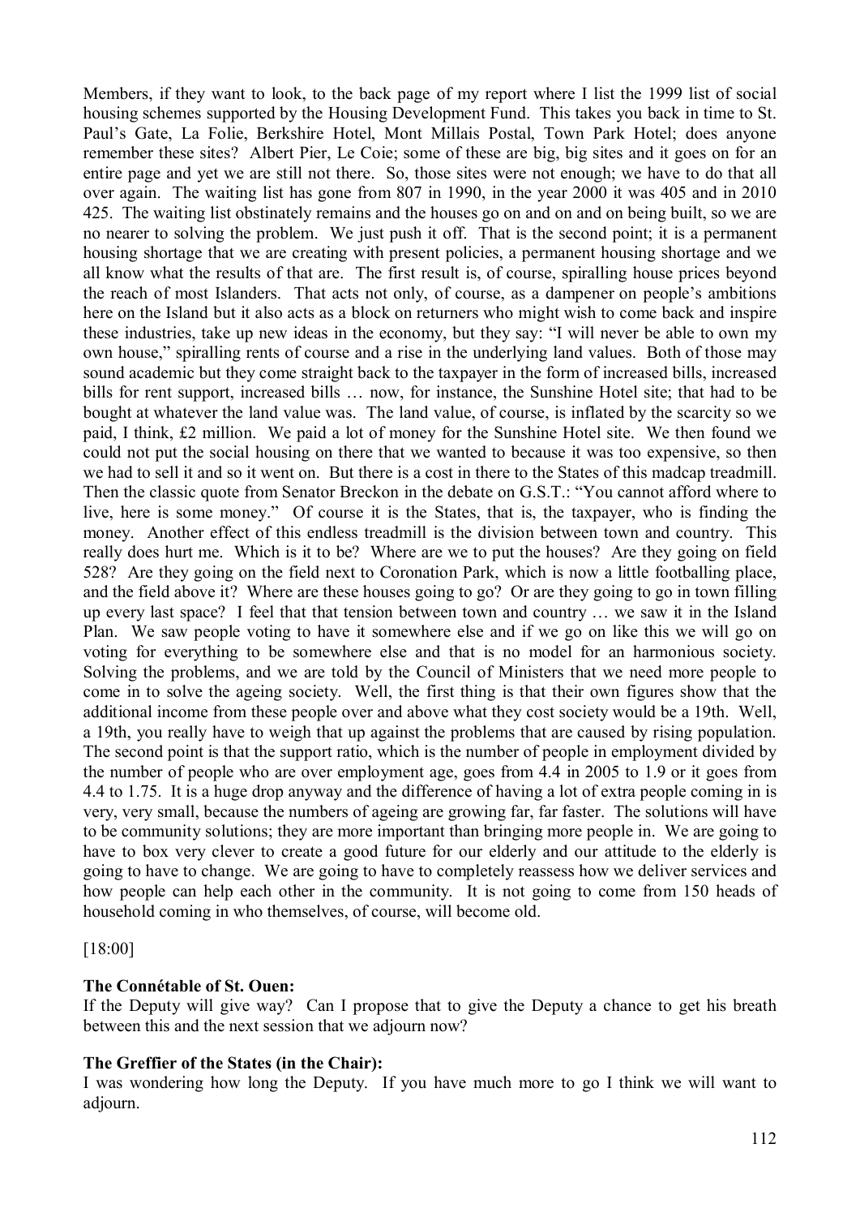Members, if they want to look, to the back page of my report where I list the 1999 list of social housing schemes supported by the Housing Development Fund. This takes you back in time to St. Paul's Gate, La Folie, Berkshire Hotel, Mont Millais Postal, Town Park Hotel; does anyone remember these sites? Albert Pier, Le Coie; some of these are big, big sites and it goes on for an entire page and yet we are still not there. So, those sites were not enough; we have to do that all over again. The waiting list has gone from 807 in 1990, in the year 2000 it was 405 and in 2010 425. The waiting list obstinately remains and the houses go on and on and on being built, so we are no nearer to solving the problem. We just push it off. That is the second point; it is a permanent housing shortage that we are creating with present policies, a permanent housing shortage and we all know what the results of that are. The first result is, of course, spiralling house prices beyond the reach of most Islanders. That acts not only, of course, as a dampener on people's ambitions here on the Island but it also acts as a block on returners who might wish to come back and inspire these industries, take up new ideas in the economy, but they say: "I will never be able to own my own house," spiralling rents of course and a rise in the underlying land values. Both of those may sound academic but they come straight back to the taxpayer in the form of increased bills, increased bills for rent support, increased bills … now, for instance, the Sunshine Hotel site; that had to be bought at whatever the land value was. The land value, of course, is inflated by the scarcity so we paid, I think, £2 million. We paid a lot of money for the Sunshine Hotel site. We then found we could not put the social housing on there that we wanted to because it was too expensive, so then we had to sell it and so it went on. But there is a cost in there to the States of this madcap treadmill. Then the classic quote from Senator Breckon in the debate on G.S.T.: "You cannot afford where to live, here is some money." Of course it is the States, that is, the taxpayer, who is finding the money. Another effect of this endless treadmill is the division between town and country. This really does hurt me. Which is it to be? Where are we to put the houses? Are they going on field 528? Are they going on the field next to Coronation Park, which is now a little footballing place, and the field above it? Where are these houses going to go? Or are they going to go in town filling up every last space? I feel that that tension between town and country … we saw it in the Island Plan. We saw people voting to have it somewhere else and if we go on like this we will go on voting for everything to be somewhere else and that is no model for an harmonious society. Solving the problems, and we are told by the Council of Ministers that we need more people to come in to solve the ageing society. Well, the first thing is that their own figures show that the additional income from these people over and above what they cost society would be a 19th. Well, a 19th, you really have to weigh that up against the problems that are caused by rising population. The second point is that the support ratio, which is the number of people in employment divided by the number of people who are over employment age, goes from 4.4 in 2005 to 1.9 or it goes from 4.4 to 1.75. It is a huge drop anyway and the difference of having a lot of extra people coming in is very, very small, because the numbers of ageing are growing far, far faster. The solutions will have to be community solutions; they are more important than bringing more people in. We are going to have to box very clever to create a good future for our elderly and our attitude to the elderly is going to have to change. We are going to have to completely reassess how we deliver services and how people can help each other in the community. It is not going to come from 150 heads of household coming in who themselves, of course, will become old.

[18:00]

**The Connétable of St. Ouen:**

If the Deputy will give way? Can I propose that to give the Deputy a chance to get his breath between this and the next session that we adjourn now?

**The Greffier of the States (in the Chair):**

I was wondering how long the Deputy. If you have much more to go I think we will want to adjourn.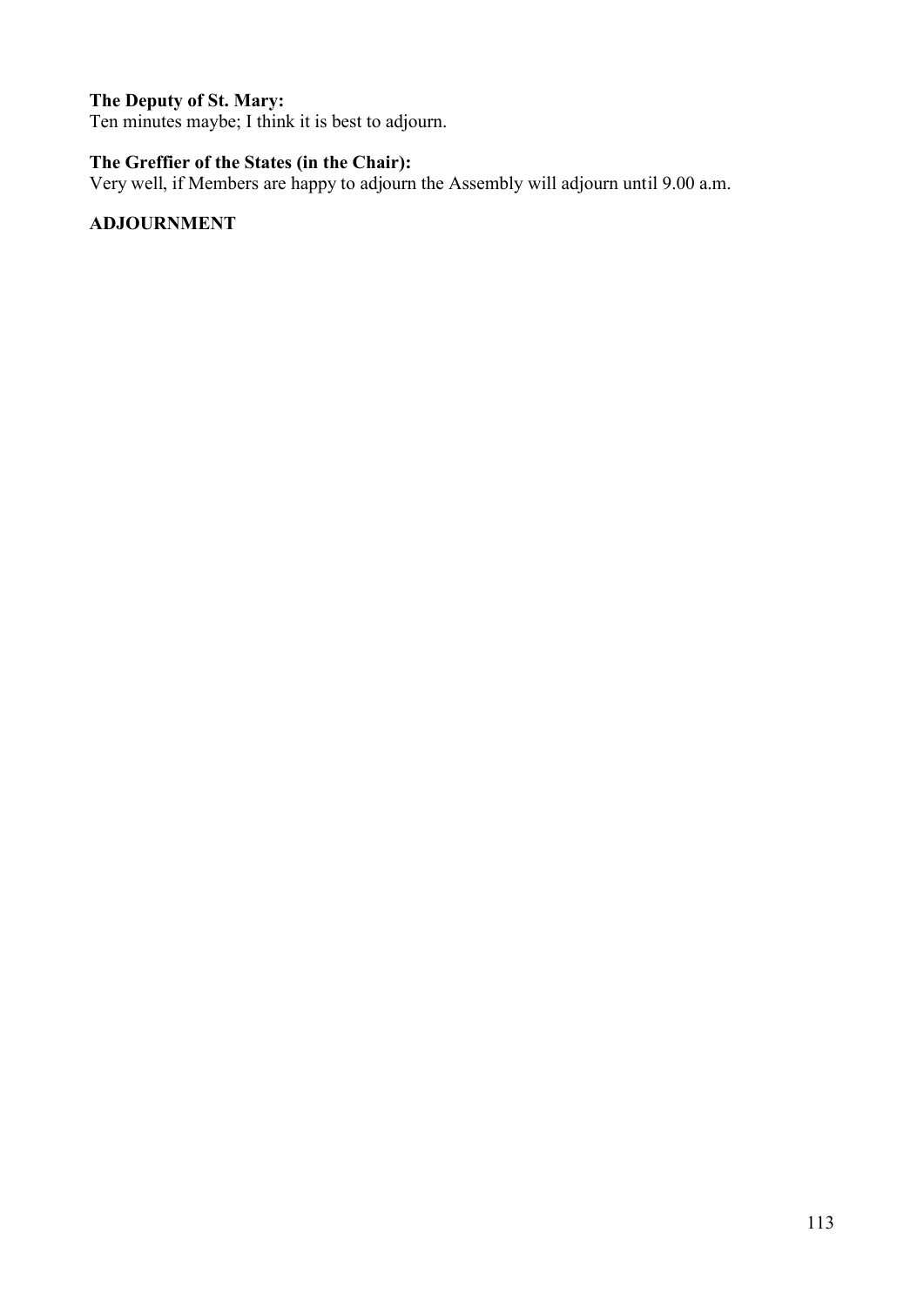**The Deputy of St. Mary:**
Ten minutes maybe; I think it is best to adjourn.

**The Greffier of the States (in the Chair):**
Very well, if Members are happy to adjourn the Assembly will adjourn until 9.00 a.m.

**ADJOURNMENT**